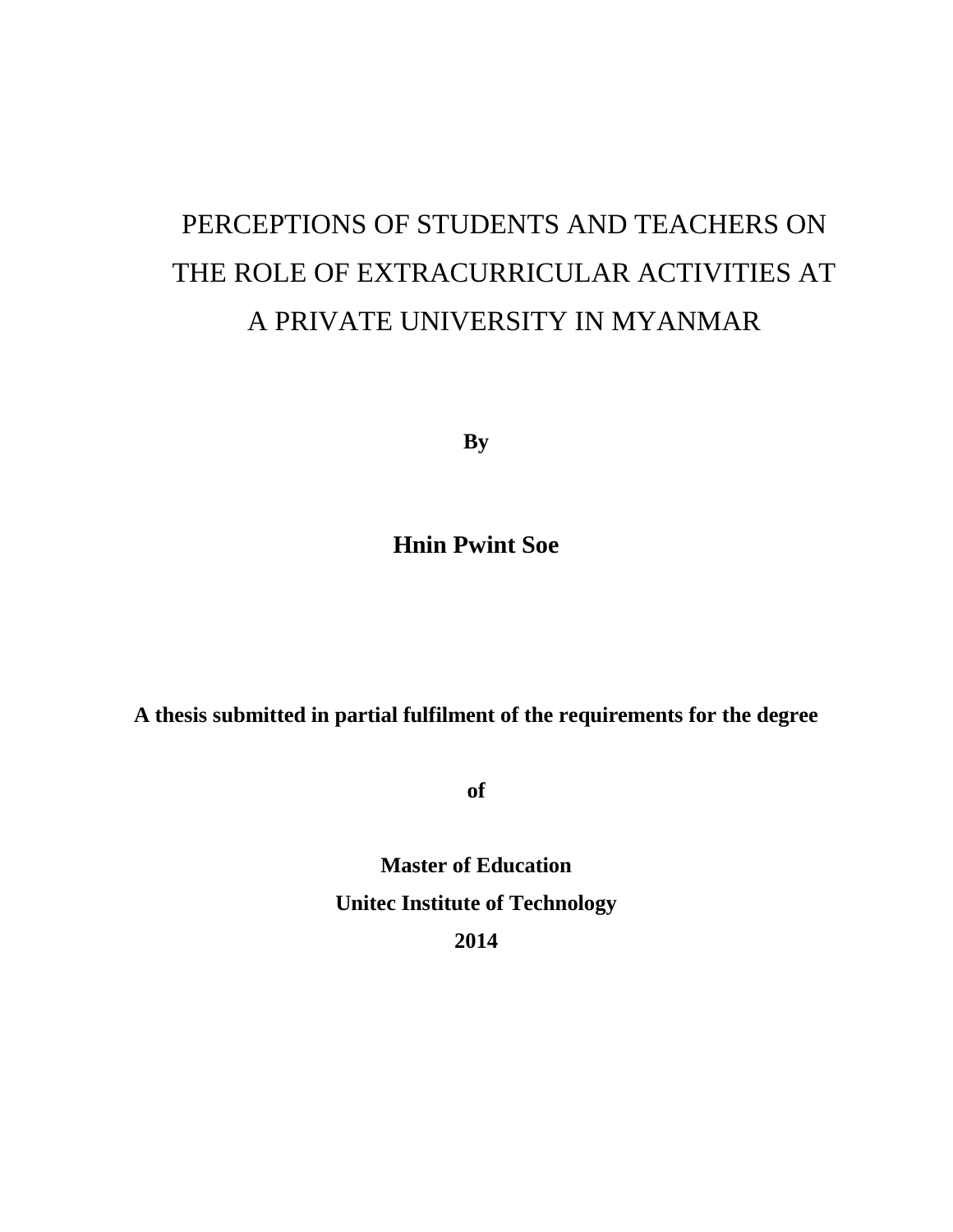# PERCEPTIONS OF STUDENTS AND TEACHERS ON THE ROLE OF EXTRACURRICULAR ACTIVITIES AT A PRIVATE UNIVERSITY IN MYANMAR

**By**

**Hnin Pwint Soe**

**A thesis submitted in partial fulfilment of the requirements for the degree**

**of**

**Master of Education**

**Unitec Institute of Technology**

**2014**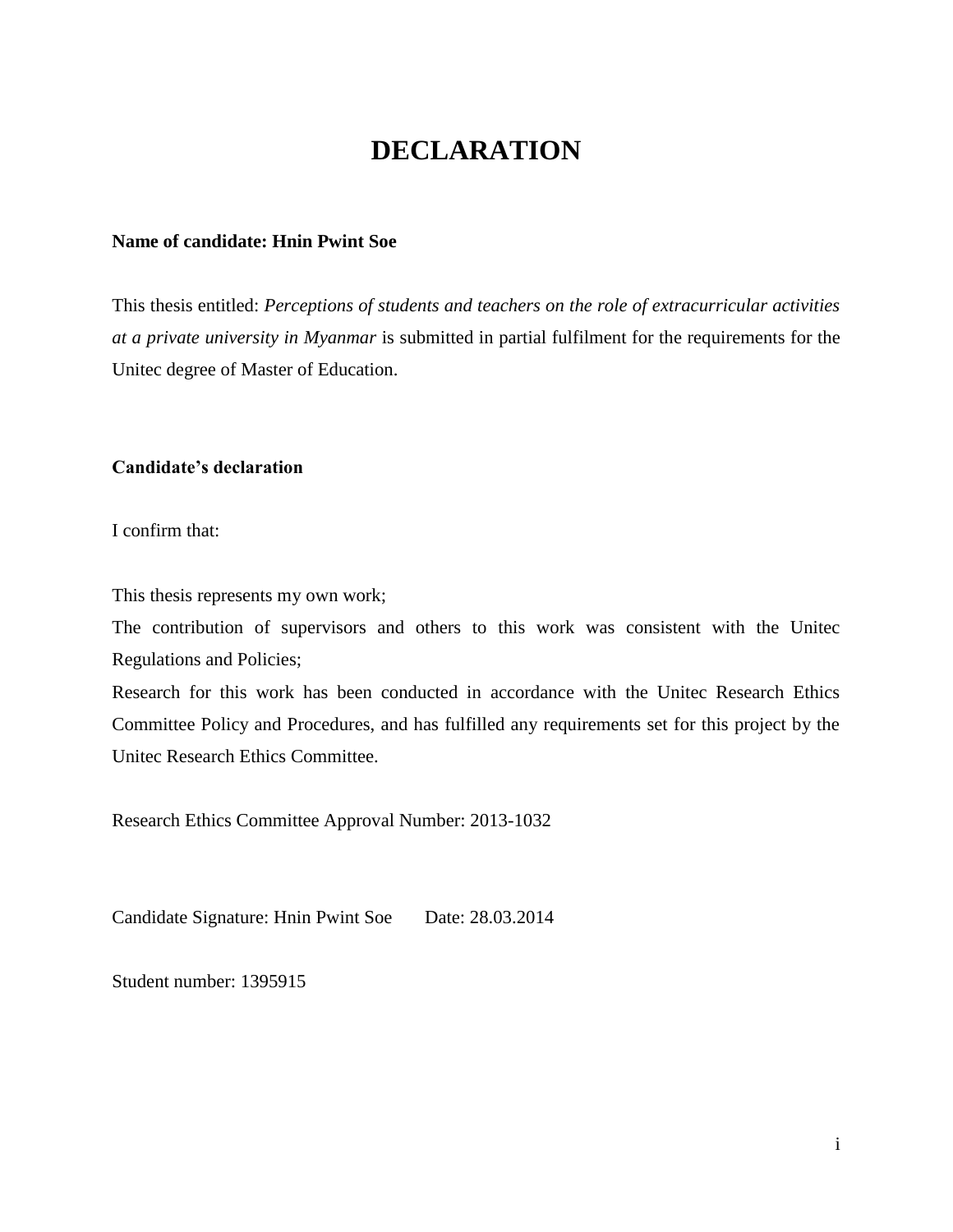# DECLARATION

**Name of candidate: Hnin Pwint Soe**

This thesis entitled: *Perceptions of students and teachers on the role of extracurricular activities at a private university in Myanmar* is submitted in partial fulfilment for the requirements for the Unitec degree of Master of Education.

**Candidate's declaration**

I confirm that:

This thesis represents my own work;

The contribution of supervisors and others to this work was consistent with the Unitec Regulations and Policies;

Research for this work has been conducted in accordance with the Unitec Research Ethics Committee Policy and Procedures, and has fulfilled any requirements set for this project by the Unitec Research Ethics Committee.

Research Ethics Committee Approval Number: 2013-1032

Candidate Signature: Hnin Pwint Soe    Date: 28.03.2014

Student number: 1395915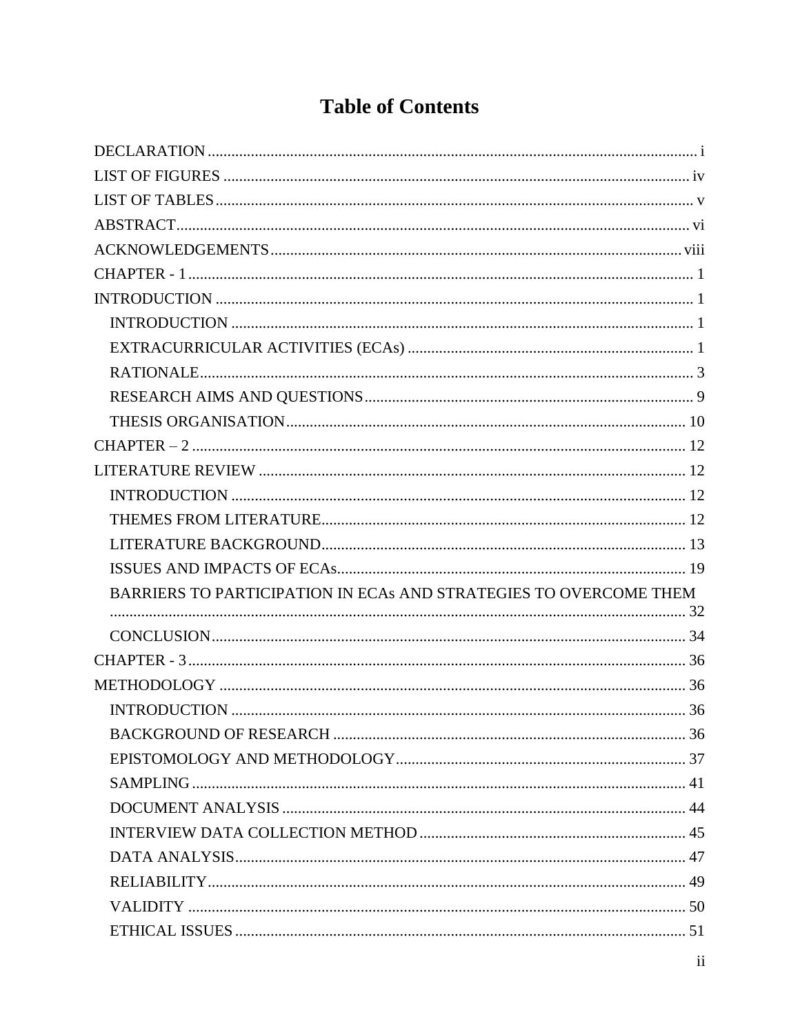# Table of Contents

DECLARATION ..................................................................... i
LIST OF FIGURES ..................................................................... iv
LIST OF TABLES ..................................................................... v
ABSTRACT ..................................................................... vi
ACKNOWLEDGEMENTS ..................................................................... viii
CHAPTER - 1 ..................................................................... 1
INTRODUCTION ..................................................................... 1
- INTRODUCTION ..................................................................... 1
- EXTRACURRICULAR ACTIVITIES (ECAs) ..................................................................... 1
- RATIONALE ..................................................................... 3
- RESEARCH AIMS AND QUESTIONS ..................................................................... 9
- THESIS ORGANISATION ..................................................................... 10

CHAPTER – 2 ..................................................................... 12
LITERATURE REVIEW ..................................................................... 12
- INTRODUCTION ..................................................................... 12
- THEMES FROM LITERATURE ..................................................................... 12
- LITERATURE BACKGROUND ..................................................................... 13
- ISSUES AND IMPACTS OF ECAs ..................................................................... 19
- BARRIERS TO PARTICIPATION IN ECAs AND STRATEGIES TO OVERCOME THEM ..................................................................... 32
- CONCLUSION ..................................................................... 34

CHAPTER - 3 ..................................................................... 36
METHODOLOGY ..................................................................... 36
- INTRODUCTION ..................................................................... 36
- BACKGROUND OF RESEARCH ..................................................................... 36
- EPISTOMOLOGY AND METHODOLOGY ..................................................................... 37
- SAMPLING ..................................................................... 41
- DOCUMENT ANALYSIS ..................................................................... 44
- INTERVIEW DATA COLLECTION METHOD ..................................................................... 45
- DATA ANALYSIS ..................................................................... 47
- RELIABILITY ..................................................................... 49
- VALIDITY ..................................................................... 50
- ETHICAL ISSUES ..................................................................... 51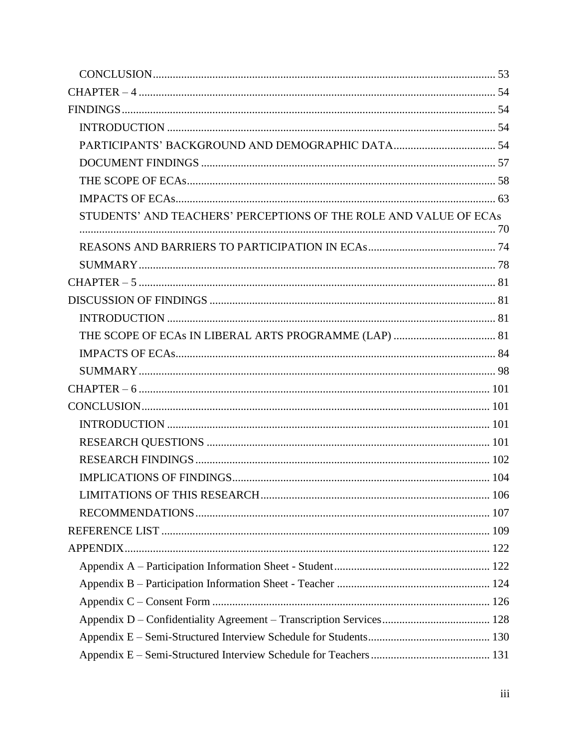- CONCLUSION ........ 53
- CHAPTER – 4 ........ 54
- FINDINGS ........ 54
  - INTRODUCTION ........ 54
  - PARTICIPANTS' BACKGROUND AND DEMOGRAPHIC DATA ........ 54
  - DOCUMENT FINDINGS ........ 57
  - THE SCOPE OF ECAs ........ 58
  - IMPACTS OF ECAs ........ 63
  - STUDENTS' AND TEACHERS' PERCEPTIONS OF THE ROLE AND VALUE OF ECAs ........ 70
  - REASONS AND BARRIERS TO PARTICIPATION IN ECAs ........ 74
  - SUMMARY ........ 78
- CHAPTER – 5 ........ 81
- DISCUSSION OF FINDINGS ........ 81
  - INTRODUCTION ........ 81
  - THE SCOPE OF ECAs IN LIBERAL ARTS PROGRAMME (LAP) ........ 81
  - IMPACTS OF ECAs ........ 84
  - SUMMARY ........ 98
- CHAPTER – 6 ........ 101
- CONCLUSION ........ 101
  - INTRODUCTION ........ 101
  - RESEARCH QUESTIONS ........ 101
  - RESEARCH FINDINGS ........ 102
  - IMPLICATIONS OF FINDINGS ........ 104
  - LIMITATIONS OF THIS RESEARCH ........ 106
  - RECOMMENDATIONS ........ 107
- REFERENCE LIST ........ 109
- APPENDIX ........ 122
  - Appendix A – Participation Information Sheet - Student ........ 122
  - Appendix B – Participation Information Sheet - Teacher ........ 124
  - Appendix C – Consent Form ........ 126
  - Appendix D – Confidentiality Agreement – Transcription Services ........ 128
  - Appendix E – Semi-Structured Interview Schedule for Students ........ 130
  - Appendix E – Semi-Structured Interview Schedule for Teachers ........ 131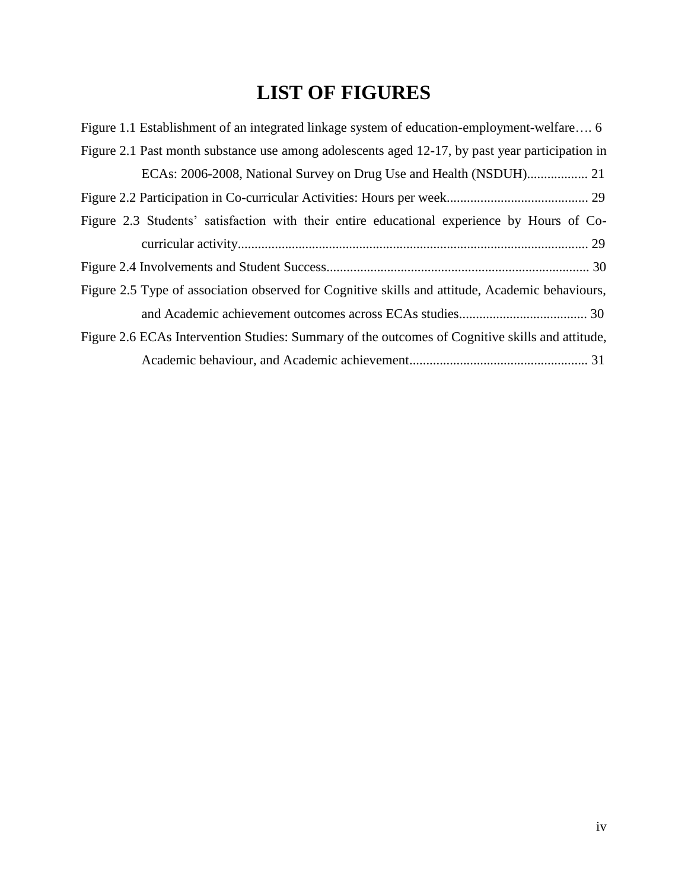# LIST OF FIGURES

Figure 1.1 Establishment of an integrated linkage system of education-employment-welfare…. 6

Figure 2.1 Past month substance use among adolescents aged 12-17, by past year participation in ECAs: 2006-2008, National Survey on Drug Use and Health (NSDUH).................. 21

Figure 2.2 Participation in Co-curricular Activities: Hours per week.......................................... 29

Figure 2.3 Students' satisfaction with their entire educational experience by Hours of Co-curricular activity........................................................................................................ 29

Figure 2.4 Involvements and Student Success............................................................................. 30

Figure 2.5 Type of association observed for Cognitive skills and attitude, Academic behaviours, and Academic achievement outcomes across ECAs studies...................................... 30

Figure 2.6 ECAs Intervention Studies: Summary of the outcomes of Cognitive skills and attitude, Academic behaviour, and Academic achievement..................................................... 31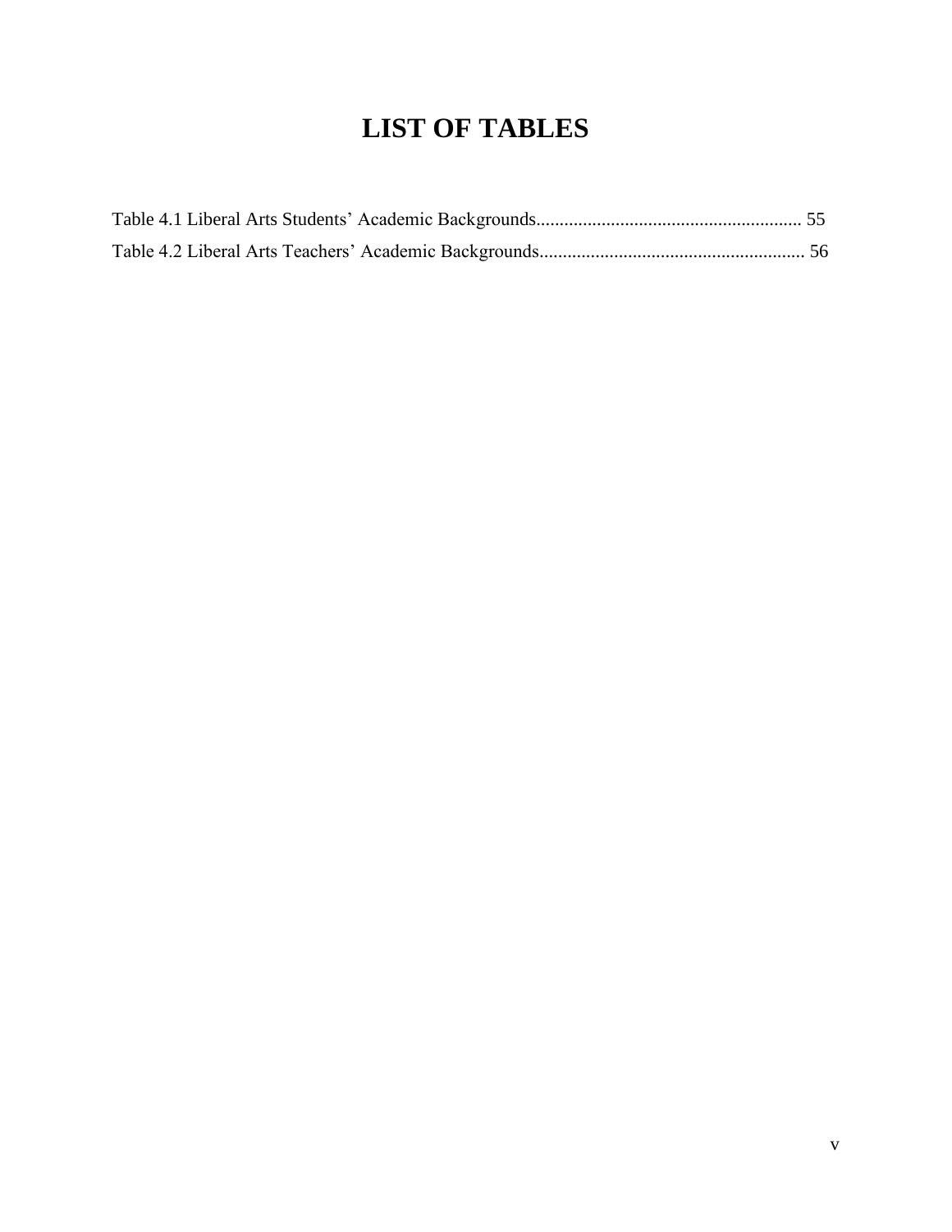# LIST OF TABLES

Table 4.1 Liberal Arts Students' Academic Backgrounds........................................................ 55

Table 4.2 Liberal Arts Teachers' Academic Backgrounds........................................................ 56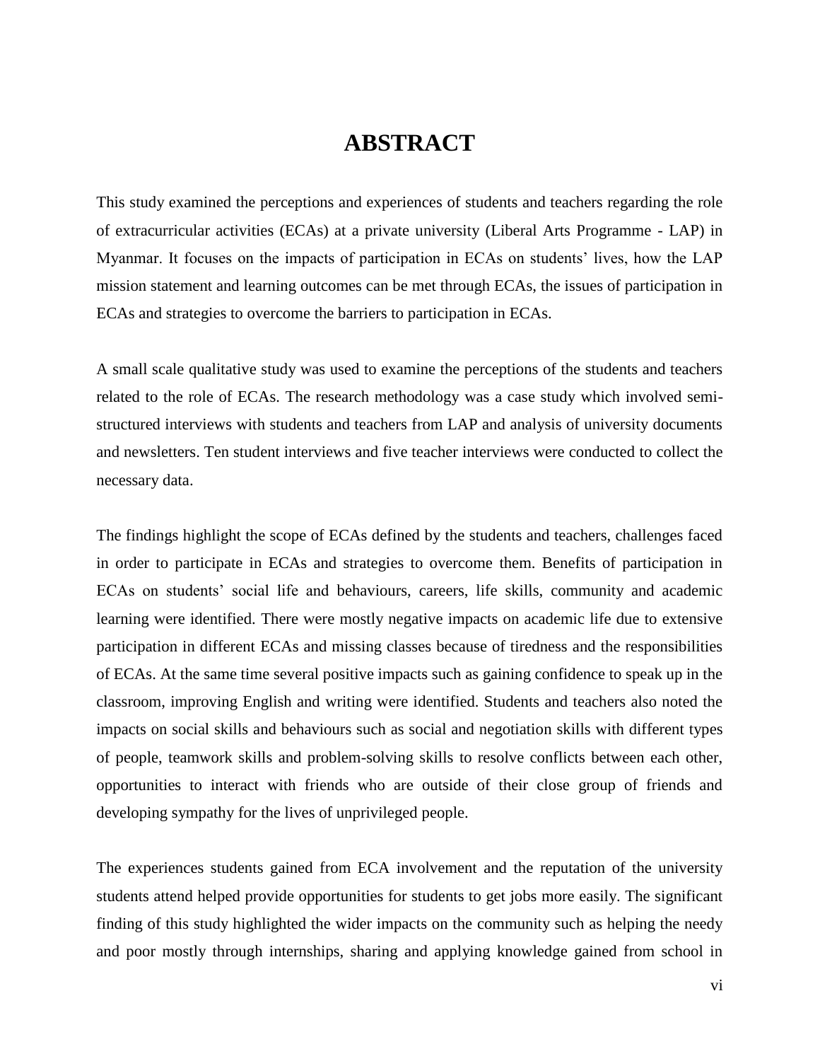# ABSTRACT

This study examined the perceptions and experiences of students and teachers regarding the role of extracurricular activities (ECAs) at a private university (Liberal Arts Programme - LAP) in Myanmar. It focuses on the impacts of participation in ECAs on students' lives, how the LAP mission statement and learning outcomes can be met through ECAs, the issues of participation in ECAs and strategies to overcome the barriers to participation in ECAs.

A small scale qualitative study was used to examine the perceptions of the students and teachers related to the role of ECAs. The research methodology was a case study which involved semi-structured interviews with students and teachers from LAP and analysis of university documents and newsletters. Ten student interviews and five teacher interviews were conducted to collect the necessary data.

The findings highlight the scope of ECAs defined by the students and teachers, challenges faced in order to participate in ECAs and strategies to overcome them. Benefits of participation in ECAs on students' social life and behaviours, careers, life skills, community and academic learning were identified. There were mostly negative impacts on academic life due to extensive participation in different ECAs and missing classes because of tiredness and the responsibilities of ECAs. At the same time several positive impacts such as gaining confidence to speak up in the classroom, improving English and writing were identified. Students and teachers also noted the impacts on social skills and behaviours such as social and negotiation skills with different types of people, teamwork skills and problem-solving skills to resolve conflicts between each other, opportunities to interact with friends who are outside of their close group of friends and developing sympathy for the lives of unprivileged people.

The experiences students gained from ECA involvement and the reputation of the university students attend helped provide opportunities for students to get jobs more easily. The significant finding of this study highlighted the wider impacts on the community such as helping the needy and poor mostly through internships, sharing and applying knowledge gained from school in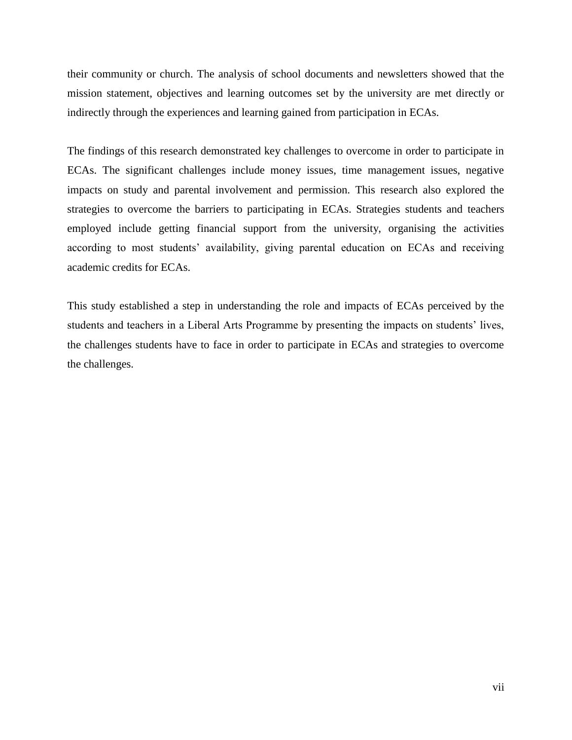their community or church. The analysis of school documents and newsletters showed that the mission statement, objectives and learning outcomes set by the university are met directly or indirectly through the experiences and learning gained from participation in ECAs.

The findings of this research demonstrated key challenges to overcome in order to participate in ECAs. The significant challenges include money issues, time management issues, negative impacts on study and parental involvement and permission. This research also explored the strategies to overcome the barriers to participating in ECAs. Strategies students and teachers employed include getting financial support from the university, organising the activities according to most students' availability, giving parental education on ECAs and receiving academic credits for ECAs.

This study established a step in understanding the role and impacts of ECAs perceived by the students and teachers in a Liberal Arts Programme by presenting the impacts on students' lives, the challenges students have to face in order to participate in ECAs and strategies to overcome the challenges.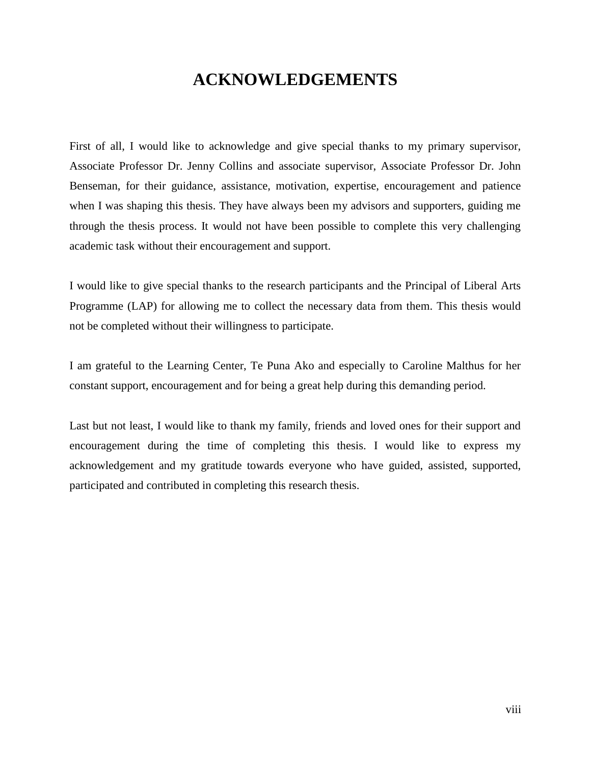# ACKNOWLEDGEMENTS

First of all, I would like to acknowledge and give special thanks to my primary supervisor, Associate Professor Dr. Jenny Collins and associate supervisor, Associate Professor Dr. John Benseman, for their guidance, assistance, motivation, expertise, encouragement and patience when I was shaping this thesis. They have always been my advisors and supporters, guiding me through the thesis process. It would not have been possible to complete this very challenging academic task without their encouragement and support.

I would like to give special thanks to the research participants and the Principal of Liberal Arts Programme (LAP) for allowing me to collect the necessary data from them. This thesis would not be completed without their willingness to participate.

I am grateful to the Learning Center, Te Puna Ako and especially to Caroline Malthus for her constant support, encouragement and for being a great help during this demanding period.

Last but not least, I would like to thank my family, friends and loved ones for their support and encouragement during the time of completing this thesis. I would like to express my acknowledgement and my gratitude towards everyone who have guided, assisted, supported, participated and contributed in completing this research thesis.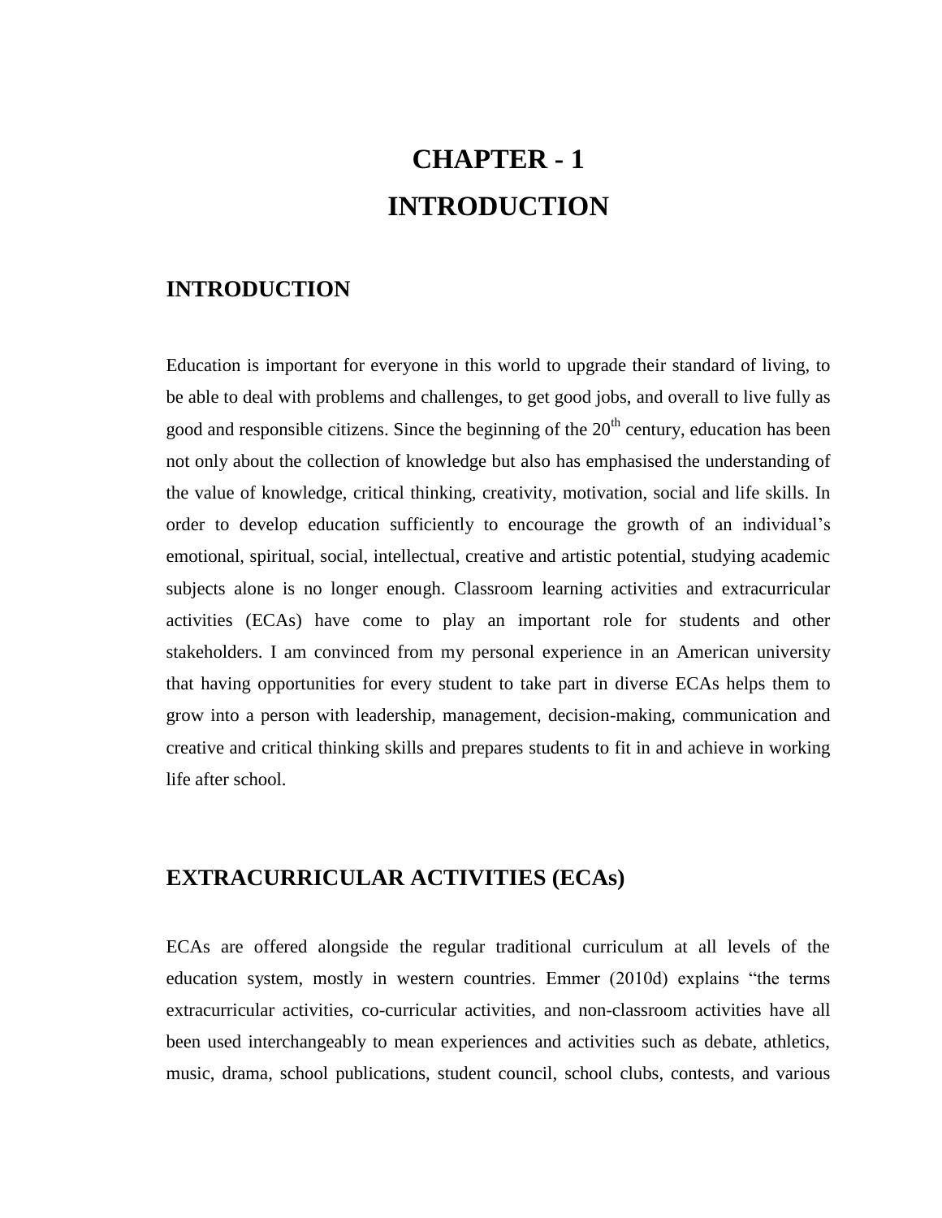# CHAPTER - 1
# INTRODUCTION

## INTRODUCTION

Education is important for everyone in this world to upgrade their standard of living, to be able to deal with problems and challenges, to get good jobs, and overall to live fully as good and responsible citizens. Since the beginning of the $20^{th}$ century, education has been not only about the collection of knowledge but also has emphasised the understanding of the value of knowledge, critical thinking, creativity, motivation, social and life skills. In order to develop education sufficiently to encourage the growth of an individual's emotional, spiritual, social, intellectual, creative and artistic potential, studying academic subjects alone is no longer enough. Classroom learning activities and extracurricular activities (ECAs) have come to play an important role for students and other stakeholders. I am convinced from my personal experience in an American university that having opportunities for every student to take part in diverse ECAs helps them to grow into a person with leadership, management, decision-making, communication and creative and critical thinking skills and prepares students to fit in and achieve in working life after school.

## EXTRACURRICULAR ACTIVITIES (ECAs)

ECAs are offered alongside the regular traditional curriculum at all levels of the education system, mostly in western countries. Emmer (2010d) explains "the terms extracurricular activities, co-curricular activities, and non-classroom activities have all been used interchangeably to mean experiences and activities such as debate, athletics, music, drama, school publications, student council, school clubs, contests, and various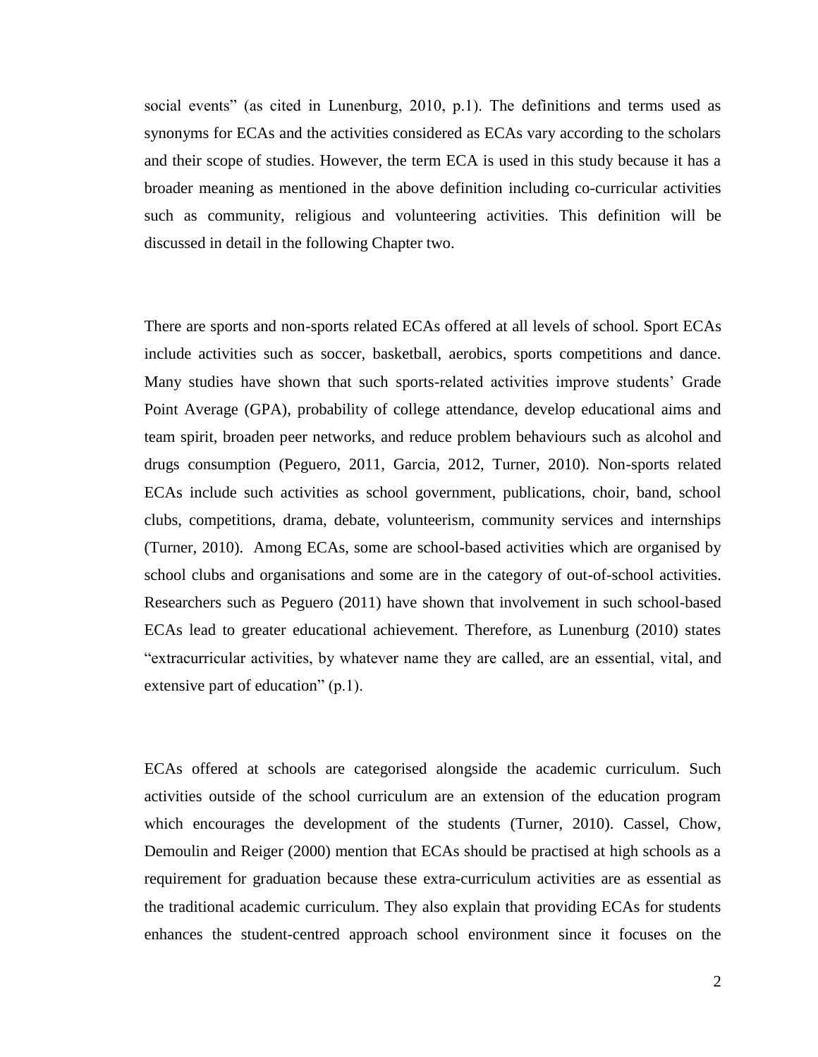social events" (as cited in Lunenburg, 2010, p.1). The definitions and terms used as synonyms for ECAs and the activities considered as ECAs vary according to the scholars and their scope of studies. However, the term ECA is used in this study because it has a broader meaning as mentioned in the above definition including co-curricular activities such as community, religious and volunteering activities. This definition will be discussed in detail in the following Chapter two.

There are sports and non-sports related ECAs offered at all levels of school. Sport ECAs include activities such as soccer, basketball, aerobics, sports competitions and dance. Many studies have shown that such sports-related activities improve students' Grade Point Average (GPA), probability of college attendance, develop educational aims and team spirit, broaden peer networks, and reduce problem behaviours such as alcohol and drugs consumption (Peguero, 2011, Garcia, 2012, Turner, 2010). Non-sports related ECAs include such activities as school government, publications, choir, band, school clubs, competitions, drama, debate, volunteerism, community services and internships (Turner, 2010). Among ECAs, some are school-based activities which are organised by school clubs and organisations and some are in the category of out-of-school activities. Researchers such as Peguero (2011) have shown that involvement in such school-based ECAs lead to greater educational achievement. Therefore, as Lunenburg (2010) states "extracurricular activities, by whatever name they are called, are an essential, vital, and extensive part of education" (p.1).

ECAs offered at schools are categorised alongside the academic curriculum. Such activities outside of the school curriculum are an extension of the education program which encourages the development of the students (Turner, 2010). Cassel, Chow, Demoulin and Reiger (2000) mention that ECAs should be practised at high schools as a requirement for graduation because these extra-curriculum activities are as essential as the traditional academic curriculum. They also explain that providing ECAs for students enhances the student-centred approach school environment since it focuses on the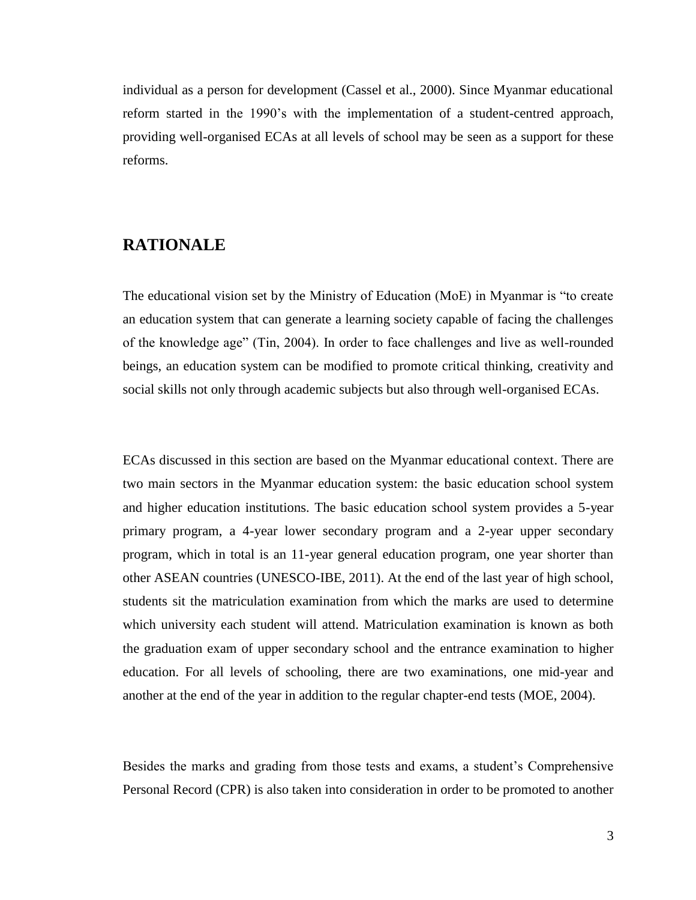individual as a person for development (Cassel et al., 2000). Since Myanmar educational reform started in the 1990's with the implementation of a student-centred approach, providing well-organised ECAs at all levels of school may be seen as a support for these reforms.

## RATIONALE

The educational vision set by the Ministry of Education (MoE) in Myanmar is "to create an education system that can generate a learning society capable of facing the challenges of the knowledge age" (Tin, 2004). In order to face challenges and live as well-rounded beings, an education system can be modified to promote critical thinking, creativity and social skills not only through academic subjects but also through well-organised ECAs.

ECAs discussed in this section are based on the Myanmar educational context. There are two main sectors in the Myanmar education system: the basic education school system and higher education institutions. The basic education school system provides a 5-year primary program, a 4-year lower secondary program and a 2-year upper secondary program, which in total is an 11-year general education program, one year shorter than other ASEAN countries (UNESCO-IBE, 2011). At the end of the last year of high school, students sit the matriculation examination from which the marks are used to determine which university each student will attend. Matriculation examination is known as both the graduation exam of upper secondary school and the entrance examination to higher education. For all levels of schooling, there are two examinations, one mid-year and another at the end of the year in addition to the regular chapter-end tests (MOE, 2004).

Besides the marks and grading from those tests and exams, a student's Comprehensive Personal Record (CPR) is also taken into consideration in order to be promoted to another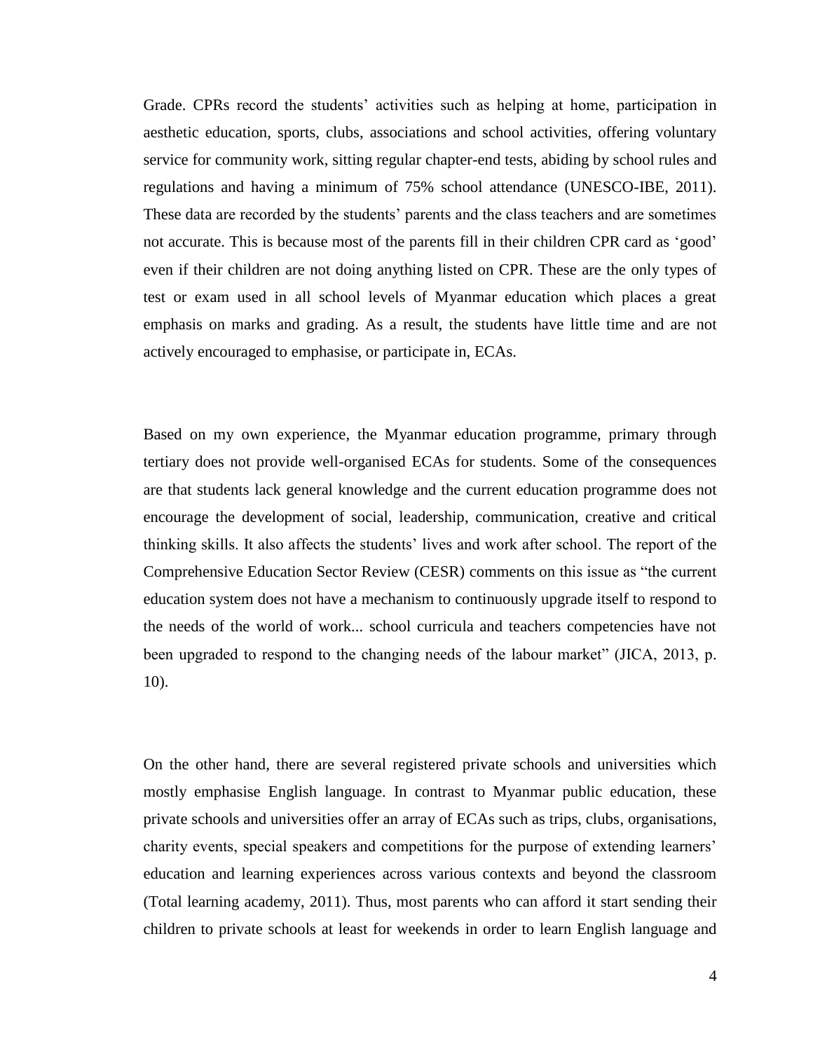Grade. CPRs record the students' activities such as helping at home, participation in aesthetic education, sports, clubs, associations and school activities, offering voluntary service for community work, sitting regular chapter-end tests, abiding by school rules and regulations and having a minimum of 75% school attendance (UNESCO-IBE, 2011). These data are recorded by the students' parents and the class teachers and are sometimes not accurate. This is because most of the parents fill in their children CPR card as 'good' even if their children are not doing anything listed on CPR. These are the only types of test or exam used in all school levels of Myanmar education which places a great emphasis on marks and grading. As a result, the students have little time and are not actively encouraged to emphasise, or participate in, ECAs.

Based on my own experience, the Myanmar education programme, primary through tertiary does not provide well-organised ECAs for students. Some of the consequences are that students lack general knowledge and the current education programme does not encourage the development of social, leadership, communication, creative and critical thinking skills. It also affects the students' lives and work after school. The report of the Comprehensive Education Sector Review (CESR) comments on this issue as "the current education system does not have a mechanism to continuously upgrade itself to respond to the needs of the world of work... school curricula and teachers competencies have not been upgraded to respond to the changing needs of the labour market" (JICA, 2013, p. 10).

On the other hand, there are several registered private schools and universities which mostly emphasise English language. In contrast to Myanmar public education, these private schools and universities offer an array of ECAs such as trips, clubs, organisations, charity events, special speakers and competitions for the purpose of extending learners' education and learning experiences across various contexts and beyond the classroom (Total learning academy, 2011). Thus, most parents who can afford it start sending their children to private schools at least for weekends in order to learn English language and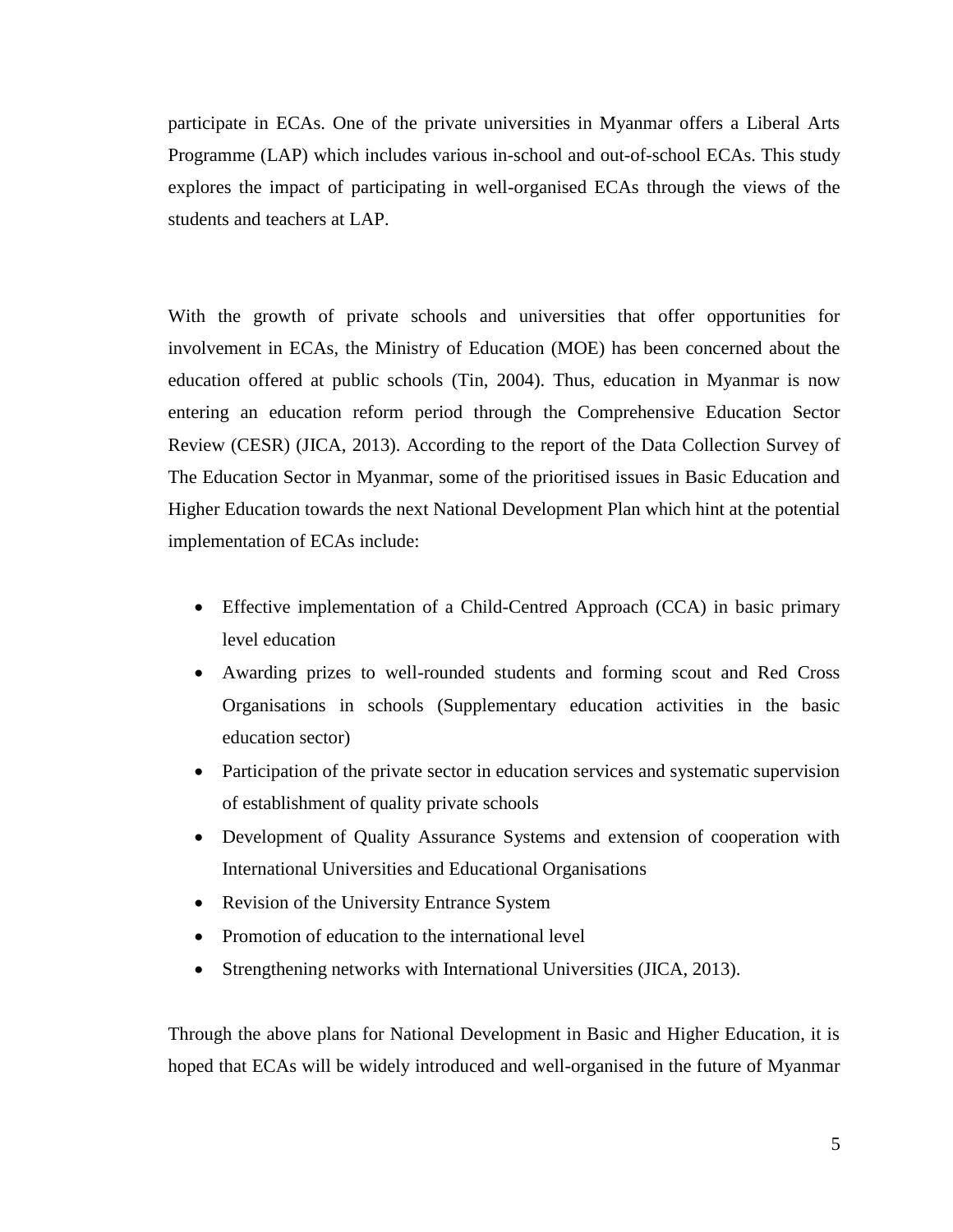participate in ECAs. One of the private universities in Myanmar offers a Liberal Arts Programme (LAP) which includes various in-school and out-of-school ECAs. This study explores the impact of participating in well-organised ECAs through the views of the students and teachers at LAP.

With the growth of private schools and universities that offer opportunities for involvement in ECAs, the Ministry of Education (MOE) has been concerned about the education offered at public schools (Tin, 2004). Thus, education in Myanmar is now entering an education reform period through the Comprehensive Education Sector Review (CESR) (JICA, 2013). According to the report of the Data Collection Survey of The Education Sector in Myanmar, some of the prioritised issues in Basic Education and Higher Education towards the next National Development Plan which hint at the potential implementation of ECAs include:

- Effective implementation of a Child-Centred Approach (CCA) in basic primary level education
- Awarding prizes to well-rounded students and forming scout and Red Cross Organisations in schools (Supplementary education activities in the basic education sector)
- Participation of the private sector in education services and systematic supervision of establishment of quality private schools
- Development of Quality Assurance Systems and extension of cooperation with International Universities and Educational Organisations
- Revision of the University Entrance System
- Promotion of education to the international level
- Strengthening networks with International Universities (JICA, 2013).

Through the above plans for National Development in Basic and Higher Education, it is hoped that ECAs will be widely introduced and well-organised in the future of Myanmar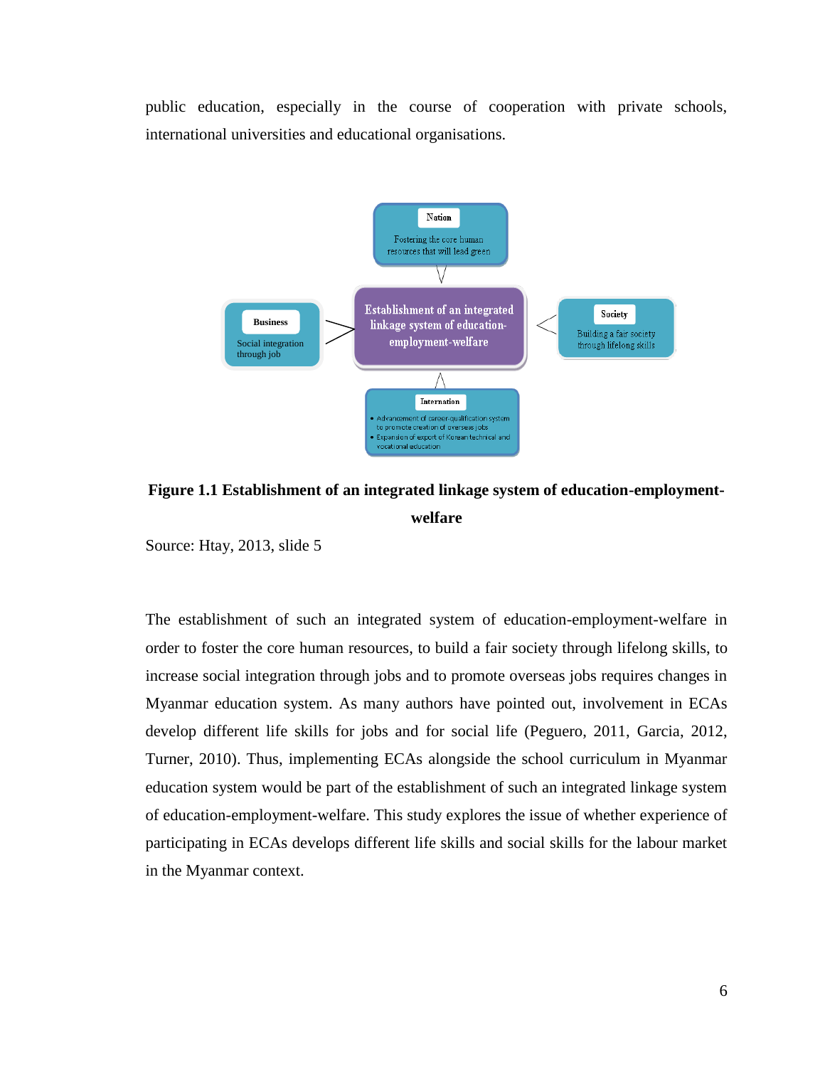public education, especially in the course of cooperation with private schools, international universities and educational organisations.

**Figure 1.1 Establishment of an integrated linkage system of education-employment-welfare**

Source: Htay, 2013, slide 5

The establishment of such an integrated system of education-employment-welfare in order to foster the core human resources, to build a fair society through lifelong skills, to increase social integration through jobs and to promote overseas jobs requires changes in Myanmar education system. As many authors have pointed out, involvement in ECAs develop different life skills for jobs and for social life (Peguero, 2011, Garcia, 2012, Turner, 2010). Thus, implementing ECAs alongside the school curriculum in Myanmar education system would be part of the establishment of such an integrated linkage system of education-employment-welfare. This study explores the issue of whether experience of participating in ECAs develops different life skills and social skills for the labour market in the Myanmar context.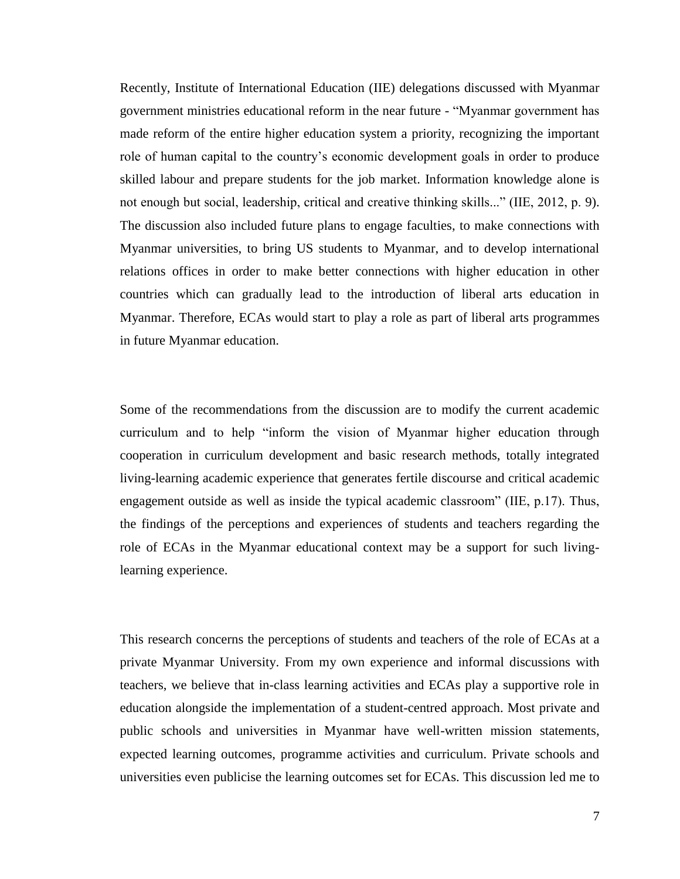Recently, Institute of International Education (IIE) delegations discussed with Myanmar government ministries educational reform in the near future - "Myanmar government has made reform of the entire higher education system a priority, recognizing the important role of human capital to the country's economic development goals in order to produce skilled labour and prepare students for the job market. Information knowledge alone is not enough but social, leadership, critical and creative thinking skills..." (IIE, 2012, p. 9). The discussion also included future plans to engage faculties, to make connections with Myanmar universities, to bring US students to Myanmar, and to develop international relations offices in order to make better connections with higher education in other countries which can gradually lead to the introduction of liberal arts education in Myanmar. Therefore, ECAs would start to play a role as part of liberal arts programmes in future Myanmar education.

Some of the recommendations from the discussion are to modify the current academic curriculum and to help "inform the vision of Myanmar higher education through cooperation in curriculum development and basic research methods, totally integrated living-learning academic experience that generates fertile discourse and critical academic engagement outside as well as inside the typical academic classroom" (IIE, p.17). Thus, the findings of the perceptions and experiences of students and teachers regarding the role of ECAs in the Myanmar educational context may be a support for such living-learning experience.

This research concerns the perceptions of students and teachers of the role of ECAs at a private Myanmar University. From my own experience and informal discussions with teachers, we believe that in-class learning activities and ECAs play a supportive role in education alongside the implementation of a student-centred approach. Most private and public schools and universities in Myanmar have well-written mission statements, expected learning outcomes, programme activities and curriculum. Private schools and universities even publicise the learning outcomes set for ECAs. This discussion led me to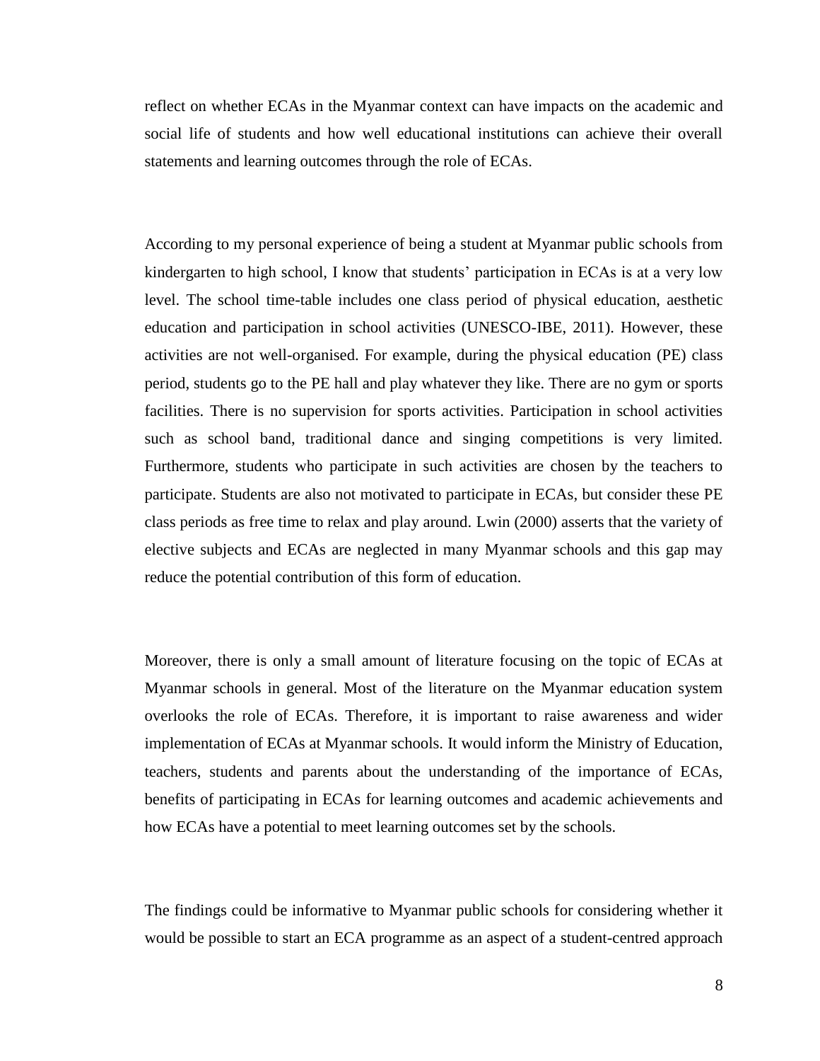reflect on whether ECAs in the Myanmar context can have impacts on the academic and social life of students and how well educational institutions can achieve their overall statements and learning outcomes through the role of ECAs.

According to my personal experience of being a student at Myanmar public schools from kindergarten to high school, I know that students' participation in ECAs is at a very low level. The school time-table includes one class period of physical education, aesthetic education and participation in school activities (UNESCO-IBE, 2011). However, these activities are not well-organised. For example, during the physical education (PE) class period, students go to the PE hall and play whatever they like. There are no gym or sports facilities. There is no supervision for sports activities. Participation in school activities such as school band, traditional dance and singing competitions is very limited. Furthermore, students who participate in such activities are chosen by the teachers to participate. Students are also not motivated to participate in ECAs, but consider these PE class periods as free time to relax and play around. Lwin (2000) asserts that the variety of elective subjects and ECAs are neglected in many Myanmar schools and this gap may reduce the potential contribution of this form of education.

Moreover, there is only a small amount of literature focusing on the topic of ECAs at Myanmar schools in general. Most of the literature on the Myanmar education system overlooks the role of ECAs. Therefore, it is important to raise awareness and wider implementation of ECAs at Myanmar schools. It would inform the Ministry of Education, teachers, students and parents about the understanding of the importance of ECAs, benefits of participating in ECAs for learning outcomes and academic achievements and how ECAs have a potential to meet learning outcomes set by the schools.

The findings could be informative to Myanmar public schools for considering whether it would be possible to start an ECA programme as an aspect of a student-centred approach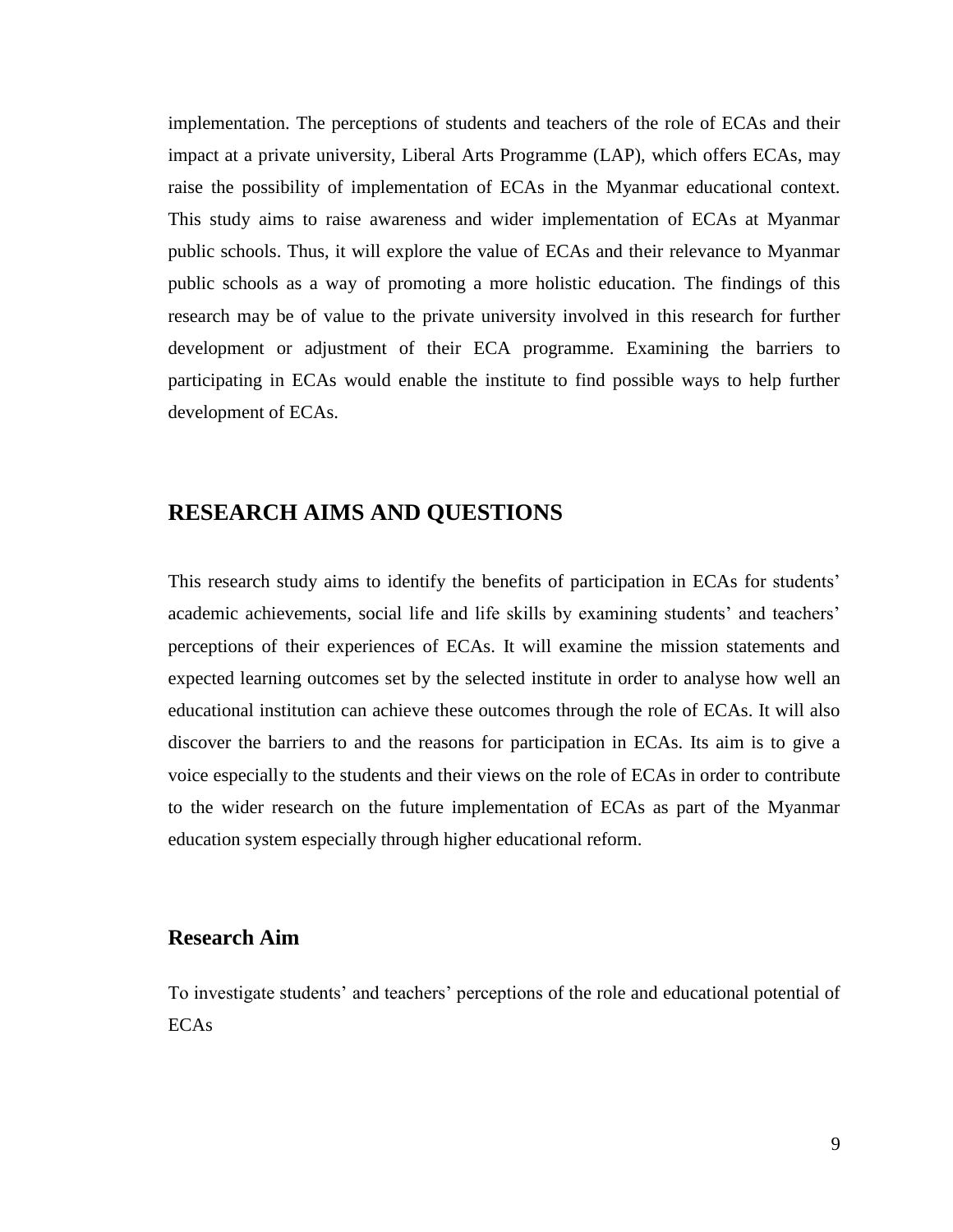implementation. The perceptions of students and teachers of the role of ECAs and their impact at a private university, Liberal Arts Programme (LAP), which offers ECAs, may raise the possibility of implementation of ECAs in the Myanmar educational context. This study aims to raise awareness and wider implementation of ECAs at Myanmar public schools. Thus, it will explore the value of ECAs and their relevance to Myanmar public schools as a way of promoting a more holistic education. The findings of this research may be of value to the private university involved in this research for further development or adjustment of their ECA programme. Examining the barriers to participating in ECAs would enable the institute to find possible ways to help further development of ECAs.

## RESEARCH AIMS AND QUESTIONS

This research study aims to identify the benefits of participation in ECAs for students' academic achievements, social life and life skills by examining students' and teachers' perceptions of their experiences of ECAs. It will examine the mission statements and expected learning outcomes set by the selected institute in order to analyse how well an educational institution can achieve these outcomes through the role of ECAs. It will also discover the barriers to and the reasons for participation in ECAs. Its aim is to give a voice especially to the students and their views on the role of ECAs in order to contribute to the wider research on the future implementation of ECAs as part of the Myanmar education system especially through higher educational reform.

### Research Aim

To investigate students' and teachers' perceptions of the role and educational potential of ECAs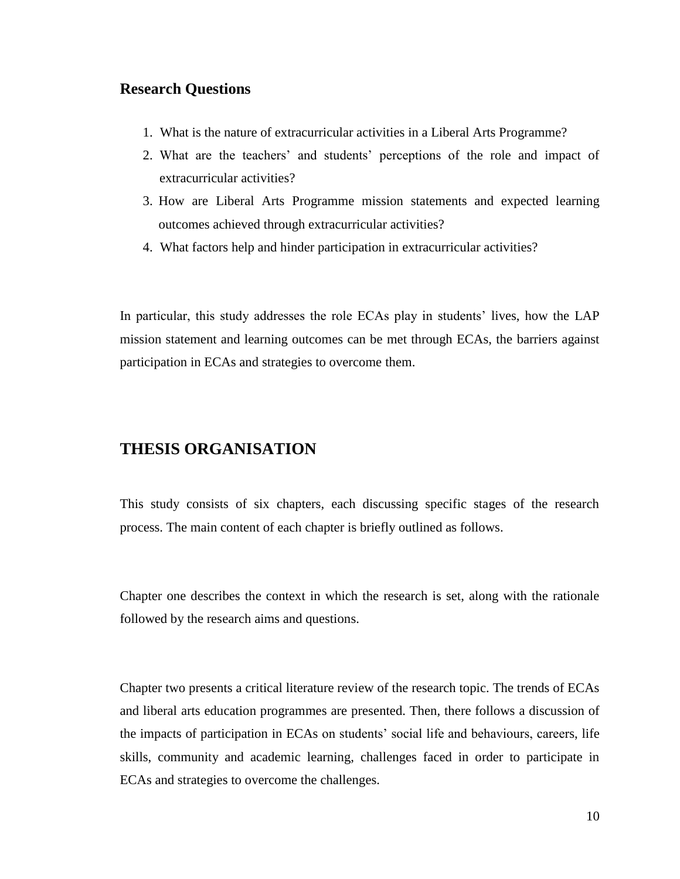## Research Questions

1. What is the nature of extracurricular activities in a Liberal Arts Programme?
2. What are the teachers' and students' perceptions of the role and impact of extracurricular activities?
3. How are Liberal Arts Programme mission statements and expected learning outcomes achieved through extracurricular activities?
4. What factors help and hinder participation in extracurricular activities?

In particular, this study addresses the role ECAs play in students' lives, how the LAP mission statement and learning outcomes can be met through ECAs, the barriers against participation in ECAs and strategies to overcome them.

# THESIS ORGANISATION

This study consists of six chapters, each discussing specific stages of the research process. The main content of each chapter is briefly outlined as follows.

Chapter one describes the context in which the research is set, along with the rationale followed by the research aims and questions.

Chapter two presents a critical literature review of the research topic. The trends of ECAs and liberal arts education programmes are presented. Then, there follows a discussion of the impacts of participation in ECAs on students' social life and behaviours, careers, life skills, community and academic learning, challenges faced in order to participate in ECAs and strategies to overcome the challenges.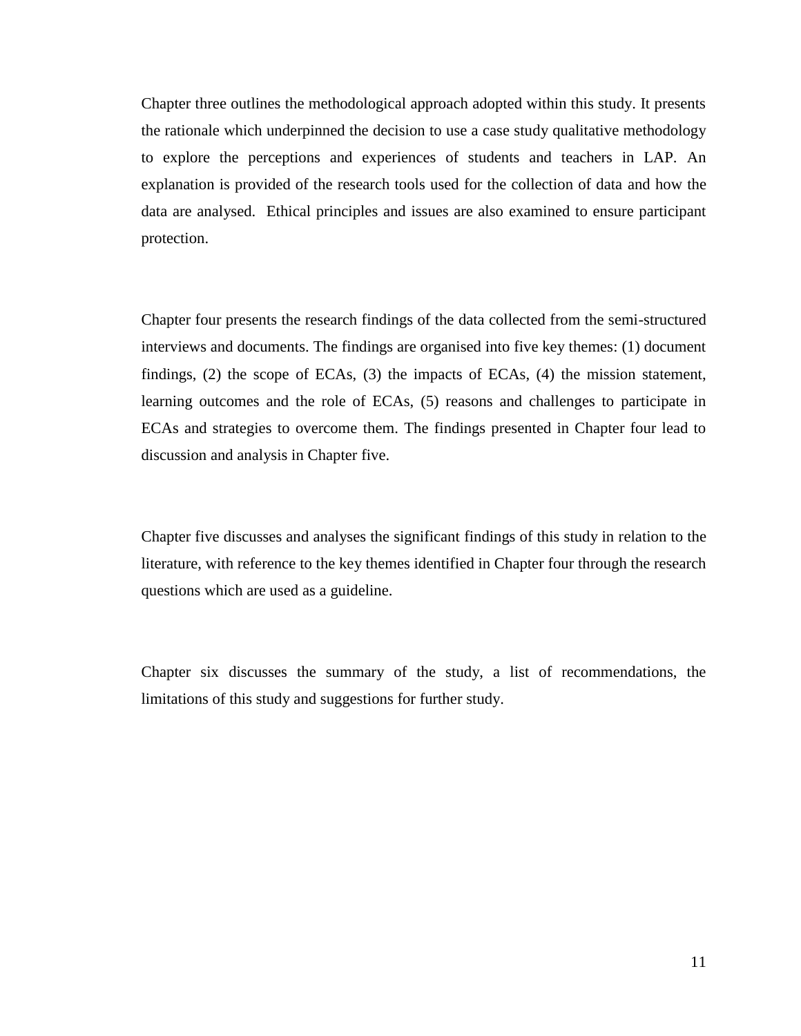Chapter three outlines the methodological approach adopted within this study. It presents the rationale which underpinned the decision to use a case study qualitative methodology to explore the perceptions and experiences of students and teachers in LAP. An explanation is provided of the research tools used for the collection of data and how the data are analysed. Ethical principles and issues are also examined to ensure participant protection.

Chapter four presents the research findings of the data collected from the semi-structured interviews and documents. The findings are organised into five key themes: (1) document findings, (2) the scope of ECAs, (3) the impacts of ECAs, (4) the mission statement, learning outcomes and the role of ECAs, (5) reasons and challenges to participate in ECAs and strategies to overcome them. The findings presented in Chapter four lead to discussion and analysis in Chapter five.

Chapter five discusses and analyses the significant findings of this study in relation to the literature, with reference to the key themes identified in Chapter four through the research questions which are used as a guideline.

Chapter six discusses the summary of the study, a list of recommendations, the limitations of this study and suggestions for further study.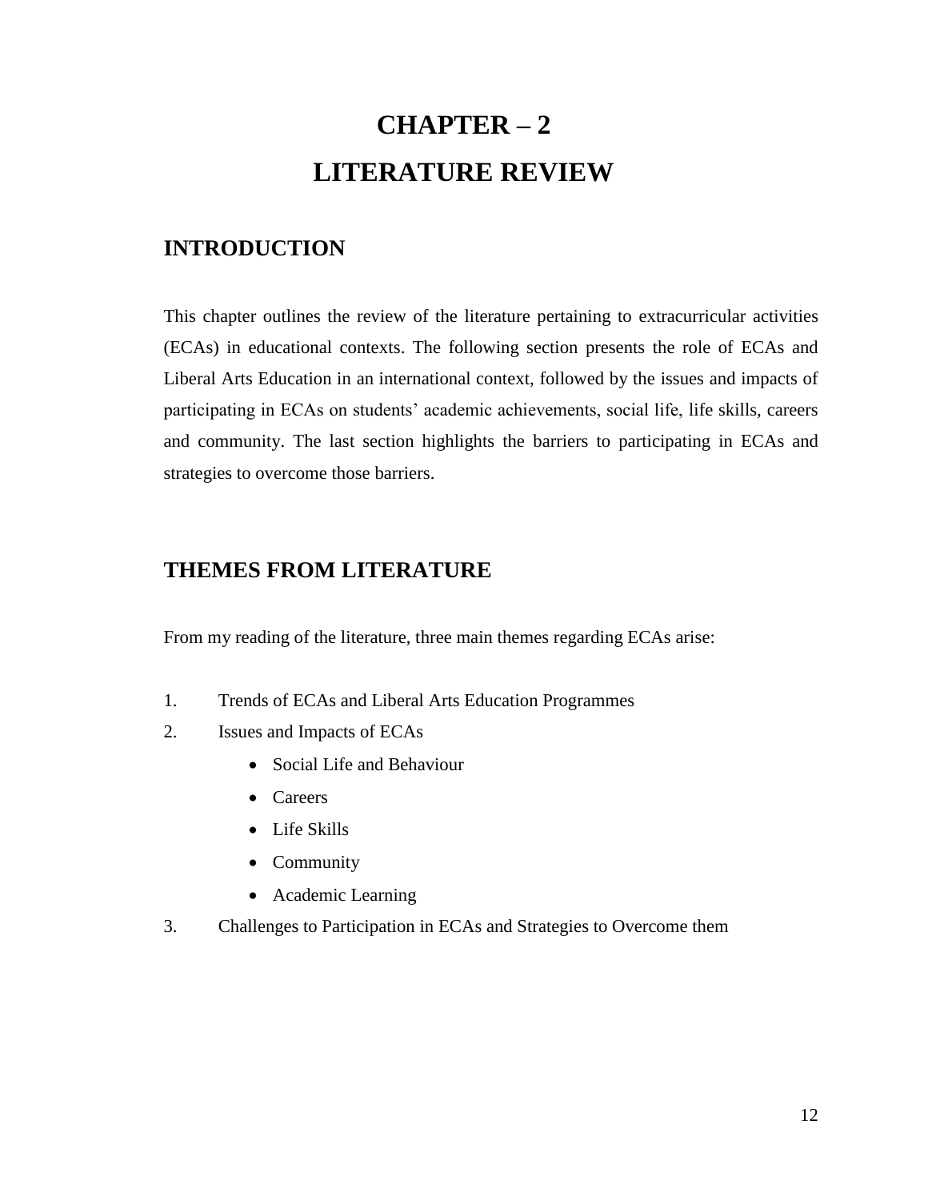# CHAPTER – 2
# LITERATURE REVIEW

## INTRODUCTION

This chapter outlines the review of the literature pertaining to extracurricular activities (ECAs) in educational contexts. The following section presents the role of ECAs and Liberal Arts Education in an international context, followed by the issues and impacts of participating in ECAs on students' academic achievements, social life, life skills, careers and community. The last section highlights the barriers to participating in ECAs and strategies to overcome those barriers.

## THEMES FROM LITERATURE

From my reading of the literature, three main themes regarding ECAs arise:

1. Trends of ECAs and Liberal Arts Education Programmes
2. Issues and Impacts of ECAs
    - Social Life and Behaviour
    - Careers
    - Life Skills
    - Community
    - Academic Learning
3. Challenges to Participation in ECAs and Strategies to Overcome them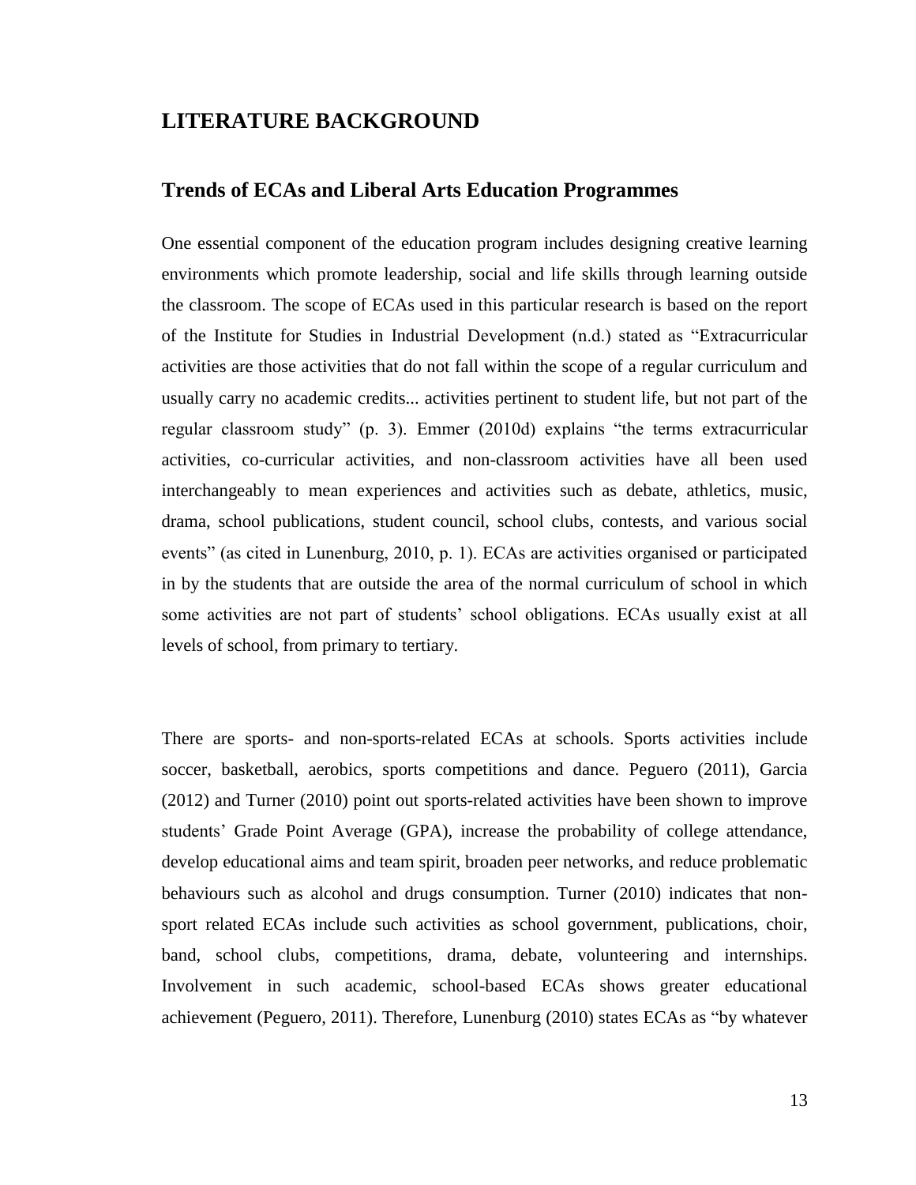# LITERATURE BACKGROUND

## Trends of ECAs and Liberal Arts Education Programmes

One essential component of the education program includes designing creative learning environments which promote leadership, social and life skills through learning outside the classroom. The scope of ECAs used in this particular research is based on the report of the Institute for Studies in Industrial Development (n.d.) stated as "Extracurricular activities are those activities that do not fall within the scope of a regular curriculum and usually carry no academic credits... activities pertinent to student life, but not part of the regular classroom study" (p. 3). Emmer (2010d) explains "the terms extracurricular activities, co-curricular activities, and non-classroom activities have all been used interchangeably to mean experiences and activities such as debate, athletics, music, drama, school publications, student council, school clubs, contests, and various social events" (as cited in Lunenburg, 2010, p. 1). ECAs are activities organised or participated in by the students that are outside the area of the normal curriculum of school in which some activities are not part of students' school obligations. ECAs usually exist at all levels of school, from primary to tertiary.

There are sports- and non-sports-related ECAs at schools. Sports activities include soccer, basketball, aerobics, sports competitions and dance. Peguero (2011), Garcia (2012) and Turner (2010) point out sports-related activities have been shown to improve students' Grade Point Average (GPA), increase the probability of college attendance, develop educational aims and team spirit, broaden peer networks, and reduce problematic behaviours such as alcohol and drugs consumption. Turner (2010) indicates that non-sport related ECAs include such activities as school government, publications, choir, band, school clubs, competitions, drama, debate, volunteering and internships. Involvement in such academic, school-based ECAs shows greater educational achievement (Peguero, 2011). Therefore, Lunenburg (2010) states ECAs as "by whatever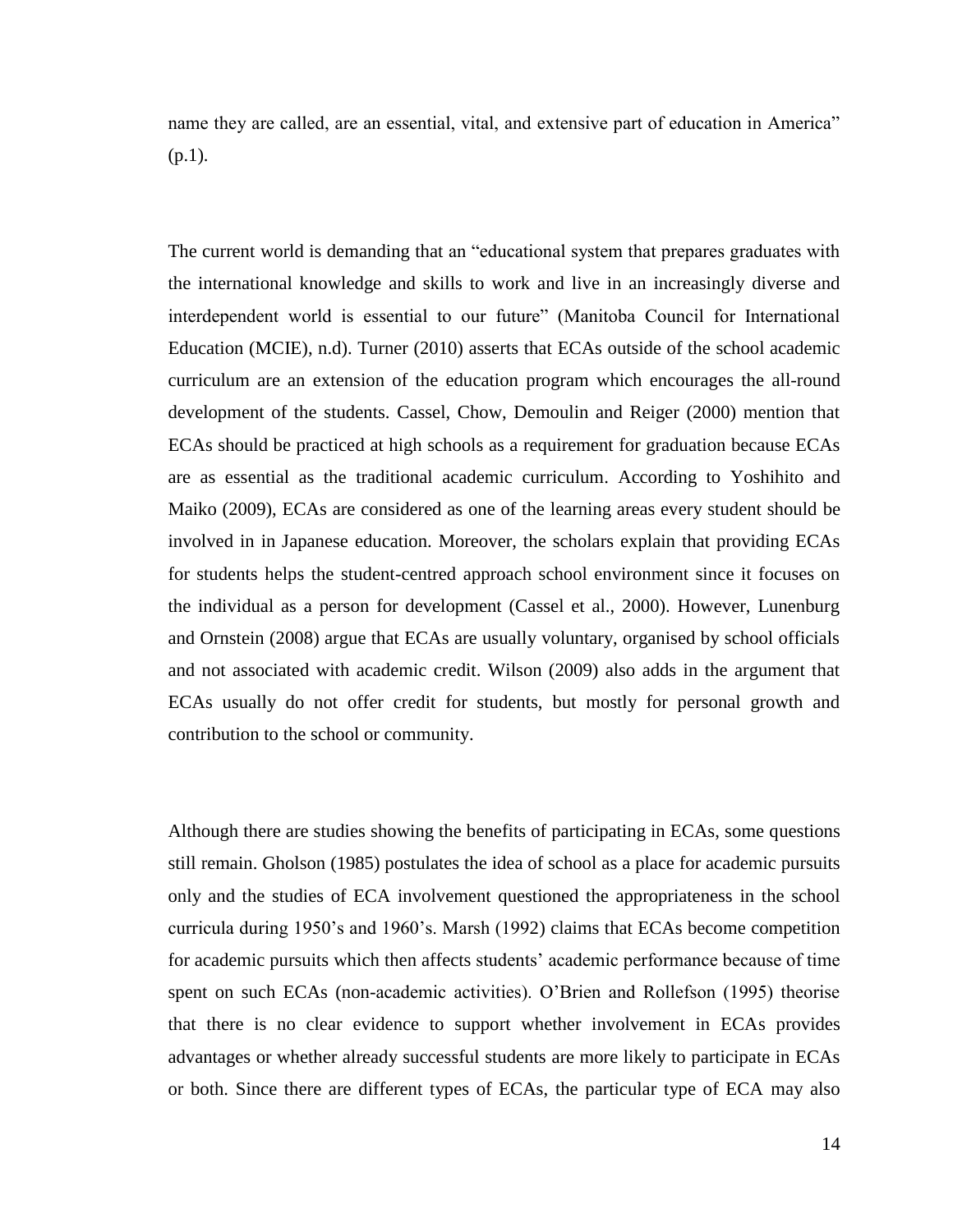name they are called, are an essential, vital, and extensive part of education in America" (p.1).

The current world is demanding that an "educational system that prepares graduates with the international knowledge and skills to work and live in an increasingly diverse and interdependent world is essential to our future" (Manitoba Council for International Education (MCIE), n.d). Turner (2010) asserts that ECAs outside of the school academic curriculum are an extension of the education program which encourages the all-round development of the students. Cassel, Chow, Demoulin and Reiger (2000) mention that ECAs should be practiced at high schools as a requirement for graduation because ECAs are as essential as the traditional academic curriculum. According to Yoshihito and Maiko (2009), ECAs are considered as one of the learning areas every student should be involved in in Japanese education. Moreover, the scholars explain that providing ECAs for students helps the student-centred approach school environment since it focuses on the individual as a person for development (Cassel et al., 2000). However, Lunenburg and Ornstein (2008) argue that ECAs are usually voluntary, organised by school officials and not associated with academic credit. Wilson (2009) also adds in the argument that ECAs usually do not offer credit for students, but mostly for personal growth and contribution to the school or community.

Although there are studies showing the benefits of participating in ECAs, some questions still remain. Gholson (1985) postulates the idea of school as a place for academic pursuits only and the studies of ECA involvement questioned the appropriateness in the school curricula during 1950's and 1960's. Marsh (1992) claims that ECAs become competition for academic pursuits which then affects students' academic performance because of time spent on such ECAs (non-academic activities). O'Brien and Rollefson (1995) theorise that there is no clear evidence to support whether involvement in ECAs provides advantages or whether already successful students are more likely to participate in ECAs or both. Since there are different types of ECAs, the particular type of ECA may also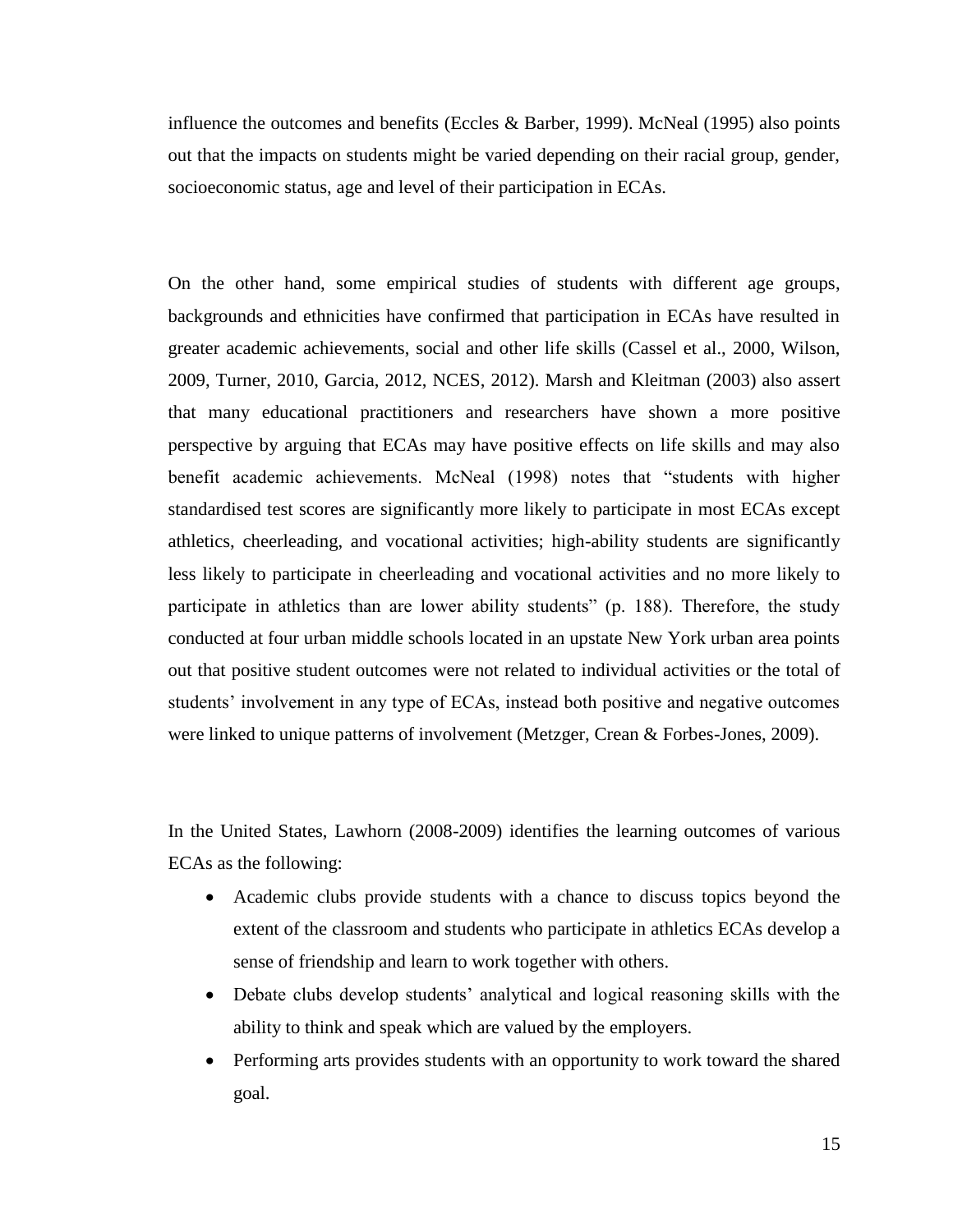influence the outcomes and benefits (Eccles & Barber, 1999). McNeal (1995) also points out that the impacts on students might be varied depending on their racial group, gender, socioeconomic status, age and level of their participation in ECAs.

On the other hand, some empirical studies of students with different age groups, backgrounds and ethnicities have confirmed that participation in ECAs have resulted in greater academic achievements, social and other life skills (Cassel et al., 2000, Wilson, 2009, Turner, 2010, Garcia, 2012, NCES, 2012). Marsh and Kleitman (2003) also assert that many educational practitioners and researchers have shown a more positive perspective by arguing that ECAs may have positive effects on life skills and may also benefit academic achievements. McNeal (1998) notes that "students with higher standardised test scores are significantly more likely to participate in most ECAs except athletics, cheerleading, and vocational activities; high-ability students are significantly less likely to participate in cheerleading and vocational activities and no more likely to participate in athletics than are lower ability students" (p. 188). Therefore, the study conducted at four urban middle schools located in an upstate New York urban area points out that positive student outcomes were not related to individual activities or the total of students' involvement in any type of ECAs, instead both positive and negative outcomes were linked to unique patterns of involvement (Metzger, Crean & Forbes-Jones, 2009).

In the United States, Lawhorn (2008-2009) identifies the learning outcomes of various ECAs as the following:

- Academic clubs provide students with a chance to discuss topics beyond the extent of the classroom and students who participate in athletics ECAs develop a sense of friendship and learn to work together with others.
- Debate clubs develop students' analytical and logical reasoning skills with the ability to think and speak which are valued by the employers.
- Performing arts provides students with an opportunity to work toward the shared goal.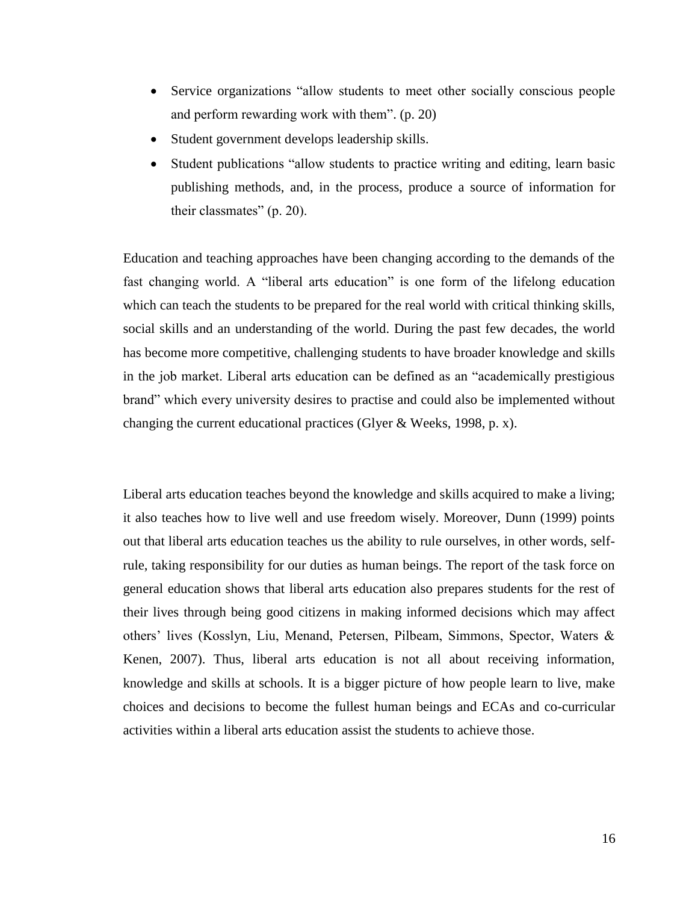- Service organizations "allow students to meet other socially conscious people and perform rewarding work with them". (p. 20)
- Student government develops leadership skills.
- Student publications "allow students to practice writing and editing, learn basic publishing methods, and, in the process, produce a source of information for their classmates" (p. 20).

Education and teaching approaches have been changing according to the demands of the fast changing world. A "liberal arts education" is one form of the lifelong education which can teach the students to be prepared for the real world with critical thinking skills, social skills and an understanding of the world. During the past few decades, the world has become more competitive, challenging students to have broader knowledge and skills in the job market. Liberal arts education can be defined as an "academically prestigious brand" which every university desires to practise and could also be implemented without changing the current educational practices (Glyer & Weeks, 1998, p. x).

Liberal arts education teaches beyond the knowledge and skills acquired to make a living; it also teaches how to live well and use freedom wisely. Moreover, Dunn (1999) points out that liberal arts education teaches us the ability to rule ourselves, in other words, self-rule, taking responsibility for our duties as human beings. The report of the task force on general education shows that liberal arts education also prepares students for the rest of their lives through being good citizens in making informed decisions which may affect others' lives (Kosslyn, Liu, Menand, Petersen, Pilbeam, Simmons, Spector, Waters & Kenen, 2007). Thus, liberal arts education is not all about receiving information, knowledge and skills at schools. It is a bigger picture of how people learn to live, make choices and decisions to become the fullest human beings and ECAs and co-curricular activities within a liberal arts education assist the students to achieve those.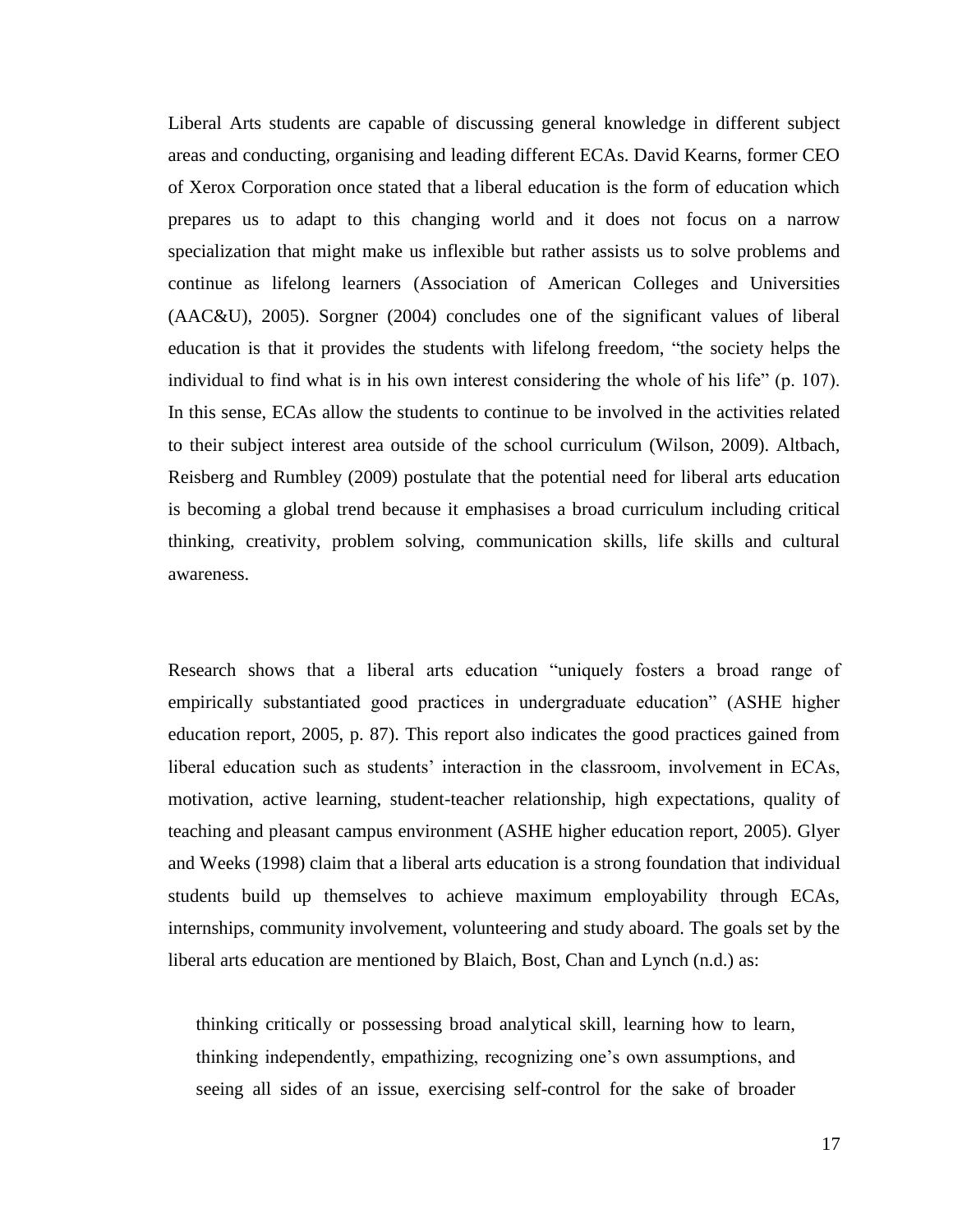Liberal Arts students are capable of discussing general knowledge in different subject areas and conducting, organising and leading different ECAs. David Kearns, former CEO of Xerox Corporation once stated that a liberal education is the form of education which prepares us to adapt to this changing world and it does not focus on a narrow specialization that might make us inflexible but rather assists us to solve problems and continue as lifelong learners (Association of American Colleges and Universities (AAC&U), 2005). Sorgner (2004) concludes one of the significant values of liberal education is that it provides the students with lifelong freedom, "the society helps the individual to find what is in his own interest considering the whole of his life" (p. 107). In this sense, ECAs allow the students to continue to be involved in the activities related to their subject interest area outside of the school curriculum (Wilson, 2009). Altbach, Reisberg and Rumbley (2009) postulate that the potential need for liberal arts education is becoming a global trend because it emphasises a broad curriculum including critical thinking, creativity, problem solving, communication skills, life skills and cultural awareness.

Research shows that a liberal arts education "uniquely fosters a broad range of empirically substantiated good practices in undergraduate education" (ASHE higher education report, 2005, p. 87). This report also indicates the good practices gained from liberal education such as students' interaction in the classroom, involvement in ECAs, motivation, active learning, student-teacher relationship, high expectations, quality of teaching and pleasant campus environment (ASHE higher education report, 2005). Glyer and Weeks (1998) claim that a liberal arts education is a strong foundation that individual students build up themselves to achieve maximum employability through ECAs, internships, community involvement, volunteering and study aboard. The goals set by the liberal arts education are mentioned by Blaich, Bost, Chan and Lynch (n.d.) as:

> thinking critically or possessing broad analytical skill, learning how to learn, thinking independently, empathizing, recognizing one's own assumptions, and seeing all sides of an issue, exercising self-control for the sake of broader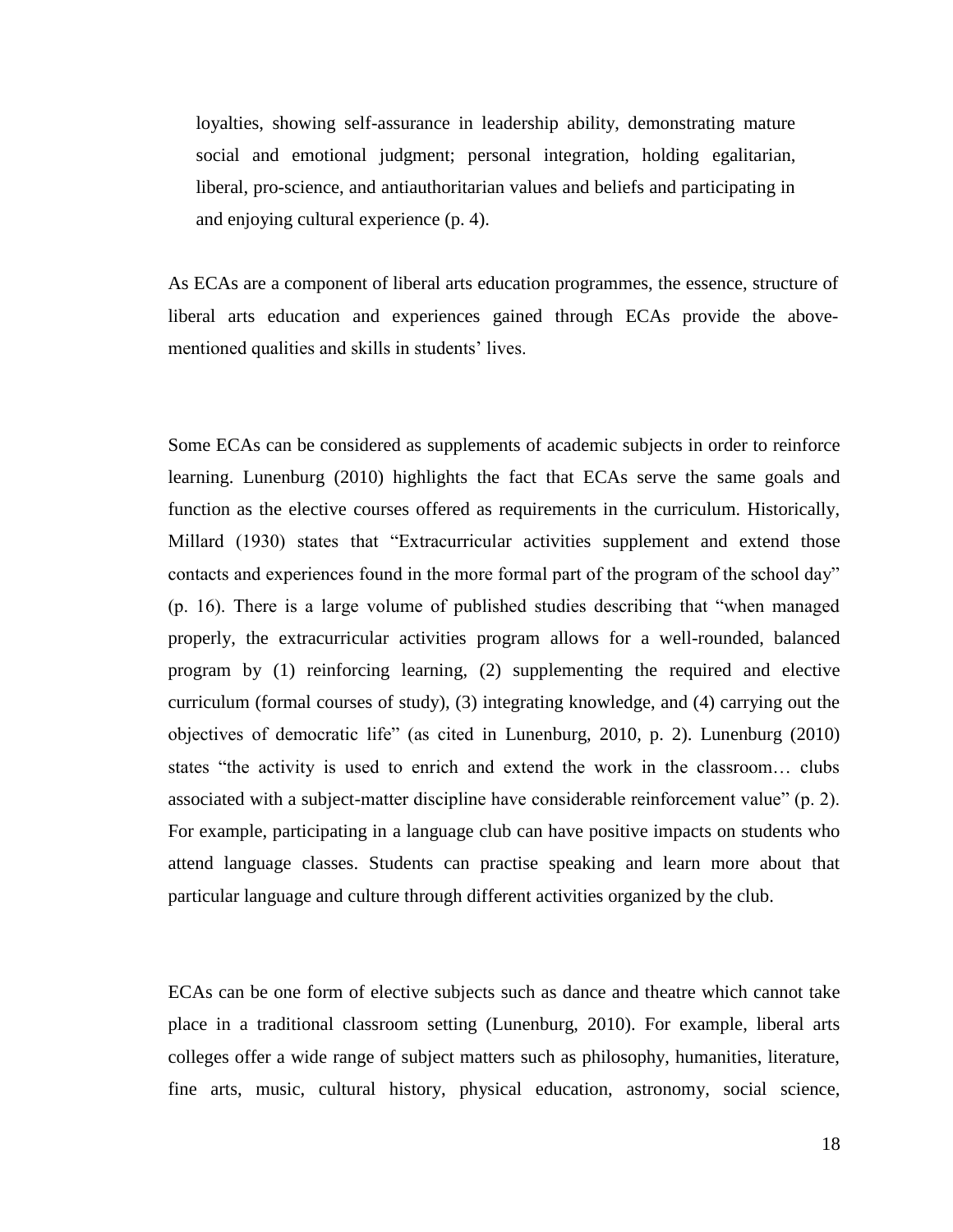> loyalties, showing self-assurance in leadership ability, demonstrating mature social and emotional judgment; personal integration, holding egalitarian, liberal, pro-science, and antiauthoritarian values and beliefs and participating in and enjoying cultural experience (p. 4).

As ECAs are a component of liberal arts education programmes, the essence, structure of liberal arts education and experiences gained through ECAs provide the above-mentioned qualities and skills in students' lives.

Some ECAs can be considered as supplements of academic subjects in order to reinforce learning. Lunenburg (2010) highlights the fact that ECAs serve the same goals and function as the elective courses offered as requirements in the curriculum. Historically, Millard (1930) states that "Extracurricular activities supplement and extend those contacts and experiences found in the more formal part of the program of the school day" (p. 16). There is a large volume of published studies describing that "when managed properly, the extracurricular activities program allows for a well-rounded, balanced program by (1) reinforcing learning, (2) supplementing the required and elective curriculum (formal courses of study), (3) integrating knowledge, and (4) carrying out the objectives of democratic life" (as cited in Lunenburg, 2010, p. 2). Lunenburg (2010) states "the activity is used to enrich and extend the work in the classroom… clubs associated with a subject-matter discipline have considerable reinforcement value" (p. 2). For example, participating in a language club can have positive impacts on students who attend language classes. Students can practise speaking and learn more about that particular language and culture through different activities organized by the club.

ECAs can be one form of elective subjects such as dance and theatre which cannot take place in a traditional classroom setting (Lunenburg, 2010). For example, liberal arts colleges offer a wide range of subject matters such as philosophy, humanities, literature, fine arts, music, cultural history, physical education, astronomy, social science,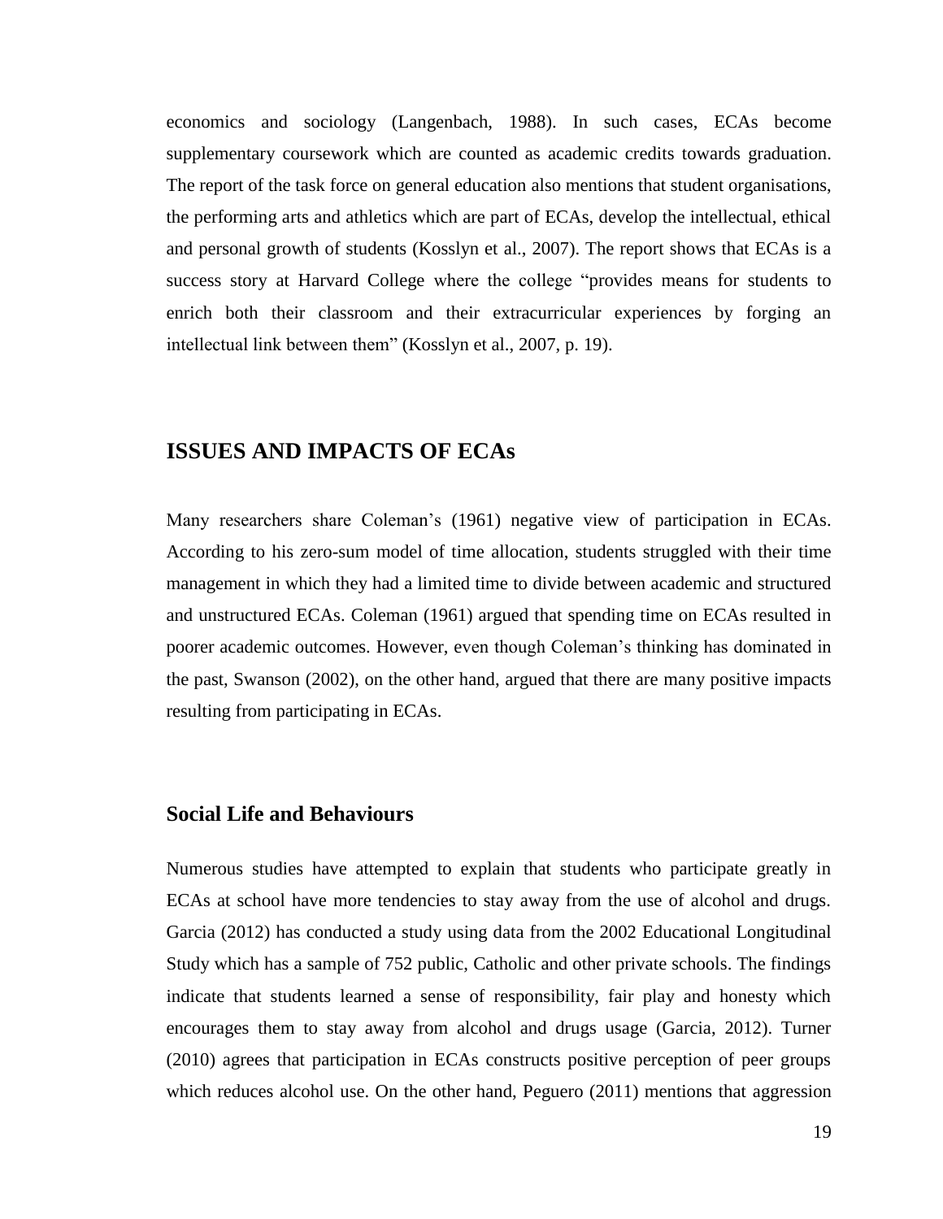economics and sociology (Langenbach, 1988). In such cases, ECAs become supplementary coursework which are counted as academic credits towards graduation. The report of the task force on general education also mentions that student organisations, the performing arts and athletics which are part of ECAs, develop the intellectual, ethical and personal growth of students (Kosslyn et al., 2007). The report shows that ECAs is a success story at Harvard College where the college "provides means for students to enrich both their classroom and their extracurricular experiences by forging an intellectual link between them" (Kosslyn et al., 2007, p. 19).

## ISSUES AND IMPACTS OF ECAs

Many researchers share Coleman's (1961) negative view of participation in ECAs. According to his zero-sum model of time allocation, students struggled with their time management in which they had a limited time to divide between academic and structured and unstructured ECAs. Coleman (1961) argued that spending time on ECAs resulted in poorer academic outcomes. However, even though Coleman's thinking has dominated in the past, Swanson (2002), on the other hand, argued that there are many positive impacts resulting from participating in ECAs.

### Social Life and Behaviours

Numerous studies have attempted to explain that students who participate greatly in ECAs at school have more tendencies to stay away from the use of alcohol and drugs. Garcia (2012) has conducted a study using data from the 2002 Educational Longitudinal Study which has a sample of 752 public, Catholic and other private schools. The findings indicate that students learned a sense of responsibility, fair play and honesty which encourages them to stay away from alcohol and drugs usage (Garcia, 2012). Turner (2010) agrees that participation in ECAs constructs positive perception of peer groups which reduces alcohol use. On the other hand, Peguero (2011) mentions that aggression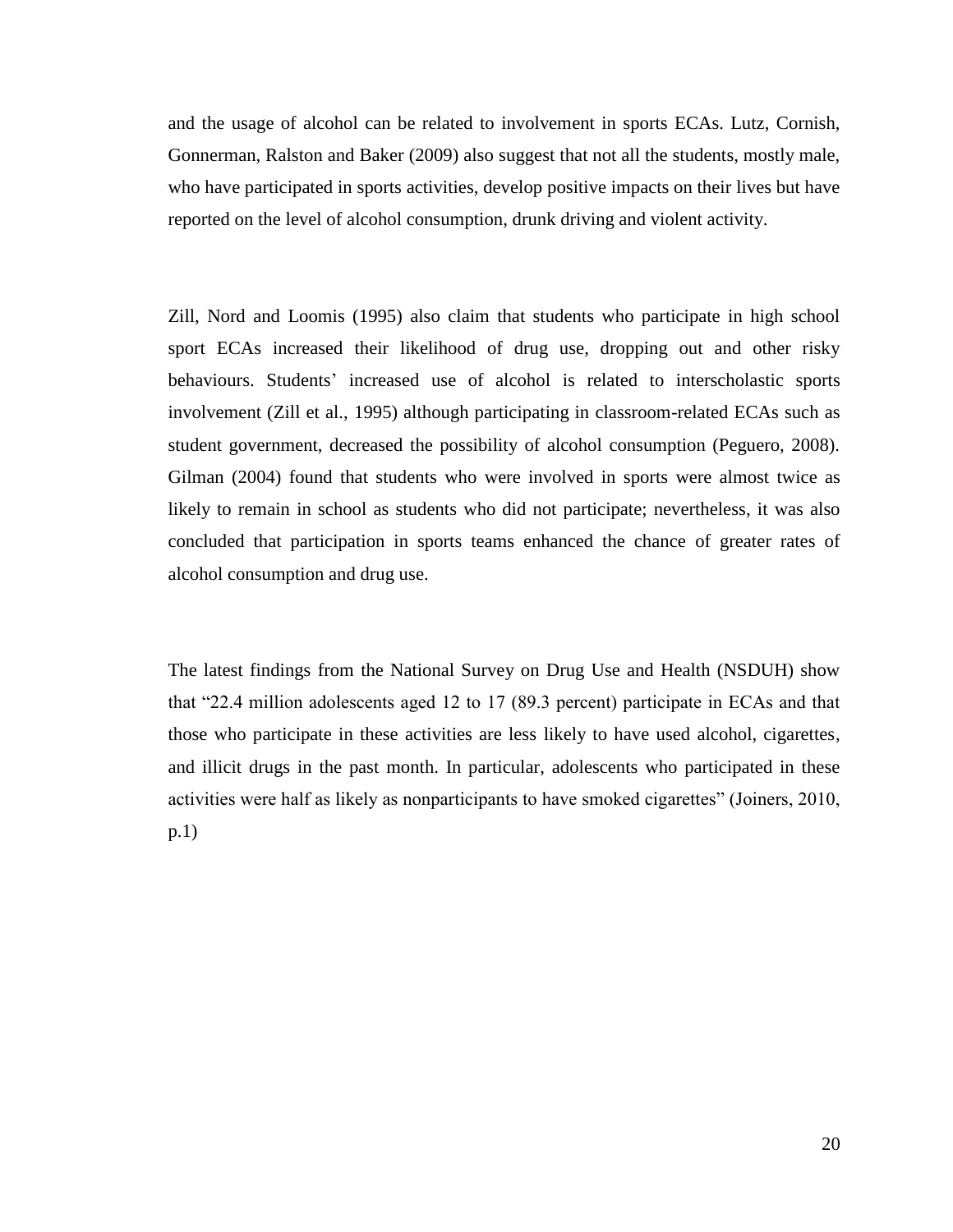and the usage of alcohol can be related to involvement in sports ECAs. Lutz, Cornish, Gonnerman, Ralston and Baker (2009) also suggest that not all the students, mostly male, who have participated in sports activities, develop positive impacts on their lives but have reported on the level of alcohol consumption, drunk driving and violent activity.

Zill, Nord and Loomis (1995) also claim that students who participate in high school sport ECAs increased their likelihood of drug use, dropping out and other risky behaviours. Students' increased use of alcohol is related to interscholastic sports involvement (Zill et al., 1995) although participating in classroom-related ECAs such as student government, decreased the possibility of alcohol consumption (Peguero, 2008). Gilman (2004) found that students who were involved in sports were almost twice as likely to remain in school as students who did not participate; nevertheless, it was also concluded that participation in sports teams enhanced the chance of greater rates of alcohol consumption and drug use.

The latest findings from the National Survey on Drug Use and Health (NSDUH) show that "22.4 million adolescents aged 12 to 17 (89.3 percent) participate in ECAs and that those who participate in these activities are less likely to have used alcohol, cigarettes, and illicit drugs in the past month. In particular, adolescents who participated in these activities were half as likely as nonparticipants to have smoked cigarettes" (Joiners, 2010, p.1)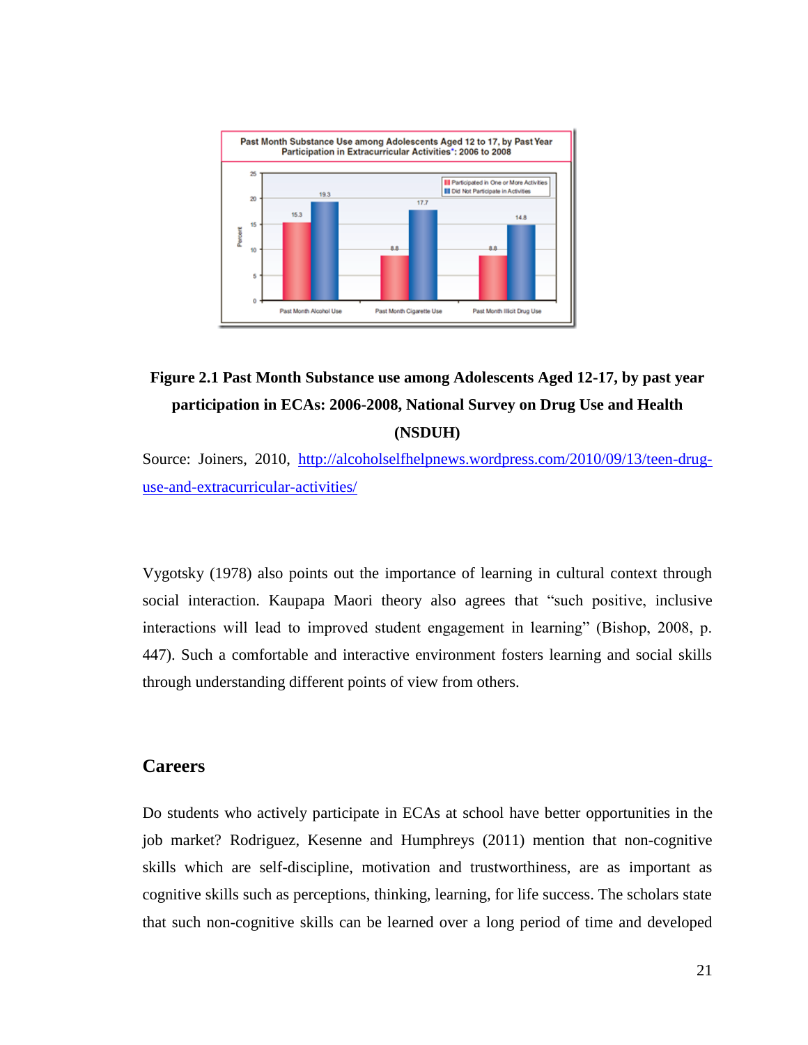**Figure 2.1 Past Month Substance use among Adolescents Aged 12-17, by past year participation in ECAs: 2006-2008, National Survey on Drug Use and Health (NSDUH)**

Source: Joiners, 2010, http://alcoholselfhelpnews.wordpress.com/2010/09/13/teen-drug-use-and-extracurricular-activities/

Vygotsky (1978) also points out the importance of learning in cultural context through social interaction. Kaupapa Maori theory also agrees that "such positive, inclusive interactions will lead to improved student engagement in learning" (Bishop, 2008, p. 447). Such a comfortable and interactive environment fosters learning and social skills through understanding different points of view from others.

## Careers

Do students who actively participate in ECAs at school have better opportunities in the job market? Rodriguez, Kesenne and Humphreys (2011) mention that non-cognitive skills which are self-discipline, motivation and trustworthiness, are as important as cognitive skills such as perceptions, thinking, learning, for life success. The scholars state that such non-cognitive skills can be learned over a long period of time and developed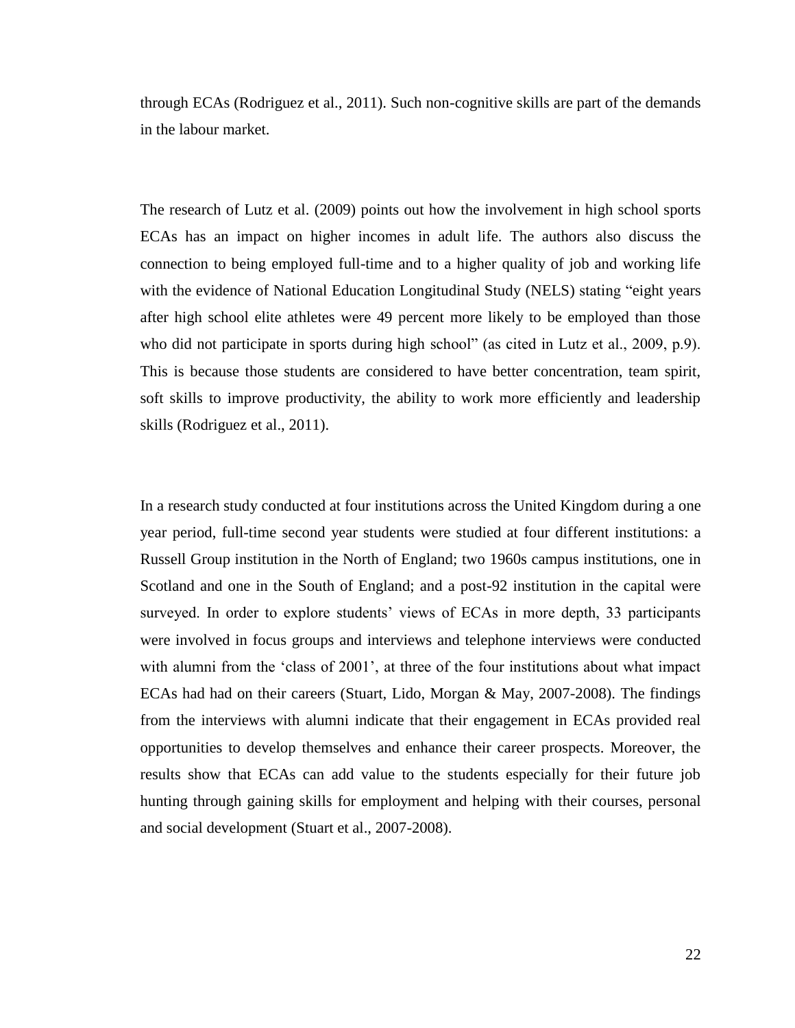through ECAs (Rodriguez et al., 2011). Such non-cognitive skills are part of the demands in the labour market.

The research of Lutz et al. (2009) points out how the involvement in high school sports ECAs has an impact on higher incomes in adult life. The authors also discuss the connection to being employed full-time and to a higher quality of job and working life with the evidence of National Education Longitudinal Study (NELS) stating "eight years after high school elite athletes were 49 percent more likely to be employed than those who did not participate in sports during high school" (as cited in Lutz et al., 2009, p.9). This is because those students are considered to have better concentration, team spirit, soft skills to improve productivity, the ability to work more efficiently and leadership skills (Rodriguez et al., 2011).

In a research study conducted at four institutions across the United Kingdom during a one year period, full-time second year students were studied at four different institutions: a Russell Group institution in the North of England; two 1960s campus institutions, one in Scotland and one in the South of England; and a post-92 institution in the capital were surveyed. In order to explore students' views of ECAs in more depth, 33 participants were involved in focus groups and interviews and telephone interviews were conducted with alumni from the 'class of 2001', at three of the four institutions about what impact ECAs had had on their careers (Stuart, Lido, Morgan & May, 2007-2008). The findings from the interviews with alumni indicate that their engagement in ECAs provided real opportunities to develop themselves and enhance their career prospects. Moreover, the results show that ECAs can add value to the students especially for their future job hunting through gaining skills for employment and helping with their courses, personal and social development (Stuart et al., 2007-2008).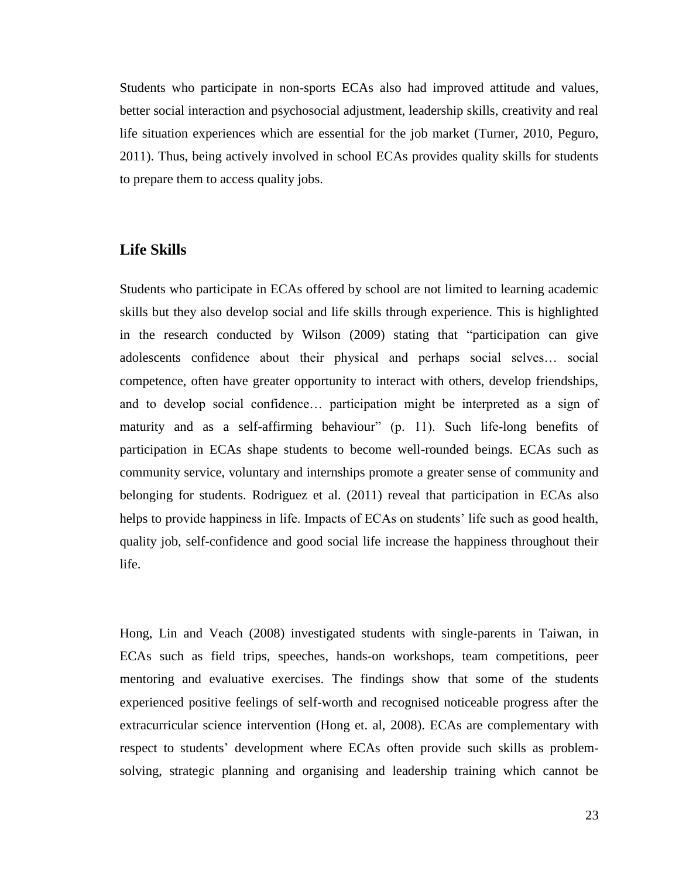Students who participate in non-sports ECAs also had improved attitude and values, better social interaction and psychosocial adjustment, leadership skills, creativity and real life situation experiences which are essential for the job market (Turner, 2010, Peguro, 2011). Thus, being actively involved in school ECAs provides quality skills for students to prepare them to access quality jobs.

## Life Skills

Students who participate in ECAs offered by school are not limited to learning academic skills but they also develop social and life skills through experience. This is highlighted in the research conducted by Wilson (2009) stating that "participation can give adolescents confidence about their physical and perhaps social selves… social competence, often have greater opportunity to interact with others, develop friendships, and to develop social confidence… participation might be interpreted as a sign of maturity and as a self-affirming behaviour" (p. 11). Such life-long benefits of participation in ECAs shape students to become well-rounded beings. ECAs such as community service, voluntary and internships promote a greater sense of community and belonging for students. Rodriguez et al. (2011) reveal that participation in ECAs also helps to provide happiness in life. Impacts of ECAs on students' life such as good health, quality job, self-confidence and good social life increase the happiness throughout their life.

Hong, Lin and Veach (2008) investigated students with single-parents in Taiwan, in ECAs such as field trips, speeches, hands-on workshops, team competitions, peer mentoring and evaluative exercises. The findings show that some of the students experienced positive feelings of self-worth and recognised noticeable progress after the extracurricular science intervention (Hong et. al, 2008). ECAs are complementary with respect to students' development where ECAs often provide such skills as problem-solving, strategic planning and organising and leadership training which cannot be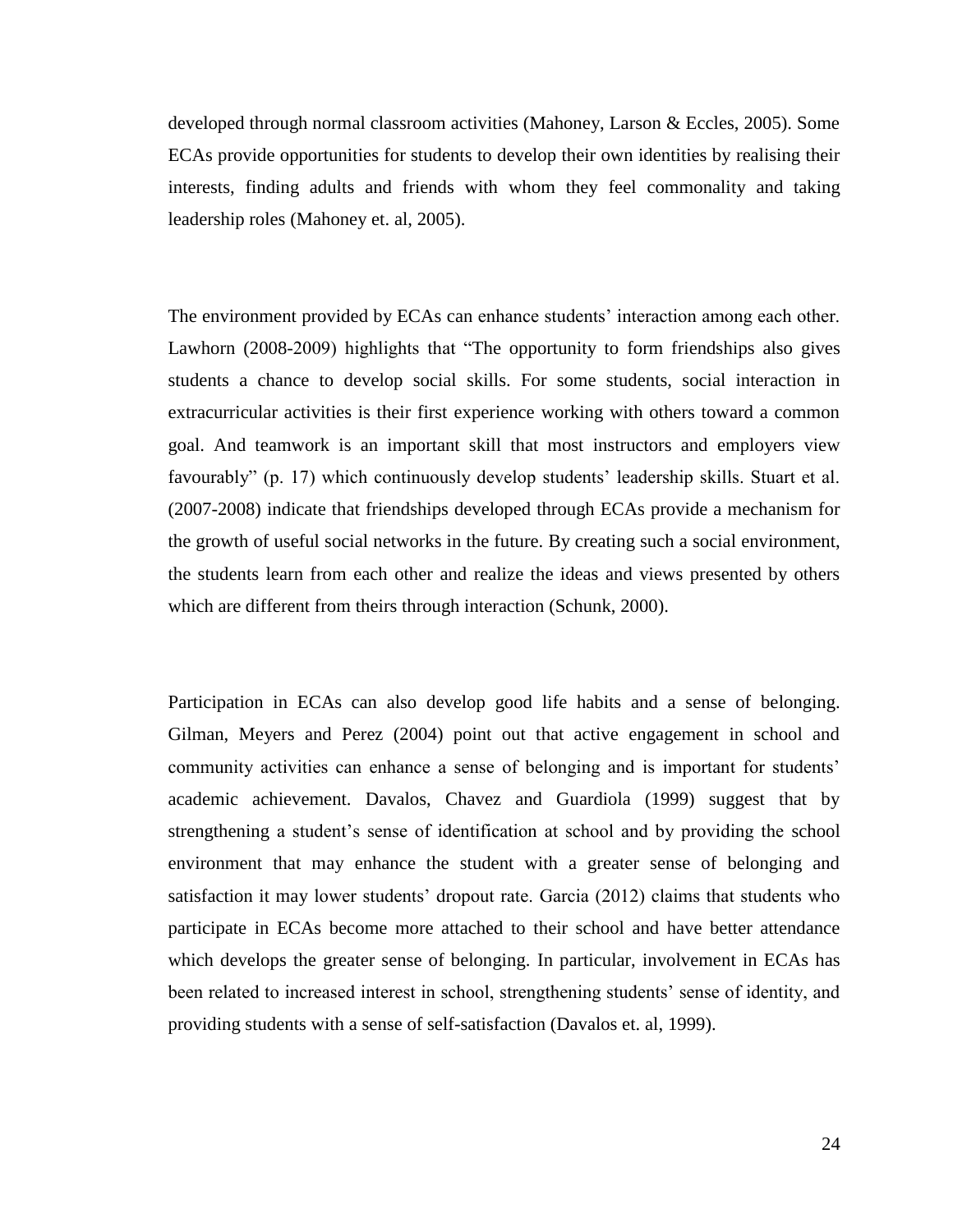developed through normal classroom activities (Mahoney, Larson & Eccles, 2005). Some ECAs provide opportunities for students to develop their own identities by realising their interests, finding adults and friends with whom they feel commonality and taking leadership roles (Mahoney et. al, 2005).

The environment provided by ECAs can enhance students' interaction among each other. Lawhorn (2008-2009) highlights that "The opportunity to form friendships also gives students a chance to develop social skills. For some students, social interaction in extracurricular activities is their first experience working with others toward a common goal. And teamwork is an important skill that most instructors and employers view favourably" (p. 17) which continuously develop students' leadership skills. Stuart et al. (2007-2008) indicate that friendships developed through ECAs provide a mechanism for the growth of useful social networks in the future. By creating such a social environment, the students learn from each other and realize the ideas and views presented by others which are different from theirs through interaction (Schunk, 2000).

Participation in ECAs can also develop good life habits and a sense of belonging. Gilman, Meyers and Perez (2004) point out that active engagement in school and community activities can enhance a sense of belonging and is important for students' academic achievement. Davalos, Chavez and Guardiola (1999) suggest that by strengthening a student's sense of identification at school and by providing the school environment that may enhance the student with a greater sense of belonging and satisfaction it may lower students' dropout rate. Garcia (2012) claims that students who participate in ECAs become more attached to their school and have better attendance which develops the greater sense of belonging. In particular, involvement in ECAs has been related to increased interest in school, strengthening students' sense of identity, and providing students with a sense of self-satisfaction (Davalos et. al, 1999).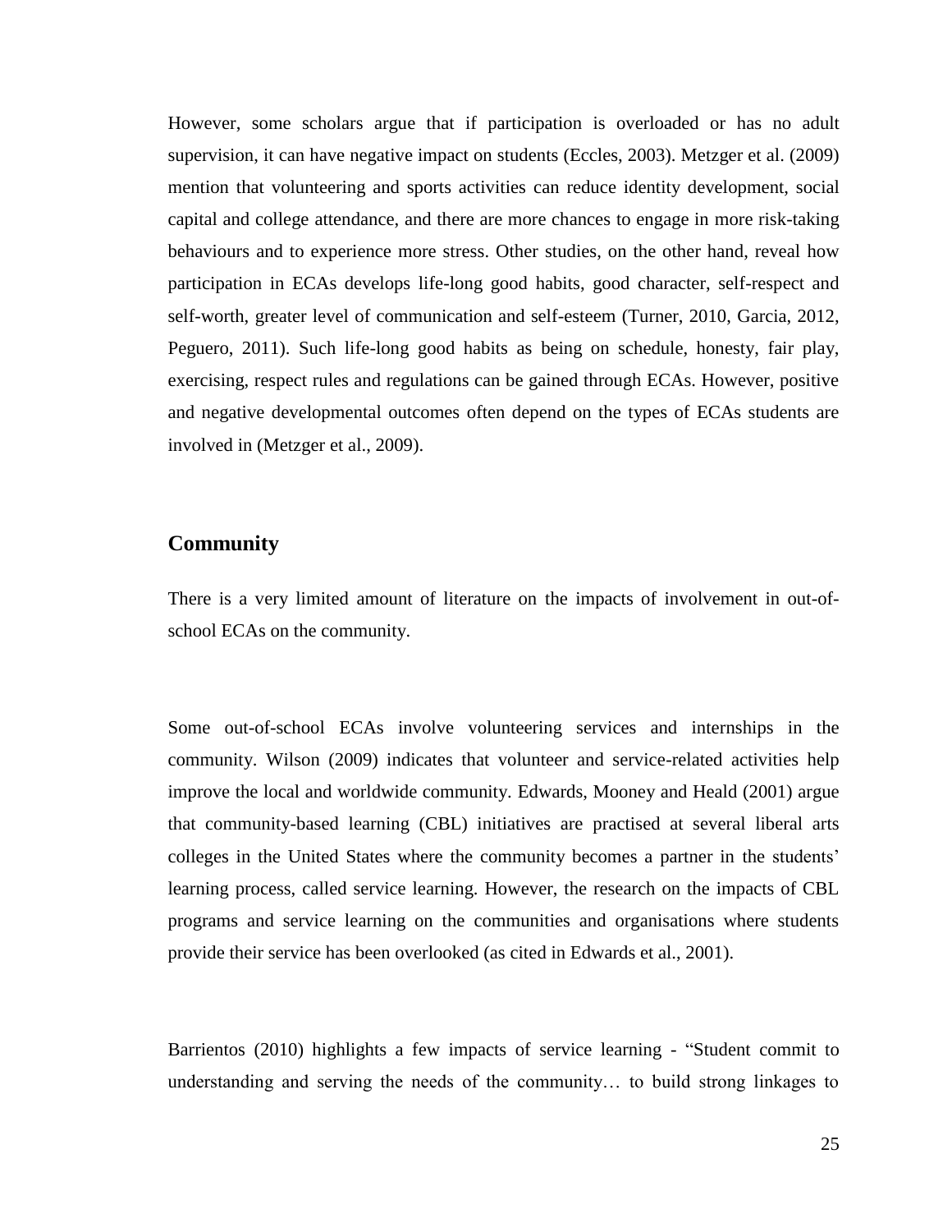However, some scholars argue that if participation is overloaded or has no adult supervision, it can have negative impact on students (Eccles, 2003). Metzger et al. (2009) mention that volunteering and sports activities can reduce identity development, social capital and college attendance, and there are more chances to engage in more risk-taking behaviours and to experience more stress. Other studies, on the other hand, reveal how participation in ECAs develops life-long good habits, good character, self-respect and self-worth, greater level of communication and self-esteem (Turner, 2010, Garcia, 2012, Peguero, 2011). Such life-long good habits as being on schedule, honesty, fair play, exercising, respect rules and regulations can be gained through ECAs. However, positive and negative developmental outcomes often depend on the types of ECAs students are involved in (Metzger et al., 2009).

## Community

There is a very limited amount of literature on the impacts of involvement in out-of-school ECAs on the community.

Some out-of-school ECAs involve volunteering services and internships in the community. Wilson (2009) indicates that volunteer and service-related activities help improve the local and worldwide community. Edwards, Mooney and Heald (2001) argue that community-based learning (CBL) initiatives are practised at several liberal arts colleges in the United States where the community becomes a partner in the students' learning process, called service learning. However, the research on the impacts of CBL programs and service learning on the communities and organisations where students provide their service has been overlooked (as cited in Edwards et al., 2001).

Barrientos (2010) highlights a few impacts of service learning - "Student commit to understanding and serving the needs of the community… to build strong linkages to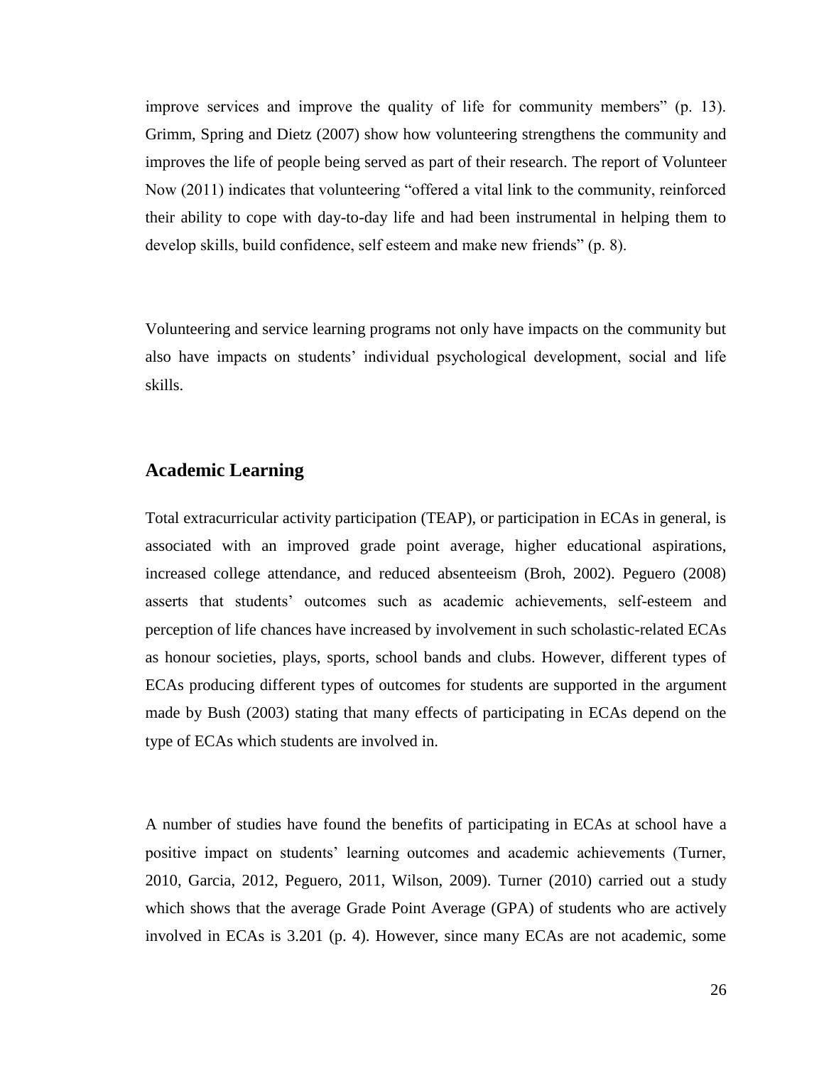improve services and improve the quality of life for community members" (p. 13). Grimm, Spring and Dietz (2007) show how volunteering strengthens the community and improves the life of people being served as part of their research. The report of Volunteer Now (2011) indicates that volunteering "offered a vital link to the community, reinforced their ability to cope with day-to-day life and had been instrumental in helping them to develop skills, build confidence, self esteem and make new friends" (p. 8).

Volunteering and service learning programs not only have impacts on the community but also have impacts on students' individual psychological development, social and life skills.

## Academic Learning

Total extracurricular activity participation (TEAP), or participation in ECAs in general, is associated with an improved grade point average, higher educational aspirations, increased college attendance, and reduced absenteeism (Broh, 2002). Peguero (2008) asserts that students' outcomes such as academic achievements, self-esteem and perception of life chances have increased by involvement in such scholastic-related ECAs as honour societies, plays, sports, school bands and clubs. However, different types of ECAs producing different types of outcomes for students are supported in the argument made by Bush (2003) stating that many effects of participating in ECAs depend on the type of ECAs which students are involved in.

A number of studies have found the benefits of participating in ECAs at school have a positive impact on students' learning outcomes and academic achievements (Turner, 2010, Garcia, 2012, Peguero, 2011, Wilson, 2009). Turner (2010) carried out a study which shows that the average Grade Point Average (GPA) of students who are actively involved in ECAs is 3.201 (p. 4). However, since many ECAs are not academic, some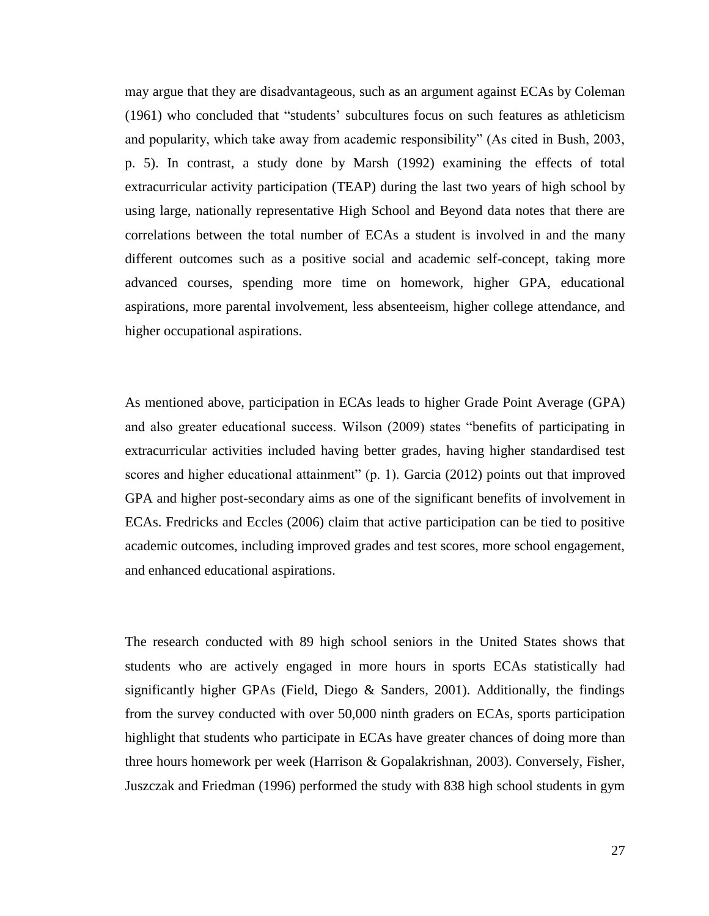may argue that they are disadvantageous, such as an argument against ECAs by Coleman (1961) who concluded that "students' subcultures focus on such features as athleticism and popularity, which take away from academic responsibility" (As cited in Bush, 2003, p. 5). In contrast, a study done by Marsh (1992) examining the effects of total extracurricular activity participation (TEAP) during the last two years of high school by using large, nationally representative High School and Beyond data notes that there are correlations between the total number of ECAs a student is involved in and the many different outcomes such as a positive social and academic self-concept, taking more advanced courses, spending more time on homework, higher GPA, educational aspirations, more parental involvement, less absenteeism, higher college attendance, and higher occupational aspirations.

As mentioned above, participation in ECAs leads to higher Grade Point Average (GPA) and also greater educational success. Wilson (2009) states "benefits of participating in extracurricular activities included having better grades, having higher standardised test scores and higher educational attainment" (p. 1). Garcia (2012) points out that improved GPA and higher post-secondary aims as one of the significant benefits of involvement in ECAs. Fredricks and Eccles (2006) claim that active participation can be tied to positive academic outcomes, including improved grades and test scores, more school engagement, and enhanced educational aspirations.

The research conducted with 89 high school seniors in the United States shows that students who are actively engaged in more hours in sports ECAs statistically had significantly higher GPAs (Field, Diego & Sanders, 2001). Additionally, the findings from the survey conducted with over 50,000 ninth graders on ECAs, sports participation highlight that students who participate in ECAs have greater chances of doing more than three hours homework per week (Harrison & Gopalakrishnan, 2003). Conversely, Fisher, Juszczak and Friedman (1996) performed the study with 838 high school students in gym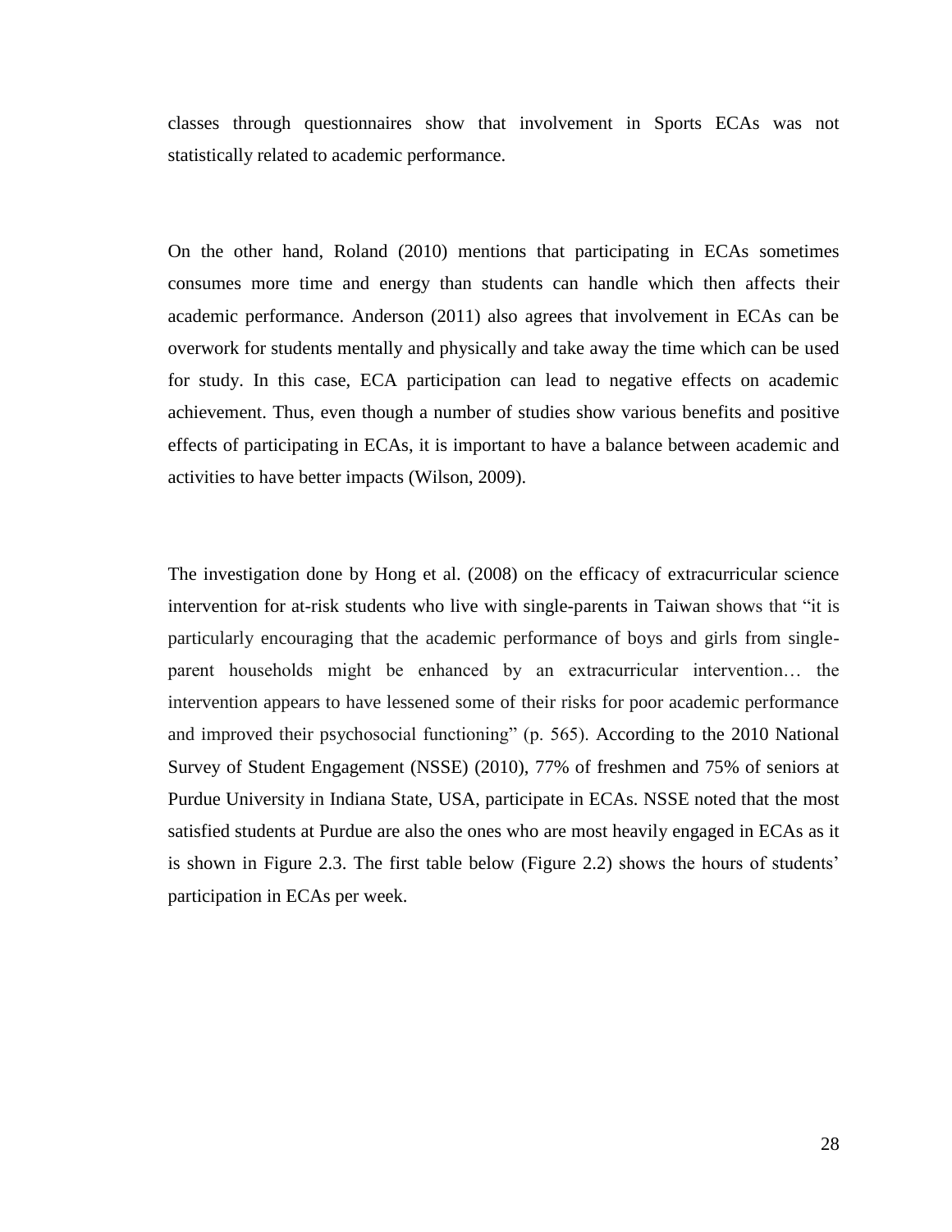classes through questionnaires show that involvement in Sports ECAs was not statistically related to academic performance.

On the other hand, Roland (2010) mentions that participating in ECAs sometimes consumes more time and energy than students can handle which then affects their academic performance. Anderson (2011) also agrees that involvement in ECAs can be overwork for students mentally and physically and take away the time which can be used for study. In this case, ECA participation can lead to negative effects on academic achievement. Thus, even though a number of studies show various benefits and positive effects of participating in ECAs, it is important to have a balance between academic and activities to have better impacts (Wilson, 2009).

The investigation done by Hong et al. (2008) on the efficacy of extracurricular science intervention for at-risk students who live with single-parents in Taiwan shows that "it is particularly encouraging that the academic performance of boys and girls from single-parent households might be enhanced by an extracurricular intervention… the intervention appears to have lessened some of their risks for poor academic performance and improved their psychosocial functioning" (p. 565). According to the 2010 National Survey of Student Engagement (NSSE) (2010), 77% of freshmen and 75% of seniors at Purdue University in Indiana State, USA, participate in ECAs. NSSE noted that the most satisfied students at Purdue are also the ones who are most heavily engaged in ECAs as it is shown in Figure 2.3. The first table below (Figure 2.2) shows the hours of students' participation in ECAs per week.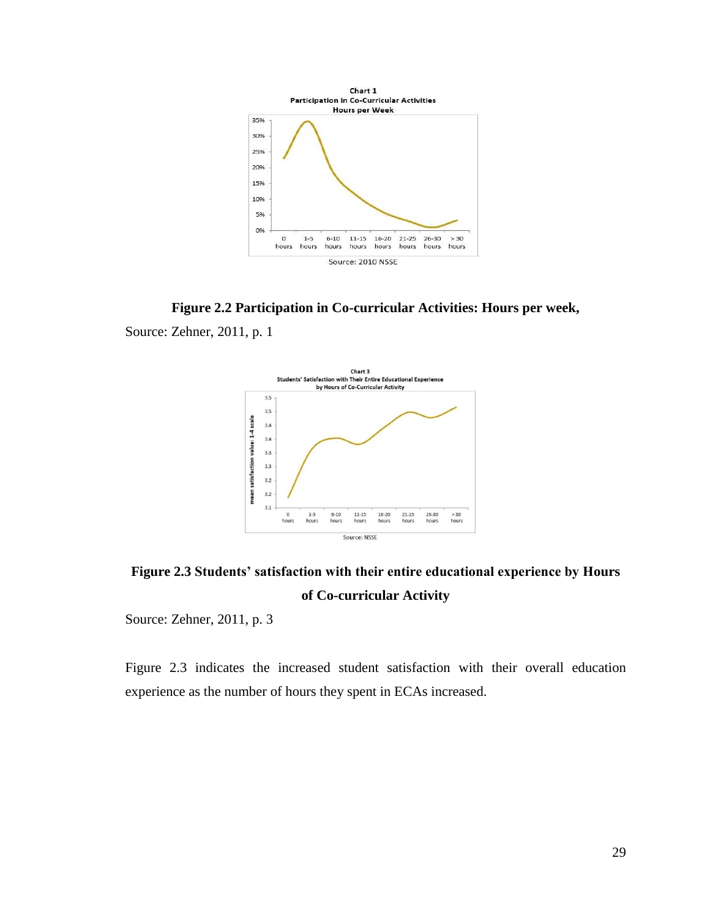**Figure 2.2 Participation in Co-curricular Activities: Hours per week,**

Source: Zehner, 2011, p. 1

**Figure 2.3 Students' satisfaction with their entire educational experience by Hours of Co-curricular Activity**

Source: Zehner, 2011, p. 3

Figure 2.3 indicates the increased student satisfaction with their overall education experience as the number of hours they spent in ECAs increased.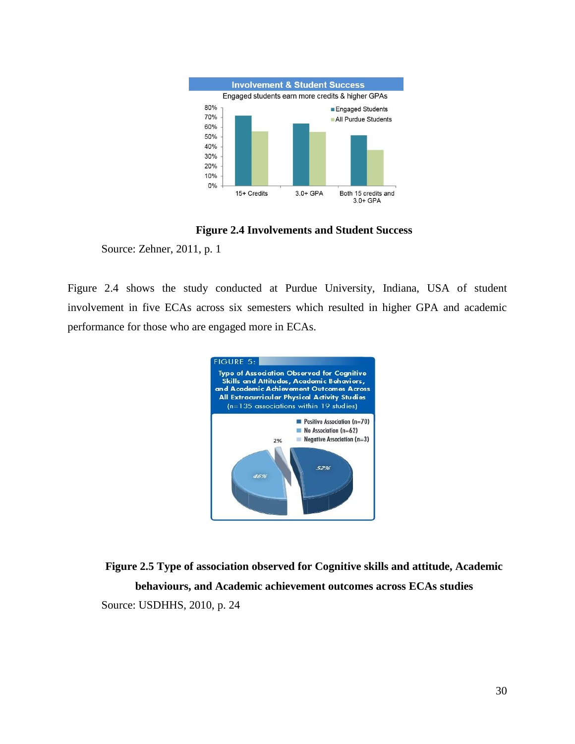**Figure 2.4 Involvements and Student Success**

Source: Zehner, 2011, p. 1

Figure 2.4 shows the study conducted at Purdue University, Indiana, USA of student involvement in five ECAs across six semesters which resulted in higher GPA and academic performance for those who are engaged more in ECAs.

**Figure 2.5 Type of association observed for Cognitive skills and attitude, Academic behaviours, and Academic achievement outcomes across ECAs studies**

Source: USDHHS, 2010, p. 24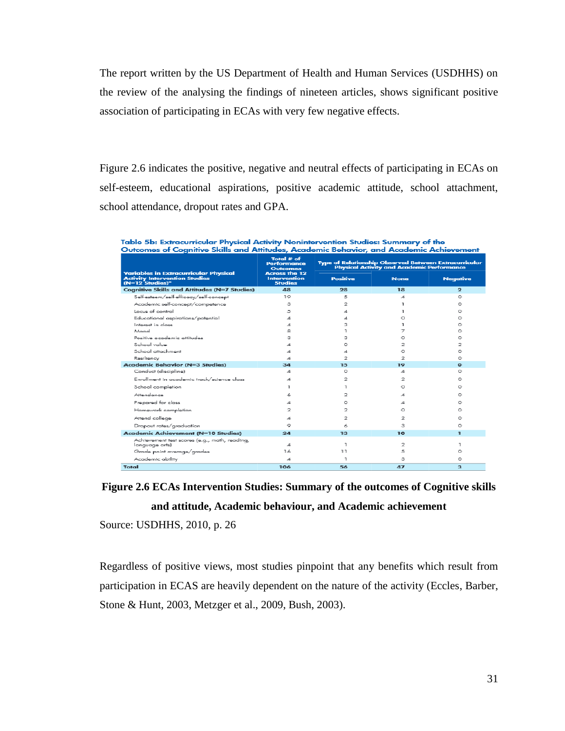The report written by the US Department of Health and Human Services (USDHHS) on the review of the analysing the findings of nineteen articles, shows significant positive association of participating in ECAs with very few negative effects.

Figure 2.6 indicates the positive, negative and neutral effects of participating in ECAs on self-esteem, educational aspirations, positive academic attitude, school attachment, school attendance, dropout rates and GPA.

**Table 5b: Extracurricular Physical Activity Nonintervention Studies: Summary of the Outcomes of Cognitive Skills and Attitudes, Academic Behavior, and Academic Achievement**

| Variables in Extracurricular Physical Activity Intervention Studies (N=12 Studies)* | Total # of Performance Outcomes Across the 12 Intervention Studies | Type of Relationship Observed Between Extracurricular Physical Activity and Academic Performance | | |
|---|---|---|---|---|
| | | Positive | None | Negative |
| **Cognitive Skills and Attitudes (N=7 Studies)** | **48** | **28** | **18** | **2** |
| Self-esteem/self-efficacy/self-concept | 10 | 5 | 4 | 0 |
| Academic self-concept/competence | 3 | 2 | 1 | 0 |
| Locus of control | 5 | 4 | 1 | 0 |
| Educational aspirations/potential | 4 | 4 | 0 | 0 |
| Interest in class | 4 | 3 | 1 | 0 |
| Mood | 8 | 1 | 7 | 0 |
| Positive academic attitudes | 3 | 3 | 0 | 0 |
| School value | 4 | 0 | 2 | 2 |
| School attachment | 4 | 4 | 0 | 0 |
| Resiliency | 4 | 2 | 2 | 0 |
| **Academic Behavior (N=3 Studies)** | **34** | **15** | **19** | **0** |
| Conduct (discipline) | 4 | 0 | 4 | 0 |
| Enrollment in academic track/science class | 4 | 2 | 2 | 0 |
| School completion | 1 | 1 | 0 | 0 |
| Attendance | 6 | 2 | 4 | 0 |
| Prepared for class | 4 | 0 | 4 | 0 |
| Homework completion | 2 | 2 | 0 | 0 |
| Attend college | 4 | 2 | 2 | 0 |
| Dropout rates/graduation | 9 | 6 | 3 | 0 |
| **Academic Achievement (N=10 Studies)** | **24** | **13** | **10** | **1** |
| Achievement test scores (e.g., math, reading, language arts) | 4 | 1 | 2 | 1 |
| Grade point average/grades | 16 | 11 | 5 | 0 |
| Academic ability | 4 | 1 | 3 | 0 |
| **Total** | **106** | **56** | **47** | **3** |

**Figure 2.6 ECAs Intervention Studies: Summary of the outcomes of Cognitive skills and attitude, Academic behaviour, and Academic achievement**

Source: USDHHS, 2010, p. 26

Regardless of positive views, most studies pinpoint that any benefits which result from participation in ECAS are heavily dependent on the nature of the activity (Eccles, Barber, Stone & Hunt, 2003, Metzger et al., 2009, Bush, 2003).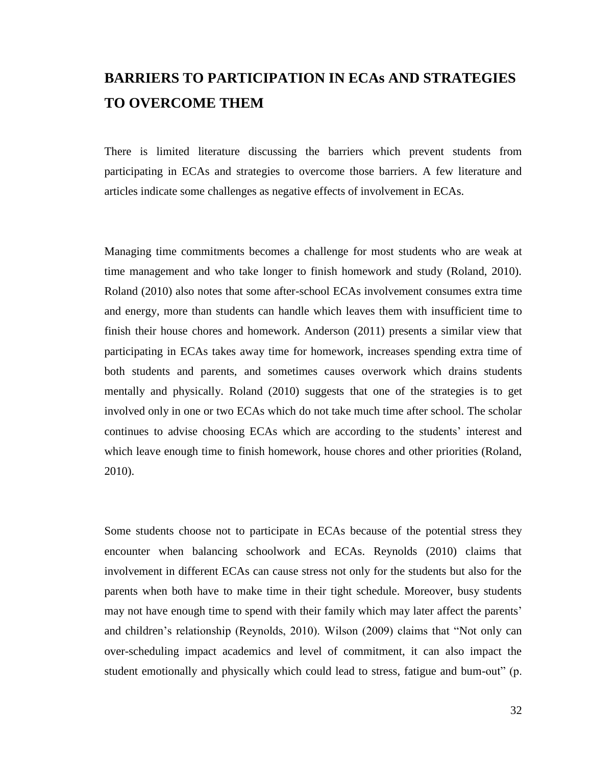# BARRIERS TO PARTICIPATION IN ECAs AND STRATEGIES TO OVERCOME THEM

There is limited literature discussing the barriers which prevent students from participating in ECAs and strategies to overcome those barriers. A few literature and articles indicate some challenges as negative effects of involvement in ECAs.

Managing time commitments becomes a challenge for most students who are weak at time management and who take longer to finish homework and study (Roland, 2010). Roland (2010) also notes that some after-school ECAs involvement consumes extra time and energy, more than students can handle which leaves them with insufficient time to finish their house chores and homework. Anderson (2011) presents a similar view that participating in ECAs takes away time for homework, increases spending extra time of both students and parents, and sometimes causes overwork which drains students mentally and physically. Roland (2010) suggests that one of the strategies is to get involved only in one or two ECAs which do not take much time after school. The scholar continues to advise choosing ECAs which are according to the students' interest and which leave enough time to finish homework, house chores and other priorities (Roland, 2010).

Some students choose not to participate in ECAs because of the potential stress they encounter when balancing schoolwork and ECAs. Reynolds (2010) claims that involvement in different ECAs can cause stress not only for the students but also for the parents when both have to make time in their tight schedule. Moreover, busy students may not have enough time to spend with their family which may later affect the parents' and children's relationship (Reynolds, 2010). Wilson (2009) claims that "Not only can over-scheduling impact academics and level of commitment, it can also impact the student emotionally and physically which could lead to stress, fatigue and bum-out" (p.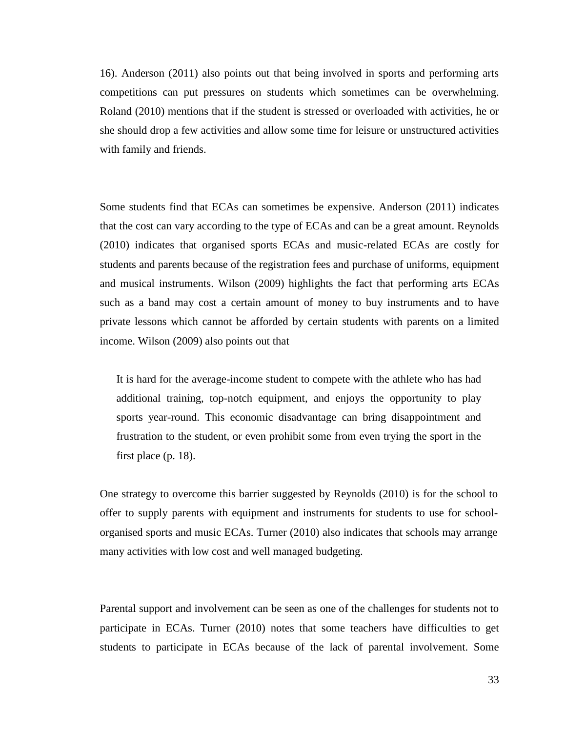16). Anderson (2011) also points out that being involved in sports and performing arts competitions can put pressures on students which sometimes can be overwhelming. Roland (2010) mentions that if the student is stressed or overloaded with activities, he or she should drop a few activities and allow some time for leisure or unstructured activities with family and friends.

Some students find that ECAs can sometimes be expensive. Anderson (2011) indicates that the cost can vary according to the type of ECAs and can be a great amount. Reynolds (2010) indicates that organised sports ECAs and music-related ECAs are costly for students and parents because of the registration fees and purchase of uniforms, equipment and musical instruments. Wilson (2009) highlights the fact that performing arts ECAs such as a band may cost a certain amount of money to buy instruments and to have private lessons which cannot be afforded by certain students with parents on a limited income. Wilson (2009) also points out that

> It is hard for the average-income student to compete with the athlete who has had additional training, top-notch equipment, and enjoys the opportunity to play sports year-round. This economic disadvantage can bring disappointment and frustration to the student, or even prohibit some from even trying the sport in the first place (p. 18).

One strategy to overcome this barrier suggested by Reynolds (2010) is for the school to offer to supply parents with equipment and instruments for students to use for school-organised sports and music ECAs. Turner (2010) also indicates that schools may arrange many activities with low cost and well managed budgeting.

Parental support and involvement can be seen as one of the challenges for students not to participate in ECAs. Turner (2010) notes that some teachers have difficulties to get students to participate in ECAs because of the lack of parental involvement. Some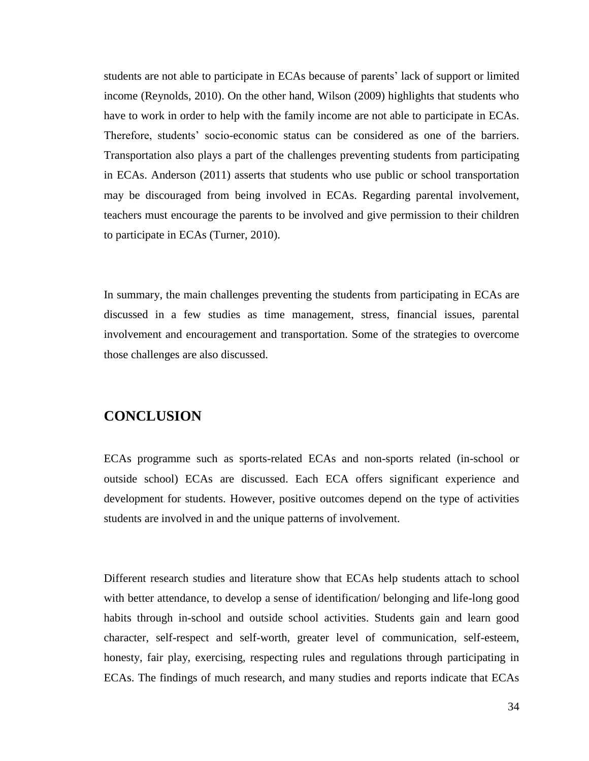students are not able to participate in ECAs because of parents' lack of support or limited income (Reynolds, 2010). On the other hand, Wilson (2009) highlights that students who have to work in order to help with the family income are not able to participate in ECAs. Therefore, students' socio-economic status can be considered as one of the barriers. Transportation also plays a part of the challenges preventing students from participating in ECAs. Anderson (2011) asserts that students who use public or school transportation may be discouraged from being involved in ECAs. Regarding parental involvement, teachers must encourage the parents to be involved and give permission to their children to participate in ECAs (Turner, 2010).

In summary, the main challenges preventing the students from participating in ECAs are discussed in a few studies as time management, stress, financial issues, parental involvement and encouragement and transportation. Some of the strategies to overcome those challenges are also discussed.

## CONCLUSION

ECAs programme such as sports-related ECAs and non-sports related (in-school or outside school) ECAs are discussed. Each ECA offers significant experience and development for students. However, positive outcomes depend on the type of activities students are involved in and the unique patterns of involvement.

Different research studies and literature show that ECAs help students attach to school with better attendance, to develop a sense of identification/ belonging and life-long good habits through in-school and outside school activities. Students gain and learn good character, self-respect and self-worth, greater level of communication, self-esteem, honesty, fair play, exercising, respecting rules and regulations through participating in ECAs. The findings of much research, and many studies and reports indicate that ECAs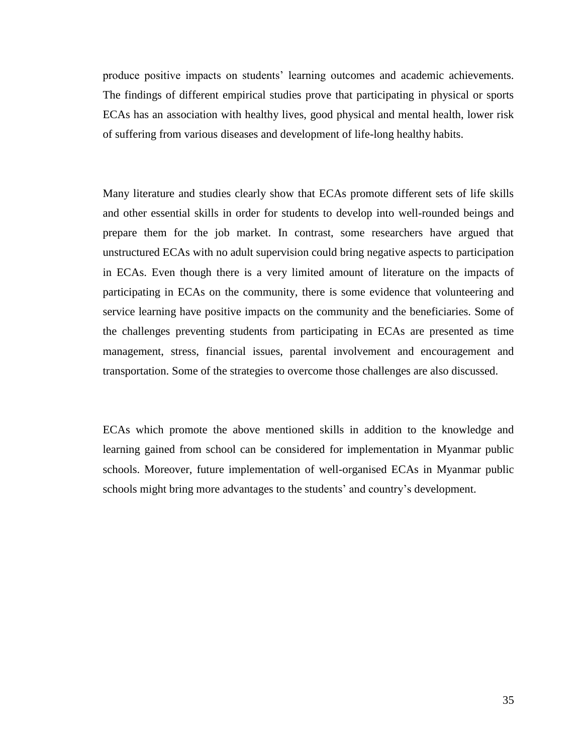produce positive impacts on students' learning outcomes and academic achievements. The findings of different empirical studies prove that participating in physical or sports ECAs has an association with healthy lives, good physical and mental health, lower risk of suffering from various diseases and development of life-long healthy habits.

Many literature and studies clearly show that ECAs promote different sets of life skills and other essential skills in order for students to develop into well-rounded beings and prepare them for the job market. In contrast, some researchers have argued that unstructured ECAs with no adult supervision could bring negative aspects to participation in ECAs. Even though there is a very limited amount of literature on the impacts of participating in ECAs on the community, there is some evidence that volunteering and service learning have positive impacts on the community and the beneficiaries. Some of the challenges preventing students from participating in ECAs are presented as time management, stress, financial issues, parental involvement and encouragement and transportation. Some of the strategies to overcome those challenges are also discussed.

ECAs which promote the above mentioned skills in addition to the knowledge and learning gained from school can be considered for implementation in Myanmar public schools. Moreover, future implementation of well-organised ECAs in Myanmar public schools might bring more advantages to the students' and country's development.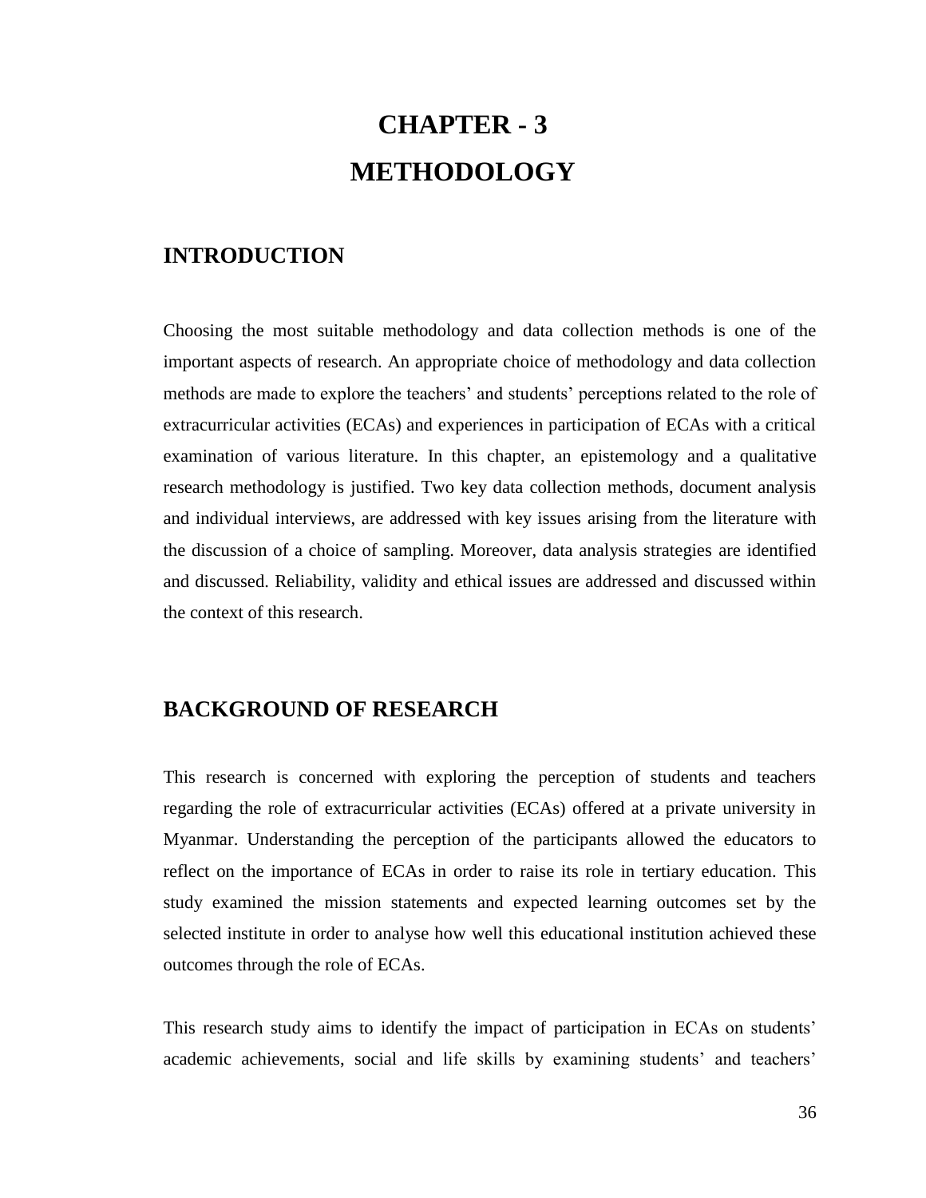# CHAPTER - 3
# METHODOLOGY

## INTRODUCTION

Choosing the most suitable methodology and data collection methods is one of the important aspects of research. An appropriate choice of methodology and data collection methods are made to explore the teachers' and students' perceptions related to the role of extracurricular activities (ECAs) and experiences in participation of ECAs with a critical examination of various literature. In this chapter, an epistemology and a qualitative research methodology is justified. Two key data collection methods, document analysis and individual interviews, are addressed with key issues arising from the literature with the discussion of a choice of sampling. Moreover, data analysis strategies are identified and discussed. Reliability, validity and ethical issues are addressed and discussed within the context of this research.

## BACKGROUND OF RESEARCH

This research is concerned with exploring the perception of students and teachers regarding the role of extracurricular activities (ECAs) offered at a private university in Myanmar. Understanding the perception of the participants allowed the educators to reflect on the importance of ECAs in order to raise its role in tertiary education. This study examined the mission statements and expected learning outcomes set by the selected institute in order to analyse how well this educational institution achieved these outcomes through the role of ECAs.

This research study aims to identify the impact of participation in ECAs on students' academic achievements, social and life skills by examining students' and teachers'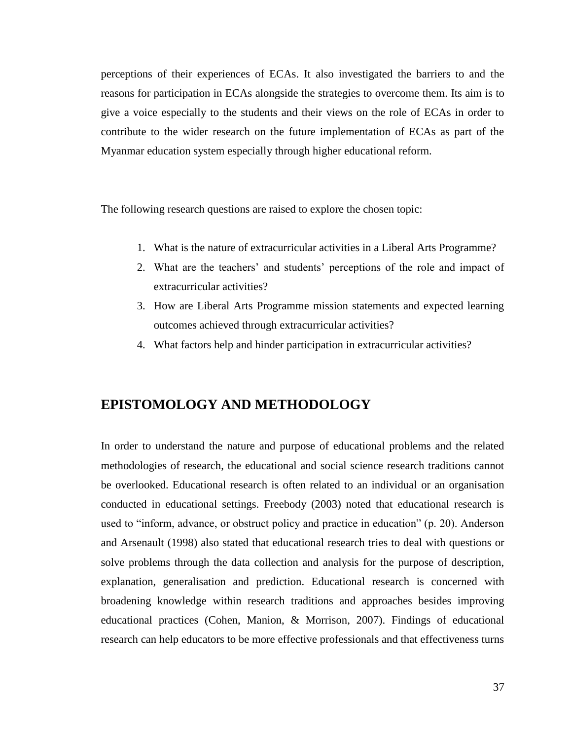perceptions of their experiences of ECAs. It also investigated the barriers to and the reasons for participation in ECAs alongside the strategies to overcome them. Its aim is to give a voice especially to the students and their views on the role of ECAs in order to contribute to the wider research on the future implementation of ECAs as part of the Myanmar education system especially through higher educational reform.

The following research questions are raised to explore the chosen topic:

1. What is the nature of extracurricular activities in a Liberal Arts Programme?
2. What are the teachers' and students' perceptions of the role and impact of extracurricular activities?
3. How are Liberal Arts Programme mission statements and expected learning outcomes achieved through extracurricular activities?
4. What factors help and hinder participation in extracurricular activities?

## EPISTOMOLOGY AND METHODOLOGY

In order to understand the nature and purpose of educational problems and the related methodologies of research, the educational and social science research traditions cannot be overlooked. Educational research is often related to an individual or an organisation conducted in educational settings. Freebody (2003) noted that educational research is used to "inform, advance, or obstruct policy and practice in education" (p. 20). Anderson and Arsenault (1998) also stated that educational research tries to deal with questions or solve problems through the data collection and analysis for the purpose of description, explanation, generalisation and prediction. Educational research is concerned with broadening knowledge within research traditions and approaches besides improving educational practices (Cohen, Manion, & Morrison, 2007). Findings of educational research can help educators to be more effective professionals and that effectiveness turns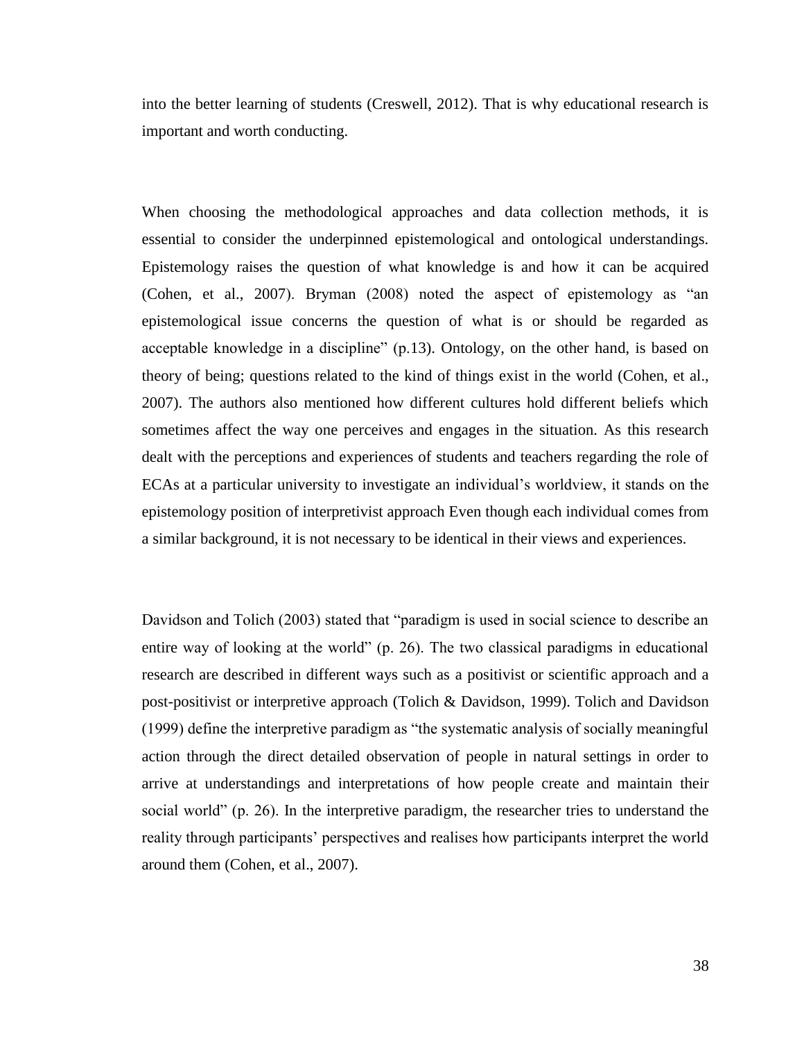into the better learning of students (Creswell, 2012). That is why educational research is important and worth conducting.

When choosing the methodological approaches and data collection methods, it is essential to consider the underpinned epistemological and ontological understandings. Epistemology raises the question of what knowledge is and how it can be acquired (Cohen, et al., 2007). Bryman (2008) noted the aspect of epistemology as "an epistemological issue concerns the question of what is or should be regarded as acceptable knowledge in a discipline" (p.13). Ontology, on the other hand, is based on theory of being; questions related to the kind of things exist in the world (Cohen, et al., 2007). The authors also mentioned how different cultures hold different beliefs which sometimes affect the way one perceives and engages in the situation. As this research dealt with the perceptions and experiences of students and teachers regarding the role of ECAs at a particular university to investigate an individual's worldview, it stands on the epistemology position of interpretivist approach Even though each individual comes from a similar background, it is not necessary to be identical in their views and experiences.

Davidson and Tolich (2003) stated that "paradigm is used in social science to describe an entire way of looking at the world" (p. 26). The two classical paradigms in educational research are described in different ways such as a positivist or scientific approach and a post-positivist or interpretive approach (Tolich & Davidson, 1999). Tolich and Davidson (1999) define the interpretive paradigm as "the systematic analysis of socially meaningful action through the direct detailed observation of people in natural settings in order to arrive at understandings and interpretations of how people create and maintain their social world" (p. 26). In the interpretive paradigm, the researcher tries to understand the reality through participants' perspectives and realises how participants interpret the world around them (Cohen, et al., 2007).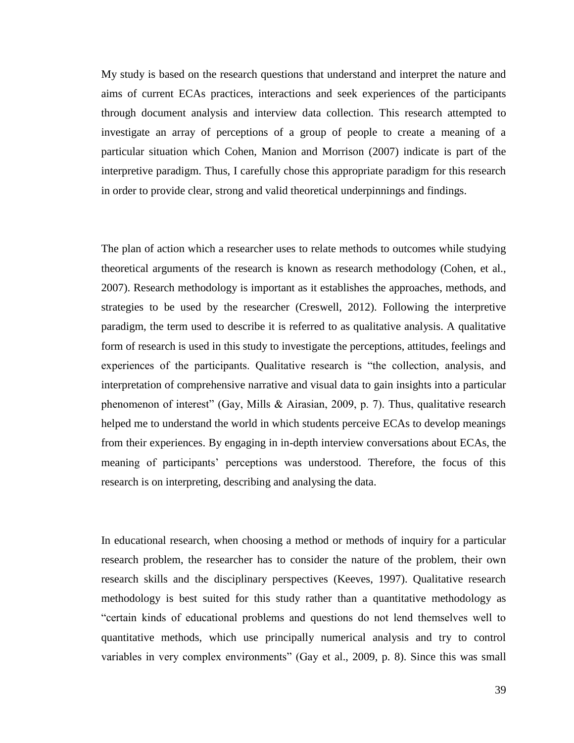My study is based on the research questions that understand and interpret the nature and aims of current ECAs practices, interactions and seek experiences of the participants through document analysis and interview data collection. This research attempted to investigate an array of perceptions of a group of people to create a meaning of a particular situation which Cohen, Manion and Morrison (2007) indicate is part of the interpretive paradigm. Thus, I carefully chose this appropriate paradigm for this research in order to provide clear, strong and valid theoretical underpinnings and findings.

The plan of action which a researcher uses to relate methods to outcomes while studying theoretical arguments of the research is known as research methodology (Cohen, et al., 2007). Research methodology is important as it establishes the approaches, methods, and strategies to be used by the researcher (Creswell, 2012). Following the interpretive paradigm, the term used to describe it is referred to as qualitative analysis. A qualitative form of research is used in this study to investigate the perceptions, attitudes, feelings and experiences of the participants. Qualitative research is "the collection, analysis, and interpretation of comprehensive narrative and visual data to gain insights into a particular phenomenon of interest" (Gay, Mills & Airasian, 2009, p. 7). Thus, qualitative research helped me to understand the world in which students perceive ECAs to develop meanings from their experiences. By engaging in in-depth interview conversations about ECAs, the meaning of participants' perceptions was understood. Therefore, the focus of this research is on interpreting, describing and analysing the data.

In educational research, when choosing a method or methods of inquiry for a particular research problem, the researcher has to consider the nature of the problem, their own research skills and the disciplinary perspectives (Keeves, 1997). Qualitative research methodology is best suited for this study rather than a quantitative methodology as "certain kinds of educational problems and questions do not lend themselves well to quantitative methods, which use principally numerical analysis and try to control variables in very complex environments" (Gay et al., 2009, p. 8). Since this was small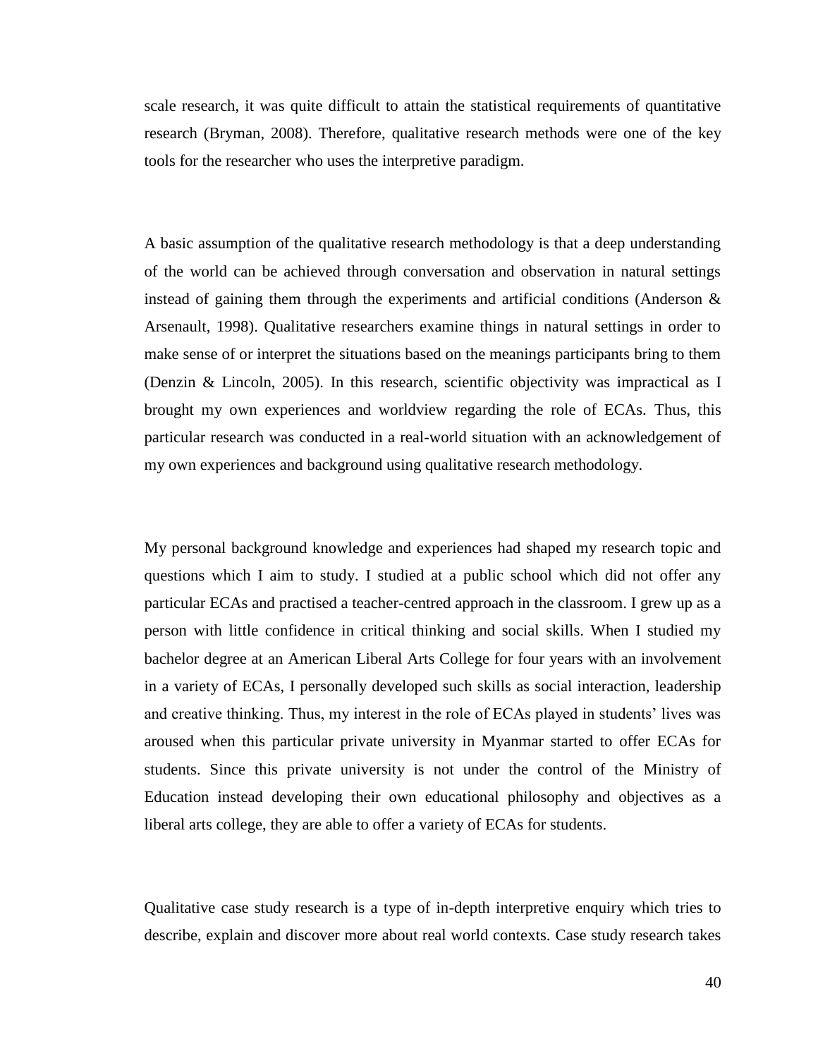scale research, it was quite difficult to attain the statistical requirements of quantitative research (Bryman, 2008). Therefore, qualitative research methods were one of the key tools for the researcher who uses the interpretive paradigm.

A basic assumption of the qualitative research methodology is that a deep understanding of the world can be achieved through conversation and observation in natural settings instead of gaining them through the experiments and artificial conditions (Anderson & Arsenault, 1998). Qualitative researchers examine things in natural settings in order to make sense of or interpret the situations based on the meanings participants bring to them (Denzin & Lincoln, 2005). In this research, scientific objectivity was impractical as I brought my own experiences and worldview regarding the role of ECAs. Thus, this particular research was conducted in a real-world situation with an acknowledgement of my own experiences and background using qualitative research methodology.

My personal background knowledge and experiences had shaped my research topic and questions which I aim to study. I studied at a public school which did not offer any particular ECAs and practised a teacher-centred approach in the classroom. I grew up as a person with little confidence in critical thinking and social skills. When I studied my bachelor degree at an American Liberal Arts College for four years with an involvement in a variety of ECAs, I personally developed such skills as social interaction, leadership and creative thinking. Thus, my interest in the role of ECAs played in students' lives was aroused when this particular private university in Myanmar started to offer ECAs for students. Since this private university is not under the control of the Ministry of Education instead developing their own educational philosophy and objectives as a liberal arts college, they are able to offer a variety of ECAs for students.

Qualitative case study research is a type of in-depth interpretive enquiry which tries to describe, explain and discover more about real world contexts. Case study research takes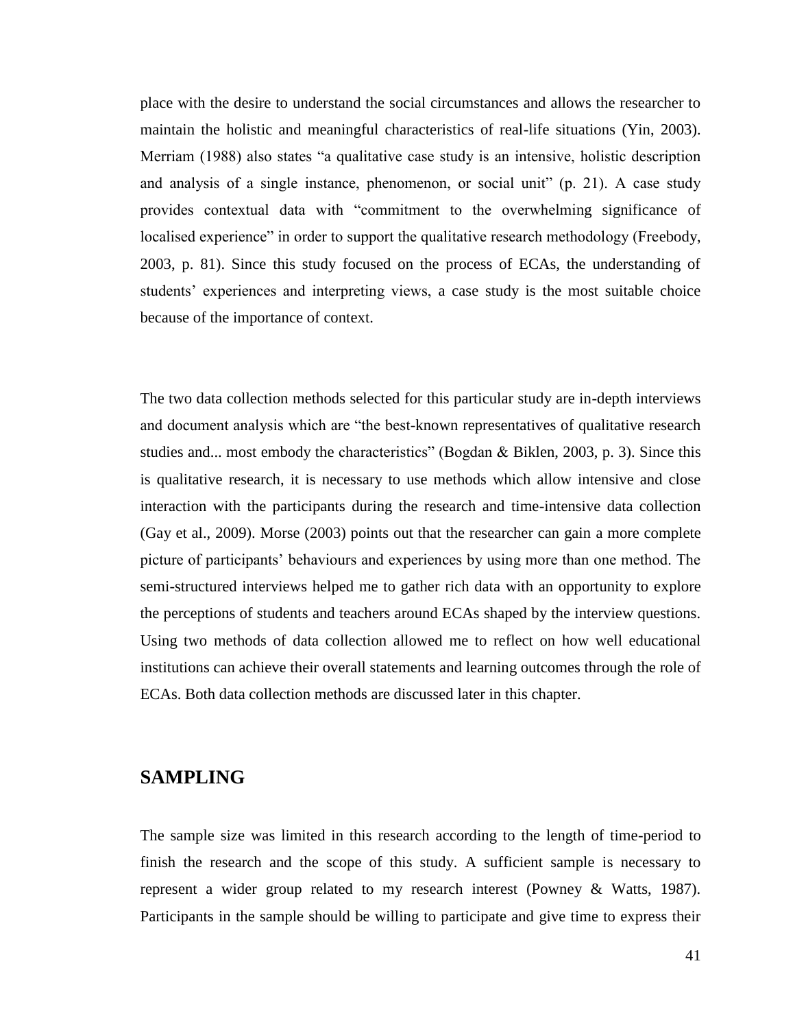place with the desire to understand the social circumstances and allows the researcher to maintain the holistic and meaningful characteristics of real-life situations (Yin, 2003). Merriam (1988) also states "a qualitative case study is an intensive, holistic description and analysis of a single instance, phenomenon, or social unit" (p. 21). A case study provides contextual data with "commitment to the overwhelming significance of localised experience" in order to support the qualitative research methodology (Freebody, 2003, p. 81). Since this study focused on the process of ECAs, the understanding of students' experiences and interpreting views, a case study is the most suitable choice because of the importance of context.

The two data collection methods selected for this particular study are in-depth interviews and document analysis which are "the best-known representatives of qualitative research studies and... most embody the characteristics" (Bogdan & Biklen, 2003, p. 3). Since this is qualitative research, it is necessary to use methods which allow intensive and close interaction with the participants during the research and time-intensive data collection (Gay et al., 2009). Morse (2003) points out that the researcher can gain a more complete picture of participants' behaviours and experiences by using more than one method. The semi-structured interviews helped me to gather rich data with an opportunity to explore the perceptions of students and teachers around ECAs shaped by the interview questions. Using two methods of data collection allowed me to reflect on how well educational institutions can achieve their overall statements and learning outcomes through the role of ECAs. Both data collection methods are discussed later in this chapter.

## SAMPLING

The sample size was limited in this research according to the length of time-period to finish the research and the scope of this study. A sufficient sample is necessary to represent a wider group related to my research interest (Powney & Watts, 1987). Participants in the sample should be willing to participate and give time to express their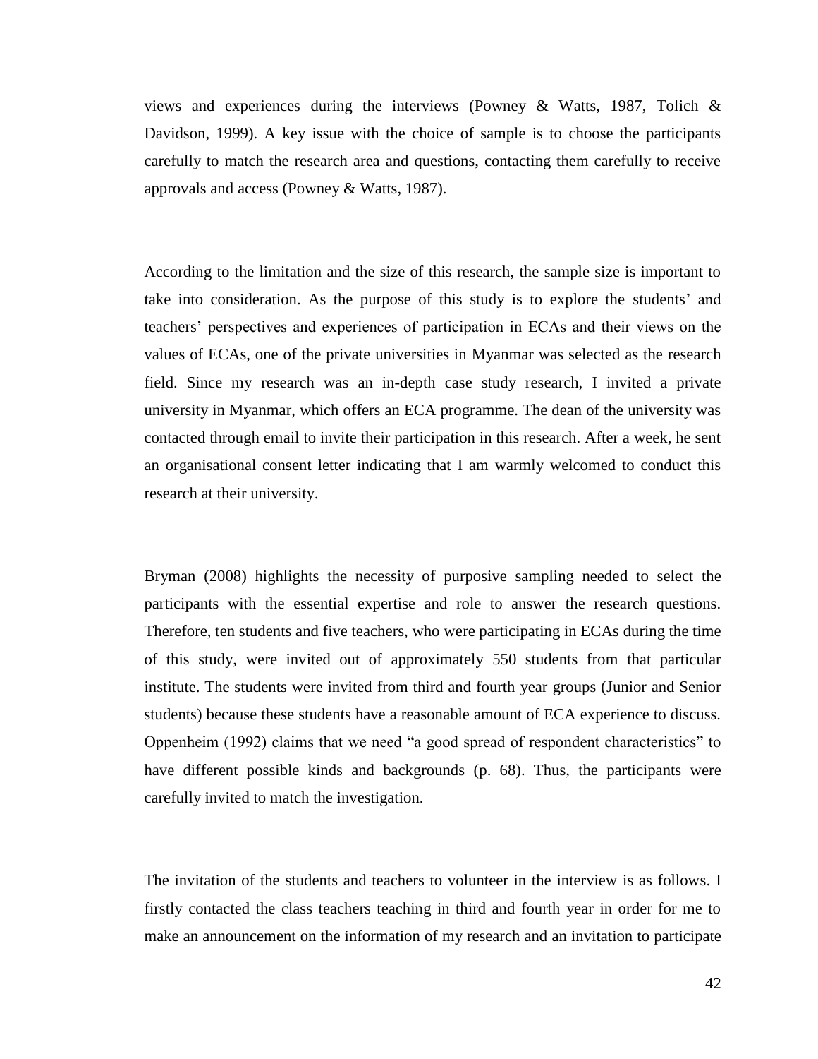views and experiences during the interviews (Powney & Watts, 1987, Tolich & Davidson, 1999). A key issue with the choice of sample is to choose the participants carefully to match the research area and questions, contacting them carefully to receive approvals and access (Powney & Watts, 1987).

According to the limitation and the size of this research, the sample size is important to take into consideration. As the purpose of this study is to explore the students' and teachers' perspectives and experiences of participation in ECAs and their views on the values of ECAs, one of the private universities in Myanmar was selected as the research field. Since my research was an in-depth case study research, I invited a private university in Myanmar, which offers an ECA programme. The dean of the university was contacted through email to invite their participation in this research. After a week, he sent an organisational consent letter indicating that I am warmly welcomed to conduct this research at their university.

Bryman (2008) highlights the necessity of purposive sampling needed to select the participants with the essential expertise and role to answer the research questions. Therefore, ten students and five teachers, who were participating in ECAs during the time of this study, were invited out of approximately 550 students from that particular institute. The students were invited from third and fourth year groups (Junior and Senior students) because these students have a reasonable amount of ECA experience to discuss. Oppenheim (1992) claims that we need "a good spread of respondent characteristics" to have different possible kinds and backgrounds (p. 68). Thus, the participants were carefully invited to match the investigation.

The invitation of the students and teachers to volunteer in the interview is as follows. I firstly contacted the class teachers teaching in third and fourth year in order for me to make an announcement on the information of my research and an invitation to participate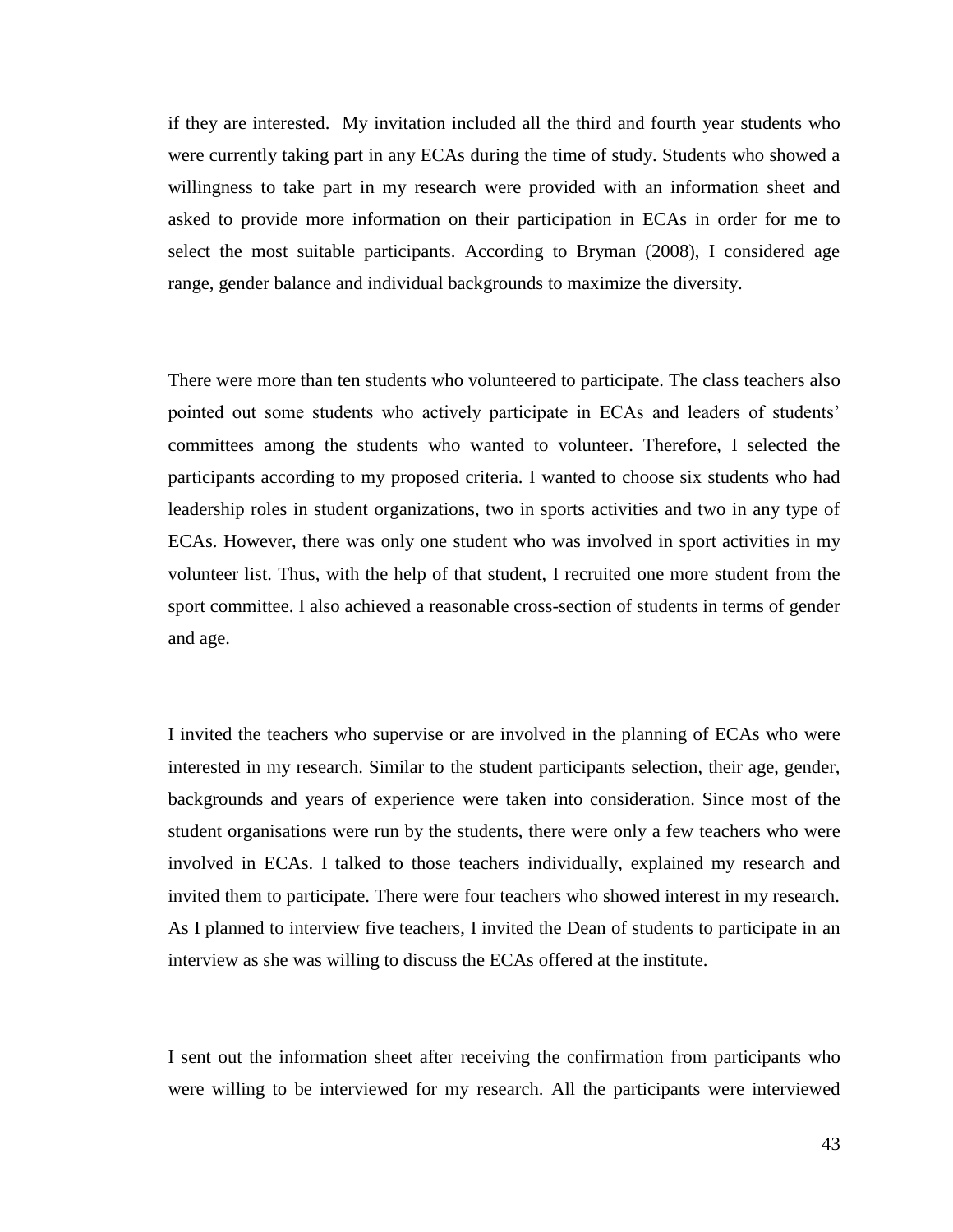if they are interested. My invitation included all the third and fourth year students who were currently taking part in any ECAs during the time of study. Students who showed a willingness to take part in my research were provided with an information sheet and asked to provide more information on their participation in ECAs in order for me to select the most suitable participants. According to Bryman (2008), I considered age range, gender balance and individual backgrounds to maximize the diversity.

There were more than ten students who volunteered to participate. The class teachers also pointed out some students who actively participate in ECAs and leaders of students' committees among the students who wanted to volunteer. Therefore, I selected the participants according to my proposed criteria. I wanted to choose six students who had leadership roles in student organizations, two in sports activities and two in any type of ECAs. However, there was only one student who was involved in sport activities in my volunteer list. Thus, with the help of that student, I recruited one more student from the sport committee. I also achieved a reasonable cross-section of students in terms of gender and age.

I invited the teachers who supervise or are involved in the planning of ECAs who were interested in my research. Similar to the student participants selection, their age, gender, backgrounds and years of experience were taken into consideration. Since most of the student organisations were run by the students, there were only a few teachers who were involved in ECAs. I talked to those teachers individually, explained my research and invited them to participate. There were four teachers who showed interest in my research. As I planned to interview five teachers, I invited the Dean of students to participate in an interview as she was willing to discuss the ECAs offered at the institute.

I sent out the information sheet after receiving the confirmation from participants who were willing to be interviewed for my research. All the participants were interviewed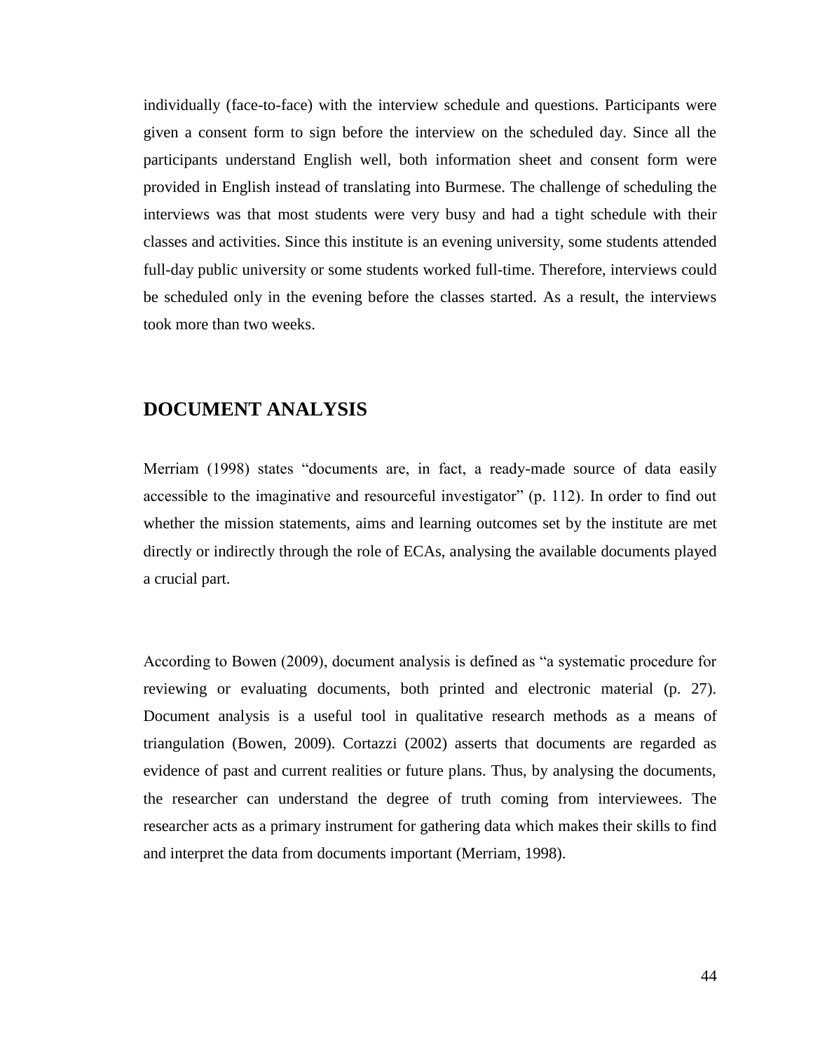individually (face-to-face) with the interview schedule and questions. Participants were given a consent form to sign before the interview on the scheduled day. Since all the participants understand English well, both information sheet and consent form were provided in English instead of translating into Burmese. The challenge of scheduling the interviews was that most students were very busy and had a tight schedule with their classes and activities. Since this institute is an evening university, some students attended full-day public university or some students worked full-time. Therefore, interviews could be scheduled only in the evening before the classes started. As a result, the interviews took more than two weeks.

## DOCUMENT ANALYSIS

Merriam (1998) states "documents are, in fact, a ready-made source of data easily accessible to the imaginative and resourceful investigator" (p. 112). In order to find out whether the mission statements, aims and learning outcomes set by the institute are met directly or indirectly through the role of ECAs, analysing the available documents played a crucial part.

According to Bowen (2009), document analysis is defined as "a systematic procedure for reviewing or evaluating documents, both printed and electronic material (p. 27). Document analysis is a useful tool in qualitative research methods as a means of triangulation (Bowen, 2009). Cortazzi (2002) asserts that documents are regarded as evidence of past and current realities or future plans. Thus, by analysing the documents, the researcher can understand the degree of truth coming from interviewees. The researcher acts as a primary instrument for gathering data which makes their skills to find and interpret the data from documents important (Merriam, 1998).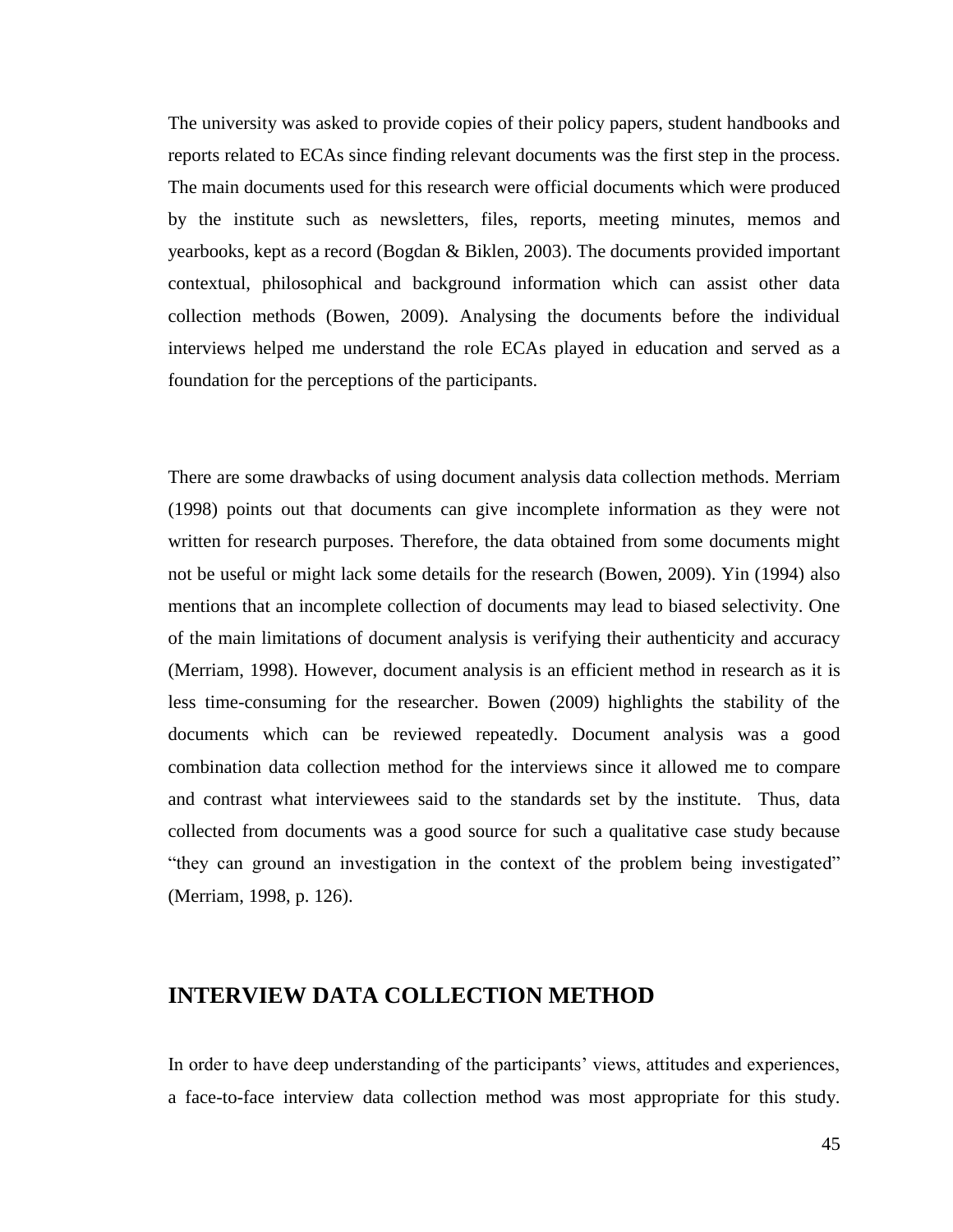The university was asked to provide copies of their policy papers, student handbooks and reports related to ECAs since finding relevant documents was the first step in the process. The main documents used for this research were official documents which were produced by the institute such as newsletters, files, reports, meeting minutes, memos and yearbooks, kept as a record (Bogdan & Biklen, 2003). The documents provided important contextual, philosophical and background information which can assist other data collection methods (Bowen, 2009). Analysing the documents before the individual interviews helped me understand the role ECAs played in education and served as a foundation for the perceptions of the participants.

There are some drawbacks of using document analysis data collection methods. Merriam (1998) points out that documents can give incomplete information as they were not written for research purposes. Therefore, the data obtained from some documents might not be useful or might lack some details for the research (Bowen, 2009). Yin (1994) also mentions that an incomplete collection of documents may lead to biased selectivity. One of the main limitations of document analysis is verifying their authenticity and accuracy (Merriam, 1998). However, document analysis is an efficient method in research as it is less time-consuming for the researcher. Bowen (2009) highlights the stability of the documents which can be reviewed repeatedly. Document analysis was a good combination data collection method for the interviews since it allowed me to compare and contrast what interviewees said to the standards set by the institute. Thus, data collected from documents was a good source for such a qualitative case study because "they can ground an investigation in the context of the problem being investigated" (Merriam, 1998, p. 126).

## INTERVIEW DATA COLLECTION METHOD

In order to have deep understanding of the participants' views, attitudes and experiences, a face-to-face interview data collection method was most appropriate for this study.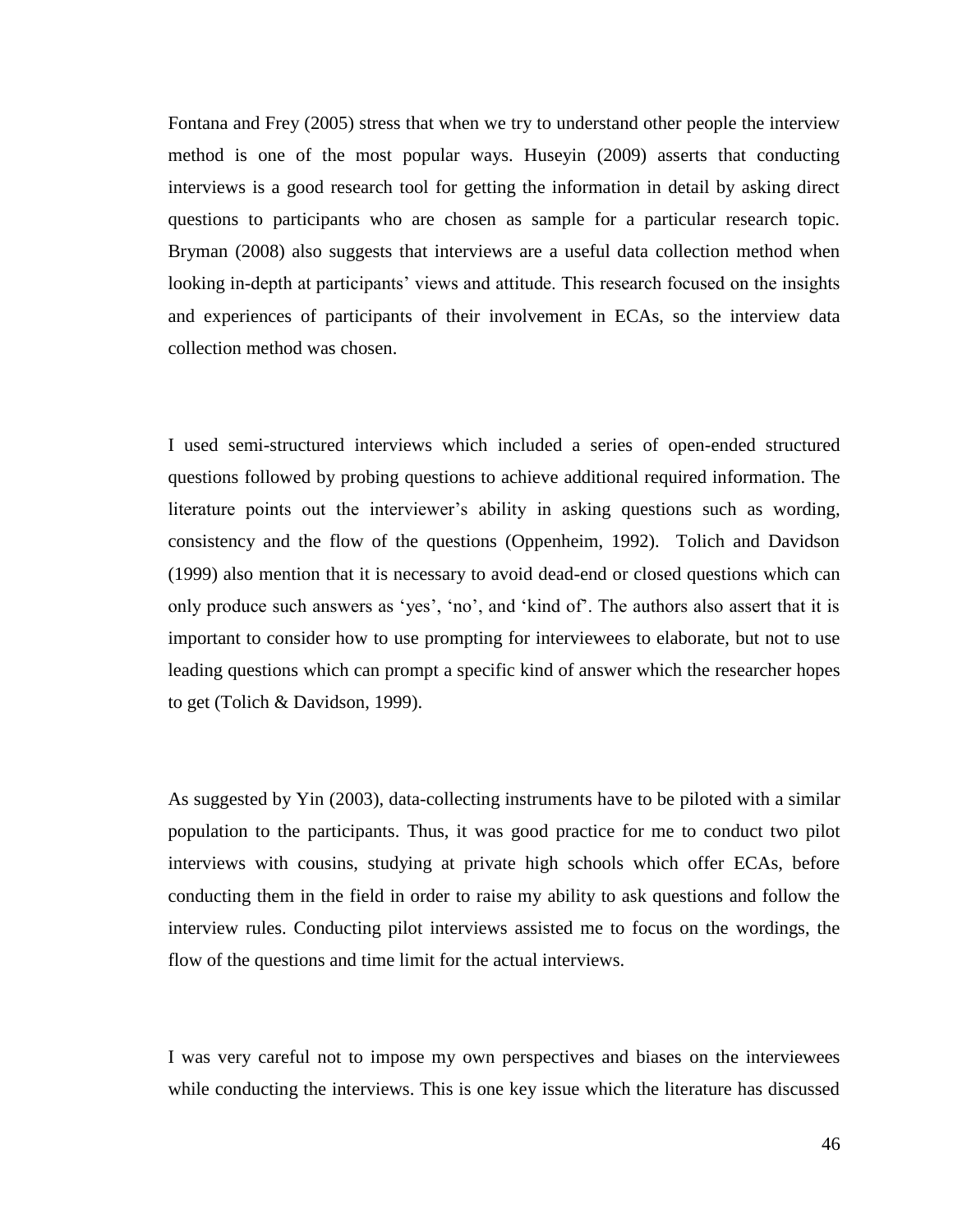Fontana and Frey (2005) stress that when we try to understand other people the interview method is one of the most popular ways. Huseyin (2009) asserts that conducting interviews is a good research tool for getting the information in detail by asking direct questions to participants who are chosen as sample for a particular research topic. Bryman (2008) also suggests that interviews are a useful data collection method when looking in-depth at participants' views and attitude. This research focused on the insights and experiences of participants of their involvement in ECAs, so the interview data collection method was chosen.

I used semi-structured interviews which included a series of open-ended structured questions followed by probing questions to achieve additional required information. The literature points out the interviewer's ability in asking questions such as wording, consistency and the flow of the questions (Oppenheim, 1992). Tolich and Davidson (1999) also mention that it is necessary to avoid dead-end or closed questions which can only produce such answers as 'yes', 'no', and 'kind of'. The authors also assert that it is important to consider how to use prompting for interviewees to elaborate, but not to use leading questions which can prompt a specific kind of answer which the researcher hopes to get (Tolich & Davidson, 1999).

As suggested by Yin (2003), data-collecting instruments have to be piloted with a similar population to the participants. Thus, it was good practice for me to conduct two pilot interviews with cousins, studying at private high schools which offer ECAs, before conducting them in the field in order to raise my ability to ask questions and follow the interview rules. Conducting pilot interviews assisted me to focus on the wordings, the flow of the questions and time limit for the actual interviews.

I was very careful not to impose my own perspectives and biases on the interviewees while conducting the interviews. This is one key issue which the literature has discussed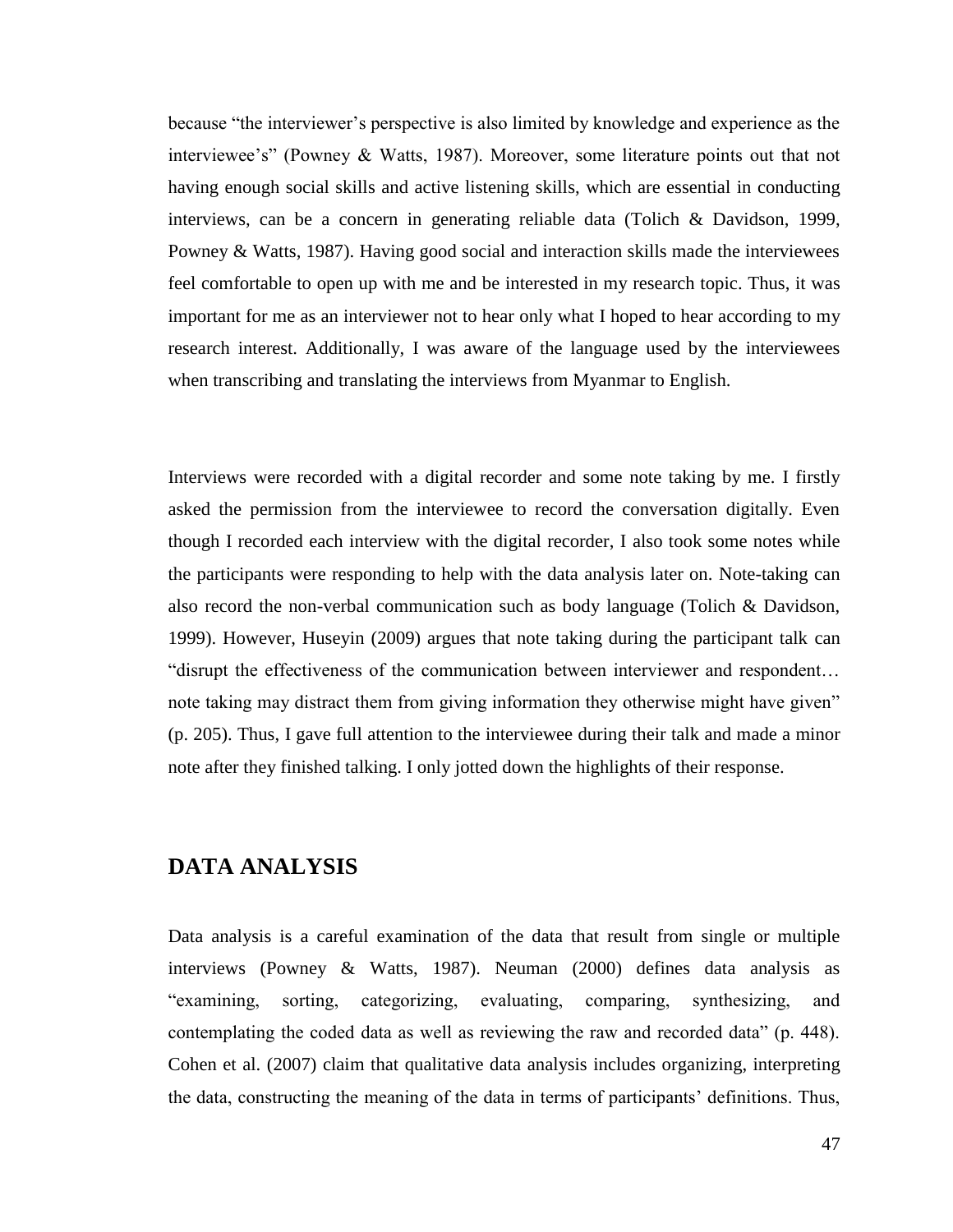because “the interviewer’s perspective is also limited by knowledge and experience as the interviewee’s” (Powney & Watts, 1987). Moreover, some literature points out that not having enough social skills and active listening skills, which are essential in conducting interviews, can be a concern in generating reliable data (Tolich & Davidson, 1999, Powney & Watts, 1987). Having good social and interaction skills made the interviewees feel comfortable to open up with me and be interested in my research topic. Thus, it was important for me as an interviewer not to hear only what I hoped to hear according to my research interest. Additionally, I was aware of the language used by the interviewees when transcribing and translating the interviews from Myanmar to English.

Interviews were recorded with a digital recorder and some note taking by me. I firstly asked the permission from the interviewee to record the conversation digitally. Even though I recorded each interview with the digital recorder, I also took some notes while the participants were responding to help with the data analysis later on. Note-taking can also record the non-verbal communication such as body language (Tolich & Davidson, 1999). However, Huseyin (2009) argues that note taking during the participant talk can “disrupt the effectiveness of the communication between interviewer and respondent… note taking may distract them from giving information they otherwise might have given” (p. 205). Thus, I gave full attention to the interviewee during their talk and made a minor note after they finished talking. I only jotted down the highlights of their response.

## DATA ANALYSIS

Data analysis is a careful examination of the data that result from single or multiple interviews (Powney & Watts, 1987). Neuman (2000) defines data analysis as “examining, sorting, categorizing, evaluating, comparing, synthesizing, and contemplating the coded data as well as reviewing the raw and recorded data” (p. 448). Cohen et al. (2007) claim that qualitative data analysis includes organizing, interpreting the data, constructing the meaning of the data in terms of participants’ definitions. Thus,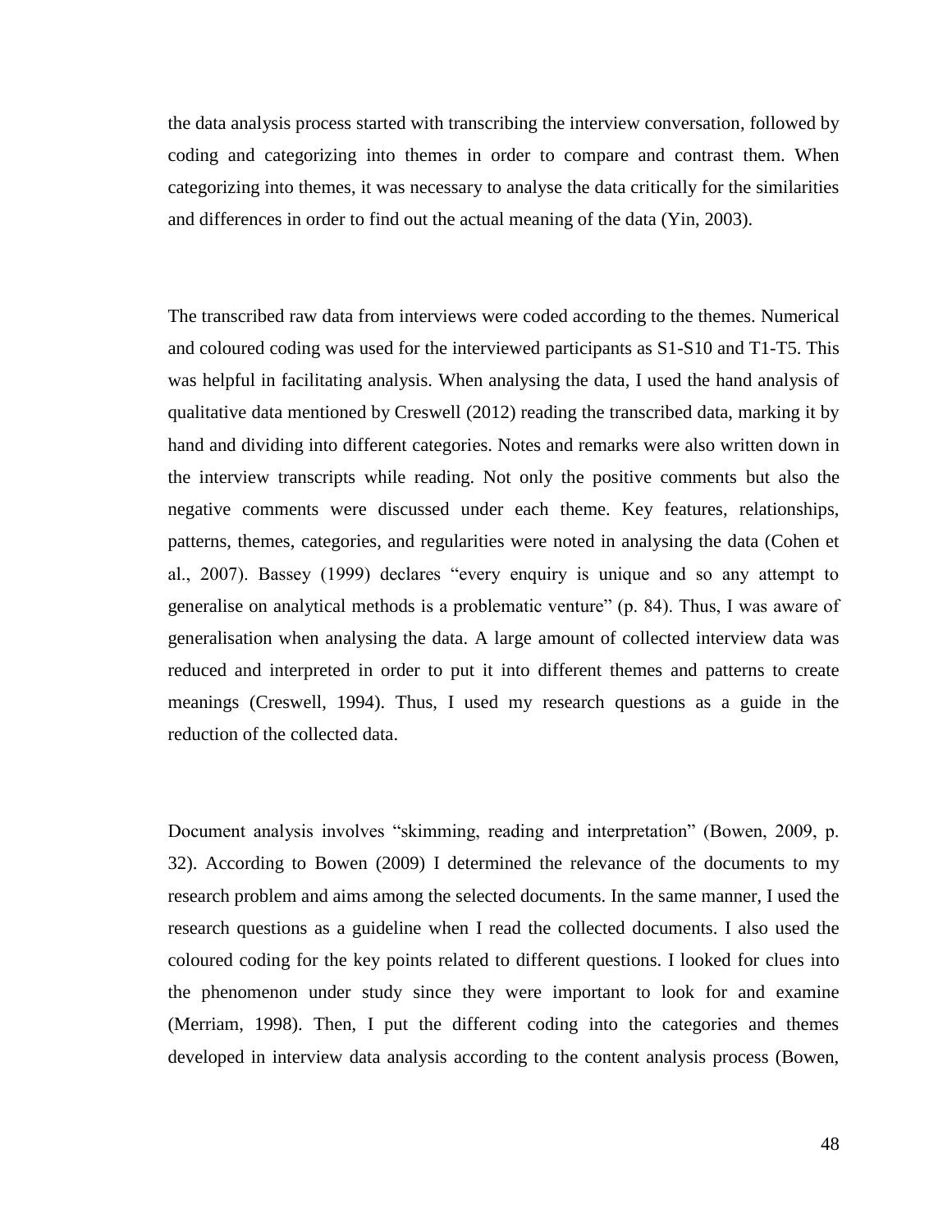the data analysis process started with transcribing the interview conversation, followed by coding and categorizing into themes in order to compare and contrast them. When categorizing into themes, it was necessary to analyse the data critically for the similarities and differences in order to find out the actual meaning of the data (Yin, 2003).

The transcribed raw data from interviews were coded according to the themes. Numerical and coloured coding was used for the interviewed participants as S1-S10 and T1-T5. This was helpful in facilitating analysis. When analysing the data, I used the hand analysis of qualitative data mentioned by Creswell (2012) reading the transcribed data, marking it by hand and dividing into different categories. Notes and remarks were also written down in the interview transcripts while reading. Not only the positive comments but also the negative comments were discussed under each theme. Key features, relationships, patterns, themes, categories, and regularities were noted in analysing the data (Cohen et al., 2007). Bassey (1999) declares "every enquiry is unique and so any attempt to generalise on analytical methods is a problematic venture" (p. 84). Thus, I was aware of generalisation when analysing the data. A large amount of collected interview data was reduced and interpreted in order to put it into different themes and patterns to create meanings (Creswell, 1994). Thus, I used my research questions as a guide in the reduction of the collected data.

Document analysis involves "skimming, reading and interpretation" (Bowen, 2009, p. 32). According to Bowen (2009) I determined the relevance of the documents to my research problem and aims among the selected documents. In the same manner, I used the research questions as a guideline when I read the collected documents. I also used the coloured coding for the key points related to different questions. I looked for clues into the phenomenon under study since they were important to look for and examine (Merriam, 1998). Then, I put the different coding into the categories and themes developed in interview data analysis according to the content analysis process (Bowen,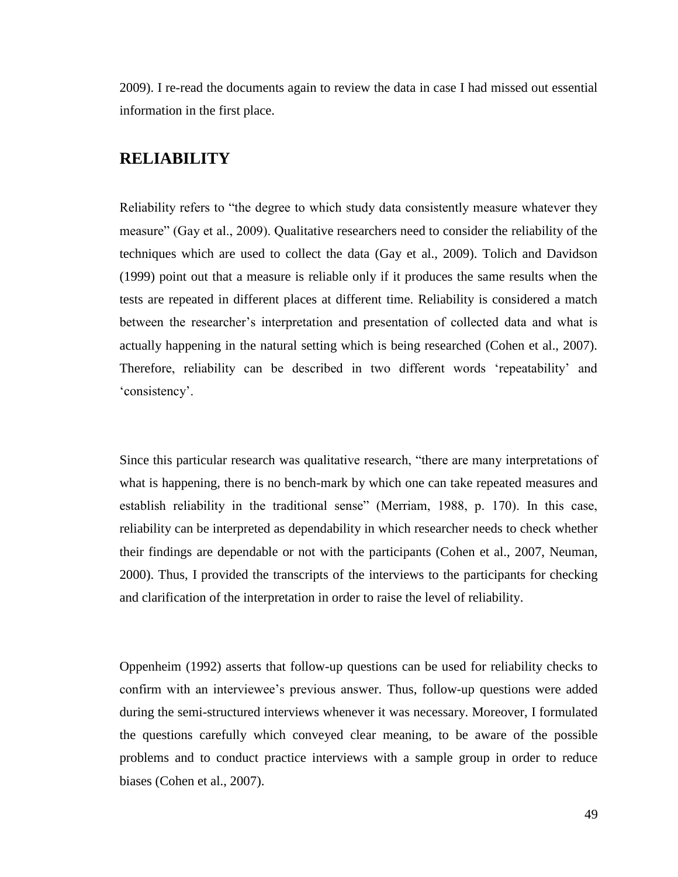2009). I re-read the documents again to review the data in case I had missed out essential information in the first place.

## RELIABILITY

Reliability refers to "the degree to which study data consistently measure whatever they measure" (Gay et al., 2009). Qualitative researchers need to consider the reliability of the techniques which are used to collect the data (Gay et al., 2009). Tolich and Davidson (1999) point out that a measure is reliable only if it produces the same results when the tests are repeated in different places at different time. Reliability is considered a match between the researcher's interpretation and presentation of collected data and what is actually happening in the natural setting which is being researched (Cohen et al., 2007). Therefore, reliability can be described in two different words 'repeatability' and 'consistency'.

Since this particular research was qualitative research, "there are many interpretations of what is happening, there is no bench-mark by which one can take repeated measures and establish reliability in the traditional sense" (Merriam, 1988, p. 170). In this case, reliability can be interpreted as dependability in which researcher needs to check whether their findings are dependable or not with the participants (Cohen et al., 2007, Neuman, 2000). Thus, I provided the transcripts of the interviews to the participants for checking and clarification of the interpretation in order to raise the level of reliability.

Oppenheim (1992) asserts that follow-up questions can be used for reliability checks to confirm with an interviewee's previous answer. Thus, follow-up questions were added during the semi-structured interviews whenever it was necessary. Moreover, I formulated the questions carefully which conveyed clear meaning, to be aware of the possible problems and to conduct practice interviews with a sample group in order to reduce biases (Cohen et al., 2007).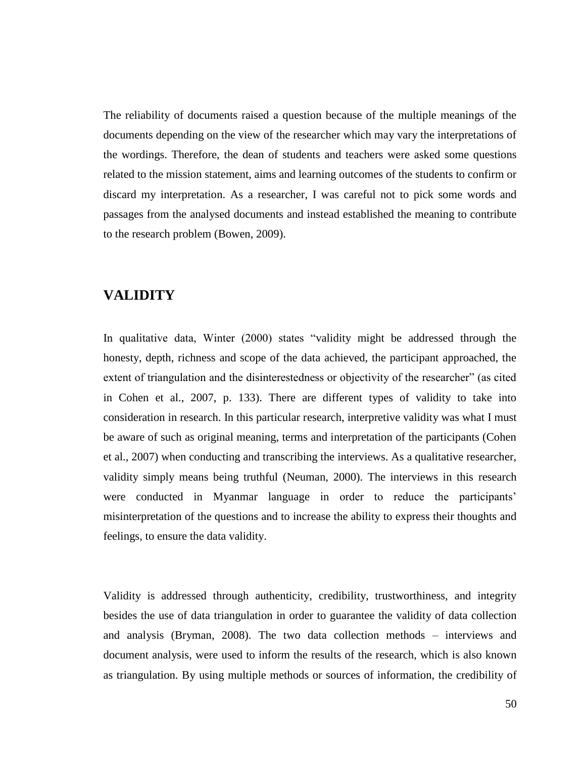The reliability of documents raised a question because of the multiple meanings of the documents depending on the view of the researcher which may vary the interpretations of the wordings. Therefore, the dean of students and teachers were asked some questions related to the mission statement, aims and learning outcomes of the students to confirm or discard my interpretation. As a researcher, I was careful not to pick some words and passages from the analysed documents and instead established the meaning to contribute to the research problem (Bowen, 2009).

## VALIDITY

In qualitative data, Winter (2000) states "validity might be addressed through the honesty, depth, richness and scope of the data achieved, the participant approached, the extent of triangulation and the disinterestedness or objectivity of the researcher" (as cited in Cohen et al., 2007, p. 133). There are different types of validity to take into consideration in research. In this particular research, interpretive validity was what I must be aware of such as original meaning, terms and interpretation of the participants (Cohen et al., 2007) when conducting and transcribing the interviews. As a qualitative researcher, validity simply means being truthful (Neuman, 2000). The interviews in this research were conducted in Myanmar language in order to reduce the participants' misinterpretation of the questions and to increase the ability to express their thoughts and feelings, to ensure the data validity.

Validity is addressed through authenticity, credibility, trustworthiness, and integrity besides the use of data triangulation in order to guarantee the validity of data collection and analysis (Bryman, 2008). The two data collection methods – interviews and document analysis, were used to inform the results of the research, which is also known as triangulation. By using multiple methods or sources of information, the credibility of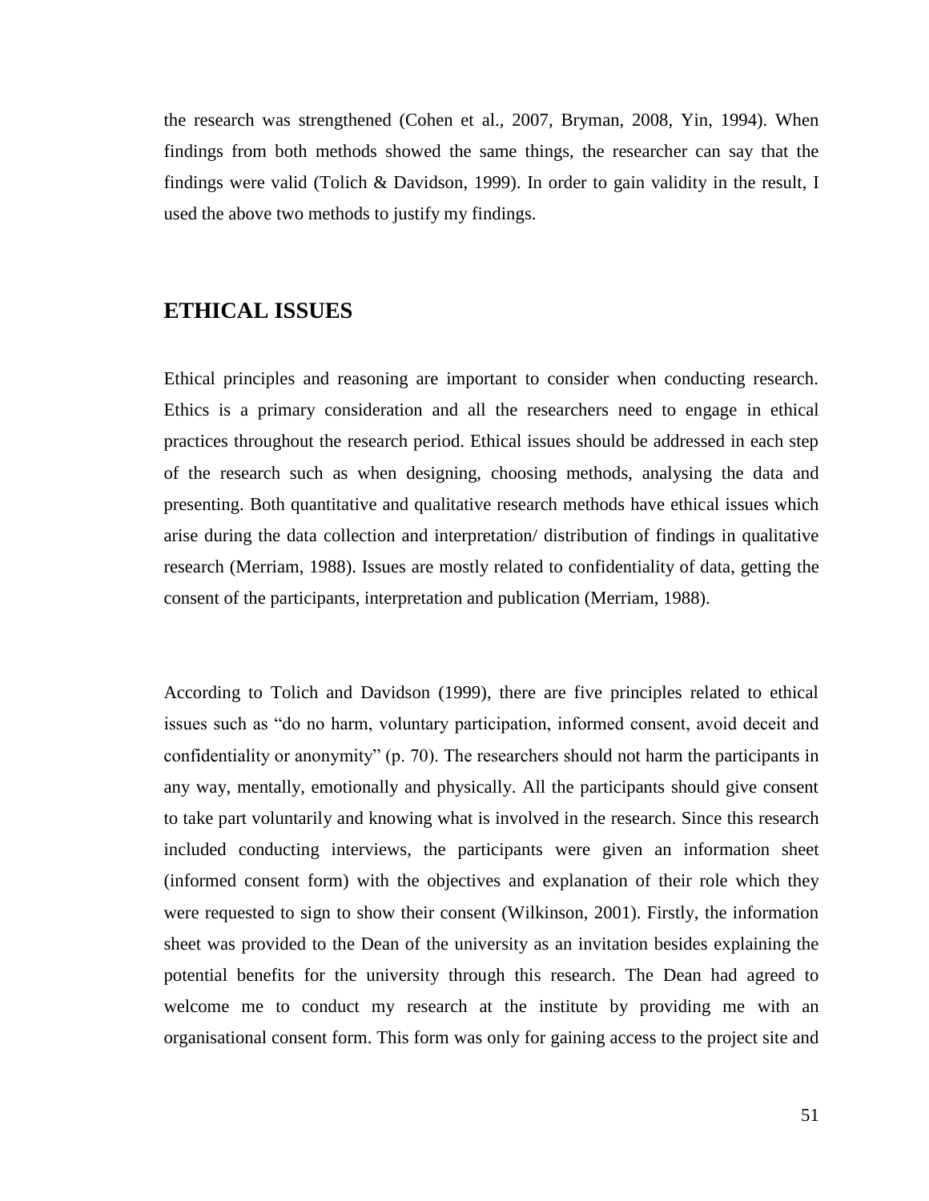the research was strengthened (Cohen et al., 2007, Bryman, 2008, Yin, 1994). When findings from both methods showed the same things, the researcher can say that the findings were valid (Tolich & Davidson, 1999). In order to gain validity in the result, I used the above two methods to justify my findings.

## ETHICAL ISSUES

Ethical principles and reasoning are important to consider when conducting research. Ethics is a primary consideration and all the researchers need to engage in ethical practices throughout the research period. Ethical issues should be addressed in each step of the research such as when designing, choosing methods, analysing the data and presenting. Both quantitative and qualitative research methods have ethical issues which arise during the data collection and interpretation/ distribution of findings in qualitative research (Merriam, 1988). Issues are mostly related to confidentiality of data, getting the consent of the participants, interpretation and publication (Merriam, 1988).

According to Tolich and Davidson (1999), there are five principles related to ethical issues such as "do no harm, voluntary participation, informed consent, avoid deceit and confidentiality or anonymity" (p. 70). The researchers should not harm the participants in any way, mentally, emotionally and physically. All the participants should give consent to take part voluntarily and knowing what is involved in the research. Since this research included conducting interviews, the participants were given an information sheet (informed consent form) with the objectives and explanation of their role which they were requested to sign to show their consent (Wilkinson, 2001). Firstly, the information sheet was provided to the Dean of the university as an invitation besides explaining the potential benefits for the university through this research. The Dean had agreed to welcome me to conduct my research at the institute by providing me with an organisational consent form. This form was only for gaining access to the project site and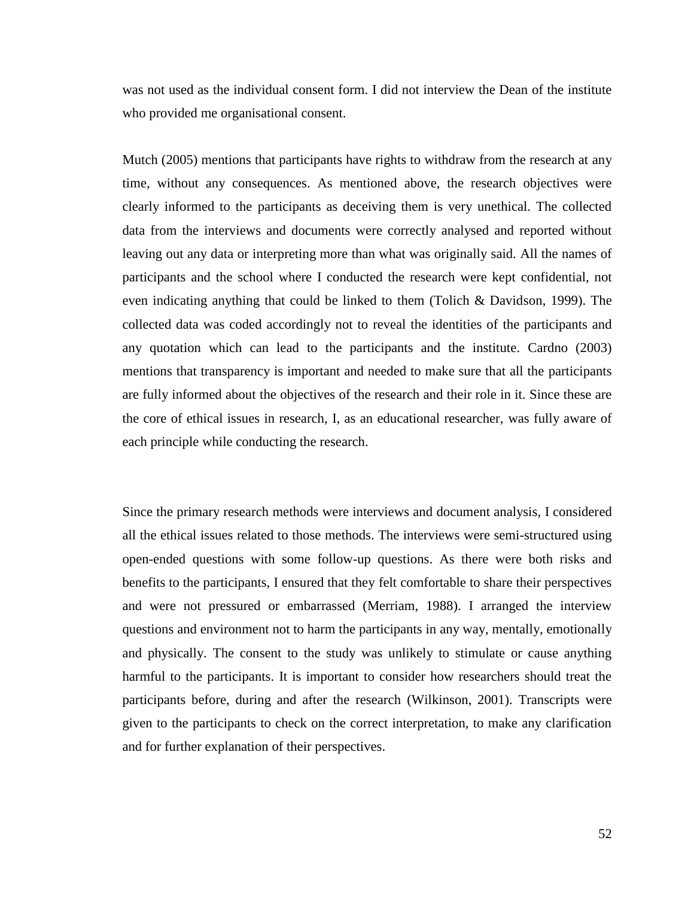was not used as the individual consent form. I did not interview the Dean of the institute who provided me organisational consent.

Mutch (2005) mentions that participants have rights to withdraw from the research at any time, without any consequences. As mentioned above, the research objectives were clearly informed to the participants as deceiving them is very unethical. The collected data from the interviews and documents were correctly analysed and reported without leaving out any data or interpreting more than what was originally said. All the names of participants and the school where I conducted the research were kept confidential, not even indicating anything that could be linked to them (Tolich & Davidson, 1999). The collected data was coded accordingly not to reveal the identities of the participants and any quotation which can lead to the participants and the institute. Cardno (2003) mentions that transparency is important and needed to make sure that all the participants are fully informed about the objectives of the research and their role in it. Since these are the core of ethical issues in research, I, as an educational researcher, was fully aware of each principle while conducting the research.

Since the primary research methods were interviews and document analysis, I considered all the ethical issues related to those methods. The interviews were semi-structured using open-ended questions with some follow-up questions. As there were both risks and benefits to the participants, I ensured that they felt comfortable to share their perspectives and were not pressured or embarrassed (Merriam, 1988). I arranged the interview questions and environment not to harm the participants in any way, mentally, emotionally and physically. The consent to the study was unlikely to stimulate or cause anything harmful to the participants. It is important to consider how researchers should treat the participants before, during and after the research (Wilkinson, 2001). Transcripts were given to the participants to check on the correct interpretation, to make any clarification and for further explanation of their perspectives.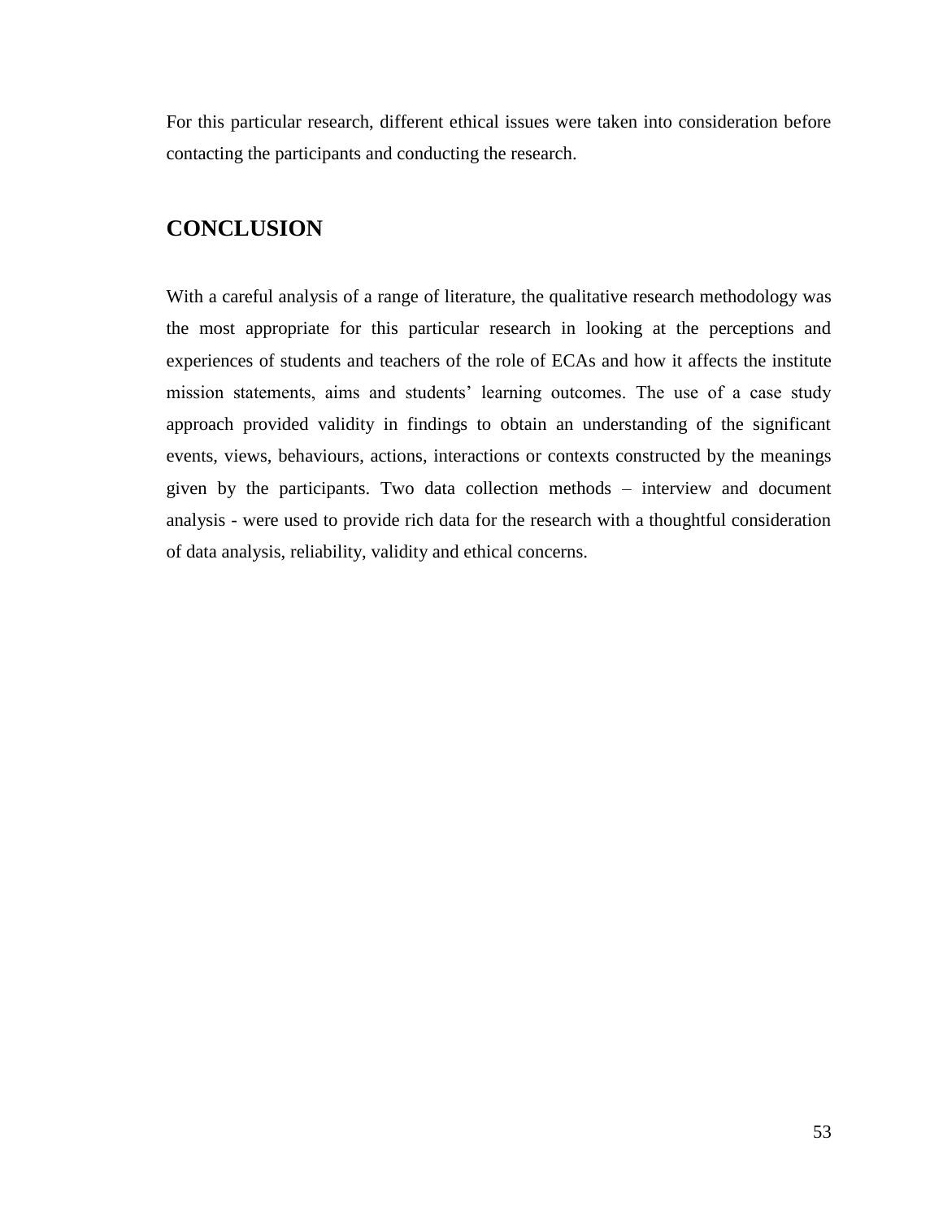For this particular research, different ethical issues were taken into consideration before contacting the participants and conducting the research.

## CONCLUSION

With a careful analysis of a range of literature, the qualitative research methodology was the most appropriate for this particular research in looking at the perceptions and experiences of students and teachers of the role of ECAs and how it affects the institute mission statements, aims and students' learning outcomes. The use of a case study approach provided validity in findings to obtain an understanding of the significant events, views, behaviours, actions, interactions or contexts constructed by the meanings given by the participants. Two data collection methods – interview and document analysis - were used to provide rich data for the research with a thoughtful consideration of data analysis, reliability, validity and ethical concerns.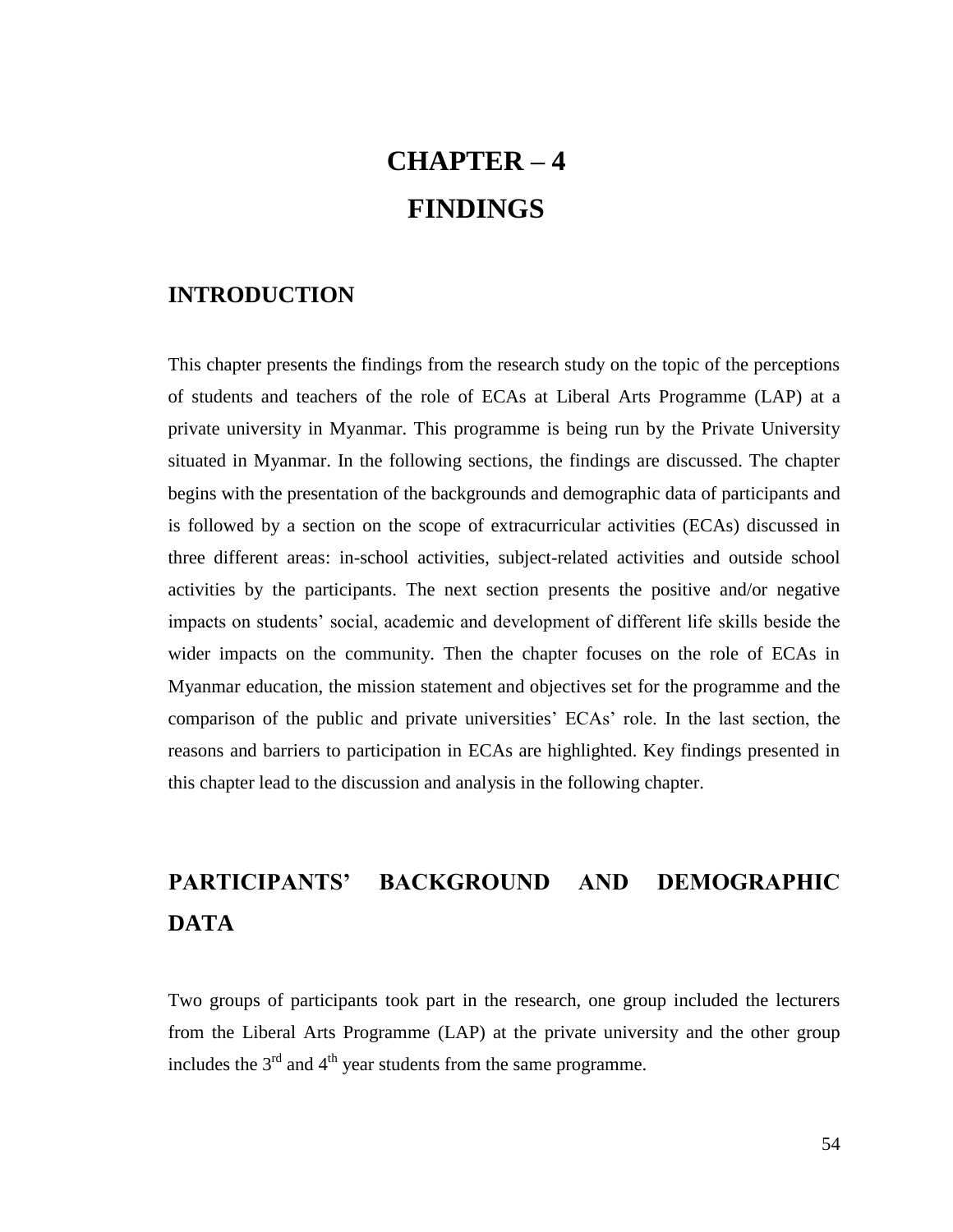# CHAPTER – 4
# FINDINGS

## INTRODUCTION

This chapter presents the findings from the research study on the topic of the perceptions of students and teachers of the role of ECAs at Liberal Arts Programme (LAP) at a private university in Myanmar. This programme is being run by the Private University situated in Myanmar. In the following sections, the findings are discussed. The chapter begins with the presentation of the backgrounds and demographic data of participants and is followed by a section on the scope of extracurricular activities (ECAs) discussed in three different areas: in-school activities, subject-related activities and outside school activities by the participants. The next section presents the positive and/or negative impacts on students' social, academic and development of different life skills beside the wider impacts on the community. Then the chapter focuses on the role of ECAs in Myanmar education, the mission statement and objectives set for the programme and the comparison of the public and private universities' ECAs' role. In the last section, the reasons and barriers to participation in ECAs are highlighted. Key findings presented in this chapter lead to the discussion and analysis in the following chapter.

## PARTICIPANTS' BACKGROUND AND DEMOGRAPHIC DATA

Two groups of participants took part in the research, one group included the lecturers from the Liberal Arts Programme (LAP) at the private university and the other group includes the 3rd and 4th year students from the same programme.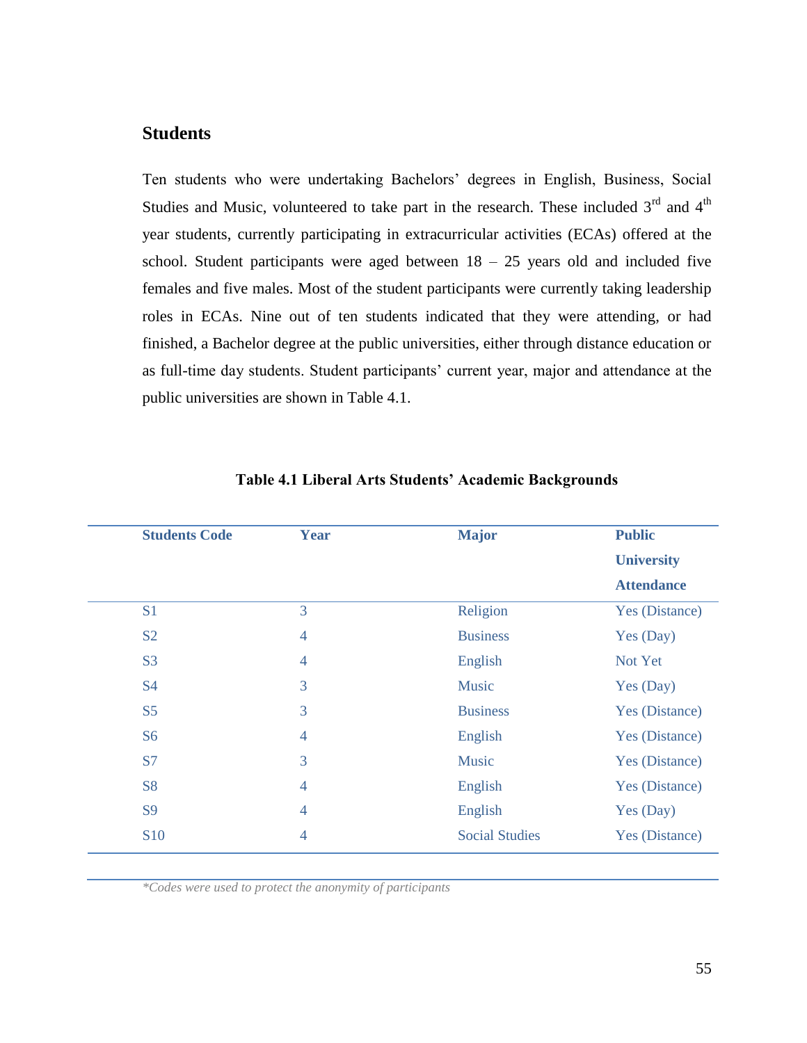## Students

Ten students who were undertaking Bachelors' degrees in English, Business, Social Studies and Music, volunteered to take part in the research. These included 3rd and 4th year students, currently participating in extracurricular activities (ECAs) offered at the school. Student participants were aged between 18 – 25 years old and included five females and five males. Most of the student participants were currently taking leadership roles in ECAs. Nine out of ten students indicated that they were attending, or had finished, a Bachelor degree at the public universities, either through distance education or as full-time day students. Student participants' current year, major and attendance at the public universities are shown in Table 4.1.

**Table 4.1 Liberal Arts Students' Academic Backgrounds**

| Students Code | Year | Major | Public University Attendance |
|---|---|---|---|
| S1 | 3 | Religion | Yes (Distance) |
| S2 | 4 | Business | Yes (Day) |
| S3 | 4 | English | Not Yet |
| S4 | 3 | Music | Yes (Day) |
| S5 | 3 | Business | Yes (Distance) |
| S6 | 4 | English | Yes (Distance) |
| S7 | 3 | Music | Yes (Distance) |
| S8 | 4 | English | Yes (Distance) |
| S9 | 4 | English | Yes (Day) |
| S10 | 4 | Social Studies | Yes (Distance) |

*\*Codes were used to protect the anonymity of participants*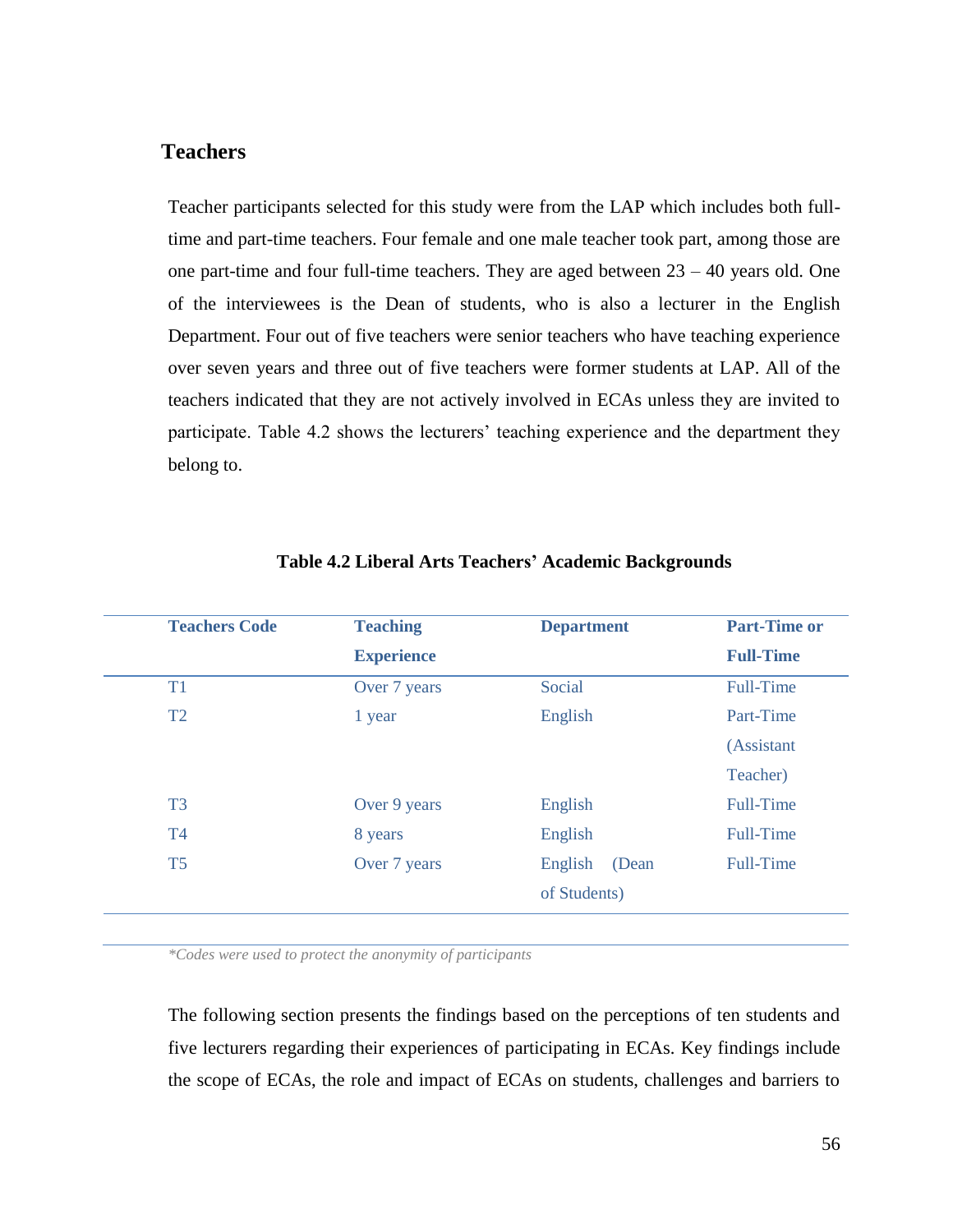## Teachers

Teacher participants selected for this study were from the LAP which includes both full-time and part-time teachers. Four female and one male teacher took part, among those are one part-time and four full-time teachers. They are aged between 23 – 40 years old. One of the interviewees is the Dean of students, who is also a lecturer in the English Department. Four out of five teachers were senior teachers who have teaching experience over seven years and three out of five teachers were former students at LAP. All of the teachers indicated that they are not actively involved in ECAs unless they are invited to participate. Table 4.2 shows the lecturers' teaching experience and the department they belong to.

**Table 4.2 Liberal Arts Teachers' Academic Backgrounds**

| Teachers Code | Teaching Experience | Department | Part-Time or Full-Time |
|---|---|---|---|
| T1 | Over 7 years | Social | Full-Time |
| T2 | 1 year | English | Part-Time (Assistant Teacher) |
| T3 | Over 9 years | English | Full-Time |
| T4 | 8 years | English | Full-Time |
| T5 | Over 7 years | English (Dean of Students) | Full-Time |

*\*Codes were used to protect the anonymity of participants*

The following section presents the findings based on the perceptions of ten students and five lecturers regarding their experiences of participating in ECAs. Key findings include the scope of ECAs, the role and impact of ECAs on students, challenges and barriers to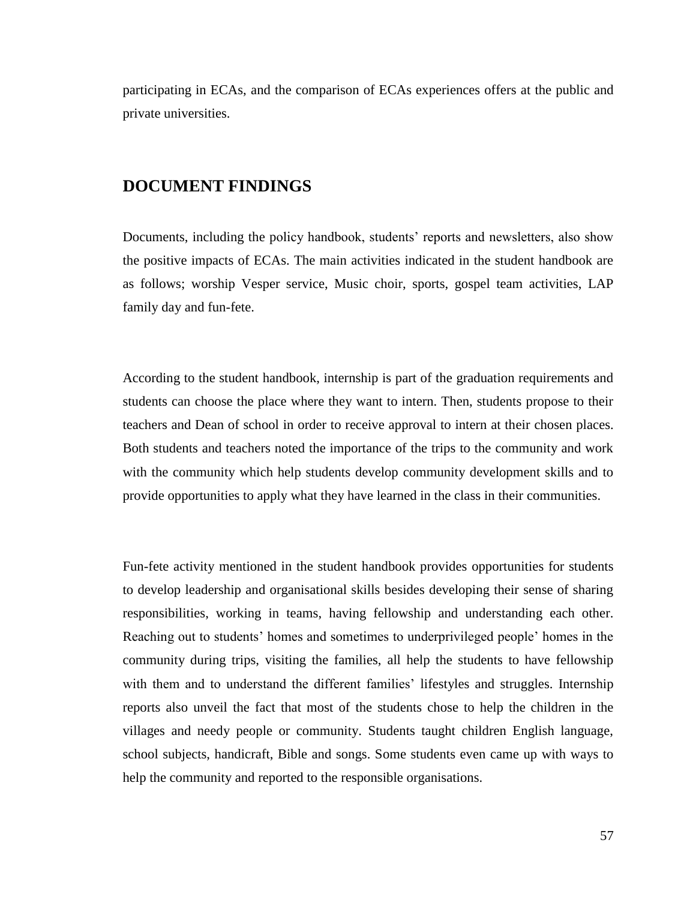participating in ECAs, and the comparison of ECAs experiences offers at the public and private universities.

## DOCUMENT FINDINGS

Documents, including the policy handbook, students' reports and newsletters, also show the positive impacts of ECAs. The main activities indicated in the student handbook are as follows; worship Vesper service, Music choir, sports, gospel team activities, LAP family day and fun-fete.

According to the student handbook, internship is part of the graduation requirements and students can choose the place where they want to intern. Then, students propose to their teachers and Dean of school in order to receive approval to intern at their chosen places. Both students and teachers noted the importance of the trips to the community and work with the community which help students develop community development skills and to provide opportunities to apply what they have learned in the class in their communities.

Fun-fete activity mentioned in the student handbook provides opportunities for students to develop leadership and organisational skills besides developing their sense of sharing responsibilities, working in teams, having fellowship and understanding each other. Reaching out to students' homes and sometimes to underprivileged people' homes in the community during trips, visiting the families, all help the students to have fellowship with them and to understand the different families' lifestyles and struggles. Internship reports also unveil the fact that most of the students chose to help the children in the villages and needy people or community. Students taught children English language, school subjects, handicraft, Bible and songs. Some students even came up with ways to help the community and reported to the responsible organisations.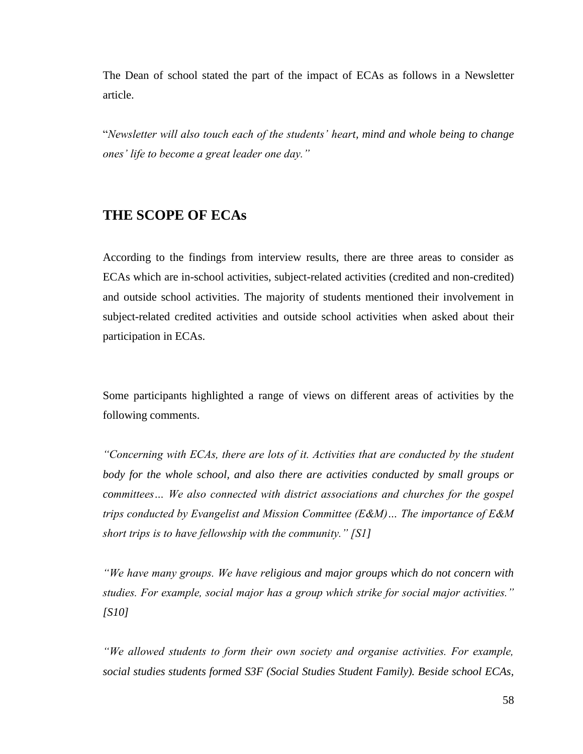The Dean of school stated the part of the impact of ECAs as follows in a Newsletter article.

"*Newsletter will also touch each of the students' heart, mind and whole being to change ones' life to become a great leader one day."*

## THE SCOPE OF ECAs

According to the findings from interview results, there are three areas to consider as ECAs which are in-school activities, subject-related activities (credited and non-credited) and outside school activities. The majority of students mentioned their involvement in subject-related credited activities and outside school activities when asked about their participation in ECAs.

Some participants highlighted a range of views on different areas of activities by the following comments.

*"Concerning with ECAs, there are lots of it. Activities that are conducted by the student body for the whole school, and also there are activities conducted by small groups or committees… We also connected with district associations and churches for the gospel trips conducted by Evangelist and Mission Committee (E&M)… The importance of E&M short trips is to have fellowship with the community." [S1]*

*"We have many groups. We have religious and major groups which do not concern with studies. For example, social major has a group which strike for social major activities." [S10]*

*"We allowed students to form their own society and organise activities. For example, social studies students formed S3F (Social Studies Student Family). Beside school ECAs,*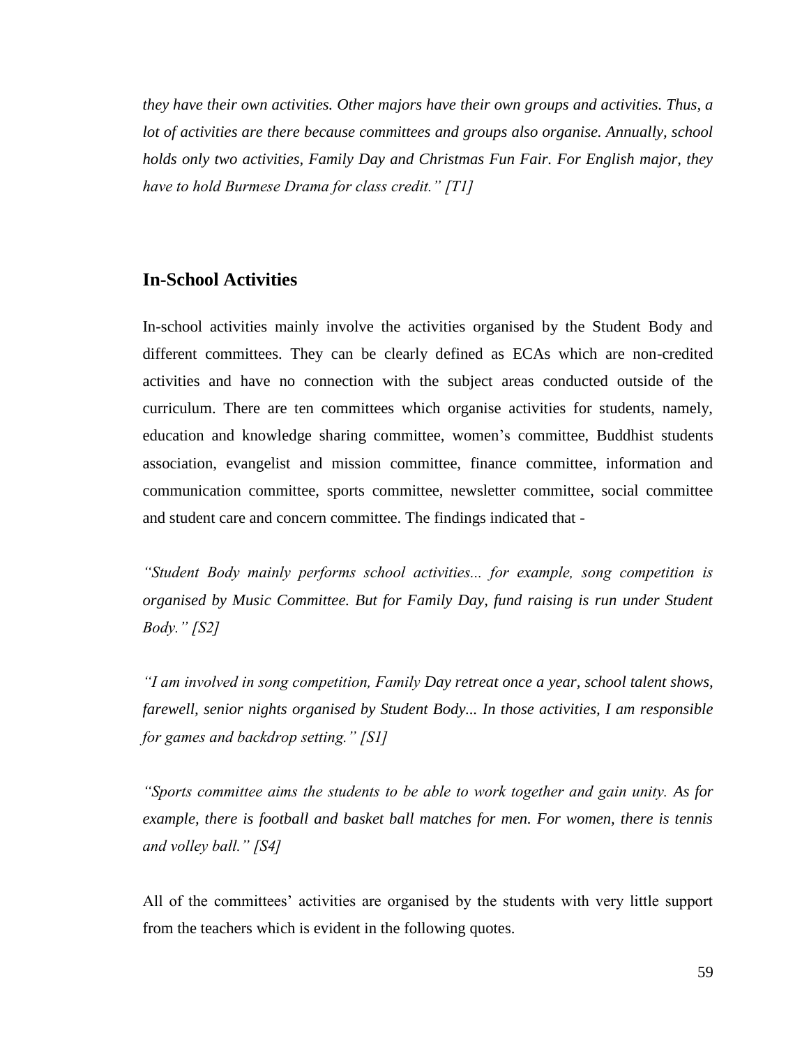*they have their own activities. Other majors have their own groups and activities. Thus, a lot of activities are there because committees and groups also organise. Annually, school holds only two activities, Family Day and Christmas Fun Fair. For English major, they have to hold Burmese Drama for class credit." [T1]*

## In-School Activities

In-school activities mainly involve the activities organised by the Student Body and different committees. They can be clearly defined as ECAs which are non-credited activities and have no connection with the subject areas conducted outside of the curriculum. There are ten committees which organise activities for students, namely, education and knowledge sharing committee, women's committee, Buddhist students association, evangelist and mission committee, finance committee, information and communication committee, sports committee, newsletter committee, social committee and student care and concern committee. The findings indicated that -

*"Student Body mainly performs school activities... for example, song competition is organised by Music Committee. But for Family Day, fund raising is run under Student Body." [S2]*

*"I am involved in song competition, Family Day retreat once a year, school talent shows, farewell, senior nights organised by Student Body... In those activities, I am responsible for games and backdrop setting." [S1]*

*"Sports committee aims the students to be able to work together and gain unity. As for example, there is football and basket ball matches for men. For women, there is tennis and volley ball." [S4]*

All of the committees' activities are organised by the students with very little support from the teachers which is evident in the following quotes.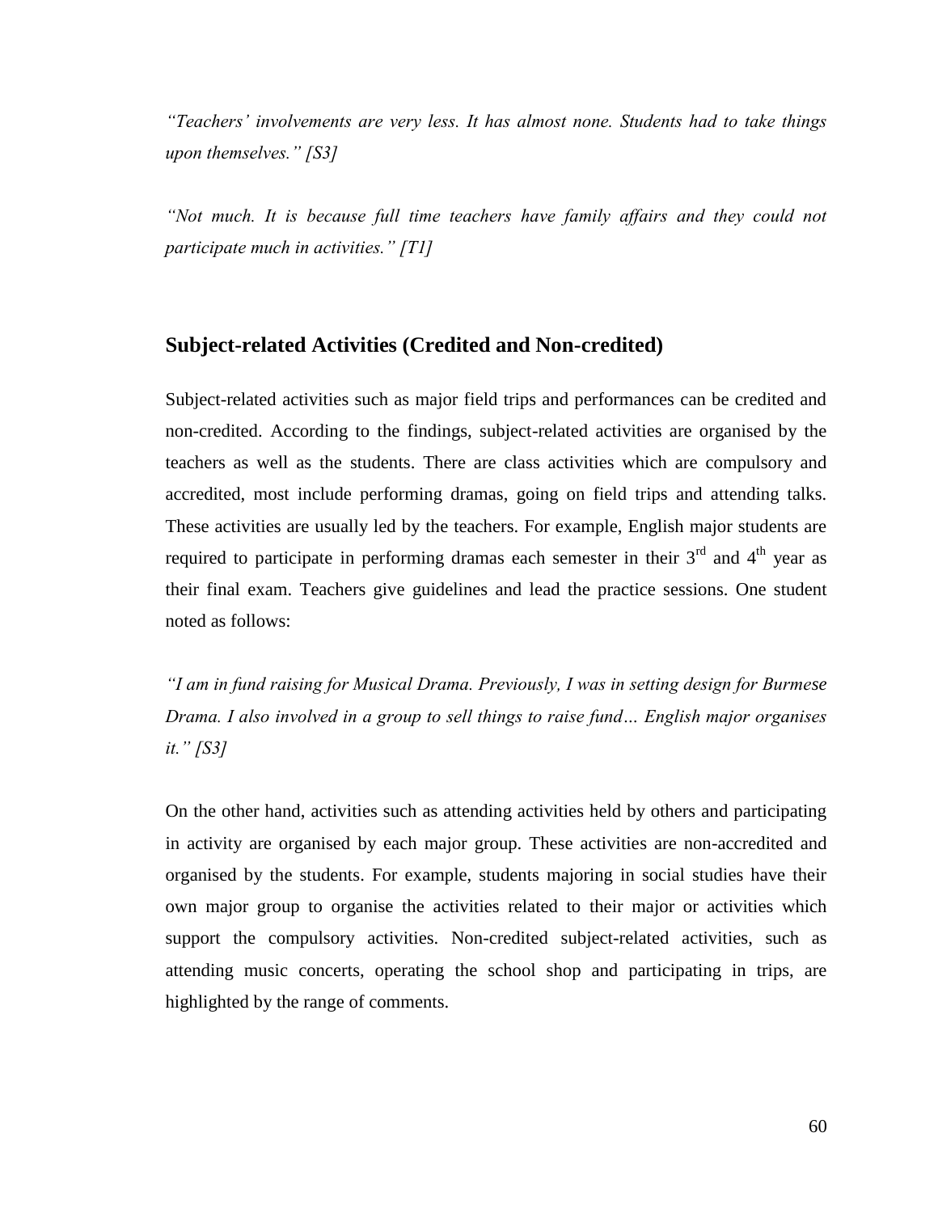*"Teachers' involvements are very less. It has almost none. Students had to take things upon themselves." [S3]*

*"Not much. It is because full time teachers have family affairs and they could not participate much in activities." [T1]*

## Subject-related Activities (Credited and Non-credited)

Subject-related activities such as major field trips and performances can be credited and non-credited. According to the findings, subject-related activities are organised by the teachers as well as the students. There are class activities which are compulsory and accredited, most include performing dramas, going on field trips and attending talks. These activities are usually led by the teachers. For example, English major students are required to participate in performing dramas each semester in their 3rd and 4th year as their final exam. Teachers give guidelines and lead the practice sessions. One student noted as follows:

*"I am in fund raising for Musical Drama. Previously, I was in setting design for Burmese Drama. I also involved in a group to sell things to raise fund… English major organises it." [S3]*

On the other hand, activities such as attending activities held by others and participating in activity are organised by each major group. These activities are non-accredited and organised by the students. For example, students majoring in social studies have their own major group to organise the activities related to their major or activities which support the compulsory activities. Non-credited subject-related activities, such as attending music concerts, operating the school shop and participating in trips, are highlighted by the range of comments.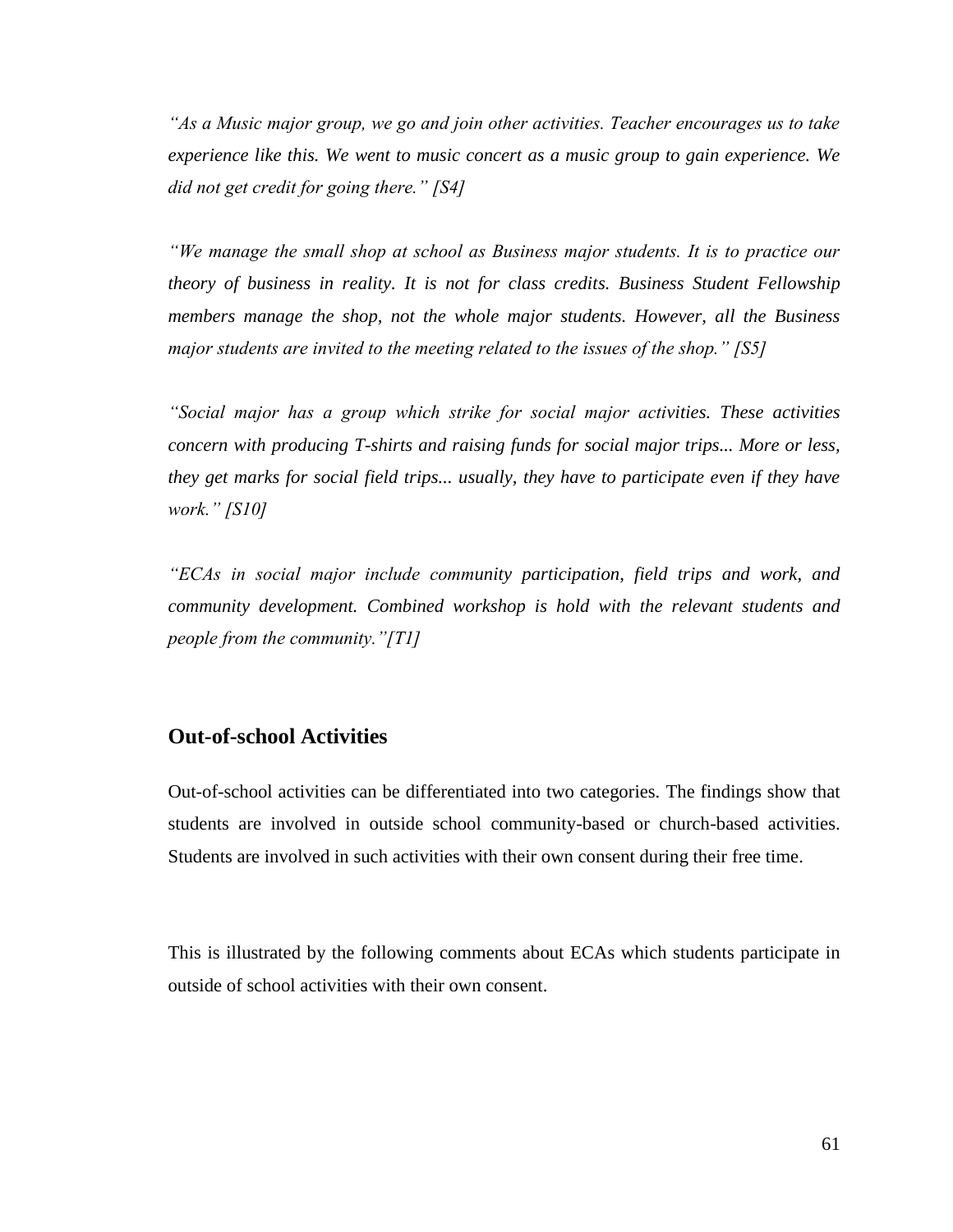*"As a Music major group, we go and join other activities. Teacher encourages us to take experience like this. We went to music concert as a music group to gain experience. We did not get credit for going there." [S4]*

*"We manage the small shop at school as Business major students. It is to practice our theory of business in reality. It is not for class credits. Business Student Fellowship members manage the shop, not the whole major students. However, all the Business major students are invited to the meeting related to the issues of the shop." [S5]*

*"Social major has a group which strike for social major activities. These activities concern with producing T-shirts and raising funds for social major trips... More or less, they get marks for social field trips... usually, they have to participate even if they have work." [S10]*

*"ECAs in social major include community participation, field trips and work, and community development. Combined workshop is hold with the relevant students and people from the community."[T1]*

## Out-of-school Activities

Out-of-school activities can be differentiated into two categories. The findings show that students are involved in outside school community-based or church-based activities. Students are involved in such activities with their own consent during their free time.

This is illustrated by the following comments about ECAs which students participate in outside of school activities with their own consent.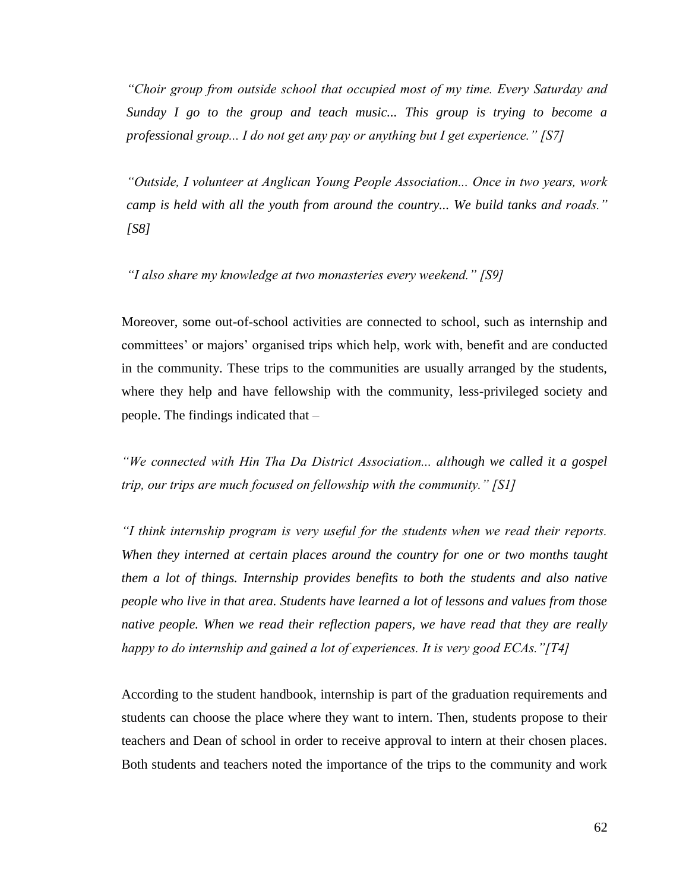*"Choir group from outside school that occupied most of my time. Every Saturday and Sunday I go to the group and teach music... This group is trying to become a professional group... I do not get any pay or anything but I get experience." [S7]*

*"Outside, I volunteer at Anglican Young People Association... Once in two years, work camp is held with all the youth from around the country... We build tanks and roads." [S8]*

*"I also share my knowledge at two monasteries every weekend." [S9]*

Moreover, some out-of-school activities are connected to school, such as internship and committees' or majors' organised trips which help, work with, benefit and are conducted in the community. These trips to the communities are usually arranged by the students, where they help and have fellowship with the community, less-privileged society and people. The findings indicated that –

*"We connected with Hin Tha Da District Association... although we called it a gospel trip, our trips are much focused on fellowship with the community." [S1]*

*"I think internship program is very useful for the students when we read their reports. When they interned at certain places around the country for one or two months taught them a lot of things. Internship provides benefits to both the students and also native people who live in that area. Students have learned a lot of lessons and values from those native people. When we read their reflection papers, we have read that they are really happy to do internship and gained a lot of experiences. It is very good ECAs."[T4]*

According to the student handbook, internship is part of the graduation requirements and students can choose the place where they want to intern. Then, students propose to their teachers and Dean of school in order to receive approval to intern at their chosen places. Both students and teachers noted the importance of the trips to the community and work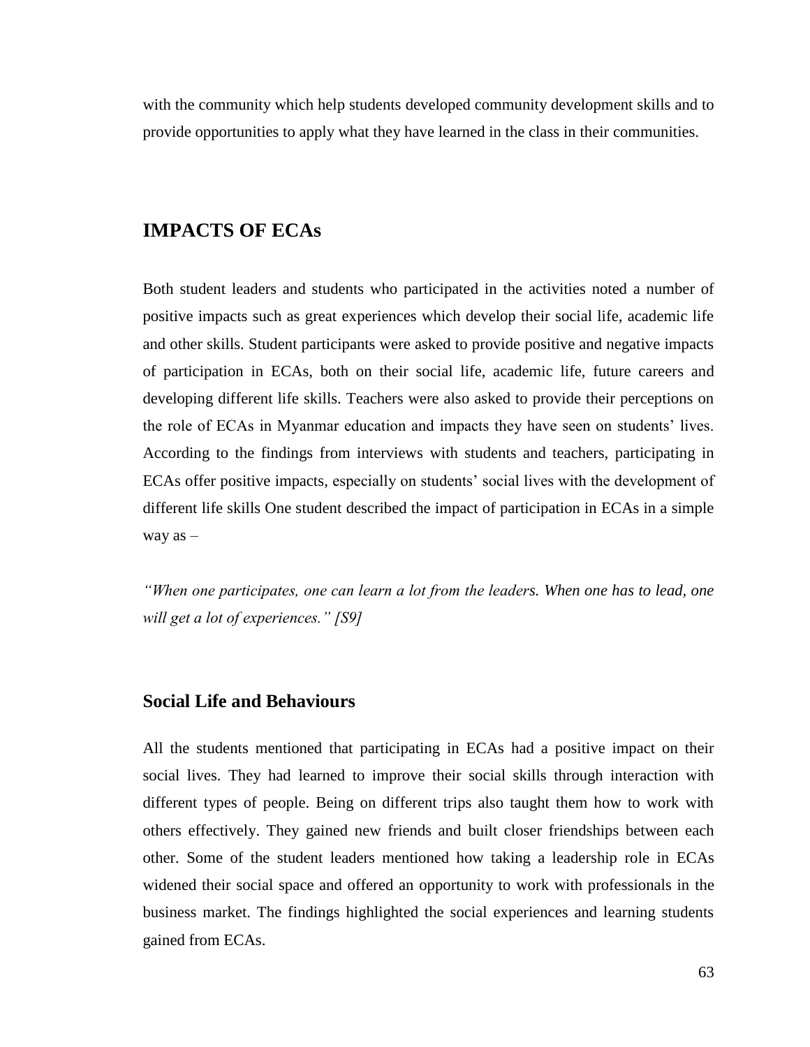with the community which help students developed community development skills and to provide opportunities to apply what they have learned in the class in their communities.

## IMPACTS OF ECAs

Both student leaders and students who participated in the activities noted a number of positive impacts such as great experiences which develop their social life, academic life and other skills. Student participants were asked to provide positive and negative impacts of participation in ECAs, both on their social life, academic life, future careers and developing different life skills. Teachers were also asked to provide their perceptions on the role of ECAs in Myanmar education and impacts they have seen on students' lives. According to the findings from interviews with students and teachers, participating in ECAs offer positive impacts, especially on students' social lives with the development of different life skills One student described the impact of participation in ECAs in a simple way as –

*"When one participates, one can learn a lot from the leaders. When one has to lead, one will get a lot of experiences." [S9]*

### Social Life and Behaviours

All the students mentioned that participating in ECAs had a positive impact on their social lives. They had learned to improve their social skills through interaction with different types of people. Being on different trips also taught them how to work with others effectively. They gained new friends and built closer friendships between each other. Some of the student leaders mentioned how taking a leadership role in ECAs widened their social space and offered an opportunity to work with professionals in the business market. The findings highlighted the social experiences and learning students gained from ECAs.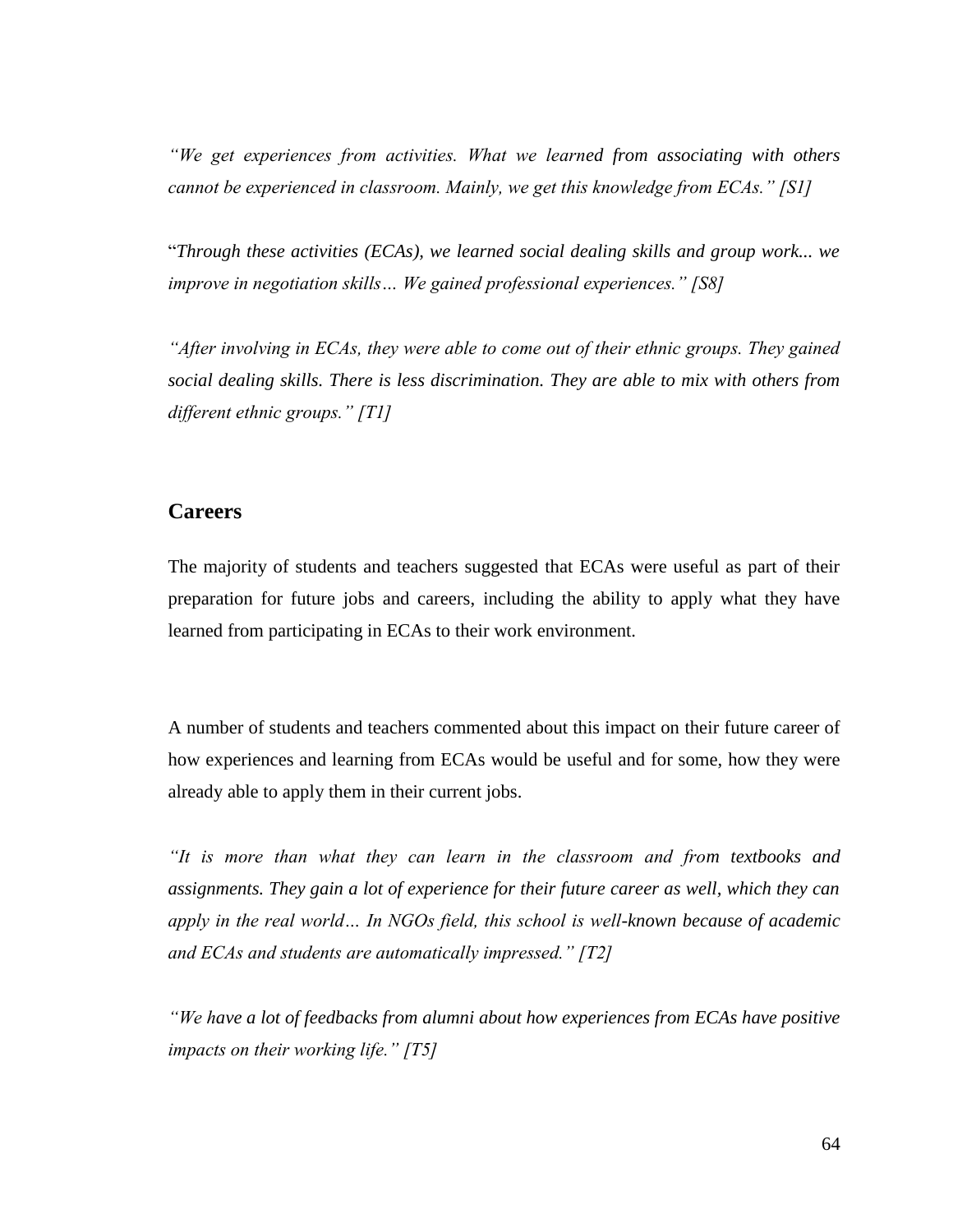*"We get experiences from activities. What we learned from associating with others cannot be experienced in classroom. Mainly, we get this knowledge from ECAs." [S1]*

"*Through these activities (ECAs), we learned social dealing skills and group work... we improve in negotiation skills… We gained professional experiences." [S8]*

*"After involving in ECAs, they were able to come out of their ethnic groups. They gained social dealing skills. There is less discrimination. They are able to mix with others from different ethnic groups." [T1]*

## Careers

The majority of students and teachers suggested that ECAs were useful as part of their preparation for future jobs and careers, including the ability to apply what they have learned from participating in ECAs to their work environment.

A number of students and teachers commented about this impact on their future career of how experiences and learning from ECAs would be useful and for some, how they were already able to apply them in their current jobs.

*"It is more than what they can learn in the classroom and from textbooks and assignments. They gain a lot of experience for their future career as well, which they can apply in the real world… In NGOs field, this school is well-known because of academic and ECAs and students are automatically impressed." [T2]*

*"We have a lot of feedbacks from alumni about how experiences from ECAs have positive impacts on their working life." [T5]*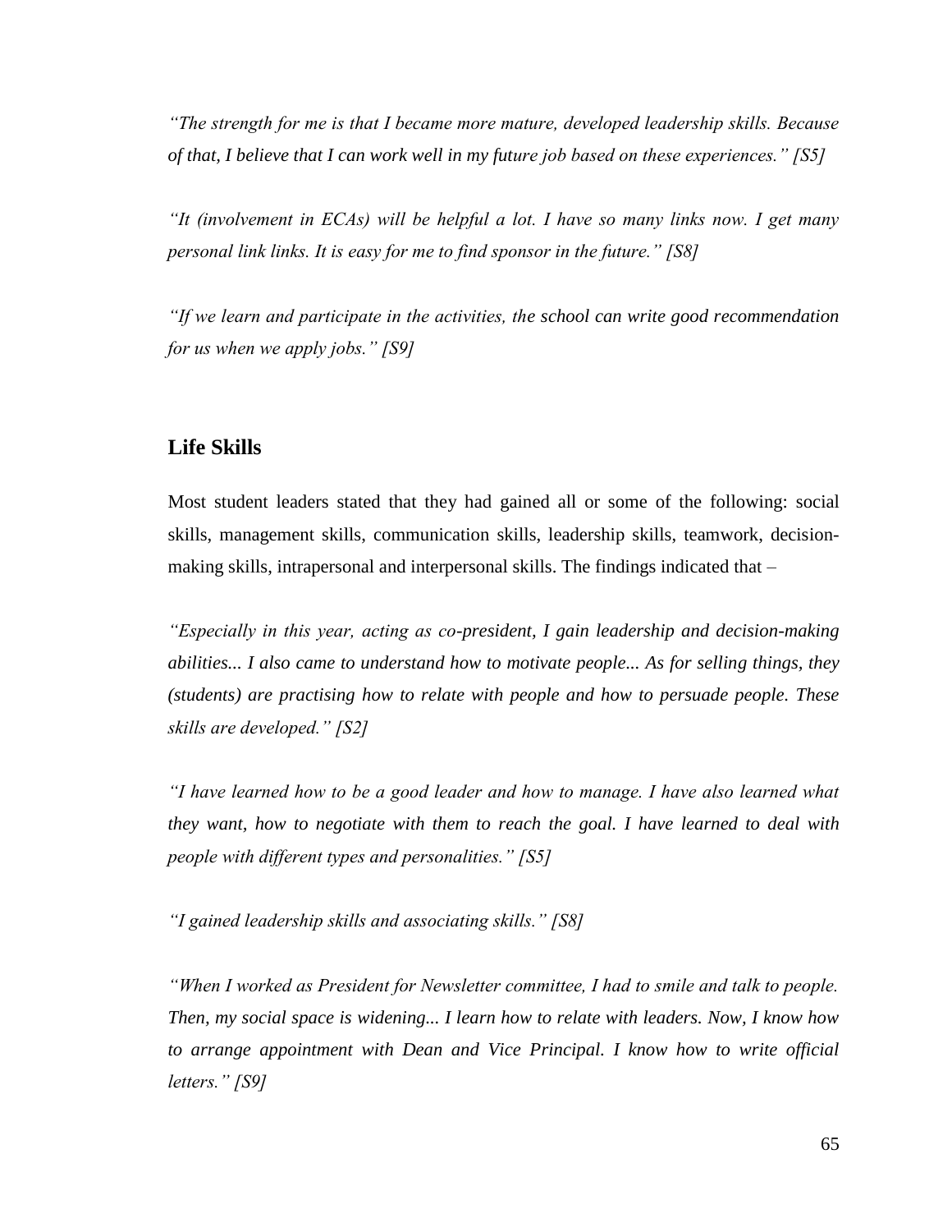*"The strength for me is that I became more mature, developed leadership skills. Because of that, I believe that I can work well in my future job based on these experiences." [S5]*

*"It (involvement in ECAs) will be helpful a lot. I have so many links now. I get many personal link links. It is easy for me to find sponsor in the future." [S8]*

*"If we learn and participate in the activities, the school can write good recommendation for us when we apply jobs." [S9]*

## Life Skills

Most student leaders stated that they had gained all or some of the following: social skills, management skills, communication skills, leadership skills, teamwork, decision-making skills, intrapersonal and interpersonal skills. The findings indicated that –

*"Especially in this year, acting as co-president, I gain leadership and decision-making abilities... I also came to understand how to motivate people... As for selling things, they (students) are practising how to relate with people and how to persuade people. These skills are developed." [S2]*

*"I have learned how to be a good leader and how to manage. I have also learned what they want, how to negotiate with them to reach the goal. I have learned to deal with people with different types and personalities." [S5]*

*"I gained leadership skills and associating skills." [S8]*

*"When I worked as President for Newsletter committee, I had to smile and talk to people. Then, my social space is widening... I learn how to relate with leaders. Now, I know how to arrange appointment with Dean and Vice Principal. I know how to write official letters." [S9]*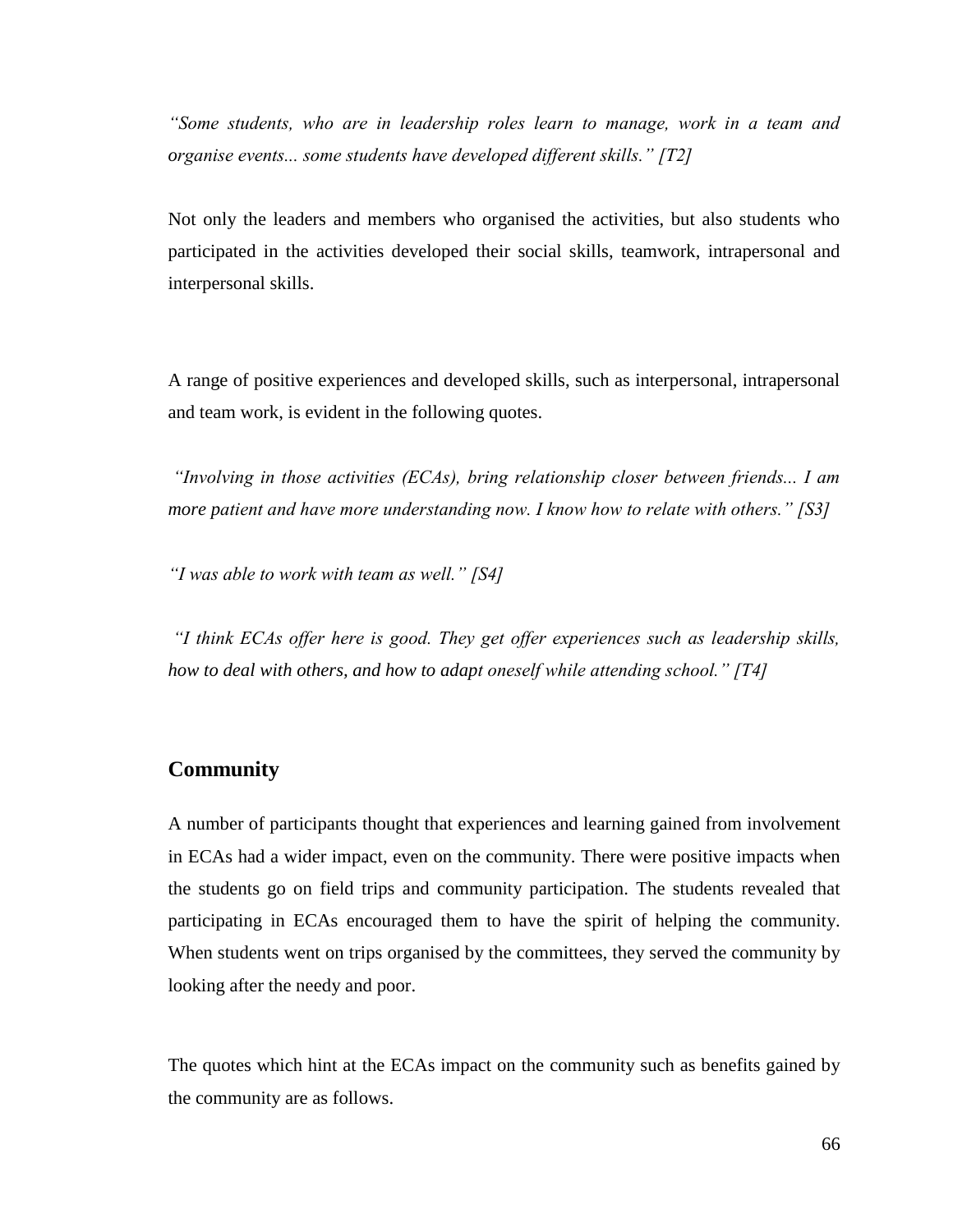*"Some students, who are in leadership roles learn to manage, work in a team and organise events... some students have developed different skills." [T2]*

Not only the leaders and members who organised the activities, but also students who participated in the activities developed their social skills, teamwork, intrapersonal and interpersonal skills.

A range of positive experiences and developed skills, such as interpersonal, intrapersonal and team work, is evident in the following quotes.

*"Involving in those activities (ECAs), bring relationship closer between friends... I am more patient and have more understanding now. I know how to relate with others." [S3]*

*"I was able to work with team as well." [S4]*

*"I think ECAs offer here is good. They get offer experiences such as leadership skills, how to deal with others, and how to adapt oneself while attending school." [T4]*

## Community

A number of participants thought that experiences and learning gained from involvement in ECAs had a wider impact, even on the community. There were positive impacts when the students go on field trips and community participation. The students revealed that participating in ECAs encouraged them to have the spirit of helping the community. When students went on trips organised by the committees, they served the community by looking after the needy and poor.

The quotes which hint at the ECAs impact on the community such as benefits gained by the community are as follows.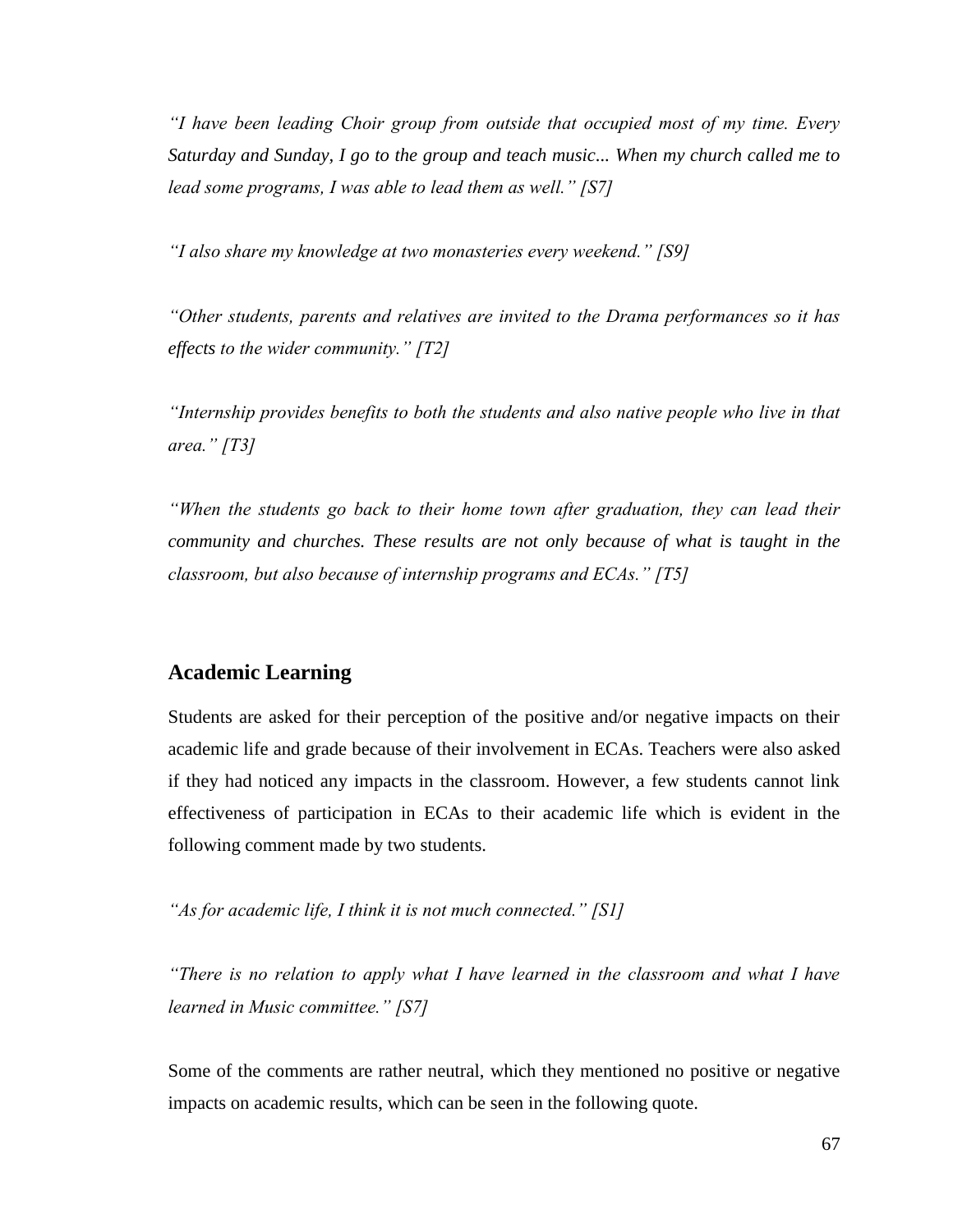*"I have been leading Choir group from outside that occupied most of my time. Every Saturday and Sunday, I go to the group and teach music... When my church called me to lead some programs, I was able to lead them as well." [S7]*

*"I also share my knowledge at two monasteries every weekend." [S9]*

*"Other students, parents and relatives are invited to the Drama performances so it has effects to the wider community." [T2]*

*"Internship provides benefits to both the students and also native people who live in that area." [T3]*

*"When the students go back to their home town after graduation, they can lead their community and churches. These results are not only because of what is taught in the classroom, but also because of internship programs and ECAs." [T5]*

## Academic Learning

Students are asked for their perception of the positive and/or negative impacts on their academic life and grade because of their involvement in ECAs. Teachers were also asked if they had noticed any impacts in the classroom. However, a few students cannot link effectiveness of participation in ECAs to their academic life which is evident in the following comment made by two students.

*"As for academic life, I think it is not much connected." [S1]*

*"There is no relation to apply what I have learned in the classroom and what I have learned in Music committee." [S7]*

Some of the comments are rather neutral, which they mentioned no positive or negative impacts on academic results, which can be seen in the following quote.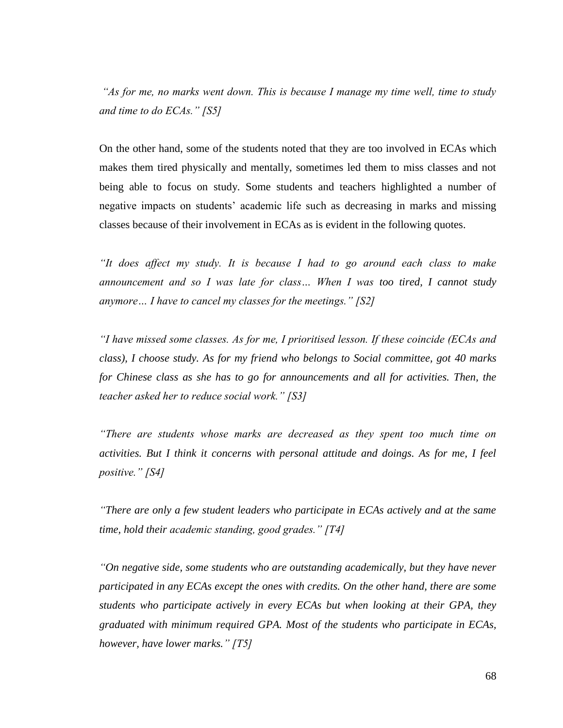*"As for me, no marks went down. This is because I manage my time well, time to study and time to do ECAs." [S5]*

On the other hand, some of the students noted that they are too involved in ECAs which makes them tired physically and mentally, sometimes led them to miss classes and not being able to focus on study. Some students and teachers highlighted a number of negative impacts on students' academic life such as decreasing in marks and missing classes because of their involvement in ECAs as is evident in the following quotes.

*"It does affect my study. It is because I had to go around each class to make announcement and so I was late for class… When I was too tired, I cannot study anymore… I have to cancel my classes for the meetings." [S2]*

*"I have missed some classes. As for me, I prioritised lesson. If these coincide (ECAs and class), I choose study. As for my friend who belongs to Social committee, got 40 marks for Chinese class as she has to go for announcements and all for activities. Then, the teacher asked her to reduce social work." [S3]*

*"There are students whose marks are decreased as they spent too much time on activities. But I think it concerns with personal attitude and doings. As for me, I feel positive." [S4]*

*"There are only a few student leaders who participate in ECAs actively and at the same time, hold their academic standing, good grades." [T4]*

*"On negative side, some students who are outstanding academically, but they have never participated in any ECAs except the ones with credits. On the other hand, there are some students who participate actively in every ECAs but when looking at their GPA, they graduated with minimum required GPA. Most of the students who participate in ECAs, however, have lower marks." [T5]*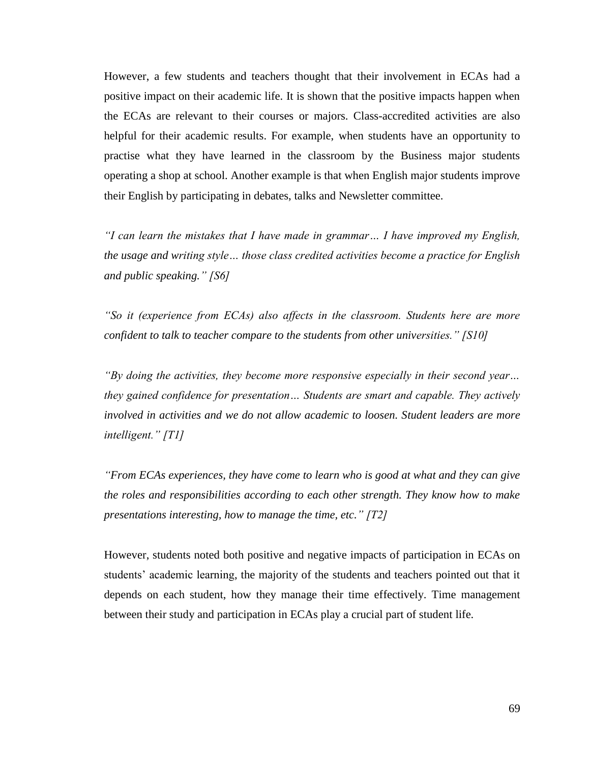However, a few students and teachers thought that their involvement in ECAs had a positive impact on their academic life. It is shown that the positive impacts happen when the ECAs are relevant to their courses or majors. Class-accredited activities are also helpful for their academic results. For example, when students have an opportunity to practise what they have learned in the classroom by the Business major students operating a shop at school. Another example is that when English major students improve their English by participating in debates, talks and Newsletter committee.

*"I can learn the mistakes that I have made in grammar… I have improved my English, the usage and writing style… those class credited activities become a practice for English and public speaking." [S6]*

*"So it (experience from ECAs) also affects in the classroom. Students here are more confident to talk to teacher compare to the students from other universities." [S10]*

*"By doing the activities, they become more responsive especially in their second year… they gained confidence for presentation… Students are smart and capable. They actively involved in activities and we do not allow academic to loosen. Student leaders are more intelligent." [T1]*

*"From ECAs experiences, they have come to learn who is good at what and they can give the roles and responsibilities according to each other strength. They know how to make presentations interesting, how to manage the time, etc." [T2]*

However, students noted both positive and negative impacts of participation in ECAs on students' academic learning, the majority of the students and teachers pointed out that it depends on each student, how they manage their time effectively. Time management between their study and participation in ECAs play a crucial part of student life.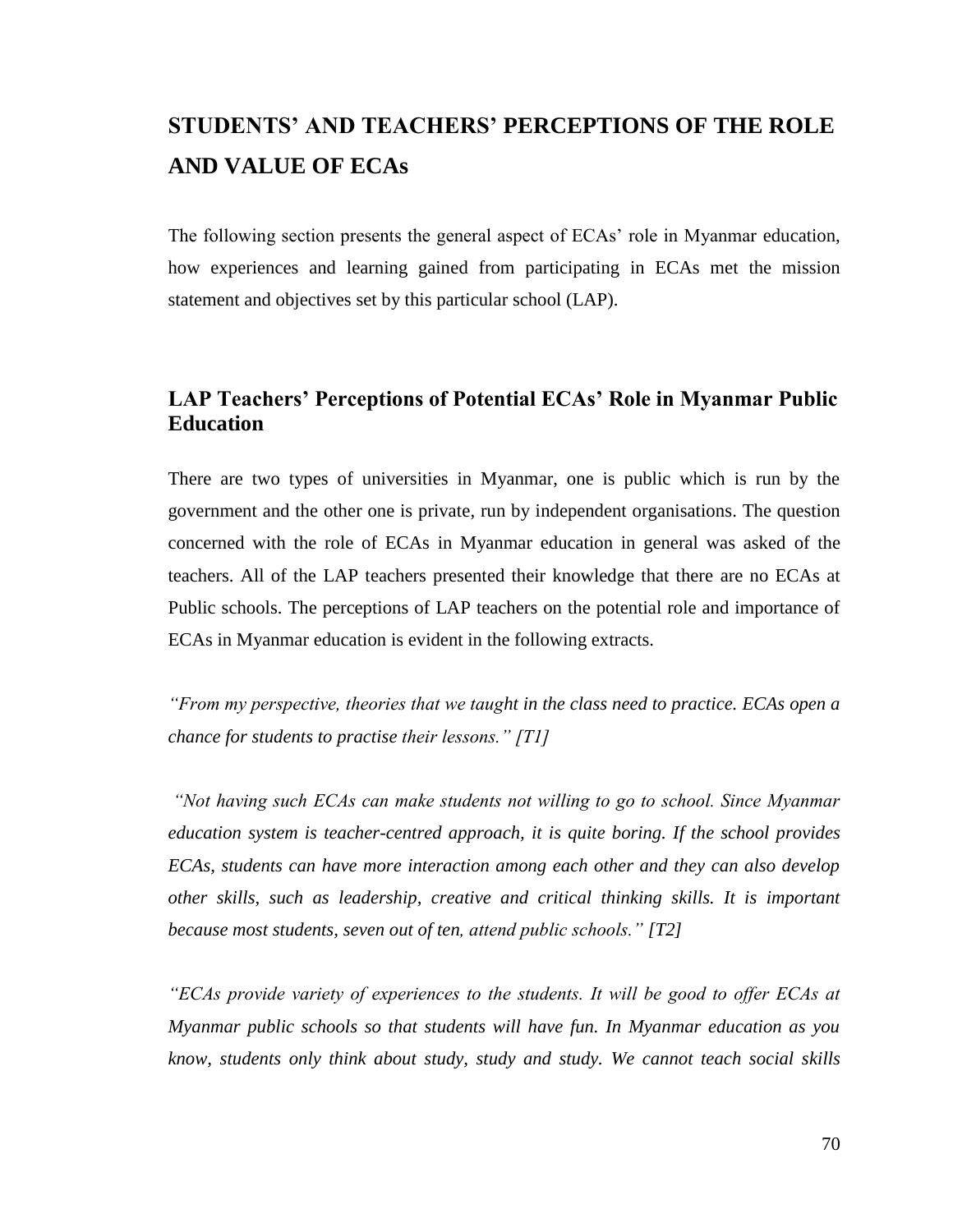# STUDENTS' AND TEACHERS' PERCEPTIONS OF THE ROLE AND VALUE OF ECAs

The following section presents the general aspect of ECAs' role in Myanmar education, how experiences and learning gained from participating in ECAs met the mission statement and objectives set by this particular school (LAP).

## LAP Teachers' Perceptions of Potential ECAs' Role in Myanmar Public Education

There are two types of universities in Myanmar, one is public which is run by the government and the other one is private, run by independent organisations. The question concerned with the role of ECAs in Myanmar education in general was asked of the teachers. All of the LAP teachers presented their knowledge that there are no ECAs at Public schools. The perceptions of LAP teachers on the potential role and importance of ECAs in Myanmar education is evident in the following extracts.

*"From my perspective, theories that we taught in the class need to practice. ECAs open a chance for students to practise their lessons." [T1]*

*"Not having such ECAs can make students not willing to go to school. Since Myanmar education system is teacher-centred approach, it is quite boring. If the school provides ECAs, students can have more interaction among each other and they can also develop other skills, such as leadership, creative and critical thinking skills. It is important because most students, seven out of ten, attend public schools." [T2]*

*"ECAs provide variety of experiences to the students. It will be good to offer ECAs at Myanmar public schools so that students will have fun. In Myanmar education as you know, students only think about study, study and study. We cannot teach social skills*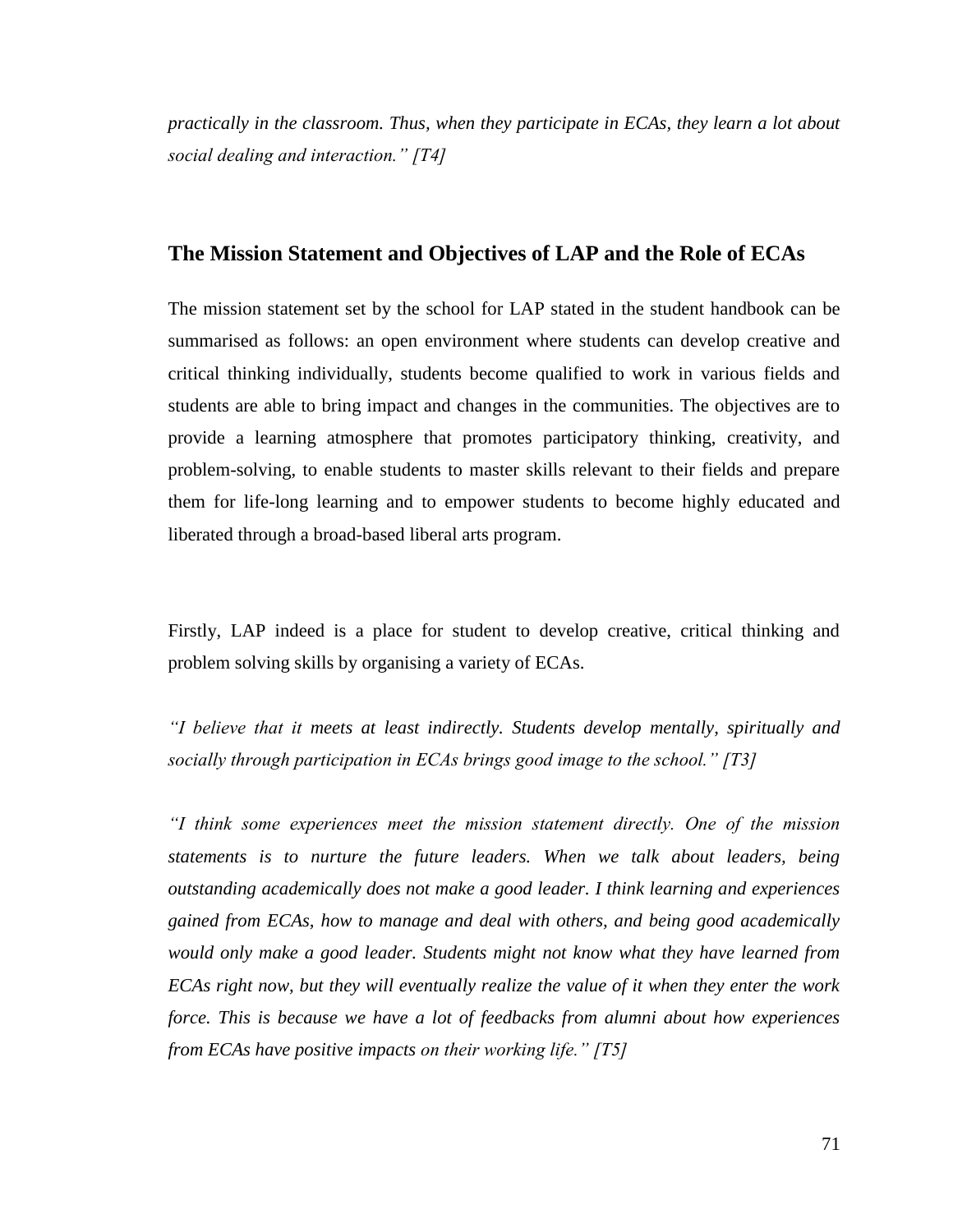*practically in the classroom. Thus, when they participate in ECAs, they learn a lot about social dealing and interaction." [T4]*

## The Mission Statement and Objectives of LAP and the Role of ECAs

The mission statement set by the school for LAP stated in the student handbook can be summarised as follows: an open environment where students can develop creative and critical thinking individually, students become qualified to work in various fields and students are able to bring impact and changes in the communities. The objectives are to provide a learning atmosphere that promotes participatory thinking, creativity, and problem-solving, to enable students to master skills relevant to their fields and prepare them for life-long learning and to empower students to become highly educated and liberated through a broad-based liberal arts program.

Firstly, LAP indeed is a place for student to develop creative, critical thinking and problem solving skills by organising a variety of ECAs.

*"I believe that it meets at least indirectly. Students develop mentally, spiritually and socially through participation in ECAs brings good image to the school." [T3]*

*"I think some experiences meet the mission statement directly. One of the mission statements is to nurture the future leaders. When we talk about leaders, being outstanding academically does not make a good leader. I think learning and experiences gained from ECAs, how to manage and deal with others, and being good academically would only make a good leader. Students might not know what they have learned from ECAs right now, but they will eventually realize the value of it when they enter the work force. This is because we have a lot of feedbacks from alumni about how experiences from ECAs have positive impacts on their working life." [T5]*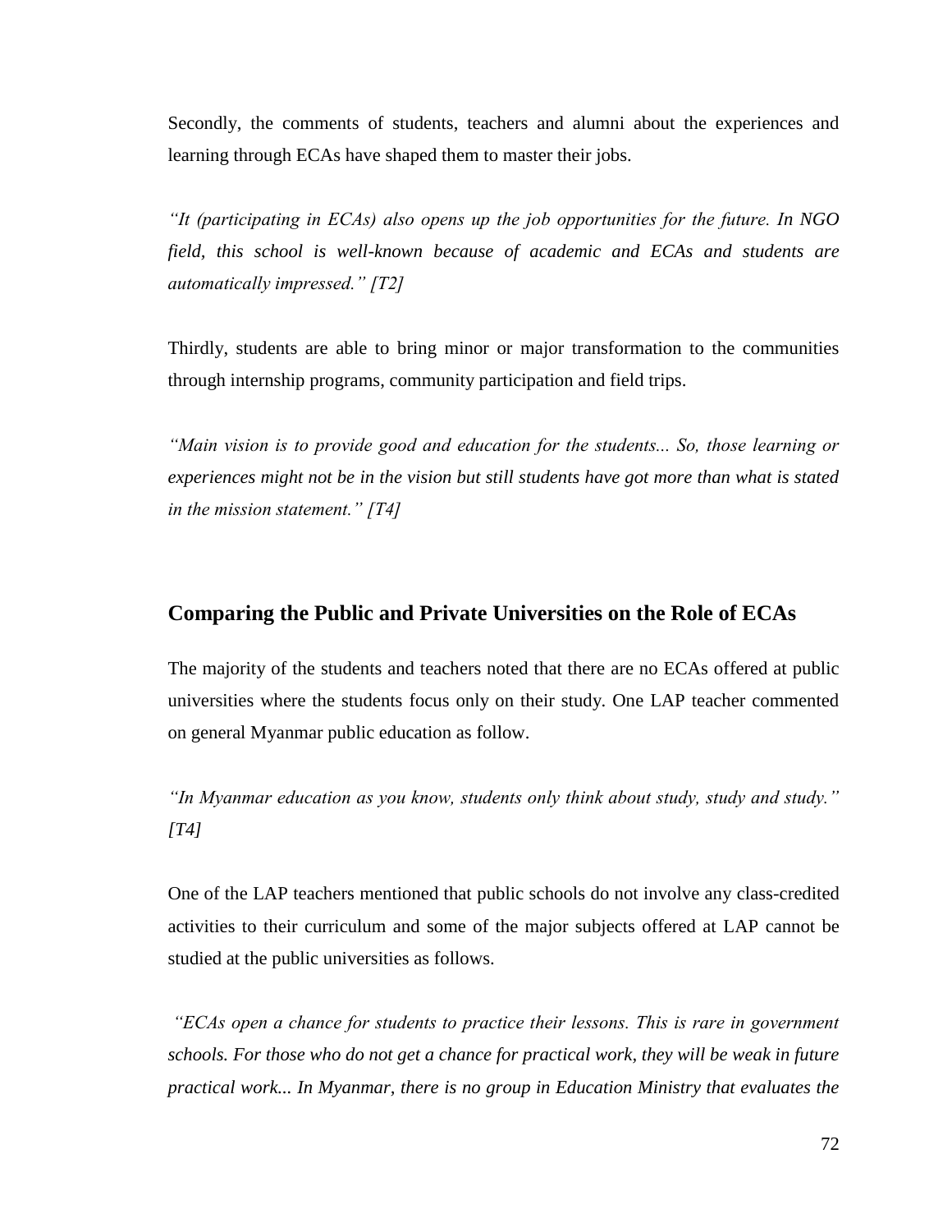Secondly, the comments of students, teachers and alumni about the experiences and learning through ECAs have shaped them to master their jobs.

*"It (participating in ECAs) also opens up the job opportunities for the future. In NGO field, this school is well-known because of academic and ECAs and students are automatically impressed." [T2]*

Thirdly, students are able to bring minor or major transformation to the communities through internship programs, community participation and field trips.

*"Main vision is to provide good and education for the students... So, those learning or experiences might not be in the vision but still students have got more than what is stated in the mission statement." [T4]*

## Comparing the Public and Private Universities on the Role of ECAs

The majority of the students and teachers noted that there are no ECAs offered at public universities where the students focus only on their study. One LAP teacher commented on general Myanmar public education as follow.

*"In Myanmar education as you know, students only think about study, study and study." [T4]*

One of the LAP teachers mentioned that public schools do not involve any class-credited activities to their curriculum and some of the major subjects offered at LAP cannot be studied at the public universities as follows.

*"ECAs open a chance for students to practice their lessons. This is rare in government schools. For those who do not get a chance for practical work, they will be weak in future practical work... In Myanmar, there is no group in Education Ministry that evaluates the*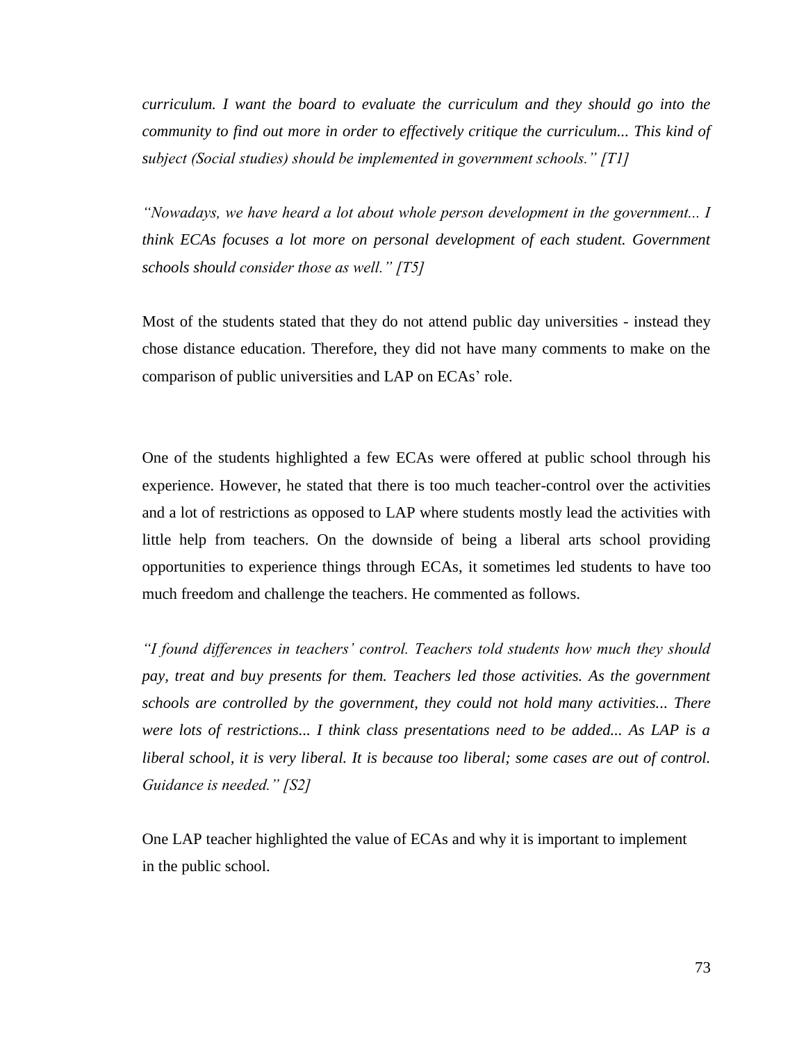*curriculum. I want the board to evaluate the curriculum and they should go into the community to find out more in order to effectively critique the curriculum... This kind of subject (Social studies) should be implemented in government schools." [T1]*

*"Nowadays, we have heard a lot about whole person development in the government... I think ECAs focuses a lot more on personal development of each student. Government schools should consider those as well." [T5]*

Most of the students stated that they do not attend public day universities - instead they chose distance education. Therefore, they did not have many comments to make on the comparison of public universities and LAP on ECAs' role.

One of the students highlighted a few ECAs were offered at public school through his experience. However, he stated that there is too much teacher-control over the activities and a lot of restrictions as opposed to LAP where students mostly lead the activities with little help from teachers. On the downside of being a liberal arts school providing opportunities to experience things through ECAs, it sometimes led students to have too much freedom and challenge the teachers. He commented as follows.

*"I found differences in teachers' control. Teachers told students how much they should pay, treat and buy presents for them. Teachers led those activities. As the government schools are controlled by the government, they could not hold many activities... There were lots of restrictions... I think class presentations need to be added... As LAP is a liberal school, it is very liberal. It is because too liberal; some cases are out of control. Guidance is needed." [S2]*

One LAP teacher highlighted the value of ECAs and why it is important to implement in the public school.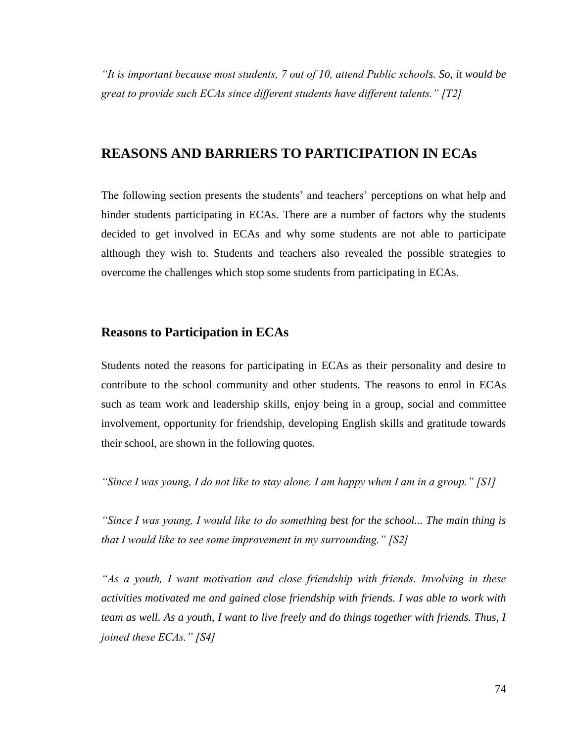*"It is important because most students, 7 out of 10, attend Public schools. So, it would be great to provide such ECAs since different students have different talents." [T2]*

## REASONS AND BARRIERS TO PARTICIPATION IN ECAs

The following section presents the students' and teachers' perceptions on what help and hinder students participating in ECAs. There are a number of factors why the students decided to get involved in ECAs and why some students are not able to participate although they wish to. Students and teachers also revealed the possible strategies to overcome the challenges which stop some students from participating in ECAs.

### Reasons to Participation in ECAs

Students noted the reasons for participating in ECAs as their personality and desire to contribute to the school community and other students. The reasons to enrol in ECAs such as team work and leadership skills, enjoy being in a group, social and committee involvement, opportunity for friendship, developing English skills and gratitude towards their school, are shown in the following quotes.

*"Since I was young, I do not like to stay alone. I am happy when I am in a group." [S1]*

*"Since I was young, I would like to do something best for the school... The main thing is that I would like to see some improvement in my surrounding." [S2]*

*"As a youth, I want motivation and close friendship with friends. Involving in these activities motivated me and gained close friendship with friends. I was able to work with team as well. As a youth, I want to live freely and do things together with friends. Thus, I joined these ECAs." [S4]*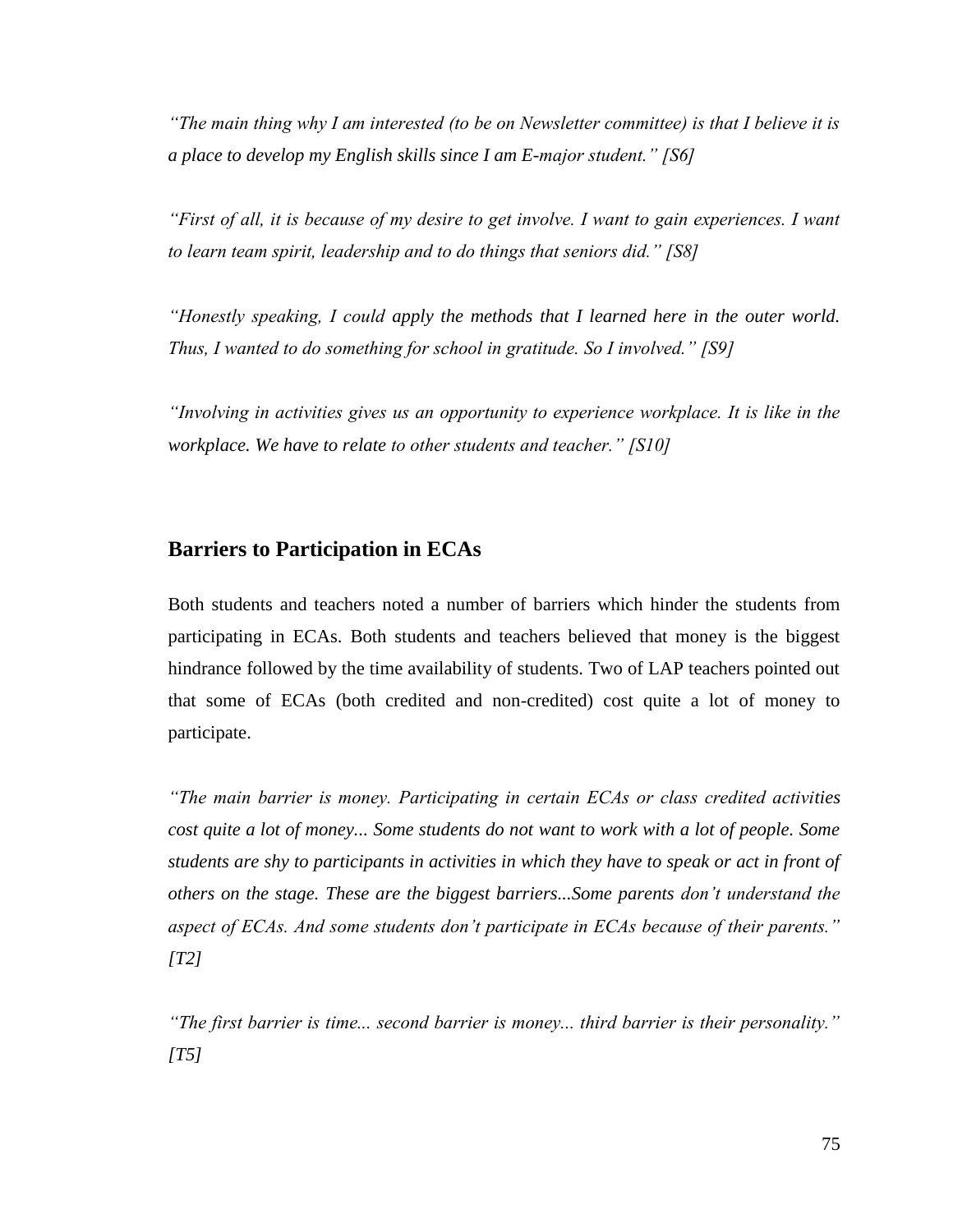*"The main thing why I am interested (to be on Newsletter committee) is that I believe it is a place to develop my English skills since I am E-major student." [S6]*

*"First of all, it is because of my desire to get involve. I want to gain experiences. I want to learn team spirit, leadership and to do things that seniors did." [S8]*

*"Honestly speaking, I could apply the methods that I learned here in the outer world. Thus, I wanted to do something for school in gratitude. So I involved." [S9]*

*"Involving in activities gives us an opportunity to experience workplace. It is like in the workplace. We have to relate to other students and teacher." [S10]*

## Barriers to Participation in ECAs

Both students and teachers noted a number of barriers which hinder the students from participating in ECAs. Both students and teachers believed that money is the biggest hindrance followed by the time availability of students. Two of LAP teachers pointed out that some of ECAs (both credited and non-credited) cost quite a lot of money to participate.

*"The main barrier is money. Participating in certain ECAs or class credited activities cost quite a lot of money... Some students do not want to work with a lot of people. Some students are shy to participants in activities in which they have to speak or act in front of others on the stage. These are the biggest barriers...Some parents don't understand the aspect of ECAs. And some students don't participate in ECAs because of their parents." [T2]*

*"The first barrier is time... second barrier is money... third barrier is their personality." [T5]*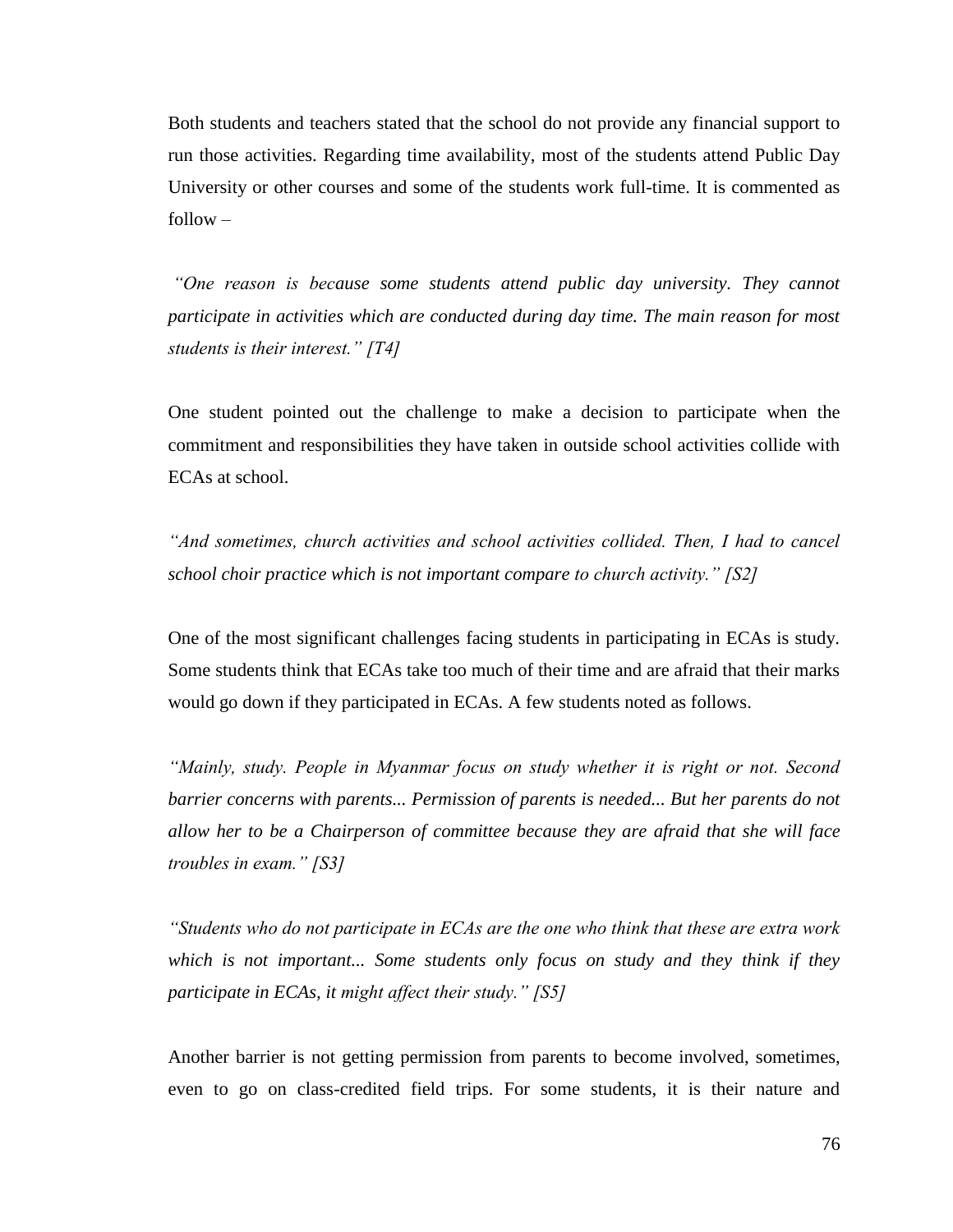Both students and teachers stated that the school do not provide any financial support to run those activities. Regarding time availability, most of the students attend Public Day University or other courses and some of the students work full-time. It is commented as follow –

*"One reason is because some students attend public day university. They cannot participate in activities which are conducted during day time. The main reason for most students is their interest." [T4]*

One student pointed out the challenge to make a decision to participate when the commitment and responsibilities they have taken in outside school activities collide with ECAs at school.

*"And sometimes, church activities and school activities collided. Then, I had to cancel school choir practice which is not important compare to church activity." [S2]*

One of the most significant challenges facing students in participating in ECAs is study. Some students think that ECAs take too much of their time and are afraid that their marks would go down if they participated in ECAs. A few students noted as follows.

*"Mainly, study. People in Myanmar focus on study whether it is right or not. Second barrier concerns with parents... Permission of parents is needed... But her parents do not allow her to be a Chairperson of committee because they are afraid that she will face troubles in exam." [S3]*

*"Students who do not participate in ECAs are the one who think that these are extra work which is not important... Some students only focus on study and they think if they participate in ECAs, it might affect their study." [S5]*

Another barrier is not getting permission from parents to become involved, sometimes, even to go on class-credited field trips. For some students, it is their nature and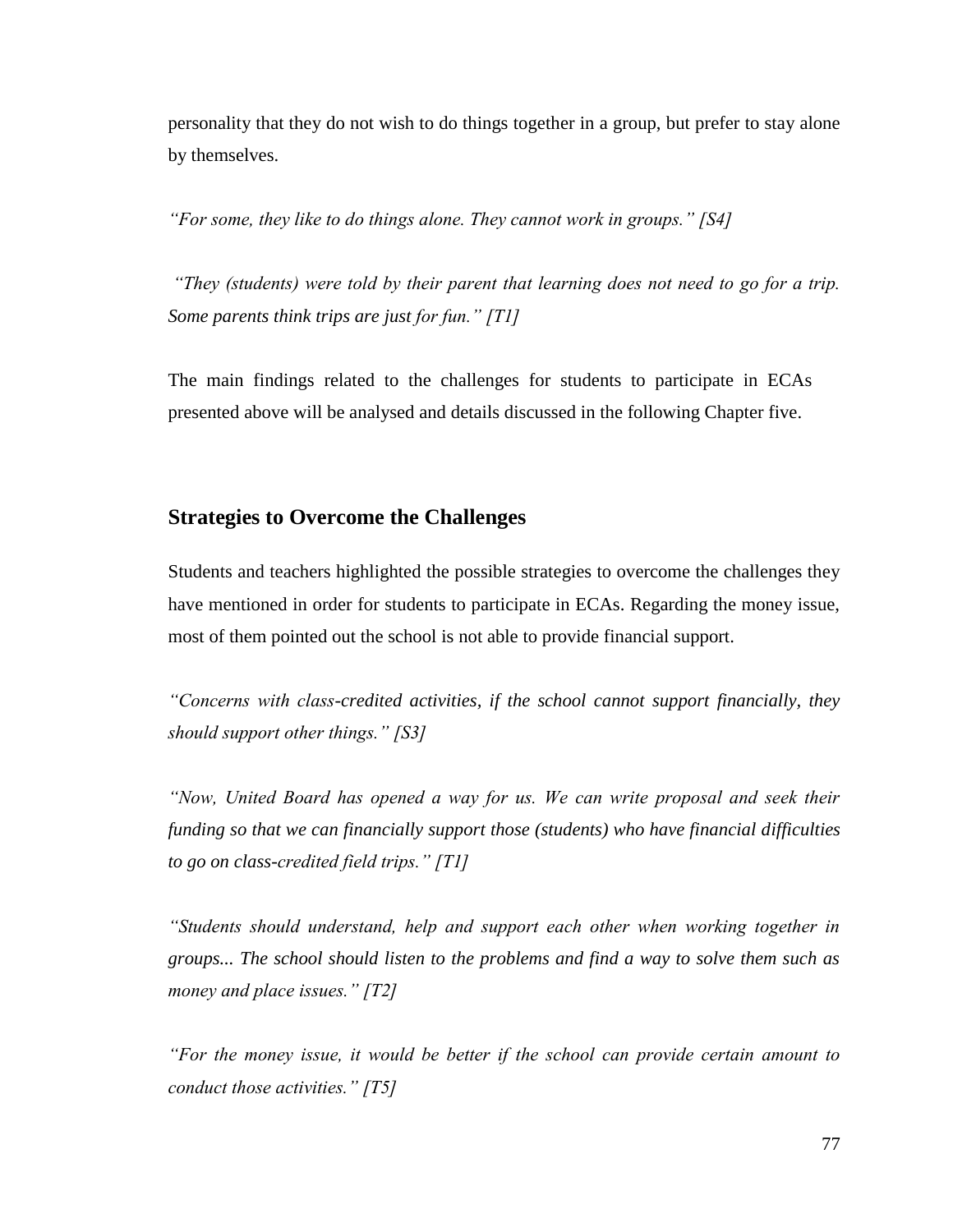personality that they do not wish to do things together in a group, but prefer to stay alone by themselves.

*"For some, they like to do things alone. They cannot work in groups." [S4]*

*"They (students) were told by their parent that learning does not need to go for a trip. Some parents think trips are just for fun." [T1]*

The main findings related to the challenges for students to participate in ECAs presented above will be analysed and details discussed in the following Chapter five.

## Strategies to Overcome the Challenges

Students and teachers highlighted the possible strategies to overcome the challenges they have mentioned in order for students to participate in ECAs. Regarding the money issue, most of them pointed out the school is not able to provide financial support.

*"Concerns with class-credited activities, if the school cannot support financially, they should support other things." [S3]*

*"Now, United Board has opened a way for us. We can write proposal and seek their funding so that we can financially support those (students) who have financial difficulties to go on class-credited field trips." [T1]*

*"Students should understand, help and support each other when working together in groups... The school should listen to the problems and find a way to solve them such as money and place issues." [T2]*

*"For the money issue, it would be better if the school can provide certain amount to conduct those activities." [T5]*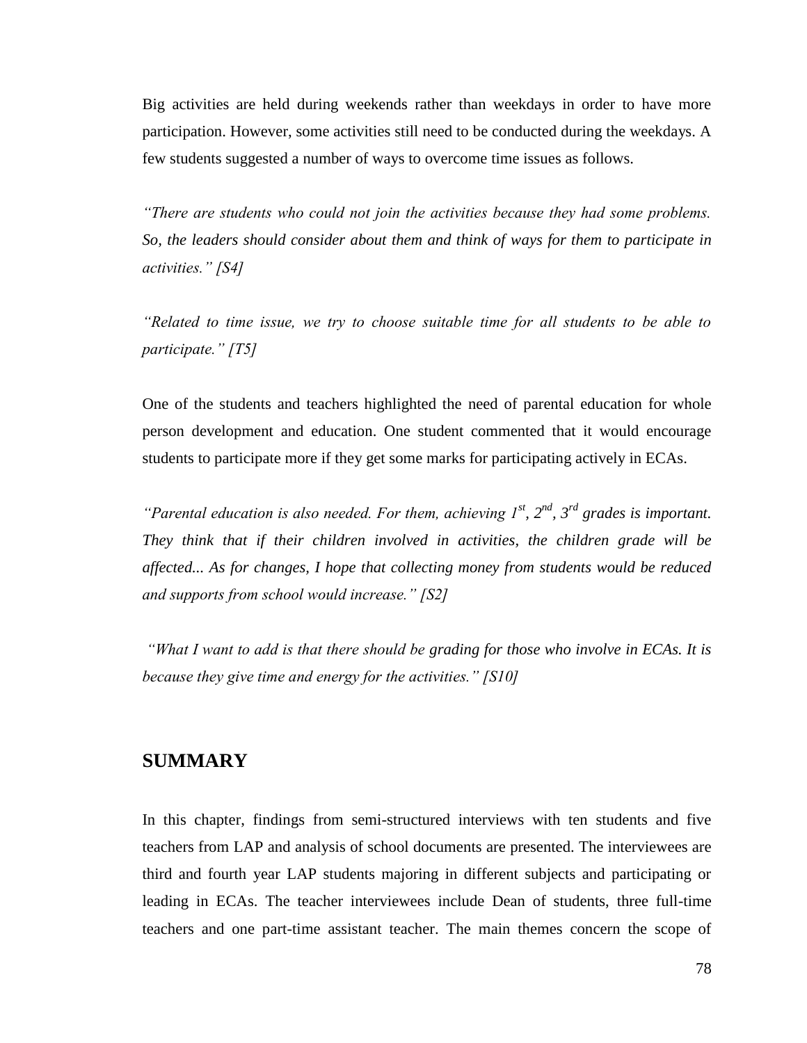Big activities are held during weekends rather than weekdays in order to have more participation. However, some activities still need to be conducted during the weekdays. A few students suggested a number of ways to overcome time issues as follows.

*"There are students who could not join the activities because they had some problems. So, the leaders should consider about them and think of ways for them to participate in activities." [S4]*

*"Related to time issue, we try to choose suitable time for all students to be able to participate." [T5]*

One of the students and teachers highlighted the need of parental education for whole person development and education. One student commented that it would encourage students to participate more if they get some marks for participating actively in ECAs.

*"Parental education is also needed. For them, achieving 1st, 2nd, 3rd grades is important. They think that if their children involved in activities, the children grade will be affected... As for changes, I hope that collecting money from students would be reduced and supports from school would increase." [S2]*

*"What I want to add is that there should be grading for those who involve in ECAs. It is because they give time and energy for the activities." [S10]*

## SUMMARY

In this chapter, findings from semi-structured interviews with ten students and five teachers from LAP and analysis of school documents are presented. The interviewees are third and fourth year LAP students majoring in different subjects and participating or leading in ECAs. The teacher interviewees include Dean of students, three full-time teachers and one part-time assistant teacher. The main themes concern the scope of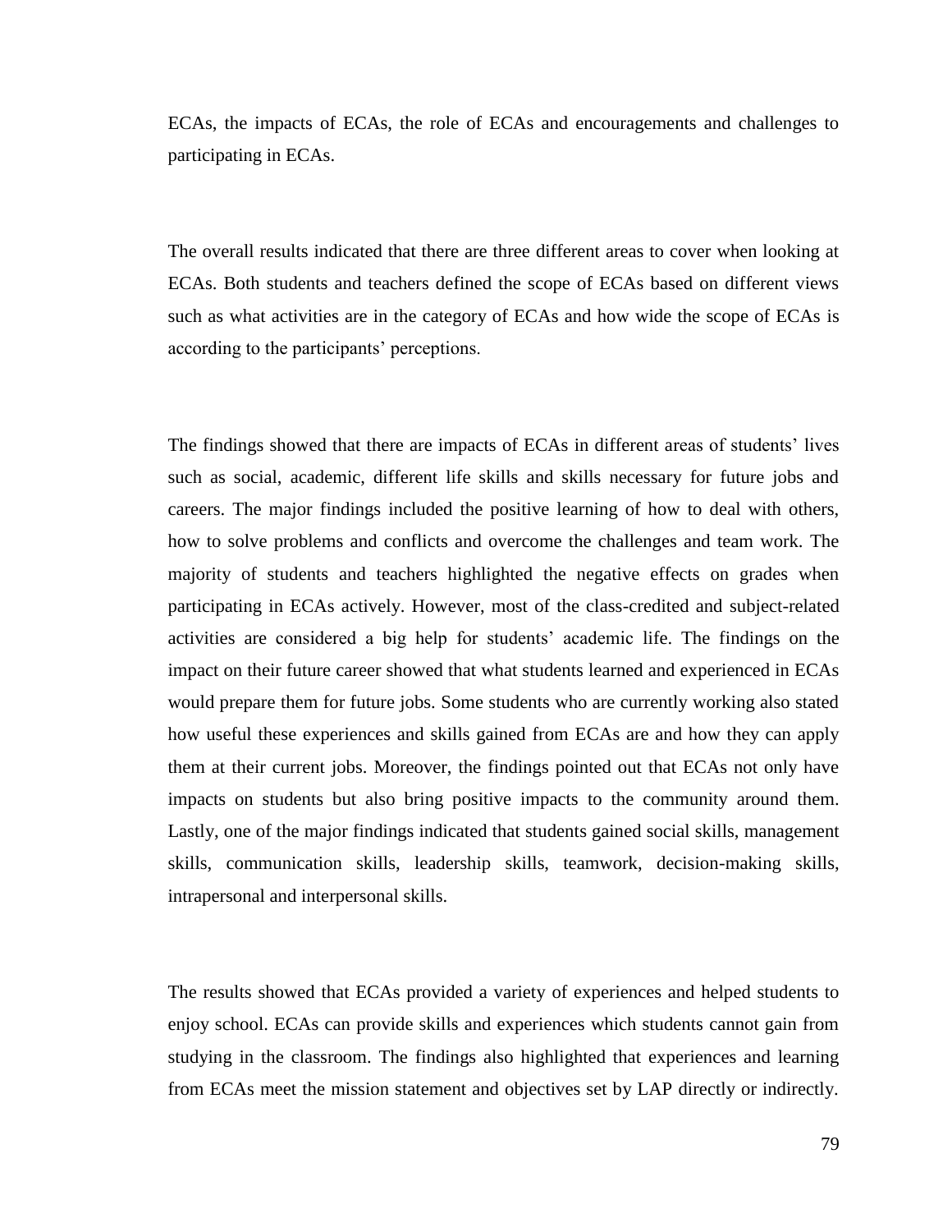ECAs, the impacts of ECAs, the role of ECAs and encouragements and challenges to participating in ECAs.

The overall results indicated that there are three different areas to cover when looking at ECAs. Both students and teachers defined the scope of ECAs based on different views such as what activities are in the category of ECAs and how wide the scope of ECAs is according to the participants' perceptions.

The findings showed that there are impacts of ECAs in different areas of students' lives such as social, academic, different life skills and skills necessary for future jobs and careers. The major findings included the positive learning of how to deal with others, how to solve problems and conflicts and overcome the challenges and team work. The majority of students and teachers highlighted the negative effects on grades when participating in ECAs actively. However, most of the class-credited and subject-related activities are considered a big help for students' academic life. The findings on the impact on their future career showed that what students learned and experienced in ECAs would prepare them for future jobs. Some students who are currently working also stated how useful these experiences and skills gained from ECAs are and how they can apply them at their current jobs. Moreover, the findings pointed out that ECAs not only have impacts on students but also bring positive impacts to the community around them. Lastly, one of the major findings indicated that students gained social skills, management skills, communication skills, leadership skills, teamwork, decision-making skills, intrapersonal and interpersonal skills.

The results showed that ECAs provided a variety of experiences and helped students to enjoy school. ECAs can provide skills and experiences which students cannot gain from studying in the classroom. The findings also highlighted that experiences and learning from ECAs meet the mission statement and objectives set by LAP directly or indirectly.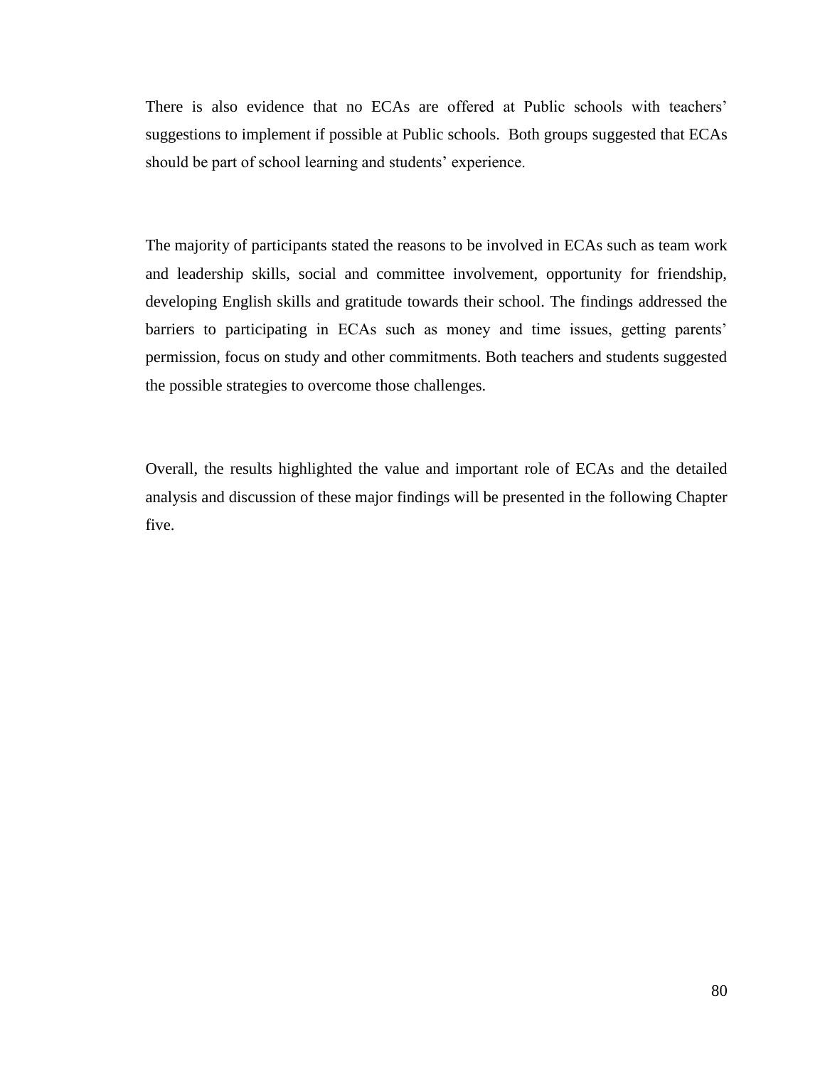There is also evidence that no ECAs are offered at Public schools with teachers' suggestions to implement if possible at Public schools. Both groups suggested that ECAs should be part of school learning and students' experience.

The majority of participants stated the reasons to be involved in ECAs such as team work and leadership skills, social and committee involvement, opportunity for friendship, developing English skills and gratitude towards their school. The findings addressed the barriers to participating in ECAs such as money and time issues, getting parents' permission, focus on study and other commitments. Both teachers and students suggested the possible strategies to overcome those challenges.

Overall, the results highlighted the value and important role of ECAs and the detailed analysis and discussion of these major findings will be presented in the following Chapter five.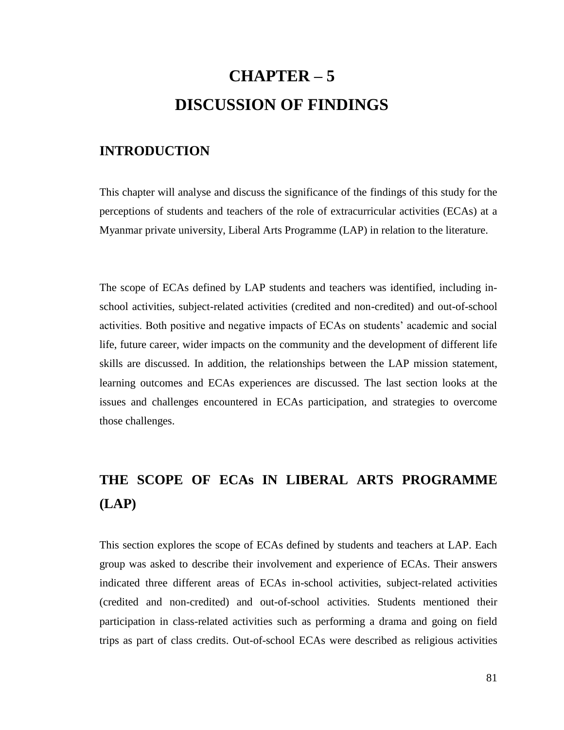# CHAPTER – 5
# DISCUSSION OF FINDINGS

## INTRODUCTION

This chapter will analyse and discuss the significance of the findings of this study for the perceptions of students and teachers of the role of extracurricular activities (ECAs) at a Myanmar private university, Liberal Arts Programme (LAP) in relation to the literature.

The scope of ECAs defined by LAP students and teachers was identified, including in-school activities, subject-related activities (credited and non-credited) and out-of-school activities. Both positive and negative impacts of ECAs on students' academic and social life, future career, wider impacts on the community and the development of different life skills are discussed. In addition, the relationships between the LAP mission statement, learning outcomes and ECAs experiences are discussed. The last section looks at the issues and challenges encountered in ECAs participation, and strategies to overcome those challenges.

## THE SCOPE OF ECAs IN LIBERAL ARTS PROGRAMME (LAP)

This section explores the scope of ECAs defined by students and teachers at LAP. Each group was asked to describe their involvement and experience of ECAs. Their answers indicated three different areas of ECAs in-school activities, subject-related activities (credited and non-credited) and out-of-school activities. Students mentioned their participation in class-related activities such as performing a drama and going on field trips as part of class credits. Out-of-school ECAs were described as religious activities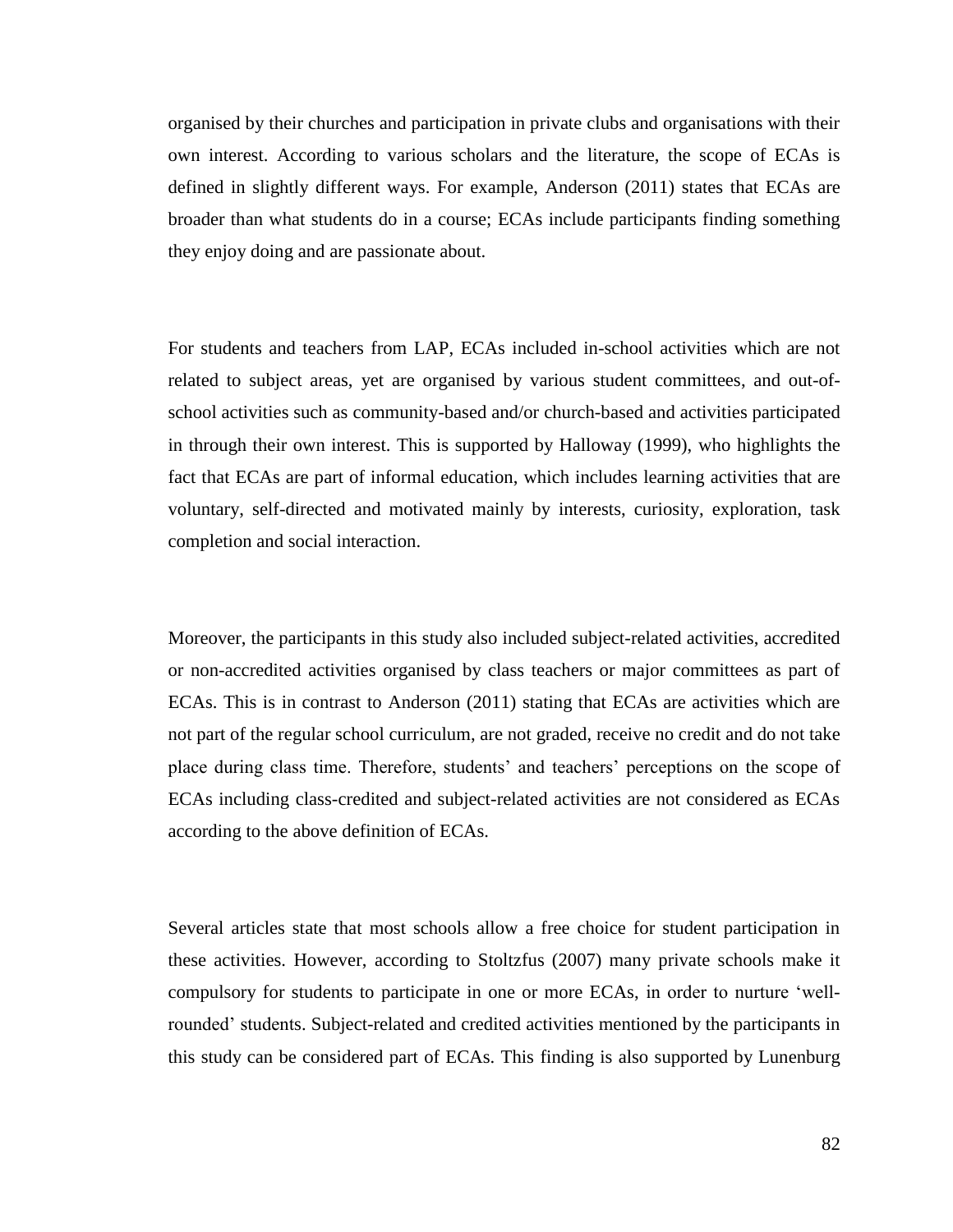organised by their churches and participation in private clubs and organisations with their own interest. According to various scholars and the literature, the scope of ECAs is defined in slightly different ways. For example, Anderson (2011) states that ECAs are broader than what students do in a course; ECAs include participants finding something they enjoy doing and are passionate about.

For students and teachers from LAP, ECAs included in-school activities which are not related to subject areas, yet are organised by various student committees, and out-of-school activities such as community-based and/or church-based and activities participated in through their own interest. This is supported by Halloway (1999), who highlights the fact that ECAs are part of informal education, which includes learning activities that are voluntary, self-directed and motivated mainly by interests, curiosity, exploration, task completion and social interaction.

Moreover, the participants in this study also included subject-related activities, accredited or non-accredited activities organised by class teachers or major committees as part of ECAs. This is in contrast to Anderson (2011) stating that ECAs are activities which are not part of the regular school curriculum, are not graded, receive no credit and do not take place during class time. Therefore, students' and teachers' perceptions on the scope of ECAs including class-credited and subject-related activities are not considered as ECAs according to the above definition of ECAs.

Several articles state that most schools allow a free choice for student participation in these activities. However, according to Stoltzfus (2007) many private schools make it compulsory for students to participate in one or more ECAs, in order to nurture 'well-rounded' students. Subject-related and credited activities mentioned by the participants in this study can be considered part of ECAs. This finding is also supported by Lunenburg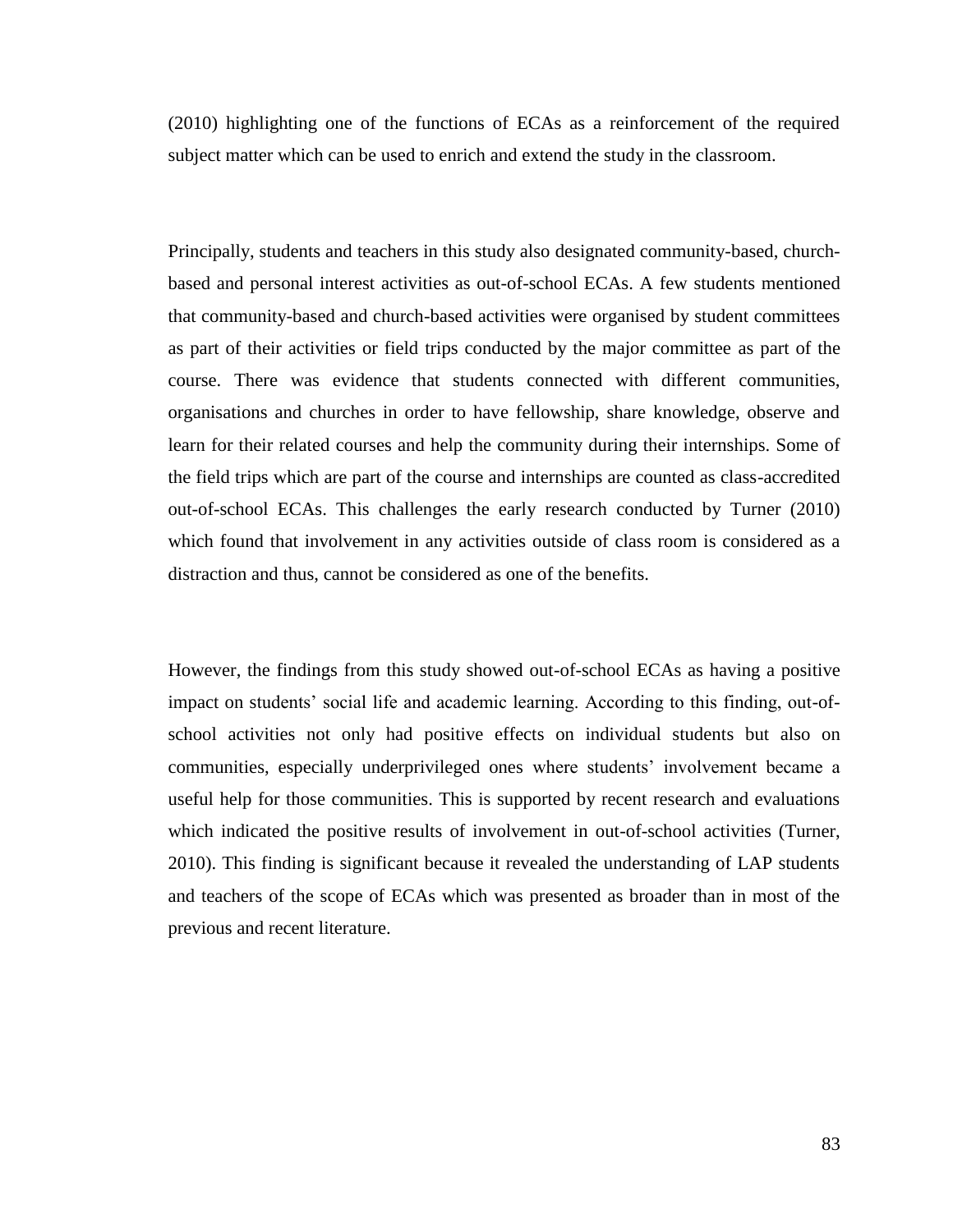(2010) highlighting one of the functions of ECAs as a reinforcement of the required subject matter which can be used to enrich and extend the study in the classroom.

Principally, students and teachers in this study also designated community-based, church-based and personal interest activities as out-of-school ECAs. A few students mentioned that community-based and church-based activities were organised by student committees as part of their activities or field trips conducted by the major committee as part of the course. There was evidence that students connected with different communities, organisations and churches in order to have fellowship, share knowledge, observe and learn for their related courses and help the community during their internships. Some of the field trips which are part of the course and internships are counted as class-accredited out-of-school ECAs. This challenges the early research conducted by Turner (2010) which found that involvement in any activities outside of class room is considered as a distraction and thus, cannot be considered as one of the benefits.

However, the findings from this study showed out-of-school ECAs as having a positive impact on students' social life and academic learning. According to this finding, out-of-school activities not only had positive effects on individual students but also on communities, especially underprivileged ones where students' involvement became a useful help for those communities. This is supported by recent research and evaluations which indicated the positive results of involvement in out-of-school activities (Turner, 2010). This finding is significant because it revealed the understanding of LAP students and teachers of the scope of ECAs which was presented as broader than in most of the previous and recent literature.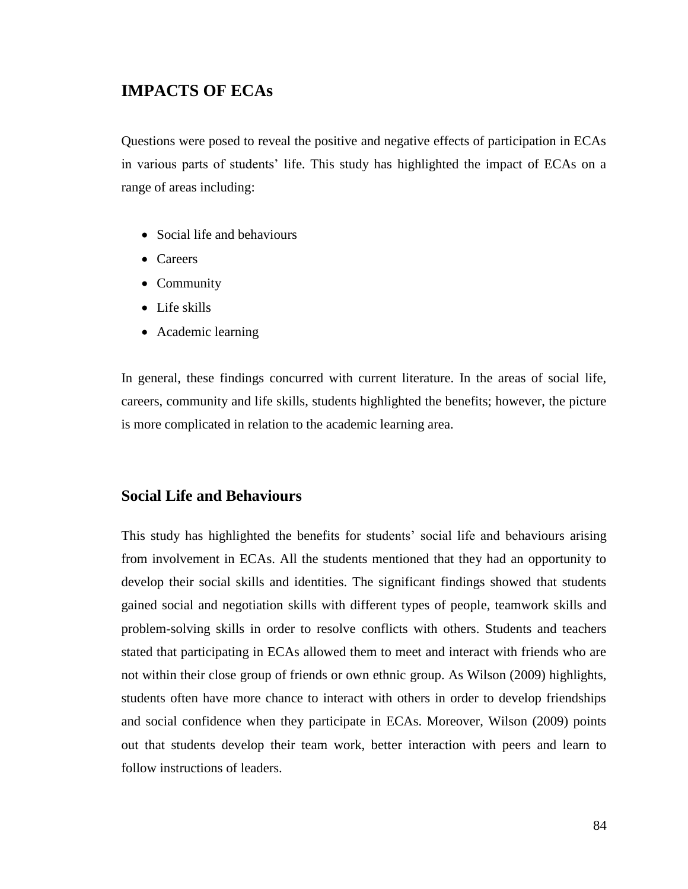## IMPACTS OF ECAs

Questions were posed to reveal the positive and negative effects of participation in ECAs in various parts of students' life. This study has highlighted the impact of ECAs on a range of areas including:

- Social life and behaviours
- Careers
- Community
- Life skills
- Academic learning

In general, these findings concurred with current literature. In the areas of social life, careers, community and life skills, students highlighted the benefits; however, the picture is more complicated in relation to the academic learning area.

### Social Life and Behaviours

This study has highlighted the benefits for students' social life and behaviours arising from involvement in ECAs. All the students mentioned that they had an opportunity to develop their social skills and identities. The significant findings showed that students gained social and negotiation skills with different types of people, teamwork skills and problem-solving skills in order to resolve conflicts with others. Students and teachers stated that participating in ECAs allowed them to meet and interact with friends who are not within their close group of friends or own ethnic group. As Wilson (2009) highlights, students often have more chance to interact with others in order to develop friendships and social confidence when they participate in ECAs. Moreover, Wilson (2009) points out that students develop their team work, better interaction with peers and learn to follow instructions of leaders.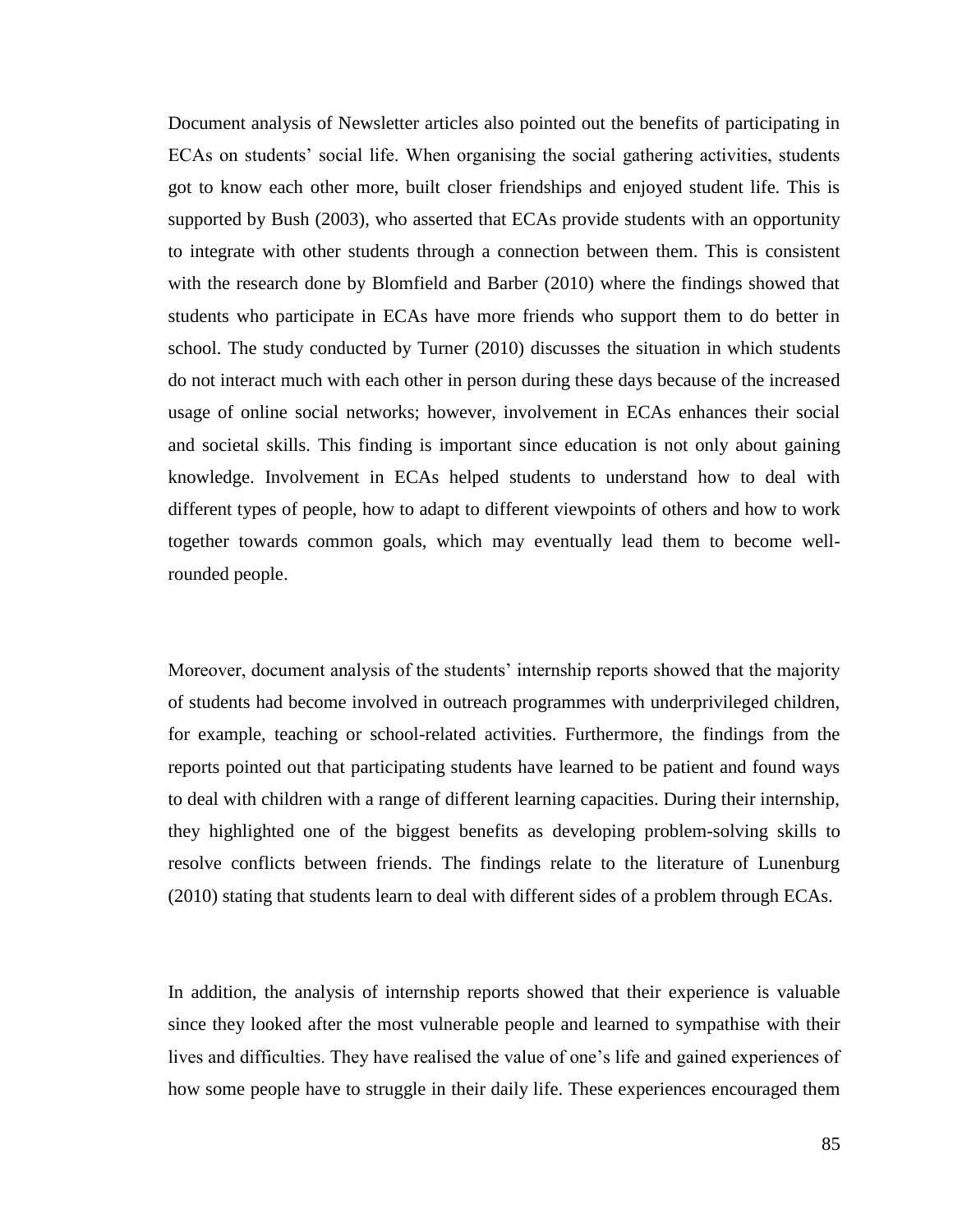Document analysis of Newsletter articles also pointed out the benefits of participating in ECAs on students' social life. When organising the social gathering activities, students got to know each other more, built closer friendships and enjoyed student life. This is supported by Bush (2003), who asserted that ECAs provide students with an opportunity to integrate with other students through a connection between them. This is consistent with the research done by Blomfield and Barber (2010) where the findings showed that students who participate in ECAs have more friends who support them to do better in school. The study conducted by Turner (2010) discusses the situation in which students do not interact much with each other in person during these days because of the increased usage of online social networks; however, involvement in ECAs enhances their social and societal skills. This finding is important since education is not only about gaining knowledge. Involvement in ECAs helped students to understand how to deal with different types of people, how to adapt to different viewpoints of others and how to work together towards common goals, which may eventually lead them to become well-rounded people.

Moreover, document analysis of the students' internship reports showed that the majority of students had become involved in outreach programmes with underprivileged children, for example, teaching or school-related activities. Furthermore, the findings from the reports pointed out that participating students have learned to be patient and found ways to deal with children with a range of different learning capacities. During their internship, they highlighted one of the biggest benefits as developing problem-solving skills to resolve conflicts between friends. The findings relate to the literature of Lunenburg (2010) stating that students learn to deal with different sides of a problem through ECAs.

In addition, the analysis of internship reports showed that their experience is valuable since they looked after the most vulnerable people and learned to sympathise with their lives and difficulties. They have realised the value of one's life and gained experiences of how some people have to struggle in their daily life. These experiences encouraged them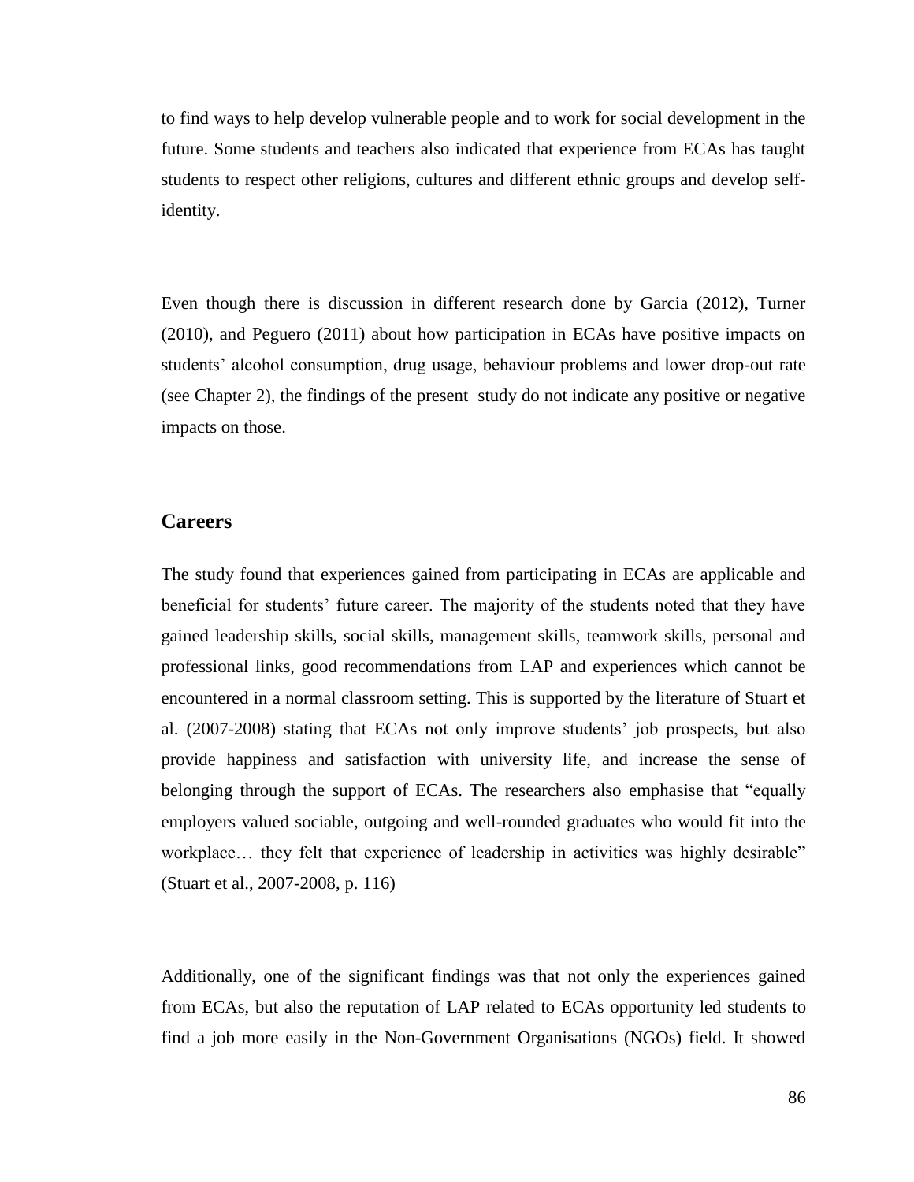to find ways to help develop vulnerable people and to work for social development in the future. Some students and teachers also indicated that experience from ECAs has taught students to respect other religions, cultures and different ethnic groups and develop self-identity.

Even though there is discussion in different research done by Garcia (2012), Turner (2010), and Peguero (2011) about how participation in ECAs have positive impacts on students' alcohol consumption, drug usage, behaviour problems and lower drop-out rate (see Chapter 2), the findings of the present study do not indicate any positive or negative impacts on those.

## Careers

The study found that experiences gained from participating in ECAs are applicable and beneficial for students' future career. The majority of the students noted that they have gained leadership skills, social skills, management skills, teamwork skills, personal and professional links, good recommendations from LAP and experiences which cannot be encountered in a normal classroom setting. This is supported by the literature of Stuart et al. (2007-2008) stating that ECAs not only improve students' job prospects, but also provide happiness and satisfaction with university life, and increase the sense of belonging through the support of ECAs. The researchers also emphasise that "equally employers valued sociable, outgoing and well-rounded graduates who would fit into the workplace… they felt that experience of leadership in activities was highly desirable" (Stuart et al., 2007-2008, p. 116)

Additionally, one of the significant findings was that not only the experiences gained from ECAs, but also the reputation of LAP related to ECAs opportunity led students to find a job more easily in the Non-Government Organisations (NGOs) field. It showed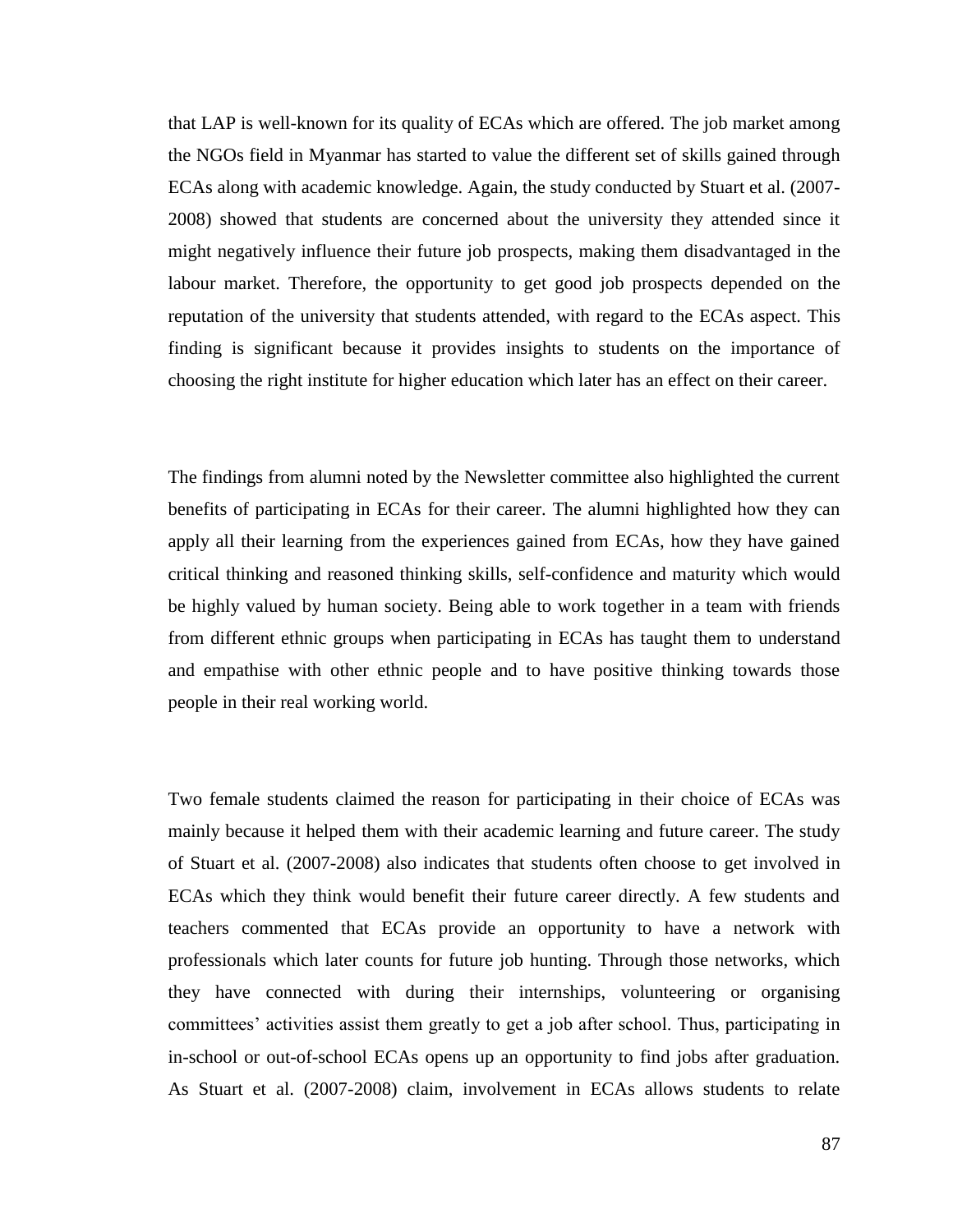that LAP is well-known for its quality of ECAs which are offered. The job market among the NGOs field in Myanmar has started to value the different set of skills gained through ECAs along with academic knowledge. Again, the study conducted by Stuart et al. (2007-2008) showed that students are concerned about the university they attended since it might negatively influence their future job prospects, making them disadvantaged in the labour market. Therefore, the opportunity to get good job prospects depended on the reputation of the university that students attended, with regard to the ECAs aspect. This finding is significant because it provides insights to students on the importance of choosing the right institute for higher education which later has an effect on their career.

The findings from alumni noted by the Newsletter committee also highlighted the current benefits of participating in ECAs for their career. The alumni highlighted how they can apply all their learning from the experiences gained from ECAs, how they have gained critical thinking and reasoned thinking skills, self-confidence and maturity which would be highly valued by human society. Being able to work together in a team with friends from different ethnic groups when participating in ECAs has taught them to understand and empathise with other ethnic people and to have positive thinking towards those people in their real working world.

Two female students claimed the reason for participating in their choice of ECAs was mainly because it helped them with their academic learning and future career. The study of Stuart et al. (2007-2008) also indicates that students often choose to get involved in ECAs which they think would benefit their future career directly. A few students and teachers commented that ECAs provide an opportunity to have a network with professionals which later counts for future job hunting. Through those networks, which they have connected with during their internships, volunteering or organising committees' activities assist them greatly to get a job after school. Thus, participating in in-school or out-of-school ECAs opens up an opportunity to find jobs after graduation. As Stuart et al. (2007-2008) claim, involvement in ECAs allows students to relate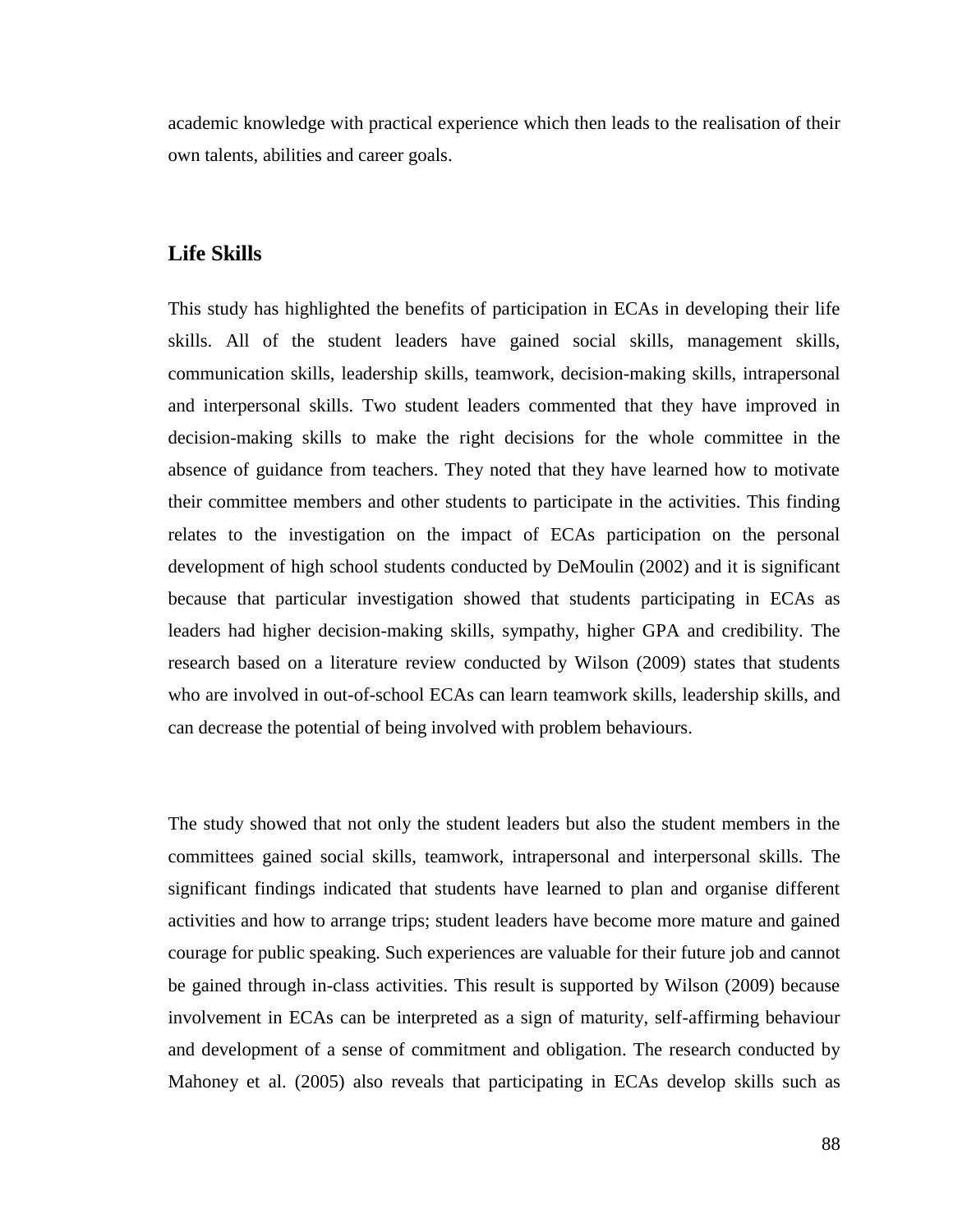academic knowledge with practical experience which then leads to the realisation of their own talents, abilities and career goals.

## Life Skills

This study has highlighted the benefits of participation in ECAs in developing their life skills. All of the student leaders have gained social skills, management skills, communication skills, leadership skills, teamwork, decision-making skills, intrapersonal and interpersonal skills. Two student leaders commented that they have improved in decision-making skills to make the right decisions for the whole committee in the absence of guidance from teachers. They noted that they have learned how to motivate their committee members and other students to participate in the activities. This finding relates to the investigation on the impact of ECAs participation on the personal development of high school students conducted by DeMoulin (2002) and it is significant because that particular investigation showed that students participating in ECAs as leaders had higher decision-making skills, sympathy, higher GPA and credibility. The research based on a literature review conducted by Wilson (2009) states that students who are involved in out-of-school ECAs can learn teamwork skills, leadership skills, and can decrease the potential of being involved with problem behaviours.

The study showed that not only the student leaders but also the student members in the committees gained social skills, teamwork, intrapersonal and interpersonal skills. The significant findings indicated that students have learned to plan and organise different activities and how to arrange trips; student leaders have become more mature and gained courage for public speaking. Such experiences are valuable for their future job and cannot be gained through in-class activities. This result is supported by Wilson (2009) because involvement in ECAs can be interpreted as a sign of maturity, self-affirming behaviour and development of a sense of commitment and obligation. The research conducted by Mahoney et al. (2005) also reveals that participating in ECAs develop skills such as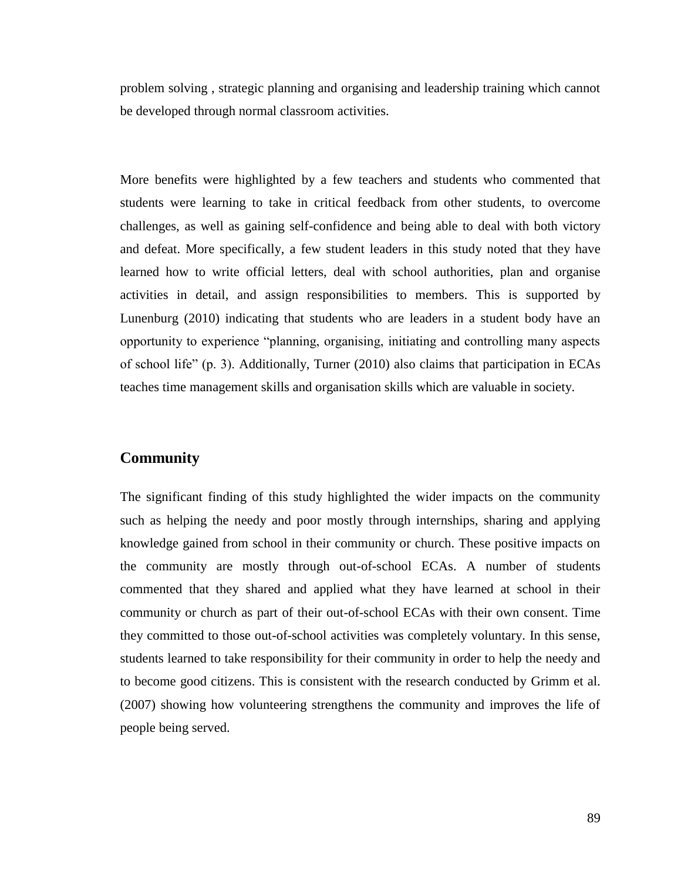problem solving , strategic planning and organising and leadership training which cannot be developed through normal classroom activities.

More benefits were highlighted by a few teachers and students who commented that students were learning to take in critical feedback from other students, to overcome challenges, as well as gaining self-confidence and being able to deal with both victory and defeat. More specifically, a few student leaders in this study noted that they have learned how to write official letters, deal with school authorities, plan and organise activities in detail, and assign responsibilities to members. This is supported by Lunenburg (2010) indicating that students who are leaders in a student body have an opportunity to experience "planning, organising, initiating and controlling many aspects of school life" (p. 3). Additionally, Turner (2010) also claims that participation in ECAs teaches time management skills and organisation skills which are valuable in society.

## Community

The significant finding of this study highlighted the wider impacts on the community such as helping the needy and poor mostly through internships, sharing and applying knowledge gained from school in their community or church. These positive impacts on the community are mostly through out-of-school ECAs. A number of students commented that they shared and applied what they have learned at school in their community or church as part of their out-of-school ECAs with their own consent. Time they committed to those out-of-school activities was completely voluntary. In this sense, students learned to take responsibility for their community in order to help the needy and to become good citizens. This is consistent with the research conducted by Grimm et al. (2007) showing how volunteering strengthens the community and improves the life of people being served.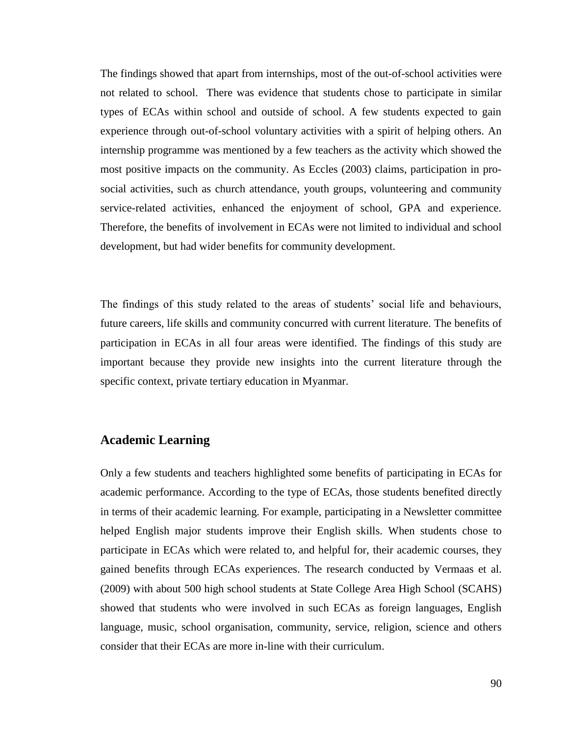The findings showed that apart from internships, most of the out-of-school activities were not related to school. There was evidence that students chose to participate in similar types of ECAs within school and outside of school. A few students expected to gain experience through out-of-school voluntary activities with a spirit of helping others. An internship programme was mentioned by a few teachers as the activity which showed the most positive impacts on the community. As Eccles (2003) claims, participation in pro-social activities, such as church attendance, youth groups, volunteering and community service-related activities, enhanced the enjoyment of school, GPA and experience. Therefore, the benefits of involvement in ECAs were not limited to individual and school development, but had wider benefits for community development.

The findings of this study related to the areas of students' social life and behaviours, future careers, life skills and community concurred with current literature. The benefits of participation in ECAs in all four areas were identified. The findings of this study are important because they provide new insights into the current literature through the specific context, private tertiary education in Myanmar.

## Academic Learning

Only a few students and teachers highlighted some benefits of participating in ECAs for academic performance. According to the type of ECAs, those students benefited directly in terms of their academic learning. For example, participating in a Newsletter committee helped English major students improve their English skills. When students chose to participate in ECAs which were related to, and helpful for, their academic courses, they gained benefits through ECAs experiences. The research conducted by Vermaas et al. (2009) with about 500 high school students at State College Area High School (SCAHS) showed that students who were involved in such ECAs as foreign languages, English language, music, school organisation, community, service, religion, science and others consider that their ECAs are more in-line with their curriculum.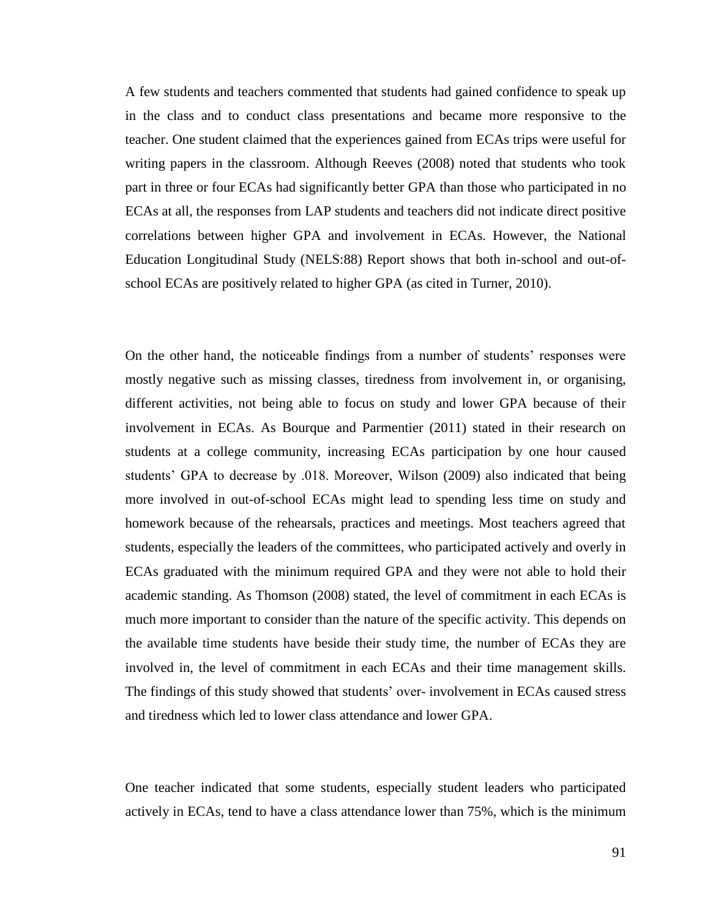A few students and teachers commented that students had gained confidence to speak up in the class and to conduct class presentations and became more responsive to the teacher. One student claimed that the experiences gained from ECAs trips were useful for writing papers in the classroom. Although Reeves (2008) noted that students who took part in three or four ECAs had significantly better GPA than those who participated in no ECAs at all, the responses from LAP students and teachers did not indicate direct positive correlations between higher GPA and involvement in ECAs. However, the National Education Longitudinal Study (NELS:88) Report shows that both in-school and out-of-school ECAs are positively related to higher GPA (as cited in Turner, 2010).

On the other hand, the noticeable findings from a number of students' responses were mostly negative such as missing classes, tiredness from involvement in, or organising, different activities, not being able to focus on study and lower GPA because of their involvement in ECAs. As Bourque and Parmentier (2011) stated in their research on students at a college community, increasing ECAs participation by one hour caused students' GPA to decrease by .018. Moreover, Wilson (2009) also indicated that being more involved in out-of-school ECAs might lead to spending less time on study and homework because of the rehearsals, practices and meetings. Most teachers agreed that students, especially the leaders of the committees, who participated actively and overly in ECAs graduated with the minimum required GPA and they were not able to hold their academic standing. As Thomson (2008) stated, the level of commitment in each ECAs is much more important to consider than the nature of the specific activity. This depends on the available time students have beside their study time, the number of ECAs they are involved in, the level of commitment in each ECAs and their time management skills. The findings of this study showed that students' over- involvement in ECAs caused stress and tiredness which led to lower class attendance and lower GPA.

One teacher indicated that some students, especially student leaders who participated actively in ECAs, tend to have a class attendance lower than 75%, which is the minimum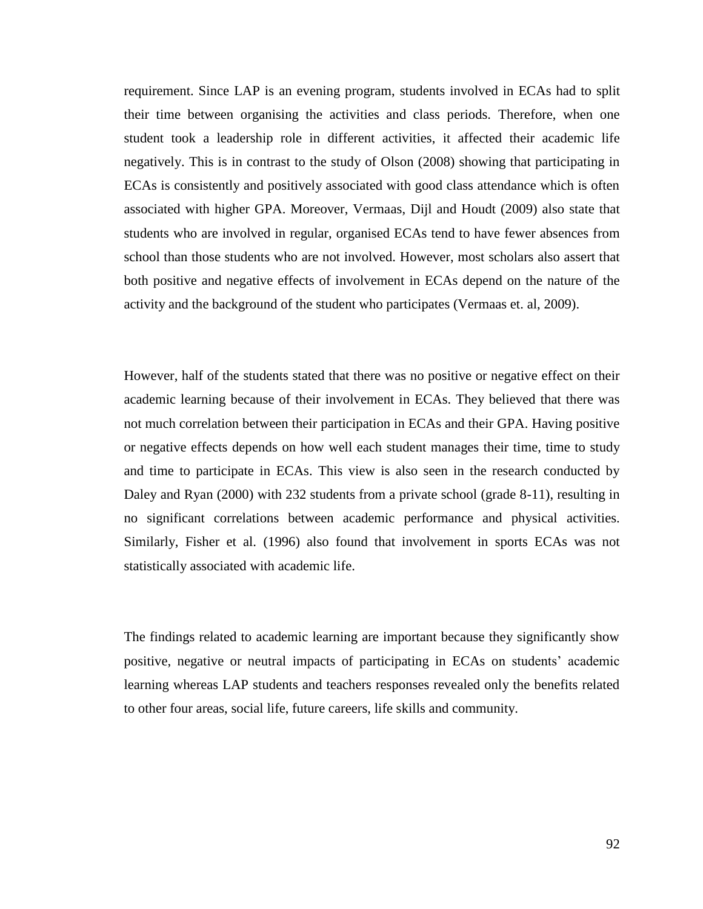requirement. Since LAP is an evening program, students involved in ECAs had to split their time between organising the activities and class periods. Therefore, when one student took a leadership role in different activities, it affected their academic life negatively. This is in contrast to the study of Olson (2008) showing that participating in ECAs is consistently and positively associated with good class attendance which is often associated with higher GPA. Moreover, Vermaas, Dijl and Houdt (2009) also state that students who are involved in regular, organised ECAs tend to have fewer absences from school than those students who are not involved. However, most scholars also assert that both positive and negative effects of involvement in ECAs depend on the nature of the activity and the background of the student who participates (Vermaas et. al, 2009).

However, half of the students stated that there was no positive or negative effect on their academic learning because of their involvement in ECAs. They believed that there was not much correlation between their participation in ECAs and their GPA. Having positive or negative effects depends on how well each student manages their time, time to study and time to participate in ECAs. This view is also seen in the research conducted by Daley and Ryan (2000) with 232 students from a private school (grade 8-11), resulting in no significant correlations between academic performance and physical activities. Similarly, Fisher et al. (1996) also found that involvement in sports ECAs was not statistically associated with academic life.

The findings related to academic learning are important because they significantly show positive, negative or neutral impacts of participating in ECAs on students' academic learning whereas LAP students and teachers responses revealed only the benefits related to other four areas, social life, future careers, life skills and community.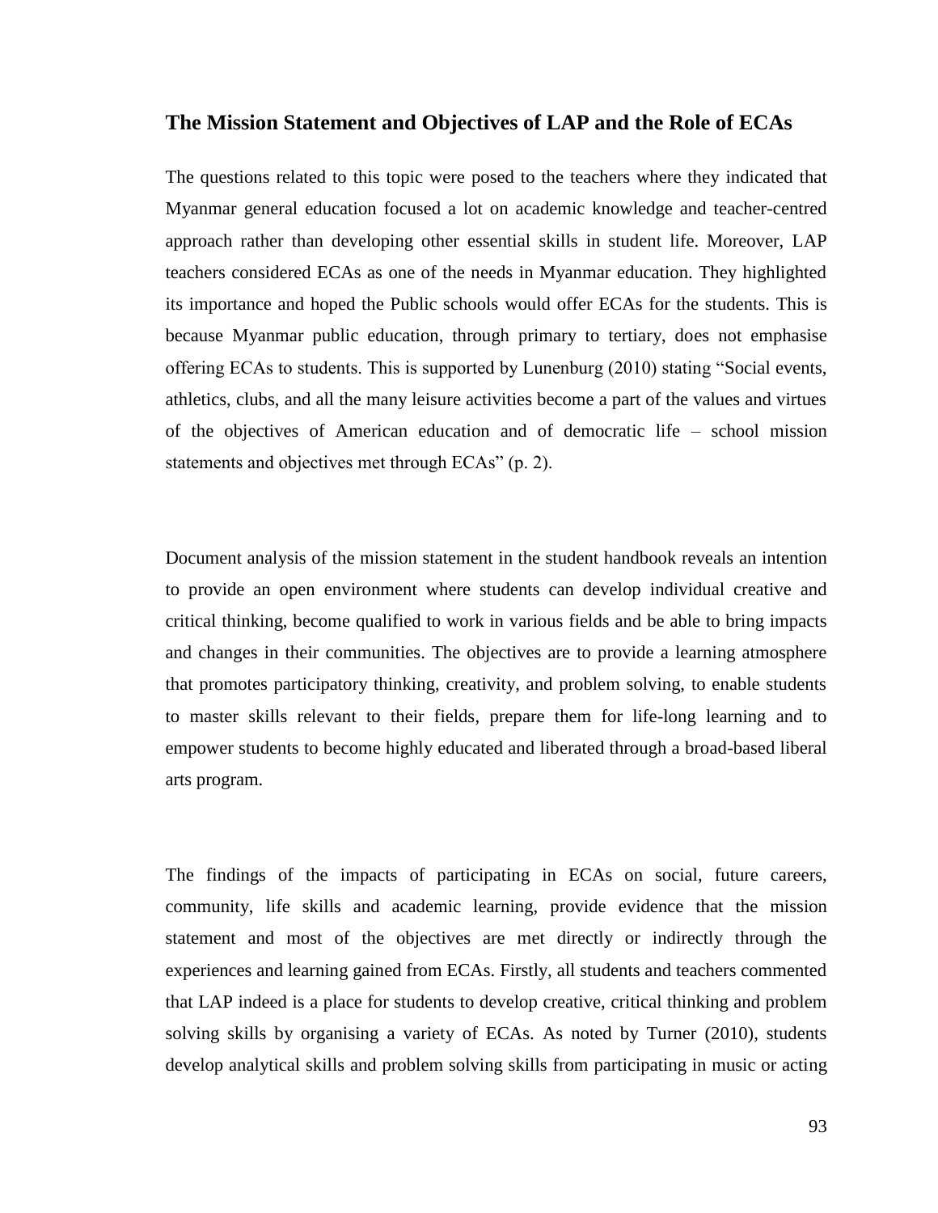## The Mission Statement and Objectives of LAP and the Role of ECAs

The questions related to this topic were posed to the teachers where they indicated that Myanmar general education focused a lot on academic knowledge and teacher-centred approach rather than developing other essential skills in student life. Moreover, LAP teachers considered ECAs as one of the needs in Myanmar education. They highlighted its importance and hoped the Public schools would offer ECAs for the students. This is because Myanmar public education, through primary to tertiary, does not emphasise offering ECAs to students. This is supported by Lunenburg (2010) stating "Social events, athletics, clubs, and all the many leisure activities become a part of the values and virtues of the objectives of American education and of democratic life – school mission statements and objectives met through ECAs" (p. 2).

Document analysis of the mission statement in the student handbook reveals an intention to provide an open environment where students can develop individual creative and critical thinking, become qualified to work in various fields and be able to bring impacts and changes in their communities. The objectives are to provide a learning atmosphere that promotes participatory thinking, creativity, and problem solving, to enable students to master skills relevant to their fields, prepare them for life-long learning and to empower students to become highly educated and liberated through a broad-based liberal arts program.

The findings of the impacts of participating in ECAs on social, future careers, community, life skills and academic learning, provide evidence that the mission statement and most of the objectives are met directly or indirectly through the experiences and learning gained from ECAs. Firstly, all students and teachers commented that LAP indeed is a place for students to develop creative, critical thinking and problem solving skills by organising a variety of ECAs. As noted by Turner (2010), students develop analytical skills and problem solving skills from participating in music or acting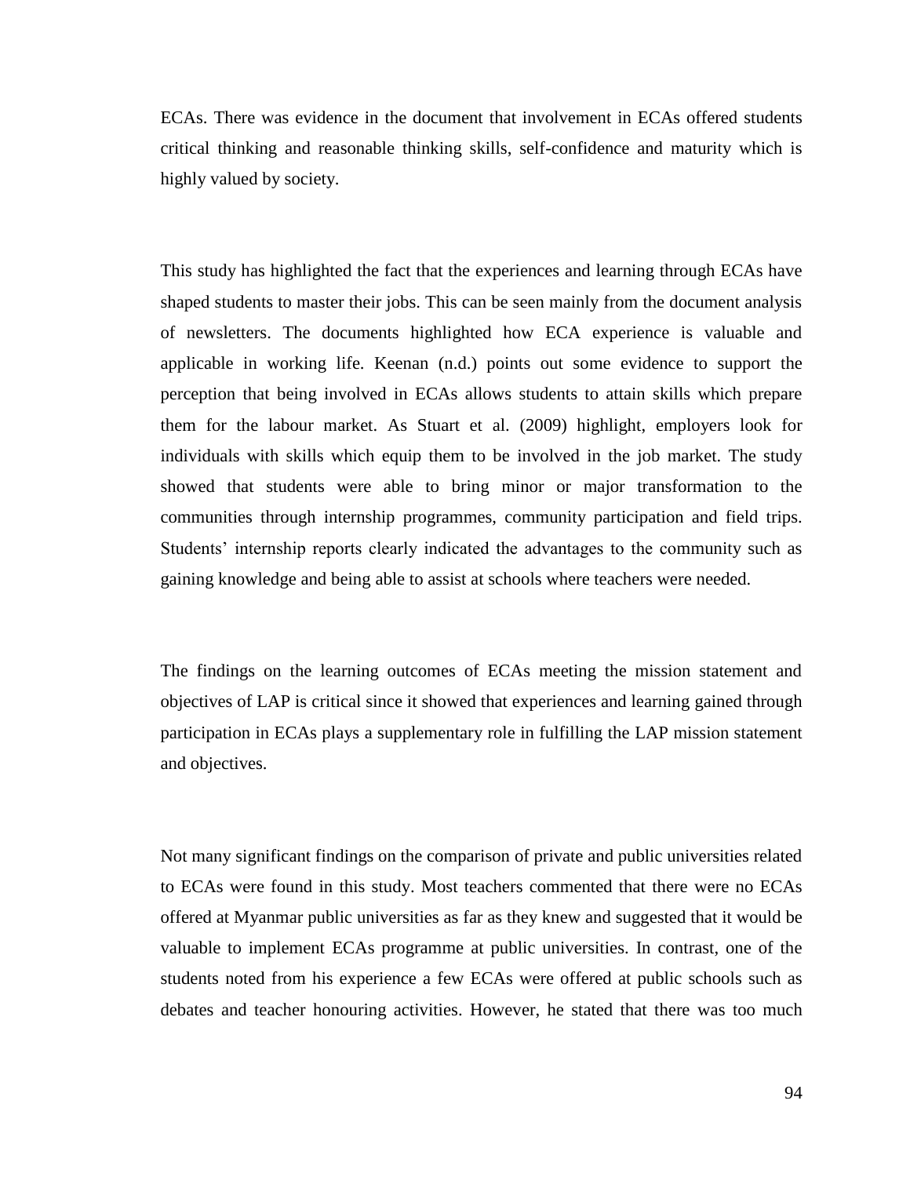ECAs. There was evidence in the document that involvement in ECAs offered students critical thinking and reasonable thinking skills, self-confidence and maturity which is highly valued by society.

This study has highlighted the fact that the experiences and learning through ECAs have shaped students to master their jobs. This can be seen mainly from the document analysis of newsletters. The documents highlighted how ECA experience is valuable and applicable in working life. Keenan (n.d.) points out some evidence to support the perception that being involved in ECAs allows students to attain skills which prepare them for the labour market. As Stuart et al. (2009) highlight, employers look for individuals with skills which equip them to be involved in the job market. The study showed that students were able to bring minor or major transformation to the communities through internship programmes, community participation and field trips. Students' internship reports clearly indicated the advantages to the community such as gaining knowledge and being able to assist at schools where teachers were needed.

The findings on the learning outcomes of ECAs meeting the mission statement and objectives of LAP is critical since it showed that experiences and learning gained through participation in ECAs plays a supplementary role in fulfilling the LAP mission statement and objectives.

Not many significant findings on the comparison of private and public universities related to ECAs were found in this study. Most teachers commented that there were no ECAs offered at Myanmar public universities as far as they knew and suggested that it would be valuable to implement ECAs programme at public universities. In contrast, one of the students noted from his experience a few ECAs were offered at public schools such as debates and teacher honouring activities. However, he stated that there was too much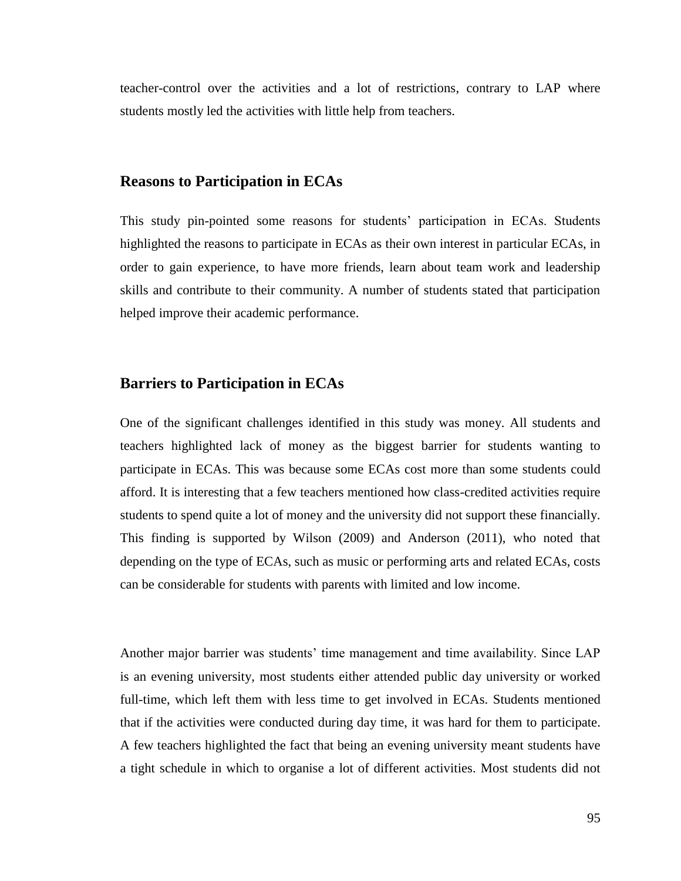teacher-control over the activities and a lot of restrictions, contrary to LAP where students mostly led the activities with little help from teachers.

## Reasons to Participation in ECAs

This study pin-pointed some reasons for students' participation in ECAs. Students highlighted the reasons to participate in ECAs as their own interest in particular ECAs, in order to gain experience, to have more friends, learn about team work and leadership skills and contribute to their community. A number of students stated that participation helped improve their academic performance.

## Barriers to Participation in ECAs

One of the significant challenges identified in this study was money. All students and teachers highlighted lack of money as the biggest barrier for students wanting to participate in ECAs. This was because some ECAs cost more than some students could afford. It is interesting that a few teachers mentioned how class-credited activities require students to spend quite a lot of money and the university did not support these financially. This finding is supported by Wilson (2009) and Anderson (2011), who noted that depending on the type of ECAs, such as music or performing arts and related ECAs, costs can be considerable for students with parents with limited and low income.

Another major barrier was students' time management and time availability. Since LAP is an evening university, most students either attended public day university or worked full-time, which left them with less time to get involved in ECAs. Students mentioned that if the activities were conducted during day time, it was hard for them to participate. A few teachers highlighted the fact that being an evening university meant students have a tight schedule in which to organise a lot of different activities. Most students did not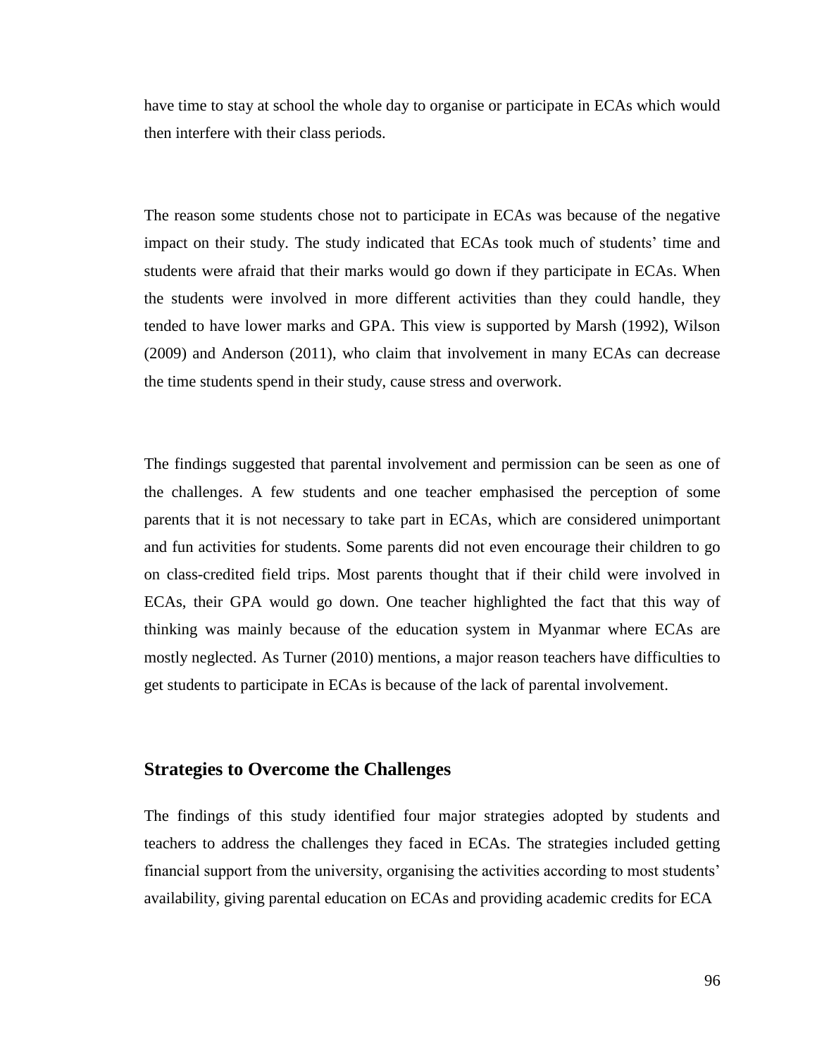have time to stay at school the whole day to organise or participate in ECAs which would then interfere with their class periods.

The reason some students chose not to participate in ECAs was because of the negative impact on their study. The study indicated that ECAs took much of students' time and students were afraid that their marks would go down if they participate in ECAs. When the students were involved in more different activities than they could handle, they tended to have lower marks and GPA. This view is supported by Marsh (1992), Wilson (2009) and Anderson (2011), who claim that involvement in many ECAs can decrease the time students spend in their study, cause stress and overwork.

The findings suggested that parental involvement and permission can be seen as one of the challenges. A few students and one teacher emphasised the perception of some parents that it is not necessary to take part in ECAs, which are considered unimportant and fun activities for students. Some parents did not even encourage their children to go on class-credited field trips. Most parents thought that if their child were involved in ECAs, their GPA would go down. One teacher highlighted the fact that this way of thinking was mainly because of the education system in Myanmar where ECAs are mostly neglected. As Turner (2010) mentions, a major reason teachers have difficulties to get students to participate in ECAs is because of the lack of parental involvement.

## Strategies to Overcome the Challenges

The findings of this study identified four major strategies adopted by students and teachers to address the challenges they faced in ECAs. The strategies included getting financial support from the university, organising the activities according to most students' availability, giving parental education on ECAs and providing academic credits for ECA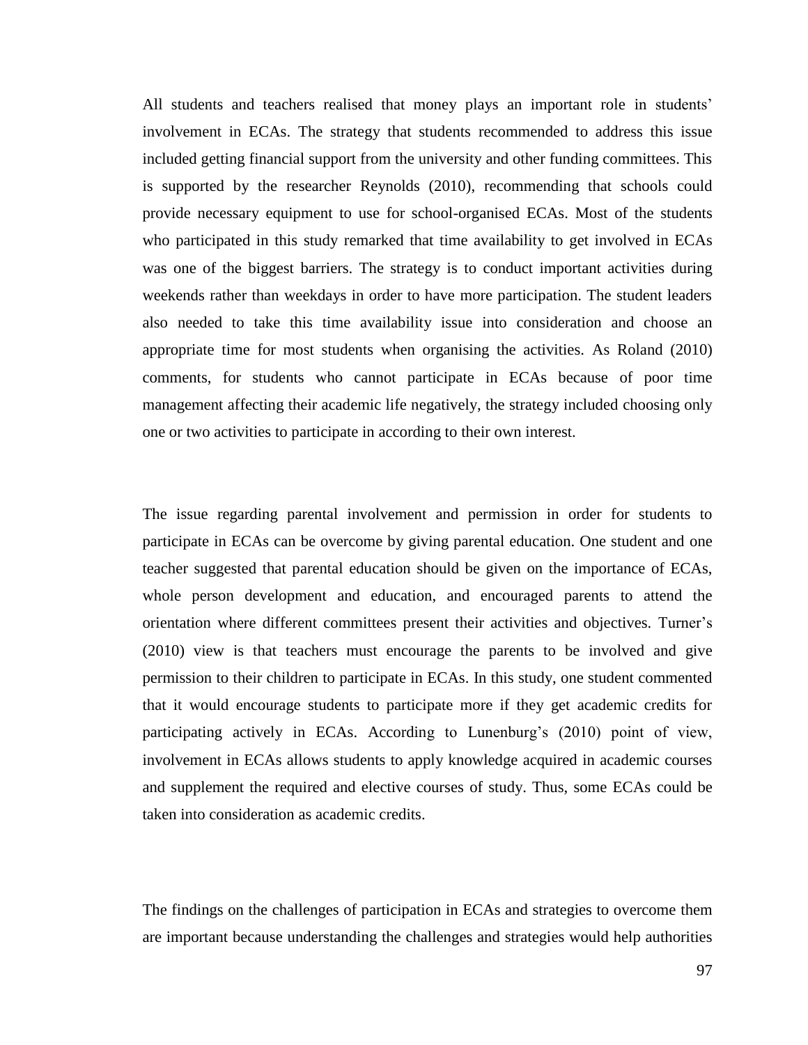All students and teachers realised that money plays an important role in students' involvement in ECAs. The strategy that students recommended to address this issue included getting financial support from the university and other funding committees. This is supported by the researcher Reynolds (2010), recommending that schools could provide necessary equipment to use for school-organised ECAs. Most of the students who participated in this study remarked that time availability to get involved in ECAs was one of the biggest barriers. The strategy is to conduct important activities during weekends rather than weekdays in order to have more participation. The student leaders also needed to take this time availability issue into consideration and choose an appropriate time for most students when organising the activities. As Roland (2010) comments, for students who cannot participate in ECAs because of poor time management affecting their academic life negatively, the strategy included choosing only one or two activities to participate in according to their own interest.

The issue regarding parental involvement and permission in order for students to participate in ECAs can be overcome by giving parental education. One student and one teacher suggested that parental education should be given on the importance of ECAs, whole person development and education, and encouraged parents to attend the orientation where different committees present their activities and objectives. Turner's (2010) view is that teachers must encourage the parents to be involved and give permission to their children to participate in ECAs. In this study, one student commented that it would encourage students to participate more if they get academic credits for participating actively in ECAs. According to Lunenburg's (2010) point of view, involvement in ECAs allows students to apply knowledge acquired in academic courses and supplement the required and elective courses of study. Thus, some ECAs could be taken into consideration as academic credits.

The findings on the challenges of participation in ECAs and strategies to overcome them are important because understanding the challenges and strategies would help authorities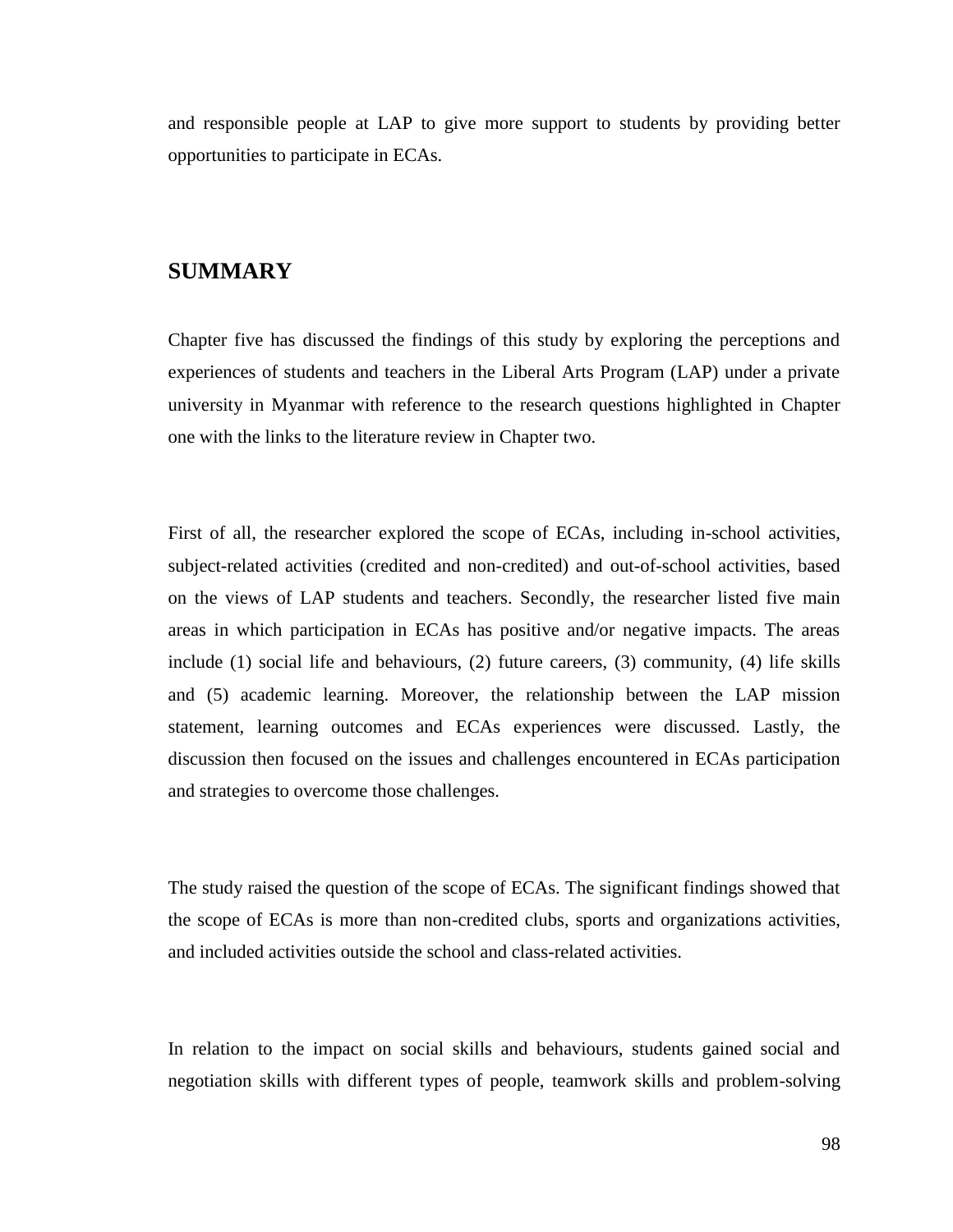and responsible people at LAP to give more support to students by providing better opportunities to participate in ECAs.

## SUMMARY

Chapter five has discussed the findings of this study by exploring the perceptions and experiences of students and teachers in the Liberal Arts Program (LAP) under a private university in Myanmar with reference to the research questions highlighted in Chapter one with the links to the literature review in Chapter two.

First of all, the researcher explored the scope of ECAs, including in-school activities, subject-related activities (credited and non-credited) and out-of-school activities, based on the views of LAP students and teachers. Secondly, the researcher listed five main areas in which participation in ECAs has positive and/or negative impacts. The areas include (1) social life and behaviours, (2) future careers, (3) community, (4) life skills and (5) academic learning. Moreover, the relationship between the LAP mission statement, learning outcomes and ECAs experiences were discussed. Lastly, the discussion then focused on the issues and challenges encountered in ECAs participation and strategies to overcome those challenges.

The study raised the question of the scope of ECAs. The significant findings showed that the scope of ECAs is more than non-credited clubs, sports and organizations activities, and included activities outside the school and class-related activities.

In relation to the impact on social skills and behaviours, students gained social and negotiation skills with different types of people, teamwork skills and problem-solving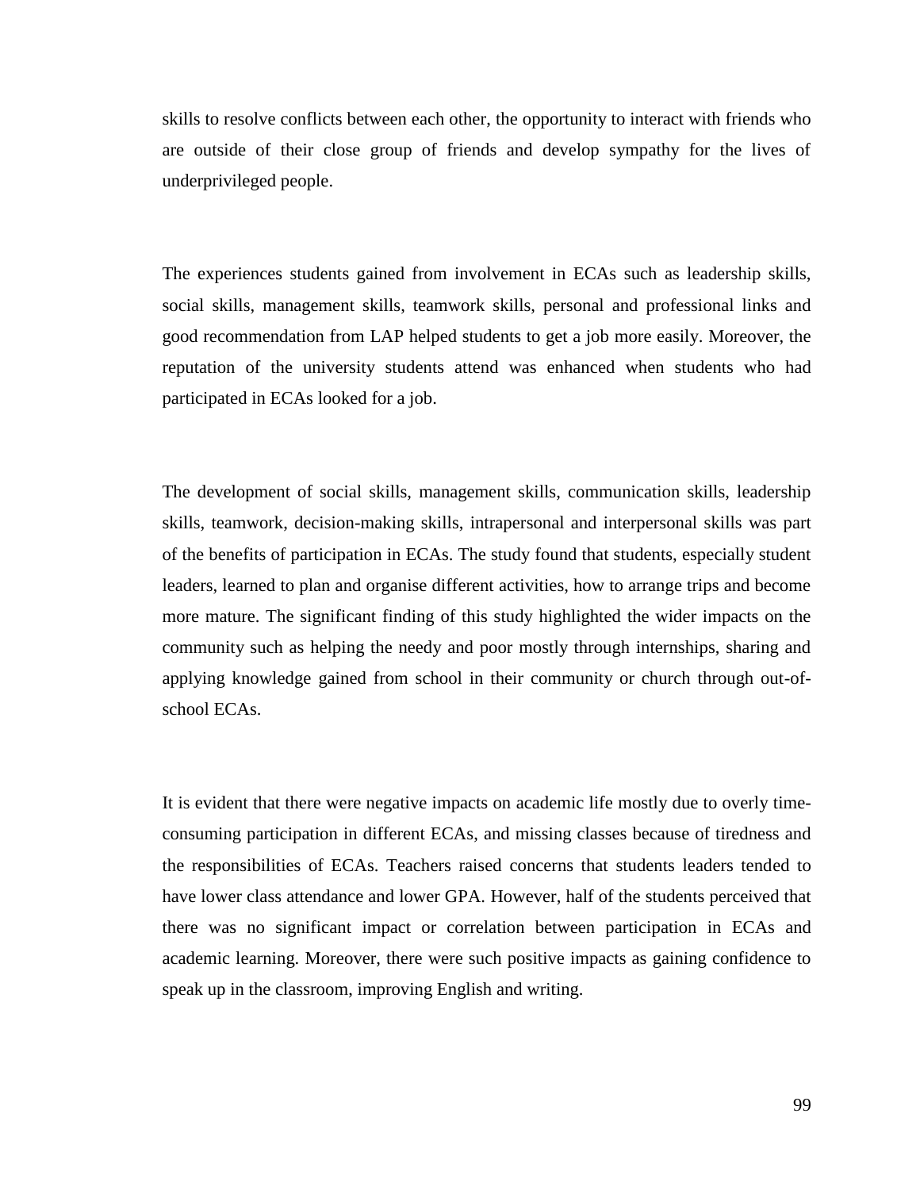skills to resolve conflicts between each other, the opportunity to interact with friends who are outside of their close group of friends and develop sympathy for the lives of underprivileged people.

The experiences students gained from involvement in ECAs such as leadership skills, social skills, management skills, teamwork skills, personal and professional links and good recommendation from LAP helped students to get a job more easily. Moreover, the reputation of the university students attend was enhanced when students who had participated in ECAs looked for a job.

The development of social skills, management skills, communication skills, leadership skills, teamwork, decision-making skills, intrapersonal and interpersonal skills was part of the benefits of participation in ECAs. The study found that students, especially student leaders, learned to plan and organise different activities, how to arrange trips and become more mature. The significant finding of this study highlighted the wider impacts on the community such as helping the needy and poor mostly through internships, sharing and applying knowledge gained from school in their community or church through out-of-school ECAs.

It is evident that there were negative impacts on academic life mostly due to overly time-consuming participation in different ECAs, and missing classes because of tiredness and the responsibilities of ECAs. Teachers raised concerns that students leaders tended to have lower class attendance and lower GPA. However, half of the students perceived that there was no significant impact or correlation between participation in ECAs and academic learning. Moreover, there were such positive impacts as gaining confidence to speak up in the classroom, improving English and writing.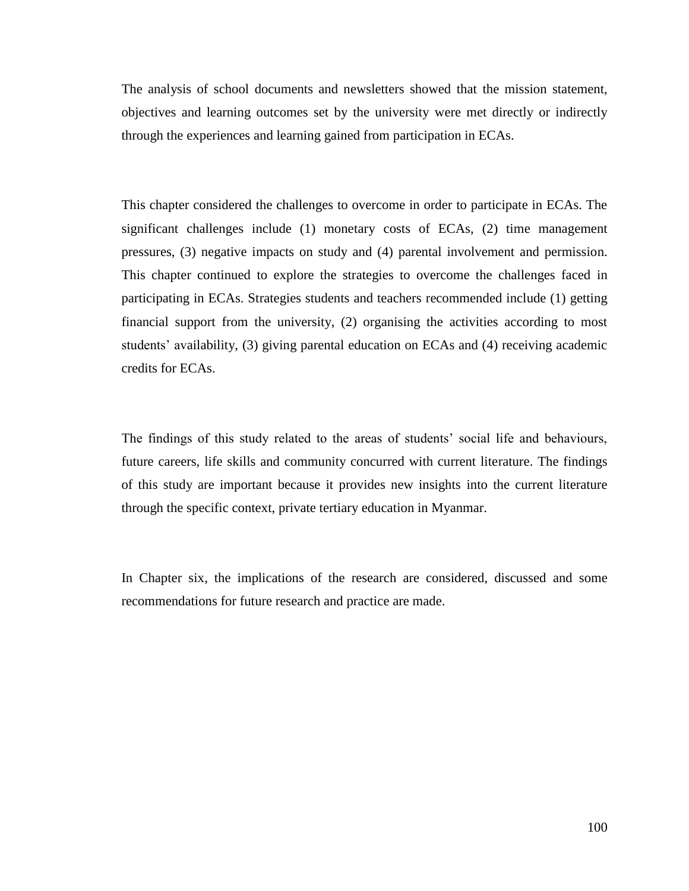The analysis of school documents and newsletters showed that the mission statement, objectives and learning outcomes set by the university were met directly or indirectly through the experiences and learning gained from participation in ECAs.

This chapter considered the challenges to overcome in order to participate in ECAs. The significant challenges include (1) monetary costs of ECAs, (2) time management pressures, (3) negative impacts on study and (4) parental involvement and permission. This chapter continued to explore the strategies to overcome the challenges faced in participating in ECAs. Strategies students and teachers recommended include (1) getting financial support from the university, (2) organising the activities according to most students' availability, (3) giving parental education on ECAs and (4) receiving academic credits for ECAs.

The findings of this study related to the areas of students' social life and behaviours, future careers, life skills and community concurred with current literature. The findings of this study are important because it provides new insights into the current literature through the specific context, private tertiary education in Myanmar.

In Chapter six, the implications of the research are considered, discussed and some recommendations for future research and practice are made.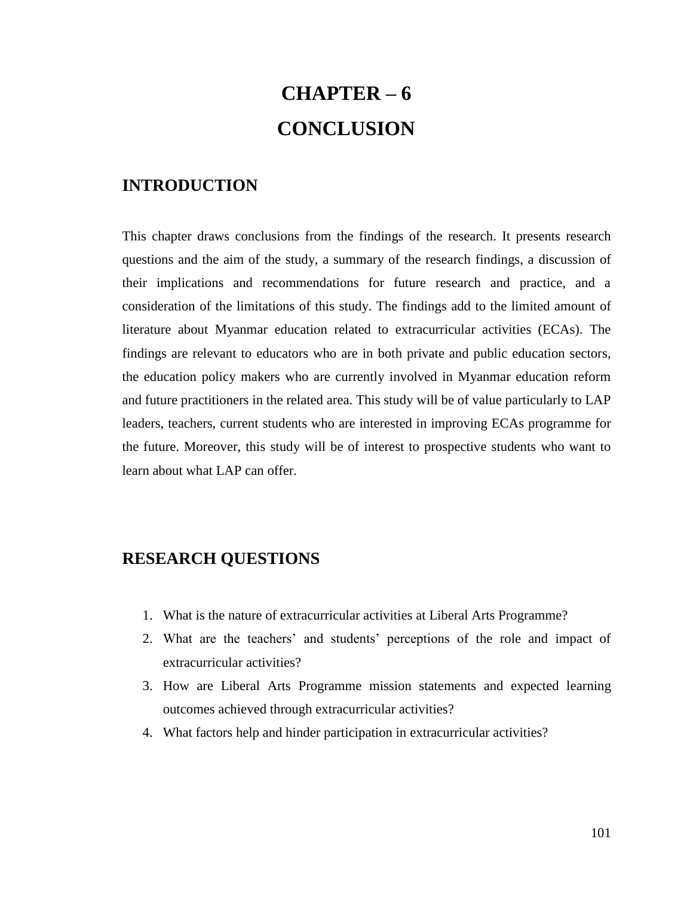# CHAPTER – 6
# CONCLUSION

## INTRODUCTION

This chapter draws conclusions from the findings of the research. It presents research questions and the aim of the study, a summary of the research findings, a discussion of their implications and recommendations for future research and practice, and a consideration of the limitations of this study. The findings add to the limited amount of literature about Myanmar education related to extracurricular activities (ECAs). The findings are relevant to educators who are in both private and public education sectors, the education policy makers who are currently involved in Myanmar education reform and future practitioners in the related area. This study will be of value particularly to LAP leaders, teachers, current students who are interested in improving ECAs programme for the future. Moreover, this study will be of interest to prospective students who want to learn about what LAP can offer.

## RESEARCH QUESTIONS

1. What is the nature of extracurricular activities at Liberal Arts Programme?
2. What are the teachers' and students' perceptions of the role and impact of extracurricular activities?
3. How are Liberal Arts Programme mission statements and expected learning outcomes achieved through extracurricular activities?
4. What factors help and hinder participation in extracurricular activities?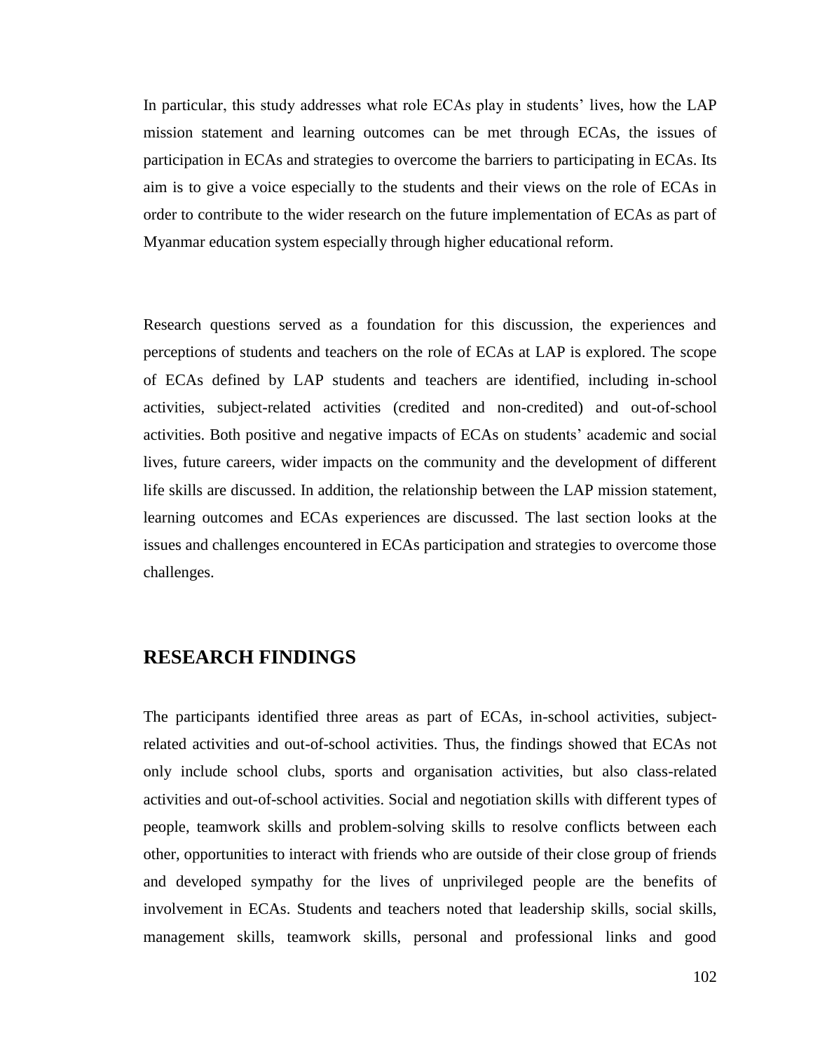In particular, this study addresses what role ECAs play in students' lives, how the LAP mission statement and learning outcomes can be met through ECAs, the issues of participation in ECAs and strategies to overcome the barriers to participating in ECAs. Its aim is to give a voice especially to the students and their views on the role of ECAs in order to contribute to the wider research on the future implementation of ECAs as part of Myanmar education system especially through higher educational reform.

Research questions served as a foundation for this discussion, the experiences and perceptions of students and teachers on the role of ECAs at LAP is explored. The scope of ECAs defined by LAP students and teachers are identified, including in-school activities, subject-related activities (credited and non-credited) and out-of-school activities. Both positive and negative impacts of ECAs on students' academic and social lives, future careers, wider impacts on the community and the development of different life skills are discussed. In addition, the relationship between the LAP mission statement, learning outcomes and ECAs experiences are discussed. The last section looks at the issues and challenges encountered in ECAs participation and strategies to overcome those challenges.

## RESEARCH FINDINGS

The participants identified three areas as part of ECAs, in-school activities, subject-related activities and out-of-school activities. Thus, the findings showed that ECAs not only include school clubs, sports and organisation activities, but also class-related activities and out-of-school activities. Social and negotiation skills with different types of people, teamwork skills and problem-solving skills to resolve conflicts between each other, opportunities to interact with friends who are outside of their close group of friends and developed sympathy for the lives of unprivileged people are the benefits of involvement in ECAs. Students and teachers noted that leadership skills, social skills, management skills, teamwork skills, personal and professional links and good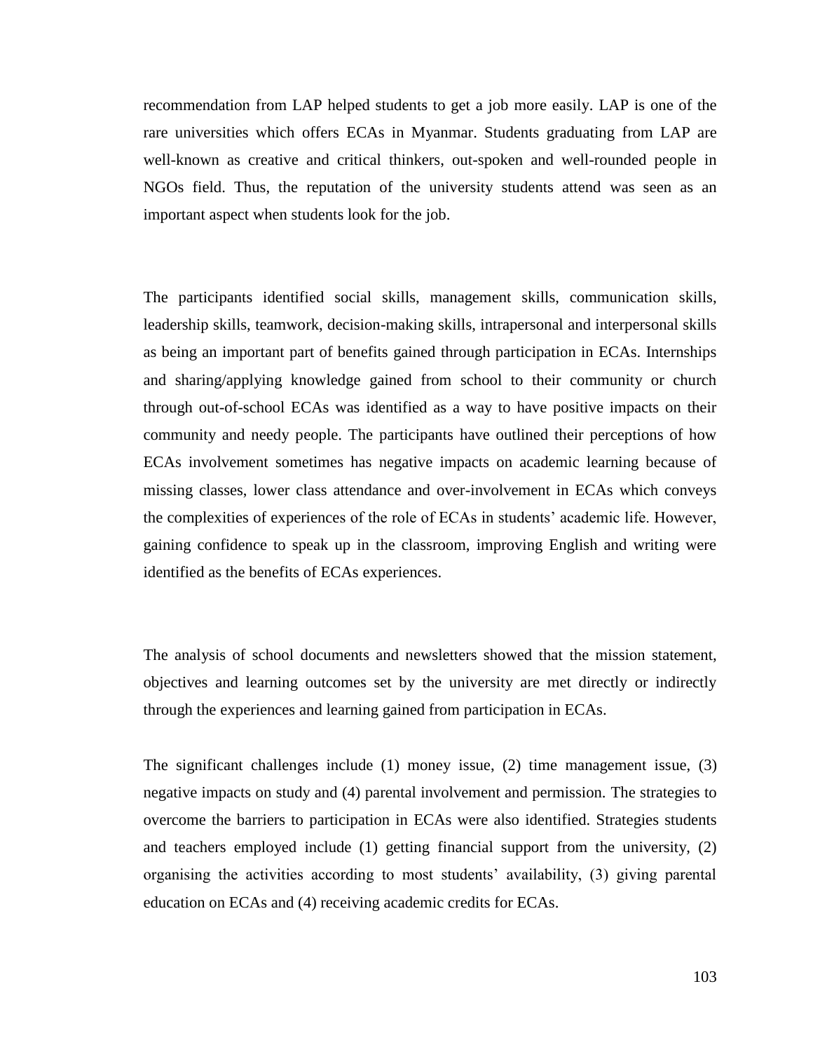recommendation from LAP helped students to get a job more easily. LAP is one of the rare universities which offers ECAs in Myanmar. Students graduating from LAP are well-known as creative and critical thinkers, out-spoken and well-rounded people in NGOs field. Thus, the reputation of the university students attend was seen as an important aspect when students look for the job.

The participants identified social skills, management skills, communication skills, leadership skills, teamwork, decision-making skills, intrapersonal and interpersonal skills as being an important part of benefits gained through participation in ECAs. Internships and sharing/applying knowledge gained from school to their community or church through out-of-school ECAs was identified as a way to have positive impacts on their community and needy people. The participants have outlined their perceptions of how ECAs involvement sometimes has negative impacts on academic learning because of missing classes, lower class attendance and over-involvement in ECAs which conveys the complexities of experiences of the role of ECAs in students' academic life. However, gaining confidence to speak up in the classroom, improving English and writing were identified as the benefits of ECAs experiences.

The analysis of school documents and newsletters showed that the mission statement, objectives and learning outcomes set by the university are met directly or indirectly through the experiences and learning gained from participation in ECAs.

The significant challenges include (1) money issue, (2) time management issue, (3) negative impacts on study and (4) parental involvement and permission. The strategies to overcome the barriers to participation in ECAs were also identified. Strategies students and teachers employed include (1) getting financial support from the university, (2) organising the activities according to most students' availability, (3) giving parental education on ECAs and (4) receiving academic credits for ECAs.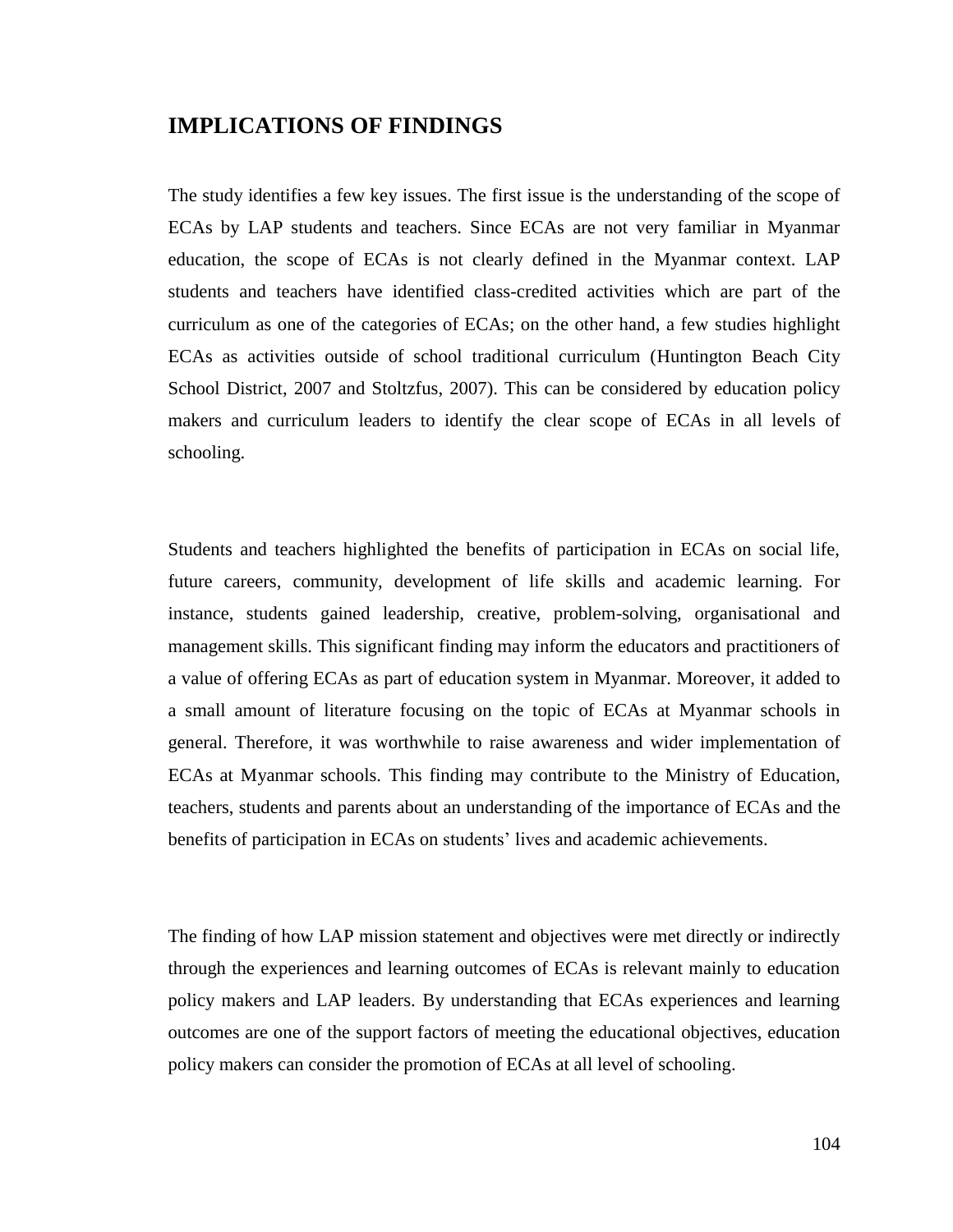## IMPLICATIONS OF FINDINGS

The study identifies a few key issues. The first issue is the understanding of the scope of ECAs by LAP students and teachers. Since ECAs are not very familiar in Myanmar education, the scope of ECAs is not clearly defined in the Myanmar context. LAP students and teachers have identified class-credited activities which are part of the curriculum as one of the categories of ECAs; on the other hand, a few studies highlight ECAs as activities outside of school traditional curriculum (Huntington Beach City School District, 2007 and Stoltzfus, 2007). This can be considered by education policy makers and curriculum leaders to identify the clear scope of ECAs in all levels of schooling.

Students and teachers highlighted the benefits of participation in ECAs on social life, future careers, community, development of life skills and academic learning. For instance, students gained leadership, creative, problem-solving, organisational and management skills. This significant finding may inform the educators and practitioners of a value of offering ECAs as part of education system in Myanmar. Moreover, it added to a small amount of literature focusing on the topic of ECAs at Myanmar schools in general. Therefore, it was worthwhile to raise awareness and wider implementation of ECAs at Myanmar schools. This finding may contribute to the Ministry of Education, teachers, students and parents about an understanding of the importance of ECAs and the benefits of participation in ECAs on students' lives and academic achievements.

The finding of how LAP mission statement and objectives were met directly or indirectly through the experiences and learning outcomes of ECAs is relevant mainly to education policy makers and LAP leaders. By understanding that ECAs experiences and learning outcomes are one of the support factors of meeting the educational objectives, education policy makers can consider the promotion of ECAs at all level of schooling.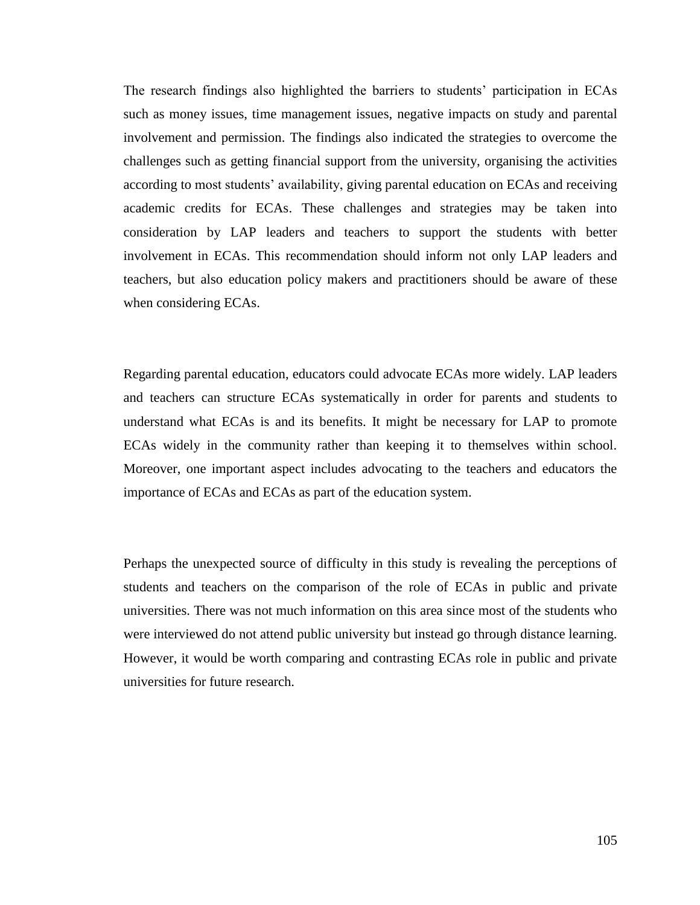The research findings also highlighted the barriers to students' participation in ECAs such as money issues, time management issues, negative impacts on study and parental involvement and permission. The findings also indicated the strategies to overcome the challenges such as getting financial support from the university, organising the activities according to most students' availability, giving parental education on ECAs and receiving academic credits for ECAs. These challenges and strategies may be taken into consideration by LAP leaders and teachers to support the students with better involvement in ECAs. This recommendation should inform not only LAP leaders and teachers, but also education policy makers and practitioners should be aware of these when considering ECAs.

Regarding parental education, educators could advocate ECAs more widely. LAP leaders and teachers can structure ECAs systematically in order for parents and students to understand what ECAs is and its benefits. It might be necessary for LAP to promote ECAs widely in the community rather than keeping it to themselves within school. Moreover, one important aspect includes advocating to the teachers and educators the importance of ECAs and ECAs as part of the education system.

Perhaps the unexpected source of difficulty in this study is revealing the perceptions of students and teachers on the comparison of the role of ECAs in public and private universities. There was not much information on this area since most of the students who were interviewed do not attend public university but instead go through distance learning. However, it would be worth comparing and contrasting ECAs role in public and private universities for future research.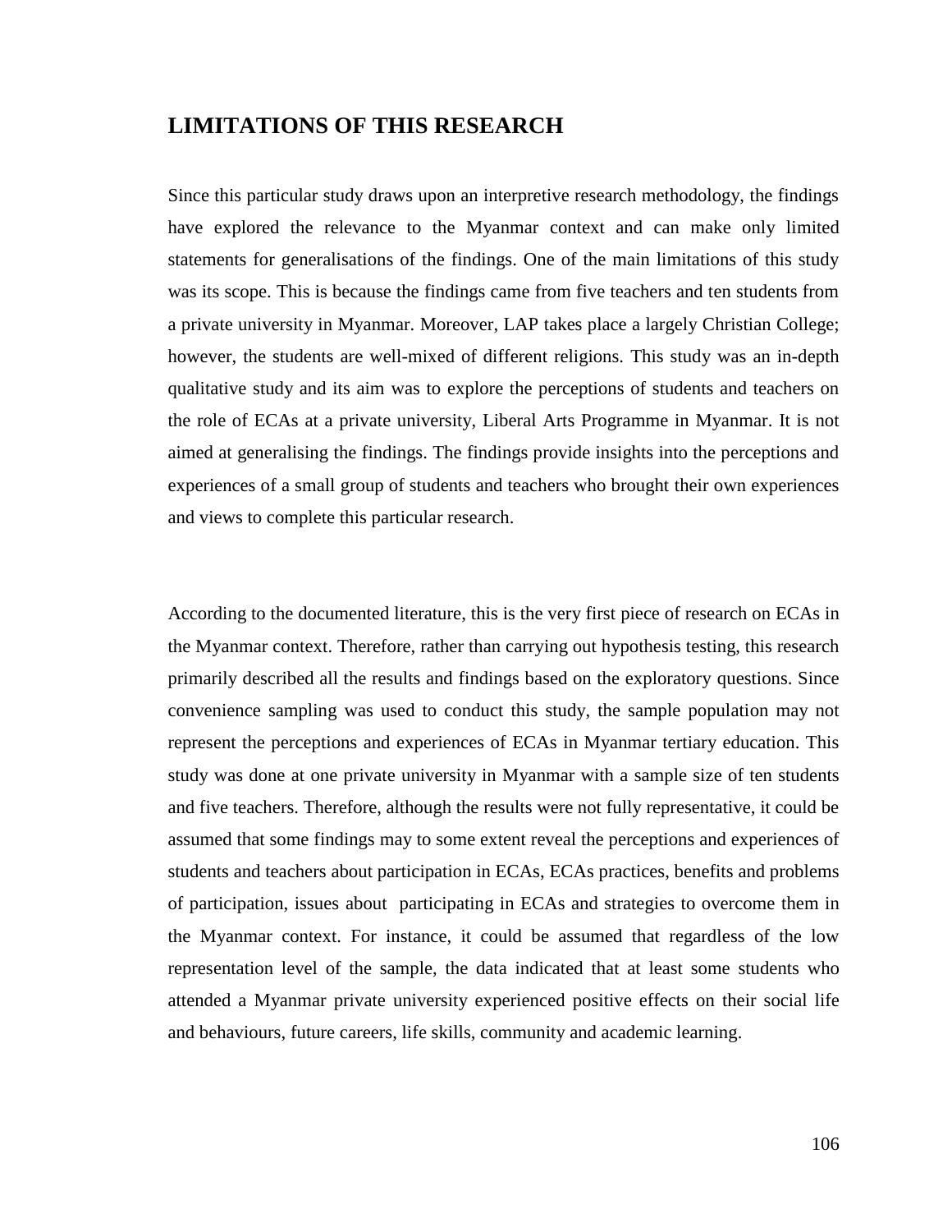## LIMITATIONS OF THIS RESEARCH

Since this particular study draws upon an interpretive research methodology, the findings have explored the relevance to the Myanmar context and can make only limited statements for generalisations of the findings. One of the main limitations of this study was its scope. This is because the findings came from five teachers and ten students from a private university in Myanmar. Moreover, LAP takes place a largely Christian College; however, the students are well-mixed of different religions. This study was an in-depth qualitative study and its aim was to explore the perceptions of students and teachers on the role of ECAs at a private university, Liberal Arts Programme in Myanmar. It is not aimed at generalising the findings. The findings provide insights into the perceptions and experiences of a small group of students and teachers who brought their own experiences and views to complete this particular research.

According to the documented literature, this is the very first piece of research on ECAs in the Myanmar context. Therefore, rather than carrying out hypothesis testing, this research primarily described all the results and findings based on the exploratory questions. Since convenience sampling was used to conduct this study, the sample population may not represent the perceptions and experiences of ECAs in Myanmar tertiary education. This study was done at one private university in Myanmar with a sample size of ten students and five teachers. Therefore, although the results were not fully representative, it could be assumed that some findings may to some extent reveal the perceptions and experiences of students and teachers about participation in ECAs, ECAs practices, benefits and problems of participation, issues about participating in ECAs and strategies to overcome them in the Myanmar context. For instance, it could be assumed that regardless of the low representation level of the sample, the data indicated that at least some students who attended a Myanmar private university experienced positive effects on their social life and behaviours, future careers, life skills, community and academic learning.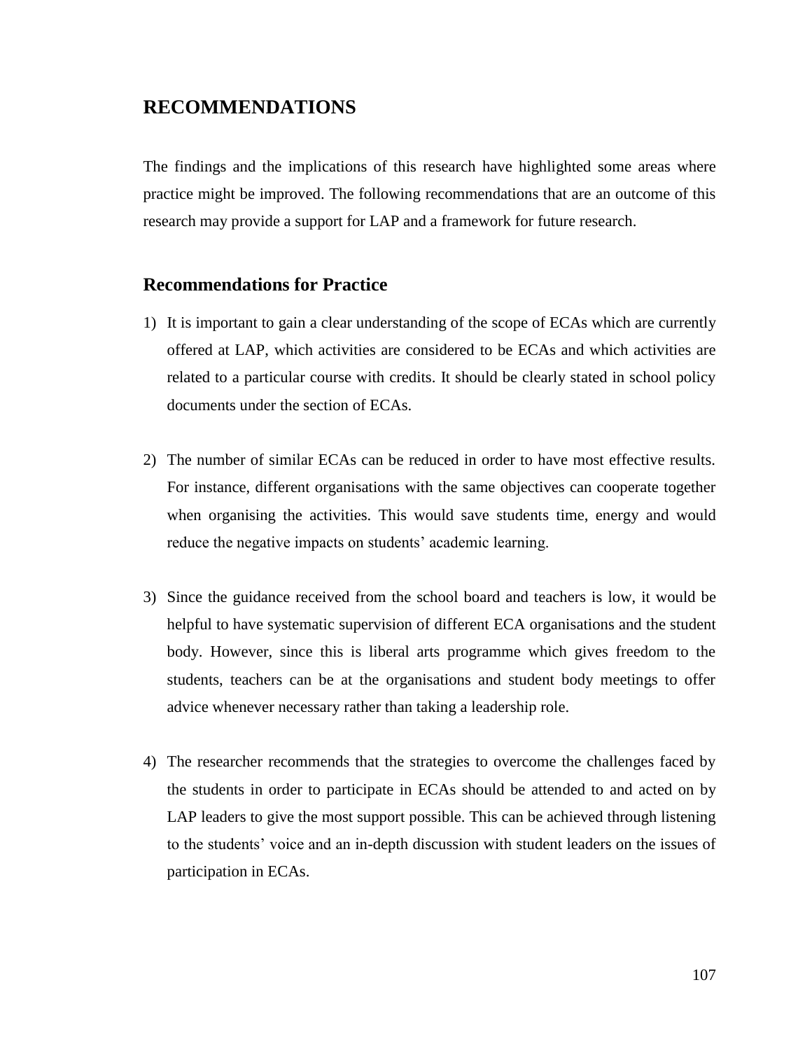## RECOMMENDATIONS

The findings and the implications of this research have highlighted some areas where practice might be improved. The following recommendations that are an outcome of this research may provide a support for LAP and a framework for future research.

### Recommendations for Practice

1) It is important to gain a clear understanding of the scope of ECAs which are currently offered at LAP, which activities are considered to be ECAs and which activities are related to a particular course with credits. It should be clearly stated in school policy documents under the section of ECAs.

2) The number of similar ECAs can be reduced in order to have most effective results. For instance, different organisations with the same objectives can cooperate together when organising the activities. This would save students time, energy and would reduce the negative impacts on students' academic learning.

3) Since the guidance received from the school board and teachers is low, it would be helpful to have systematic supervision of different ECA organisations and the student body. However, since this is liberal arts programme which gives freedom to the students, teachers can be at the organisations and student body meetings to offer advice whenever necessary rather than taking a leadership role.

4) The researcher recommends that the strategies to overcome the challenges faced by the students in order to participate in ECAs should be attended to and acted on by LAP leaders to give the most support possible. This can be achieved through listening to the students' voice and an in-depth discussion with student leaders on the issues of participation in ECAs.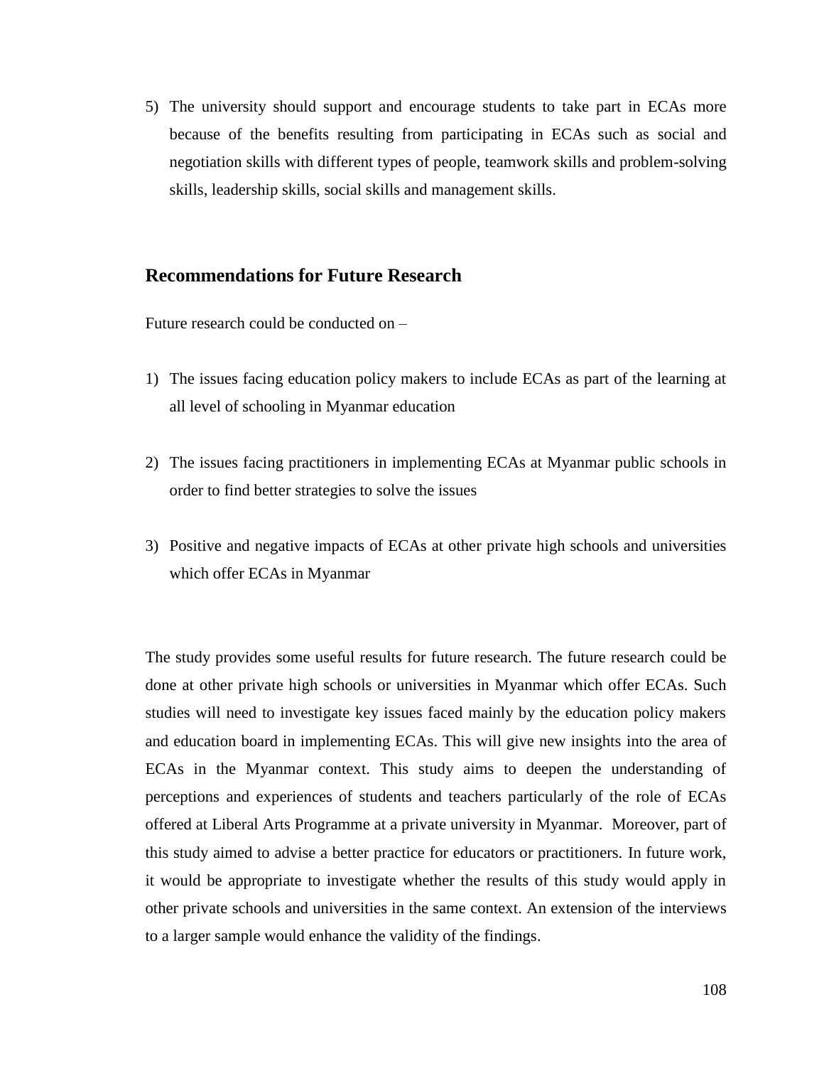5) The university should support and encourage students to take part in ECAs more because of the benefits resulting from participating in ECAs such as social and negotiation skills with different types of people, teamwork skills and problem-solving skills, leadership skills, social skills and management skills.

## Recommendations for Future Research

Future research could be conducted on –

1) The issues facing education policy makers to include ECAs as part of the learning at all level of schooling in Myanmar education

2) The issues facing practitioners in implementing ECAs at Myanmar public schools in order to find better strategies to solve the issues

3) Positive and negative impacts of ECAs at other private high schools and universities which offer ECAs in Myanmar

The study provides some useful results for future research. The future research could be done at other private high schools or universities in Myanmar which offer ECAs. Such studies will need to investigate key issues faced mainly by the education policy makers and education board in implementing ECAs. This will give new insights into the area of ECAs in the Myanmar context. This study aims to deepen the understanding of perceptions and experiences of students and teachers particularly of the role of ECAs offered at Liberal Arts Programme at a private university in Myanmar. Moreover, part of this study aimed to advise a better practice for educators or practitioners. In future work, it would be appropriate to investigate whether the results of this study would apply in other private schools and universities in the same context. An extension of the interviews to a larger sample would enhance the validity of the findings.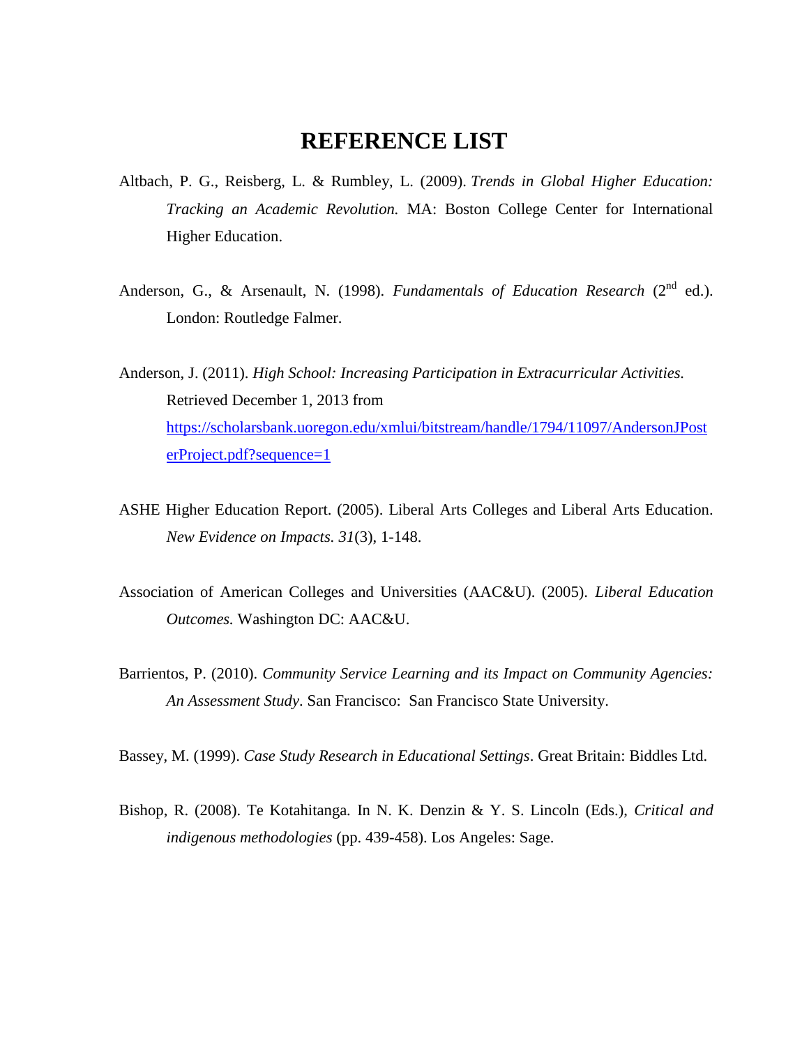# REFERENCE LIST

Altbach, P. G., Reisberg, L. & Rumbley, L. (2009). *Trends in Global Higher Education: Tracking an Academic Revolution.* MA: Boston College Center for International Higher Education.

Anderson, G., & Arsenault, N. (1998). *Fundamentals of Education Research* (2nd ed.). London: Routledge Falmer.

Anderson, J. (2011). *High School: Increasing Participation in Extracurricular Activities.* Retrieved December 1, 2013 from https://scholarsbank.uoregon.edu/xmlui/bitstream/handle/1794/11097/AndersonJPosterProject.pdf?sequence=1

ASHE Higher Education Report. (2005). Liberal Arts Colleges and Liberal Arts Education. *New Evidence on Impacts. 31*(3), 1-148.

Association of American Colleges and Universities (AAC&U). (2005). *Liberal Education Outcomes.* Washington DC: AAC&U.

Barrientos, P. (2010). *Community Service Learning and its Impact on Community Agencies: An Assessment Study*. San Francisco: San Francisco State University.

Bassey, M. (1999). *Case Study Research in Educational Settings*. Great Britain: Biddles Ltd.

Bishop, R. (2008). Te Kotahitanga. In N. K. Denzin & Y. S. Lincoln (Eds.), *Critical and indigenous methodologies* (pp. 439-458). Los Angeles: Sage.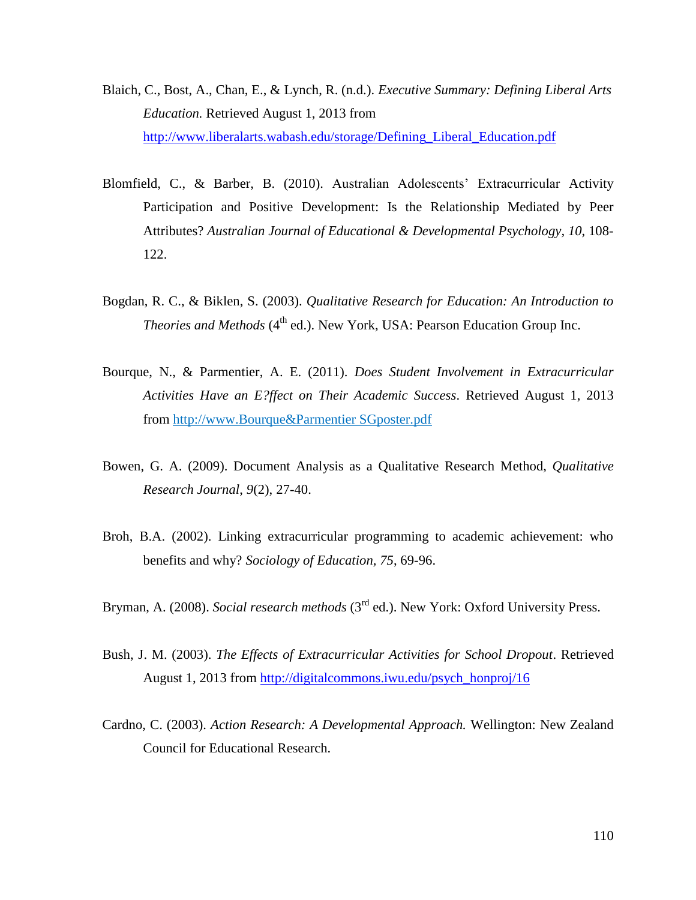Blaich, C., Bost, A., Chan, E., & Lynch, R. (n.d.). *Executive Summary: Defining Liberal Arts Education.* Retrieved August 1, 2013 from http://www.liberalarts.wabash.edu/storage/Defining_Liberal_Education.pdf

Blomfield, C., & Barber, B. (2010). Australian Adolescents' Extracurricular Activity Participation and Positive Development: Is the Relationship Mediated by Peer Attributes? *Australian Journal of Educational & Developmental Psychology*, *10*, 108-122.

Bogdan, R. C., & Biklen, S. (2003). *Qualitative Research for Education: An Introduction to Theories and Methods* (4th ed.). New York, USA: Pearson Education Group Inc.

Bourque, N., & Parmentier, A. E. (2011). *Does Student Involvement in Extracurricular Activities Have an E?ffect on Their Academic Success*. Retrieved August 1, 2013 from http://www.Bourque&Parmentier SGposter.pdf

Bowen, G. A. (2009). Document Analysis as a Qualitative Research Method, *Qualitative Research Journal*, *9*(2), 27-40.

Broh, B.A. (2002). Linking extracurricular programming to academic achievement: who benefits and why? *Sociology of Education, 75*, 69-96.

Bryman, A. (2008). *Social research methods* (3rd ed.). New York: Oxford University Press.

Bush, J. M. (2003). *The Effects of Extracurricular Activities for School Dropout*. Retrieved August 1, 2013 from http://digitalcommons.iwu.edu/psych_honproj/16

Cardno, C. (2003). *Action Research: A Developmental Approach.* Wellington: New Zealand Council for Educational Research.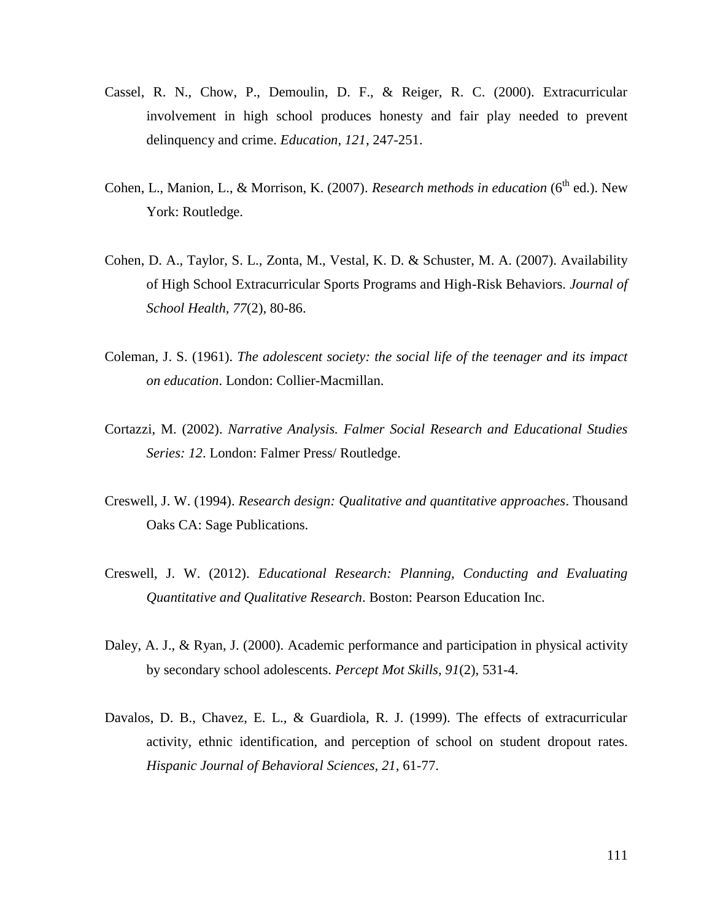Cassel, R. N., Chow, P., Demoulin, D. F., & Reiger, R. C. (2000). Extracurricular involvement in high school produces honesty and fair play needed to prevent delinquency and crime. *Education, 121*, 247-251.

Cohen, L., Manion, L., & Morrison, K. (2007). *Research methods in education* (6th ed.). New York: Routledge.

Cohen, D. A., Taylor, S. L., Zonta, M., Vestal, K. D. & Schuster, M. A. (2007). Availability of High School Extracurricular Sports Programs and High-Risk Behaviors. *Journal of School Health, 77*(2), 80-86.

Coleman, J. S. (1961). *The adolescent society: the social life of the teenager and its impact on education*. London: Collier-Macmillan.

Cortazzi, M. (2002). *Narrative Analysis. Falmer Social Research and Educational Studies Series: 12*. London: Falmer Press/ Routledge.

Creswell, J. W. (1994). *Research design: Qualitative and quantitative approaches*. Thousand Oaks CA: Sage Publications.

Creswell, J. W. (2012). *Educational Research: Planning, Conducting and Evaluating Quantitative and Qualitative Research*. Boston: Pearson Education Inc.

Daley, A. J., & Ryan, J. (2000). Academic performance and participation in physical activity by secondary school adolescents. *Percept Mot Skills, 91*(2), 531-4.

Davalos, D. B., Chavez, E. L., & Guardiola, R. J. (1999). The effects of extracurricular activity, ethnic identification, and perception of school on student dropout rates. *Hispanic Journal of Behavioral Sciences, 21*, 61-77.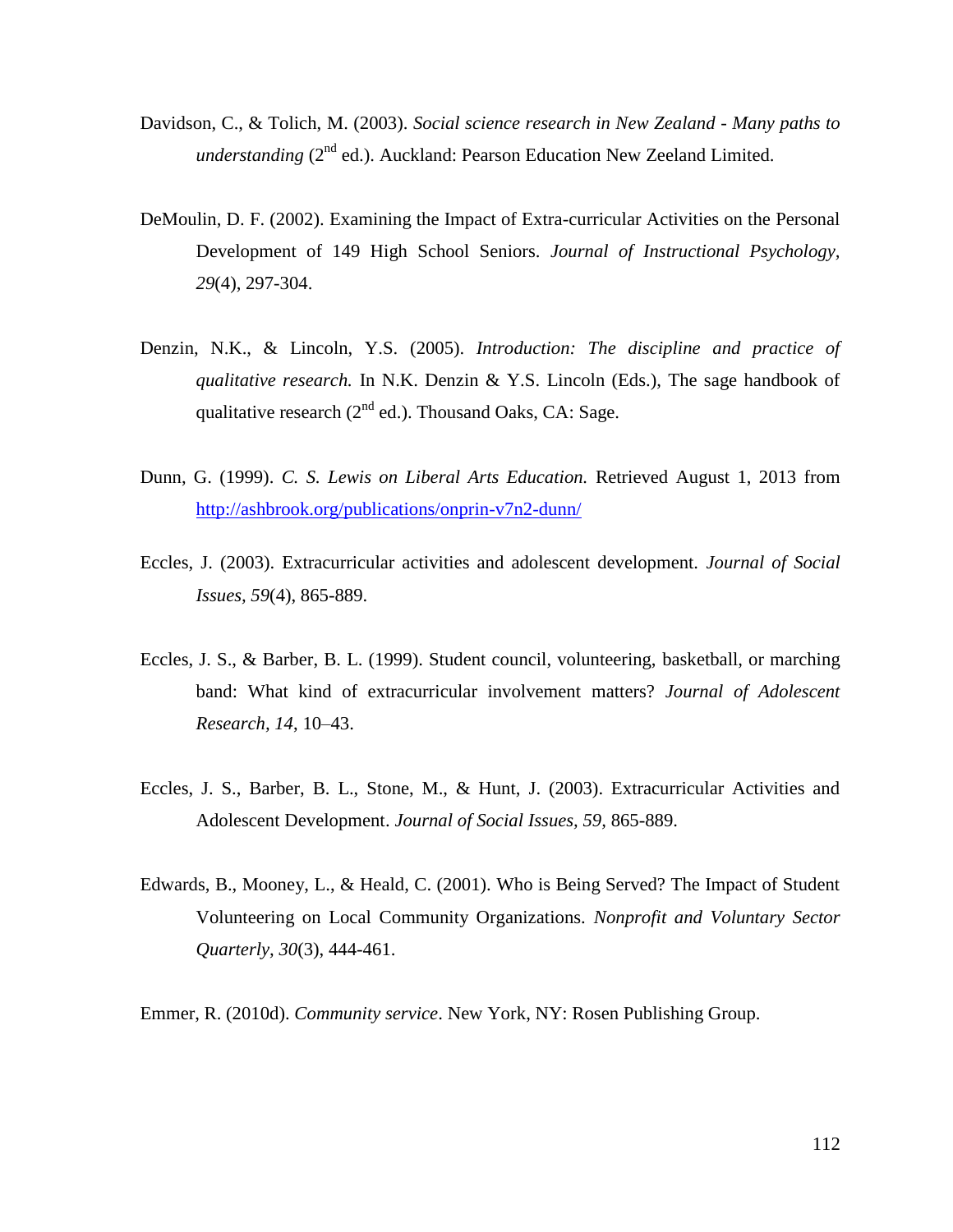Davidson, C., & Tolich, M. (2003). *Social science research in New Zealand - Many paths to understanding* (2nd ed.). Auckland: Pearson Education New Zeeland Limited.

DeMoulin, D. F. (2002). Examining the Impact of Extra-curricular Activities on the Personal Development of 149 High School Seniors. *Journal of Instructional Psychology, 29*(4), 297-304.

Denzin, N.K., & Lincoln, Y.S. (2005). *Introduction: The discipline and practice of qualitative research.* In N.K. Denzin & Y.S. Lincoln (Eds.), The sage handbook of qualitative research (2nd ed.). Thousand Oaks, CA: Sage.

Dunn, G. (1999). *C. S. Lewis on Liberal Arts Education.* Retrieved August 1, 2013 from http://ashbrook.org/publications/onprin-v7n2-dunn/

Eccles, J. (2003). Extracurricular activities and adolescent development. *Journal of Social Issues, 59*(4), 865-889.

Eccles, J. S., & Barber, B. L. (1999). Student council, volunteering, basketball, or marching band: What kind of extracurricular involvement matters? *Journal of Adolescent Research, 14*, 10–43.

Eccles, J. S., Barber, B. L., Stone, M., & Hunt, J. (2003). Extracurricular Activities and Adolescent Development. *Journal of Social Issues, 59*, 865-889.

Edwards, B., Mooney, L., & Heald, C. (2001). Who is Being Served? The Impact of Student Volunteering on Local Community Organizations. *Nonprofit and Voluntary Sector Quarterly, 30*(3), 444-461.

Emmer, R. (2010d). *Community service*. New York, NY: Rosen Publishing Group.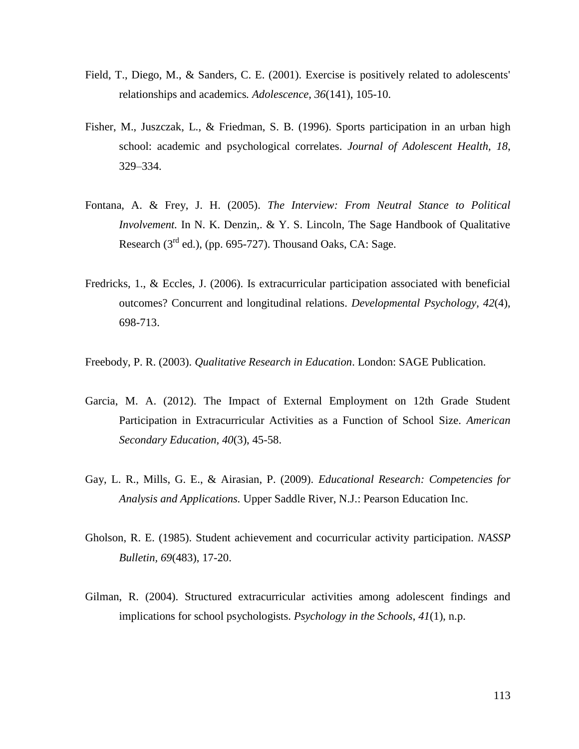Field, T., Diego, M., & Sanders, C. E. (2001). Exercise is positively related to adolescents' relationships and academics*. Adolescence*, *36*(141), 105-10.

Fisher, M., Juszczak, L., & Friedman, S. B. (1996). Sports participation in an urban high school: academic and psychological correlates. *Journal of Adolescent Health, 18*, 329–334.

Fontana, A. & Frey, J. H. (2005). *The Interview: From Neutral Stance to Political Involvement.* In N. K. Denzin,. & Y. S. Lincoln, The Sage Handbook of Qualitative Research (3rd ed.), (pp. 695-727). Thousand Oaks, CA: Sage.

Fredricks, 1., & Eccles, J. (2006). Is extracurricular participation associated with beneficial outcomes? Concurrent and longitudinal relations. *Developmental Psychology, 42*(4), 698-713.

Freebody, P. R. (2003). *Qualitative Research in Education*. London: SAGE Publication.

Garcia, M. A. (2012). The Impact of External Employment on 12th Grade Student Participation in Extracurricular Activities as a Function of School Size. *American Secondary Education, 40*(3), 45-58.

Gay, L. R., Mills, G. E., & Airasian, P. (2009). *Educational Research: Competencies for Analysis and Applications.* Upper Saddle River, N.J.: Pearson Education Inc.

Gholson, R. E. (1985). Student achievement and cocurricular activity participation. *NASSP Bulletin, 69*(483), 17-20.

Gilman, R. (2004). Structured extracurricular activities among adolescent findings and implications for school psychologists. *Psychology in the Schools*, *41*(1), n.p.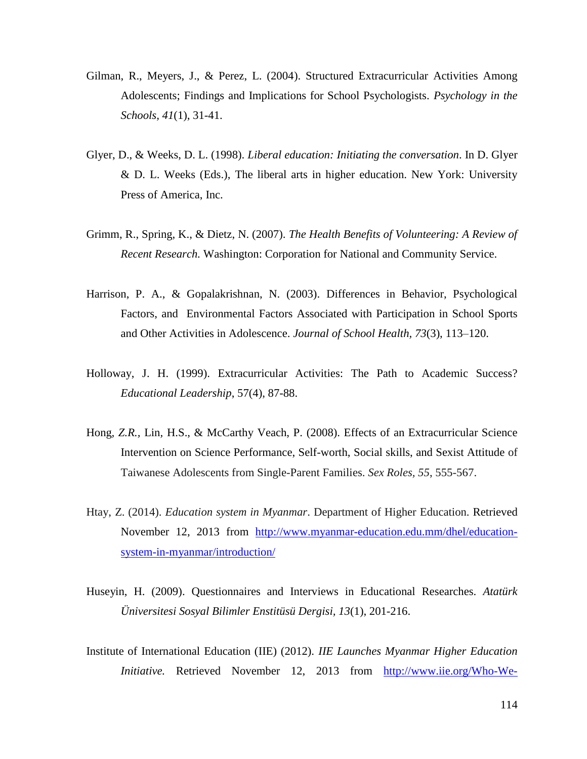Gilman, R., Meyers, J., & Perez, L. (2004). Structured Extracurricular Activities Among Adolescents; Findings and Implications for School Psychologists. *Psychology in the Schools*, *41*(1), 31-41.

Glyer, D., & Weeks, D. L. (1998). *Liberal education: Initiating the conversation*. In D. Glyer & D. L. Weeks (Eds.), The liberal arts in higher education. New York: University Press of America, Inc.

Grimm, R., Spring, K., & Dietz, N. (2007). *The Health Benefits of Volunteering: A Review of Recent Research.* Washington: Corporation for National and Community Service.

Harrison, P. A., & Gopalakrishnan, N. (2003). Differences in Behavior, Psychological Factors, and Environmental Factors Associated with Participation in School Sports and Other Activities in Adolescence. *Journal of School Health*, *73*(3), 113–120.

Holloway, J. H. (1999). Extracurricular Activities: The Path to Academic Success? *Educational Leadership*, 57(4), 87-88.

Hong, *Z.R.*, Lin, H.S., & McCarthy Veach, P. (2008). Effects of an Extracurricular Science Intervention on Science Performance, Self-worth, Social skills, and Sexist Attitude of Taiwanese Adolescents from Single-Parent Families. *Sex Roles*, *55*, 555-567.

Htay, Z. (2014). *Education system in Myanmar*. Department of Higher Education. Retrieved November 12, 2013 from http://www.myanmar-education.edu.mm/dhel/education-system-in-myanmar/introduction/

Huseyin, H. (2009). Questionnaires and Interviews in Educational Researches. *Atatürk Üniversitesi Sosyal Bilimler Enstitüsü Dergisi*, *13*(1), 201-216.

Institute of International Education (IIE) (2012). *IIE Launches Myanmar Higher Education Initiative.* Retrieved November 12, 2013 from http://www.iie.org/Who-We-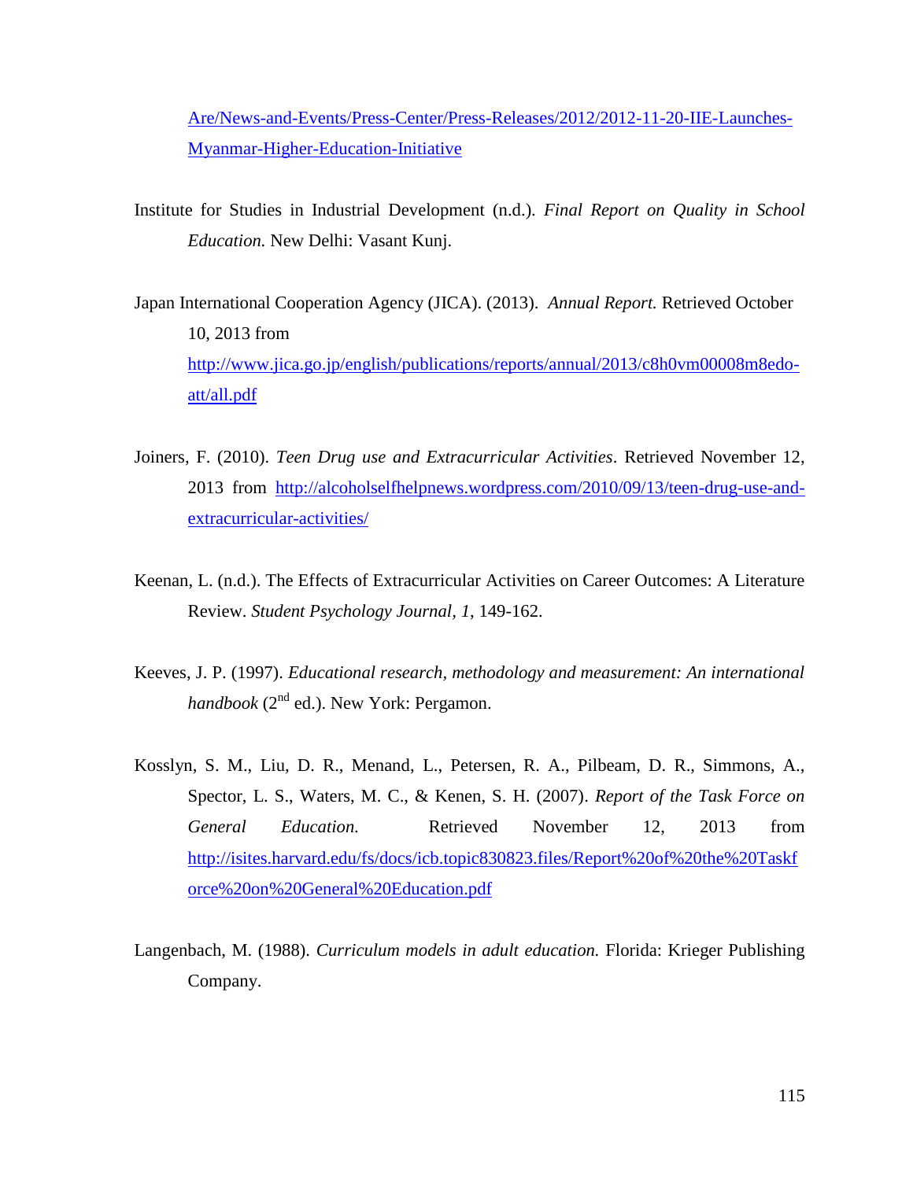Are/News-and-Events/Press-Center/Press-Releases/2012/2012-11-20-IIE-Launches-Myanmar-Higher-Education-Initiative

Institute for Studies in Industrial Development (n.d.). *Final Report on Quality in School Education.* New Delhi: Vasant Kunj.

Japan International Cooperation Agency (JICA). (2013). *Annual Report.* Retrieved October 10, 2013 from http://www.jica.go.jp/english/publications/reports/annual/2013/c8h0vm00008m8edo-att/all.pdf

Joiners, F. (2010). *Teen Drug use and Extracurricular Activities*. Retrieved November 12, 2013 from http://alcoholselfhelpnews.wordpress.com/2010/09/13/teen-drug-use-and-extracurricular-activities/

Keenan, L. (n.d.). The Effects of Extracurricular Activities on Career Outcomes: A Literature Review. *Student Psychology Journal, 1*, 149-162.

Keeves, J. P. (1997). *Educational research, methodology and measurement: An international handbook* (2nd ed.). New York: Pergamon.

Kosslyn, S. M., Liu, D. R., Menand, L., Petersen, R. A., Pilbeam, D. R., Simmons, A., Spector, L. S., Waters, M. C., & Kenen, S. H. (2007). *Report of the Task Force on General Education.* Retrieved November 12, 2013 from http://isites.harvard.edu/fs/docs/icb.topic830823.files/Report%20of%20the%20Taskforce%20on%20General%20Education.pdf

Langenbach, M. (1988). *Curriculum models in adult education.* Florida: Krieger Publishing Company.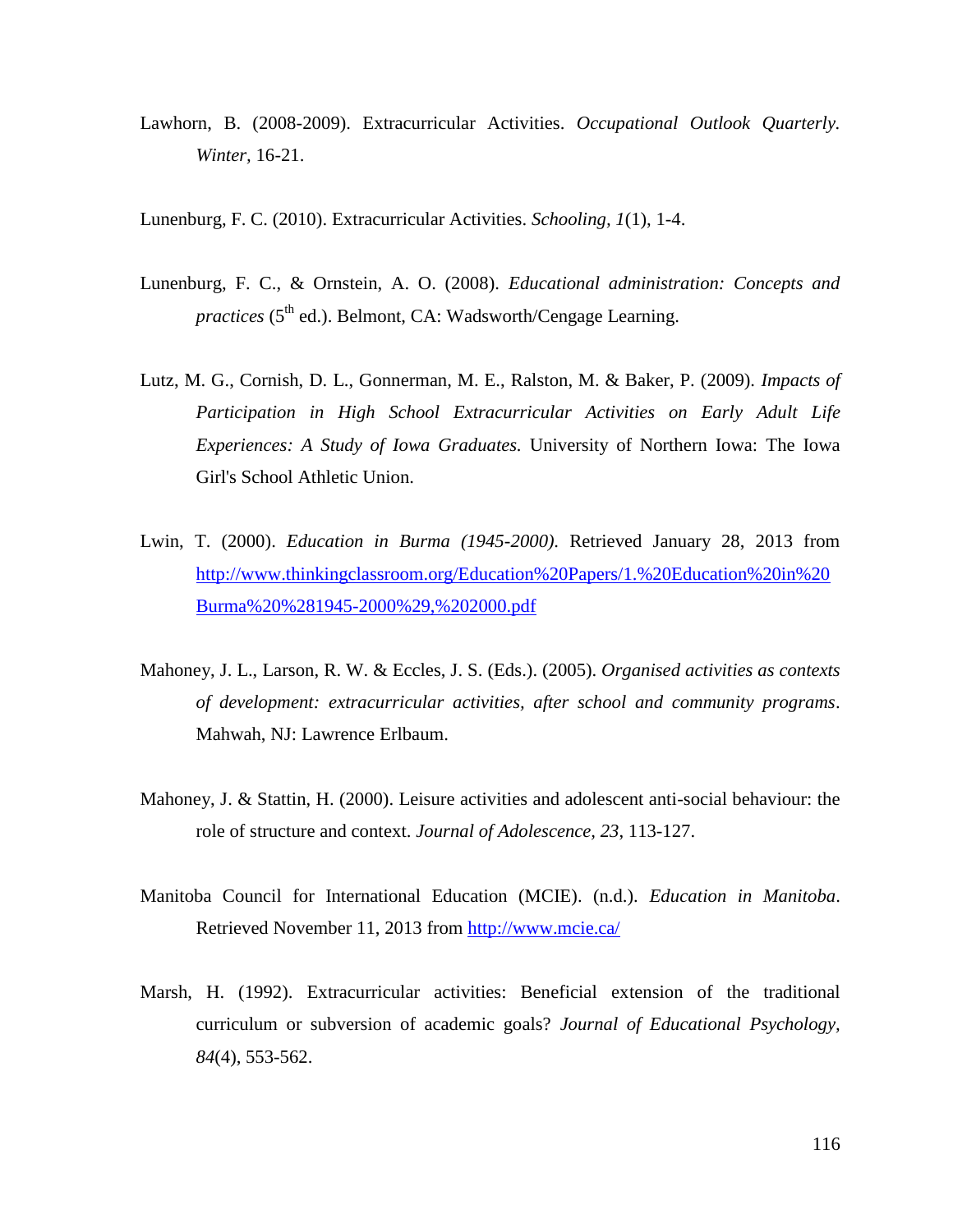Lawhorn, B. (2008-2009). Extracurricular Activities. *Occupational Outlook Quarterly. Winter,* 16-21.

Lunenburg, F. C. (2010). Extracurricular Activities. *Schooling, 1*(1), 1-4.

Lunenburg, F. C., & Ornstein, A. O. (2008). *Educational administration: Concepts and practices* (5th ed.). Belmont, CA: Wadsworth/Cengage Learning.

Lutz, M. G., Cornish, D. L., Gonnerman, M. E., Ralston, M. & Baker, P. (2009). *Impacts of Participation in High School Extracurricular Activities on Early Adult Life Experiences: A Study of Iowa Graduates.* University of Northern Iowa: The Iowa Girl's School Athletic Union.

Lwin, T. (2000). *Education in Burma (1945-2000).* Retrieved January 28, 2013 from http://www.thinkingclassroom.org/Education%20Papers/1.%20Education%20in%20Burma%20%281945-2000%29,%202000.pdf

Mahoney, J. L., Larson, R. W. & Eccles, J. S. (Eds.). (2005). *Organised activities as contexts of development: extracurricular activities, after school and community programs*. Mahwah, NJ: Lawrence Erlbaum.

Mahoney, J. & Stattin, H. (2000). Leisure activities and adolescent anti-social behaviour: the role of structure and context. *Journal of Adolescence, 23*, 113-127.

Manitoba Council for International Education (MCIE). (n.d.). *Education in Manitoba*. Retrieved November 11, 2013 from http://www.mcie.ca/

Marsh, H. (1992). Extracurricular activities: Beneficial extension of the traditional curriculum or subversion of academic goals? *Journal of Educational Psychology, 84*(4), 553-562.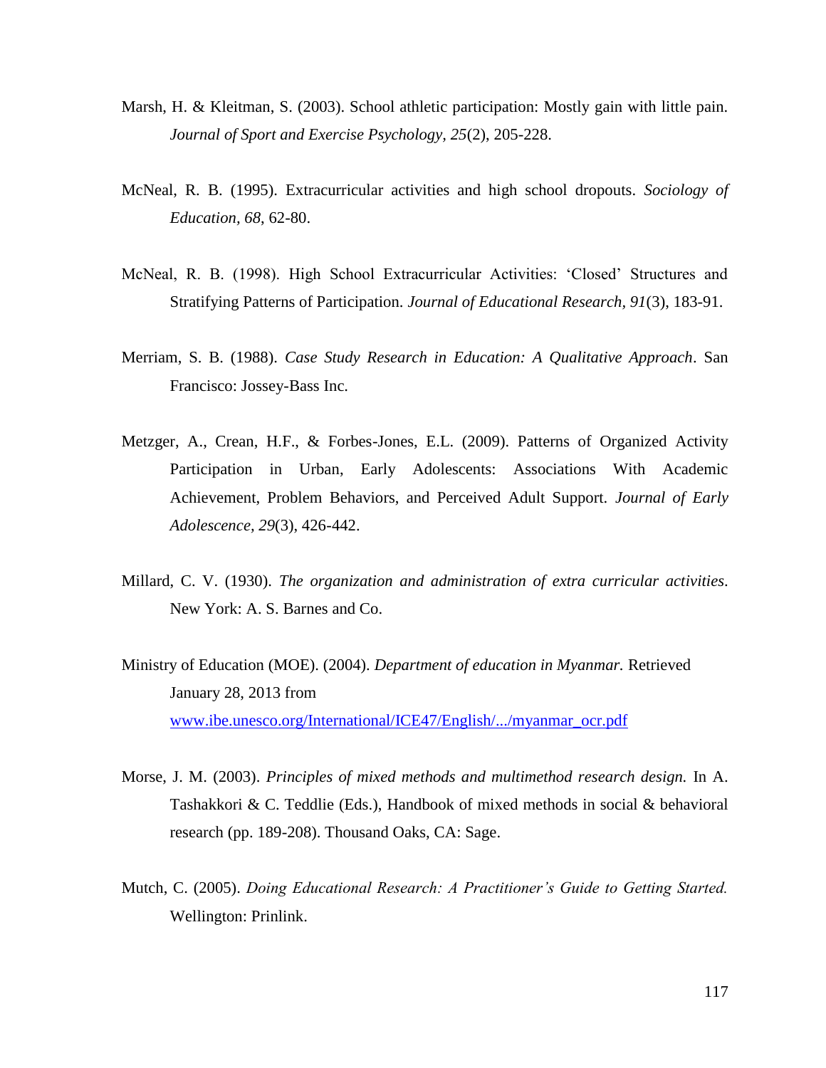Marsh, H. & Kleitman, S. (2003). School athletic participation: Mostly gain with little pain. *Journal of Sport and Exercise Psychology, 25*(2), 205-228.

McNeal, R. B. (1995). Extracurricular activities and high school dropouts. *Sociology of Education, 68*, 62-80.

McNeal, R. B. (1998). High School Extracurricular Activities: 'Closed' Structures and Stratifying Patterns of Participation. *Journal of Educational Research, 91*(3), 183-91.

Merriam, S. B. (1988). *Case Study Research in Education: A Qualitative Approach*. San Francisco: Jossey-Bass Inc.

Metzger, A., Crean, H.F., & Forbes-Jones, E.L. (2009). Patterns of Organized Activity Participation in Urban, Early Adolescents: Associations With Academic Achievement, Problem Behaviors, and Perceived Adult Support. *Journal of Early Adolescence*, *29*(3), 426-442.

Millard, C. V. (1930). *The organization and administration of extra curricular activities*. New York: A. S. Barnes and Co.

Ministry of Education (MOE). (2004). *Department of education in Myanmar.* Retrieved January 28, 2013 from www.ibe.unesco.org/International/ICE47/English/.../myanmar_ocr.pdf

Morse, J. M. (2003). *Principles of mixed methods and multimethod research design.* In A. Tashakkori & C. Teddlie (Eds.), Handbook of mixed methods in social & behavioral research (pp. 189-208). Thousand Oaks, CA: Sage.

Mutch, C. (2005). *Doing Educational Research: A Practitioner's Guide to Getting Started.* Wellington: Prinlink.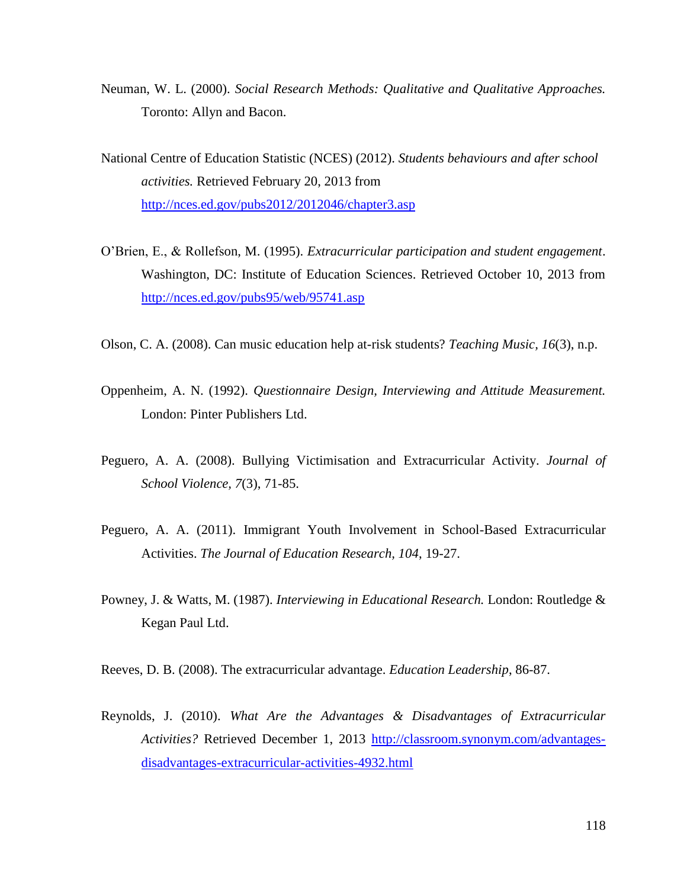Neuman, W. L. (2000). *Social Research Methods: Qualitative and Qualitative Approaches.* Toronto: Allyn and Bacon.

National Centre of Education Statistic (NCES) (2012). *Students behaviours and after school activities.* Retrieved February 20, 2013 from http://nces.ed.gov/pubs2012/2012046/chapter3.asp

O'Brien, E., & Rollefson, M. (1995). *Extracurricular participation and student engagement*. Washington, DC: Institute of Education Sciences. Retrieved October 10, 2013 from http://nces.ed.gov/pubs95/web/95741.asp

Olson, C. A. (2008). Can music education help at-risk students? *Teaching Music, 16*(3), n.p.

Oppenheim, A. N. (1992). *Questionnaire Design, Interviewing and Attitude Measurement.* London: Pinter Publishers Ltd.

Peguero, A. A. (2008). Bullying Victimisation and Extracurricular Activity. *Journal of School Violence, 7*(3), 71-85.

Peguero, A. A. (2011). Immigrant Youth Involvement in School-Based Extracurricular Activities. *The Journal of Education Research, 104*, 19-27.

Powney, J. & Watts, M. (1987). *Interviewing in Educational Research.* London: Routledge & Kegan Paul Ltd.

Reeves, D. B. (2008). The extracurricular advantage. *Education Leadership*, 86-87.

Reynolds, J. (2010). *What Are the Advantages & Disadvantages of Extracurricular Activities?* Retrieved December 1, 2013 http://classroom.synonym.com/advantages-disadvantages-extracurricular-activities-4932.html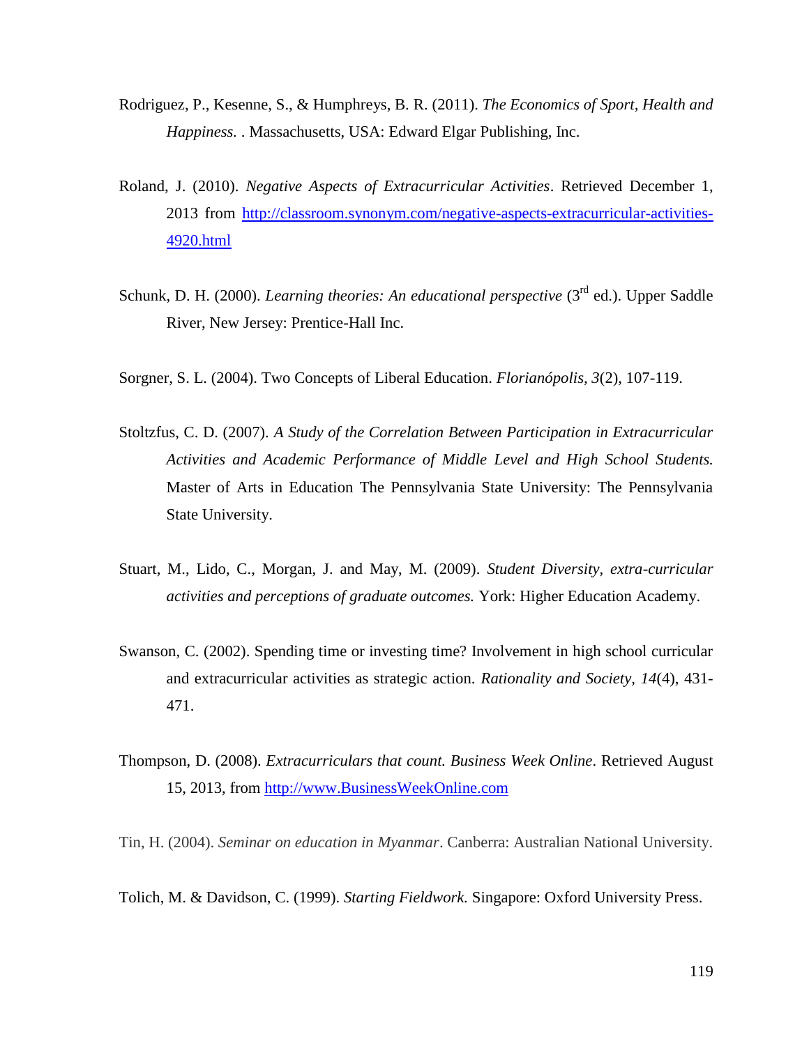Rodriguez, P., Kesenne, S., & Humphreys, B. R. (2011). *The Economics of Sport, Health and Happiness.* . Massachusetts, USA: Edward Elgar Publishing, Inc.

Roland, J. (2010). *Negative Aspects of Extracurricular Activities*. Retrieved December 1, 2013 from http://classroom.synonym.com/negative-aspects-extracurricular-activities-4920.html

Schunk, D. H. (2000). *Learning theories: An educational perspective* (3rd ed.). Upper Saddle River, New Jersey: Prentice-Hall Inc.

Sorgner, S. L. (2004). Two Concepts of Liberal Education. *Florianópolis, 3*(2), 107-119.

Stoltzfus, C. D. (2007). *A Study of the Correlation Between Participation in Extracurricular Activities and Academic Performance of Middle Level and High School Students.* Master of Arts in Education The Pennsylvania State University: The Pennsylvania State University.

Stuart, M., Lido, C., Morgan, J. and May, M. (2009). *Student Diversity, extra-curricular activities and perceptions of graduate outcomes.* York: Higher Education Academy.

Swanson, C. (2002). Spending time or investing time? Involvement in high school curricular and extracurricular activities as strategic action. *Rationality and Society, 14*(4), 431-471.

Thompson, D. (2008). *Extracurriculars that count. Business Week Online*. Retrieved August 15, 2013, from http://www.BusinessWeekOnline.com

Tin, H. (2004). *Seminar on education in Myanmar*. Canberra: Australian National University.

Tolich, M. & Davidson, C. (1999). *Starting Fieldwork.* Singapore: Oxford University Press.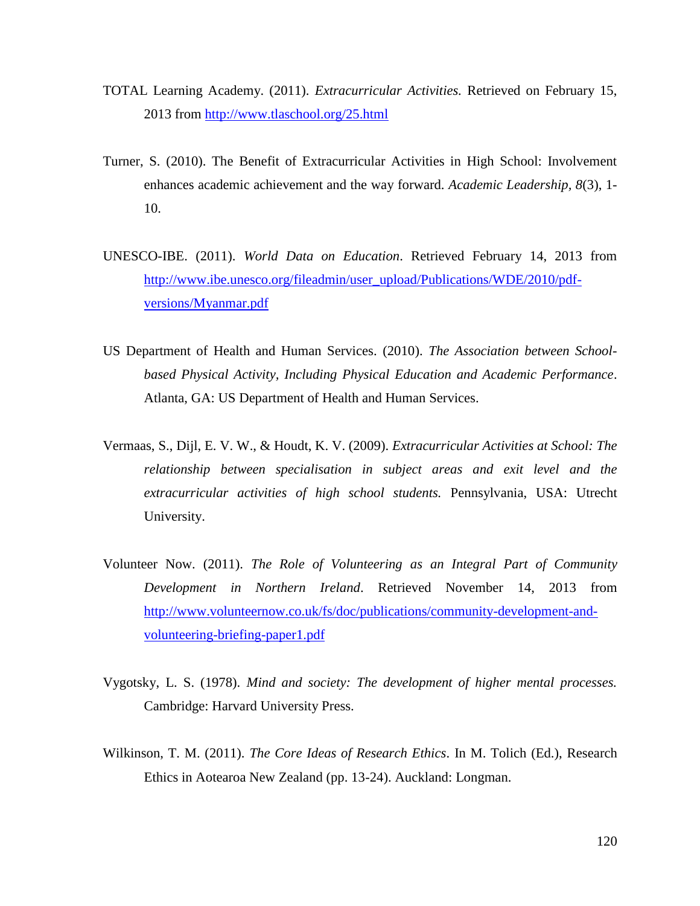TOTAL Learning Academy. (2011). *Extracurricular Activities.* Retrieved on February 15, 2013 from http://www.tlaschool.org/25.html

Turner, S. (2010). The Benefit of Extracurricular Activities in High School: Involvement enhances academic achievement and the way forward. *Academic Leadership, 8*(3), 1-10.

UNESCO-IBE. (2011). *World Data on Education*. Retrieved February 14, 2013 from http://www.ibe.unesco.org/fileadmin/user_upload/Publications/WDE/2010/pdf-versions/Myanmar.pdf

US Department of Health and Human Services. (2010). *The Association between School-based Physical Activity, Including Physical Education and Academic Performance*. Atlanta, GA: US Department of Health and Human Services.

Vermaas, S., Dijl, E. V. W., & Houdt, K. V. (2009). *Extracurricular Activities at School: The relationship between specialisation in subject areas and exit level and the extracurricular activities of high school students.* Pennsylvania, USA: Utrecht University.

Volunteer Now. (2011). *The Role of Volunteering as an Integral Part of Community Development in Northern Ireland*. Retrieved November 14, 2013 from http://www.volunteernow.co.uk/fs/doc/publications/community-development-and-volunteering-briefing-paper1.pdf

Vygotsky, L. S. (1978). *Mind and society: The development of higher mental processes.* Cambridge: Harvard University Press.

Wilkinson, T. M. (2011). *The Core Ideas of Research Ethics*. In M. Tolich (Ed.), Research Ethics in Aotearoa New Zealand (pp. 13-24). Auckland: Longman.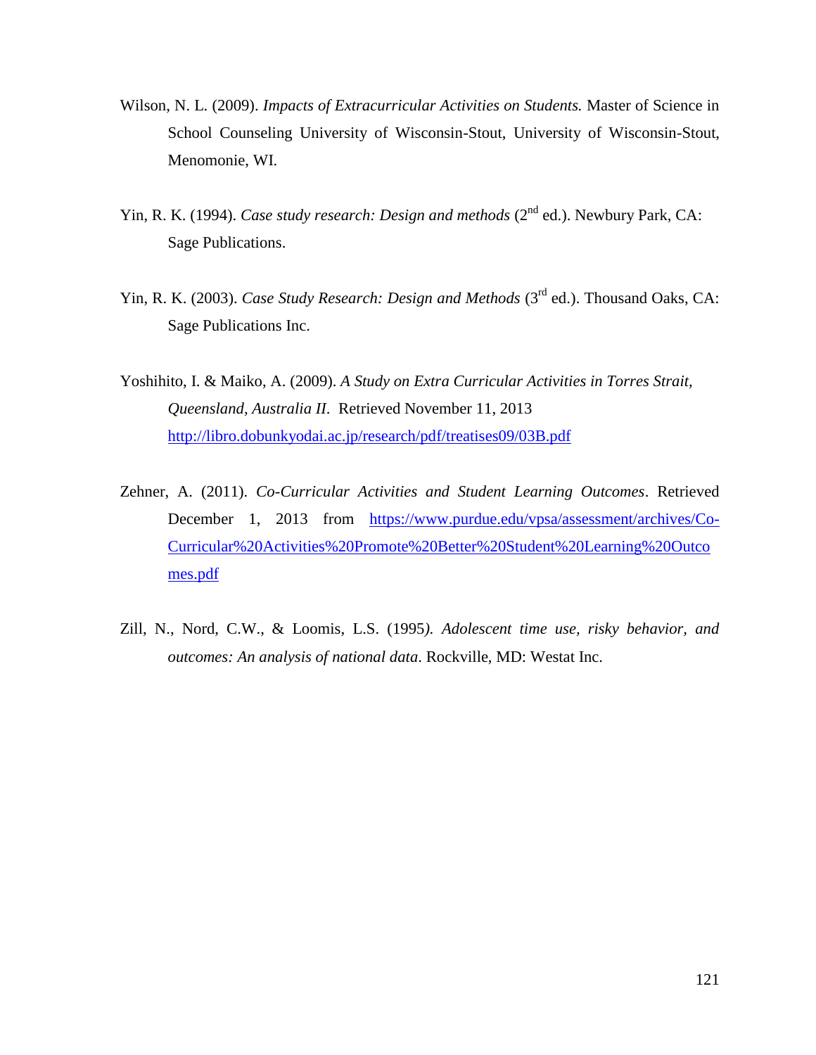Wilson, N. L. (2009). *Impacts of Extracurricular Activities on Students.* Master of Science in School Counseling University of Wisconsin-Stout, University of Wisconsin-Stout, Menomonie, WI.

Yin, R. K. (1994). *Case study research: Design and methods* (2nd ed.). Newbury Park, CA: Sage Publications.

Yin, R. K. (2003). *Case Study Research: Design and Methods* (3rd ed.). Thousand Oaks, CA: Sage Publications Inc.

Yoshihito, I. & Maiko, A. (2009). *A Study on Extra Curricular Activities in Torres Strait, Queensland, Australia II.* Retrieved November 11, 2013 http://libro.dobunkyodai.ac.jp/research/pdf/treatises09/03B.pdf

Zehner, A. (2011). *Co-Curricular Activities and Student Learning Outcomes*. Retrieved December 1, 2013 from https://www.purdue.edu/vpsa/assessment/archives/Co-Curricular%20Activities%20Promote%20Better%20Student%20Learning%20Outcomes.pdf

Zill, N., Nord, C.W., & Loomis, L.S. (1995*). Adolescent time use, risky behavior, and outcomes: An analysis of national data*. Rockville, MD: Westat Inc.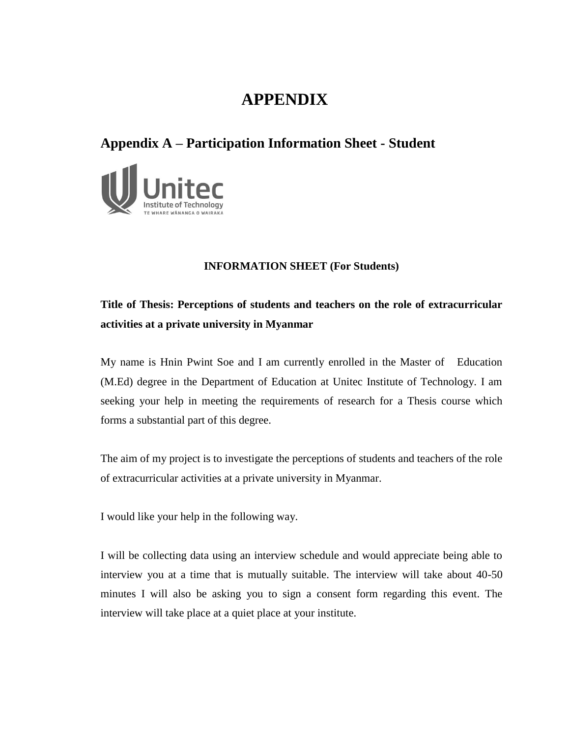# APPENDIX

## Appendix A – Participation Information Sheet - Student

**INFORMATION SHEET (For Students)**

**Title of Thesis: Perceptions of students and teachers on the role of extracurricular activities at a private university in Myanmar**

My name is Hnin Pwint Soe and I am currently enrolled in the Master of Education (M.Ed) degree in the Department of Education at Unitec Institute of Technology. I am seeking your help in meeting the requirements of research for a Thesis course which forms a substantial part of this degree.

The aim of my project is to investigate the perceptions of students and teachers of the role of extracurricular activities at a private university in Myanmar.

I would like your help in the following way.

I will be collecting data using an interview schedule and would appreciate being able to interview you at a time that is mutually suitable. The interview will take about 40-50 minutes I will also be asking you to sign a consent form regarding this event. The interview will take place at a quiet place at your institute.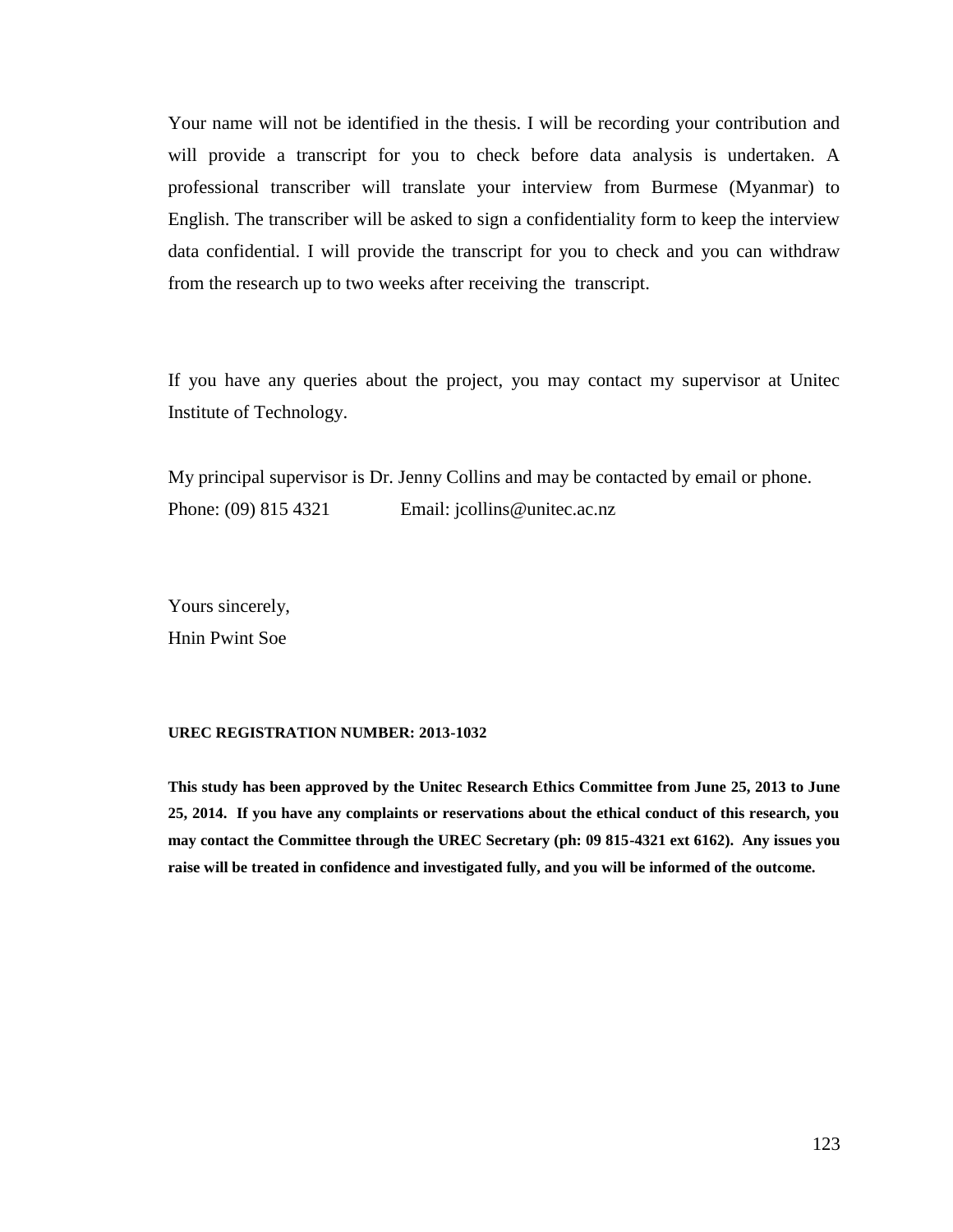Your name will not be identified in the thesis. I will be recording your contribution and will provide a transcript for you to check before data analysis is undertaken. A professional transcriber will translate your interview from Burmese (Myanmar) to English. The transcriber will be asked to sign a confidentiality form to keep the interview data confidential. I will provide the transcript for you to check and you can withdraw from the research up to two weeks after receiving the transcript.

If you have any queries about the project, you may contact my supervisor at Unitec Institute of Technology.

My principal supervisor is Dr. Jenny Collins and may be contacted by email or phone.
Phone: (09) 815 4321 Email: jcollins@unitec.ac.nz

Yours sincerely,
Hnin Pwint Soe

**UREC REGISTRATION NUMBER: 2013-1032**

**This study has been approved by the Unitec Research Ethics Committee from June 25, 2013 to June 25, 2014. If you have any complaints or reservations about the ethical conduct of this research, you may contact the Committee through the UREC Secretary (ph: 09 815-4321 ext 6162). Any issues you raise will be treated in confidence and investigated fully, and you will be informed of the outcome.**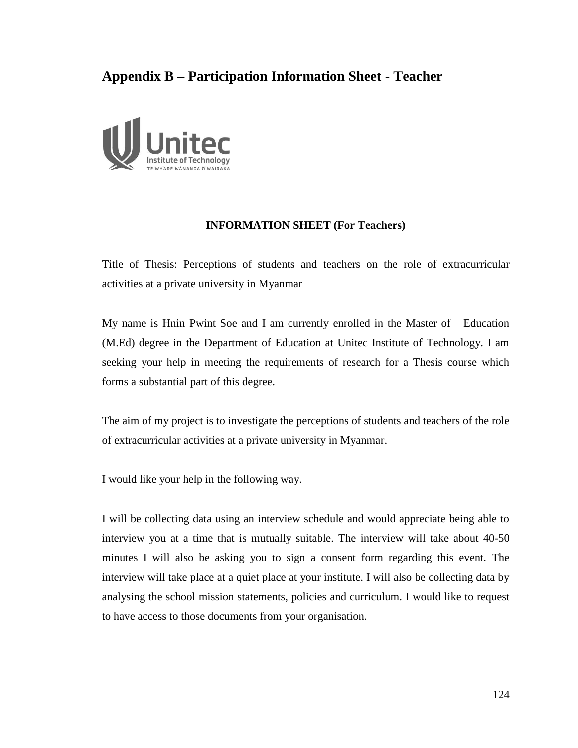## Appendix B – Participation Information Sheet - Teacher

**INFORMATION SHEET (For Teachers)**

Title of Thesis: Perceptions of students and teachers on the role of extracurricular activities at a private university in Myanmar

My name is Hnin Pwint Soe and I am currently enrolled in the Master of Education (M.Ed) degree in the Department of Education at Unitec Institute of Technology. I am seeking your help in meeting the requirements of research for a Thesis course which forms a substantial part of this degree.

The aim of my project is to investigate the perceptions of students and teachers of the role of extracurricular activities at a private university in Myanmar.

I would like your help in the following way.

I will be collecting data using an interview schedule and would appreciate being able to interview you at a time that is mutually suitable. The interview will take about 40-50 minutes I will also be asking you to sign a consent form regarding this event. The interview will take place at a quiet place at your institute. I will also be collecting data by analysing the school mission statements, policies and curriculum. I would like to request to have access to those documents from your organisation.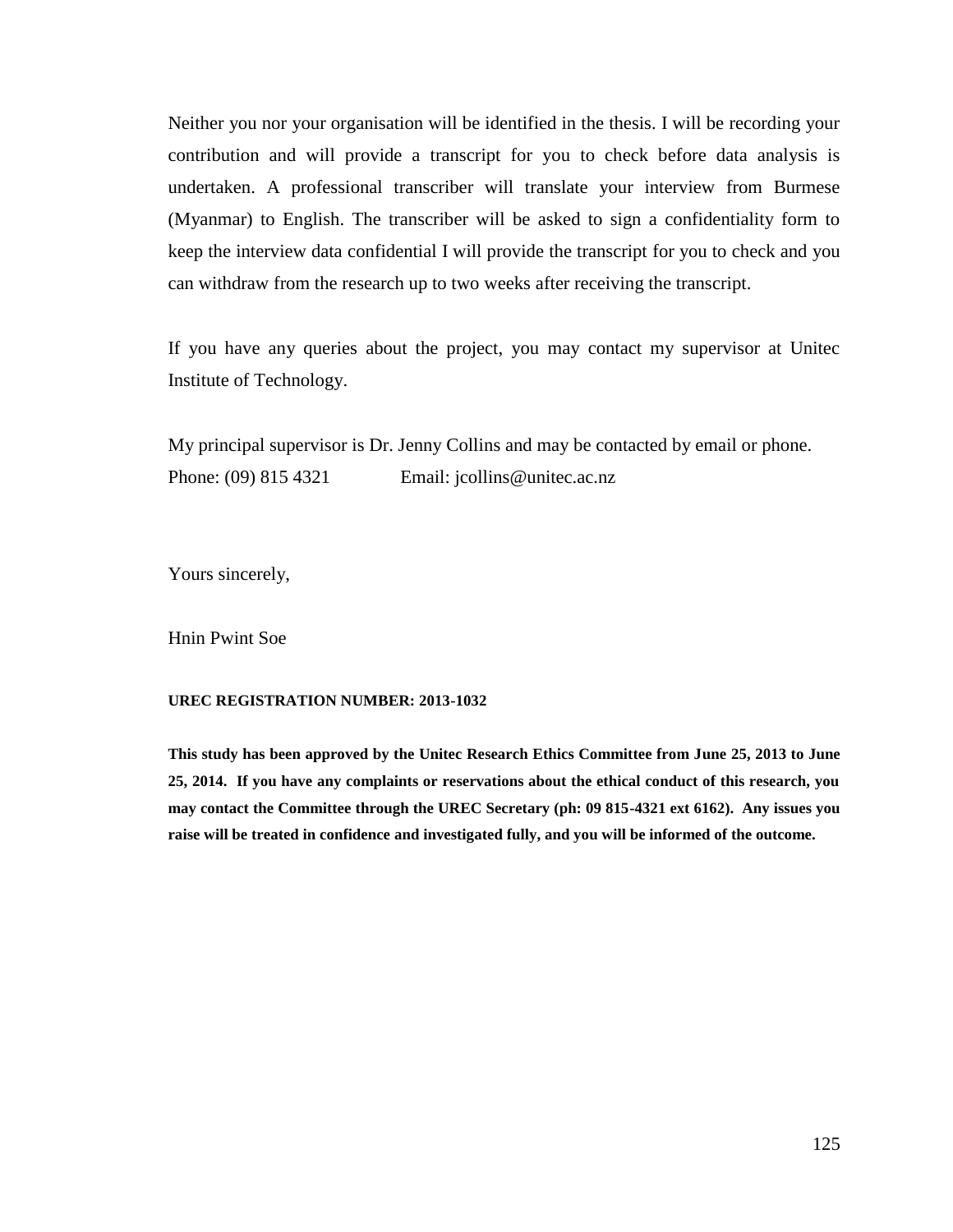Neither you nor your organisation will be identified in the thesis. I will be recording your contribution and will provide a transcript for you to check before data analysis is undertaken. A professional transcriber will translate your interview from Burmese (Myanmar) to English. The transcriber will be asked to sign a confidentiality form to keep the interview data confidential I will provide the transcript for you to check and you can withdraw from the research up to two weeks after receiving the transcript.

If you have any queries about the project, you may contact my supervisor at Unitec Institute of Technology.

My principal supervisor is Dr. Jenny Collins and may be contacted by email or phone.
Phone: (09) 815 4321 Email: jcollins@unitec.ac.nz

Yours sincerely,

Hnin Pwint Soe

**UREC REGISTRATION NUMBER: 2013-1032**

**This study has been approved by the Unitec Research Ethics Committee from June 25, 2013 to June 25, 2014. If you have any complaints or reservations about the ethical conduct of this research, you may contact the Committee through the UREC Secretary (ph: 09 815-4321 ext 6162). Any issues you raise will be treated in confidence and investigated fully, and you will be informed of the outcome.**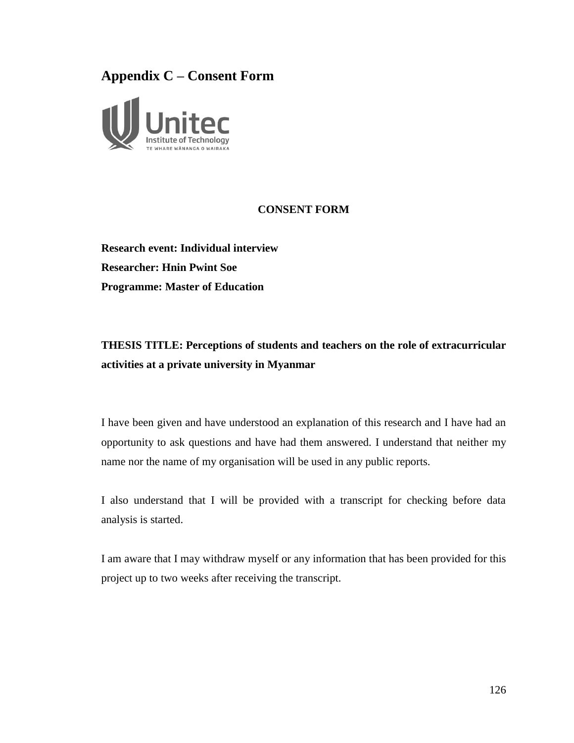# Appendix C – Consent Form

**CONSENT FORM**

**Research event: Individual interview**
**Researcher: Hnin Pwint Soe**
**Programme: Master of Education**

**THESIS TITLE: Perceptions of students and teachers on the role of extracurricular activities at a private university in Myanmar**

I have been given and have understood an explanation of this research and I have had an opportunity to ask questions and have had them answered. I understand that neither my name nor the name of my organisation will be used in any public reports.

I also understand that I will be provided with a transcript for checking before data analysis is started.

I am aware that I may withdraw myself or any information that has been provided for this project up to two weeks after receiving the transcript.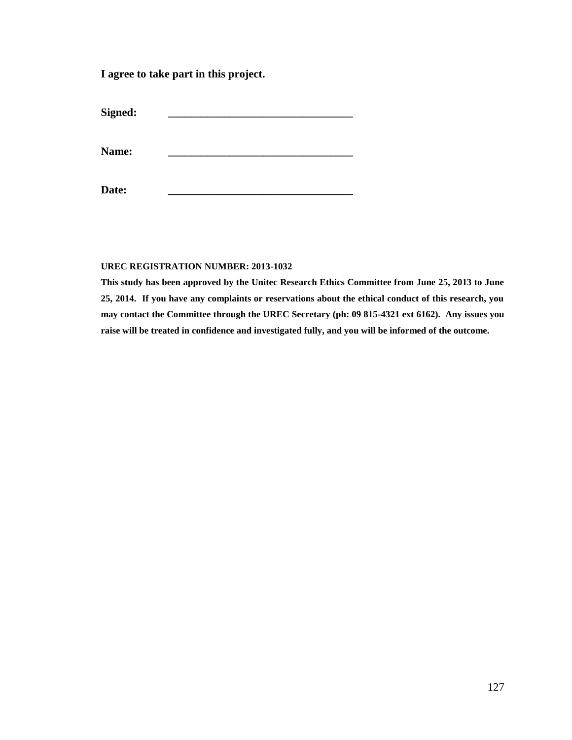**I agree to take part in this project.**

**Signed:** ___________________________________

**Name:** ___________________________________

**Date:** ___________________________________

**UREC REGISTRATION NUMBER: 2013-1032**

**This study has been approved by the Unitec Research Ethics Committee from June 25, 2013 to June 25, 2014. If you have any complaints or reservations about the ethical conduct of this research, you may contact the Committee through the UREC Secretary (ph: 09 815-4321 ext 6162). Any issues you raise will be treated in confidence and investigated fully, and you will be informed of the outcome.**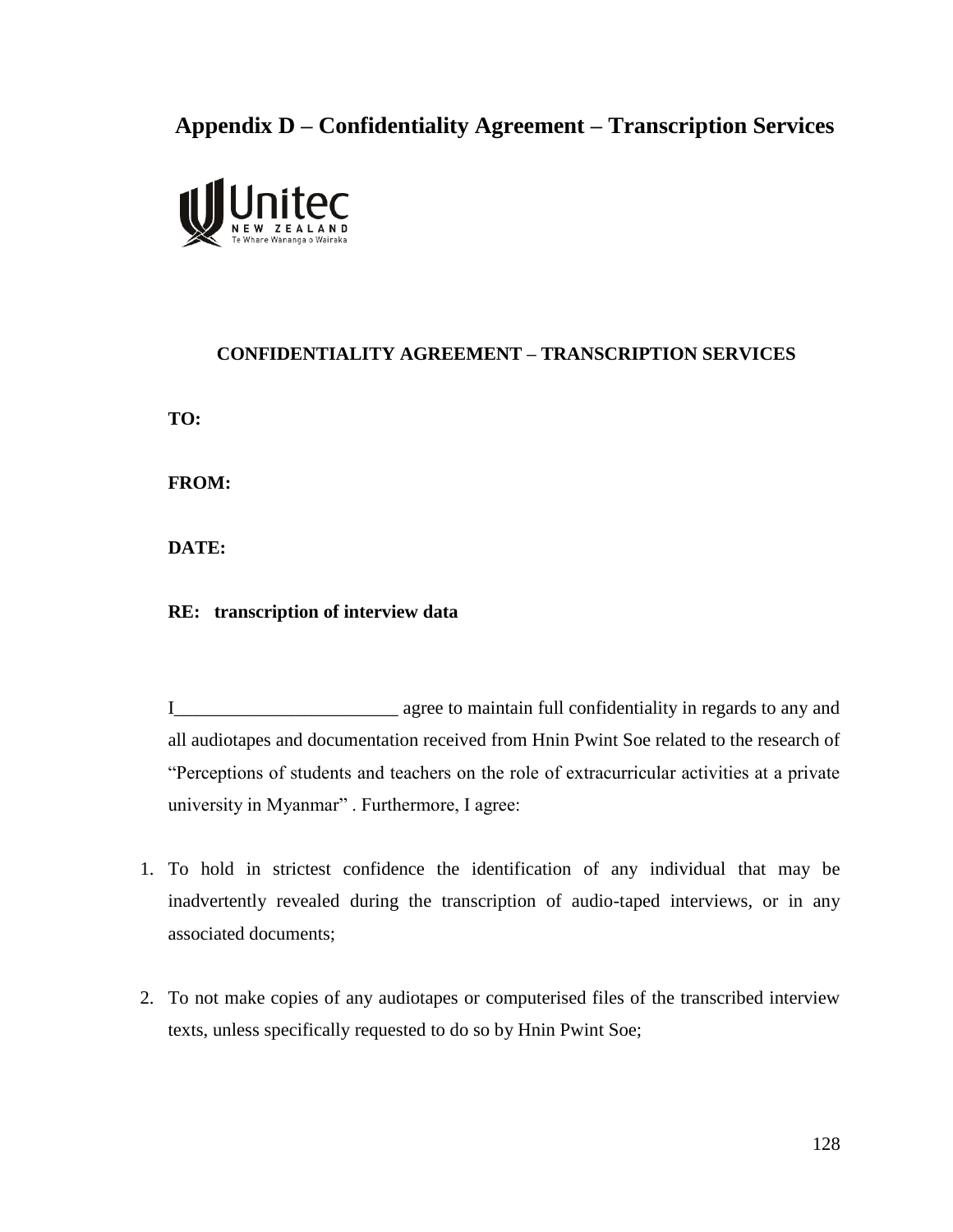# Appendix D – Confidentiality Agreement – Transcription Services

**CONFIDENTIALITY AGREEMENT – TRANSCRIPTION SERVICES**

**TO:**

**FROM:**

**DATE:**

**RE: transcription of interview data**

I________________________ agree to maintain full confidentiality in regards to any and all audiotapes and documentation received from Hnin Pwint Soe related to the research of "Perceptions of students and teachers on the role of extracurricular activities at a private university in Myanmar" . Furthermore, I agree:

1. To hold in strictest confidence the identification of any individual that may be inadvertently revealed during the transcription of audio-taped interviews, or in any associated documents;
2. To not make copies of any audiotapes or computerised files of the transcribed interview texts, unless specifically requested to do so by Hnin Pwint Soe;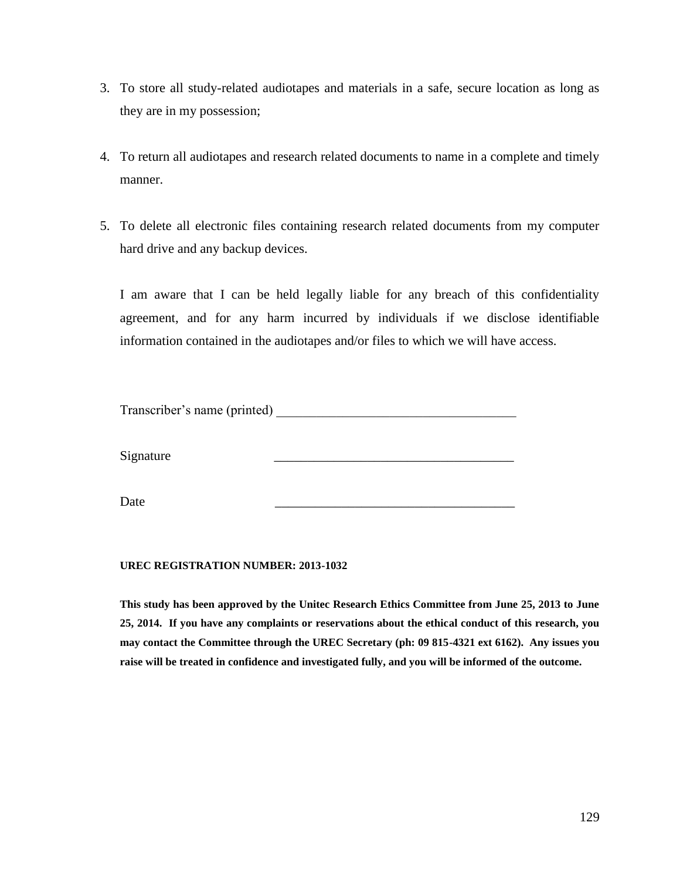3. To store all study-related audiotapes and materials in a safe, secure location as long as they are in my possession;

4. To return all audiotapes and research related documents to name in a complete and timely manner.

5. To delete all electronic files containing research related documents from my computer hard drive and any backup devices.

I am aware that I can be held legally liable for any breach of this confidentiality agreement, and for any harm incurred by individuals if we disclose identifiable information contained in the audiotapes and/or files to which we will have access.

Transcriber's name (printed) ____________________________________

Signature ____________________________________

Date ____________________________________

**UREC REGISTRATION NUMBER: 2013-1032**

**This study has been approved by the Unitec Research Ethics Committee from June 25, 2013 to June 25, 2014. If you have any complaints or reservations about the ethical conduct of this research, you may contact the Committee through the UREC Secretary (ph: 09 815-4321 ext 6162). Any issues you raise will be treated in confidence and investigated fully, and you will be informed of the outcome.**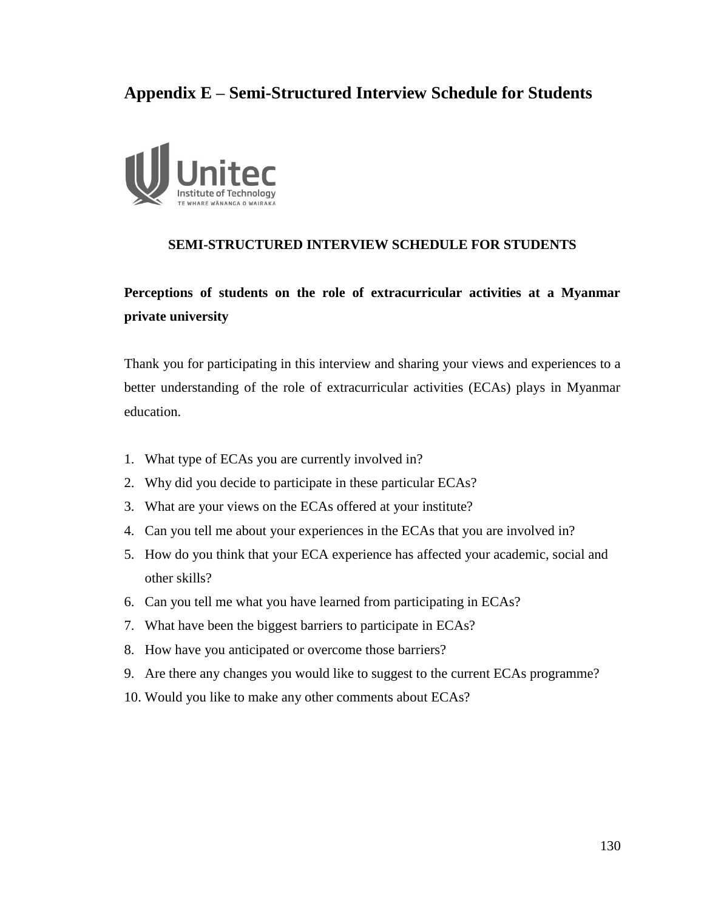# Appendix E – Semi-Structured Interview Schedule for Students

**SEMI-STRUCTURED INTERVIEW SCHEDULE FOR STUDENTS**

**Perceptions of students on the role of extracurricular activities at a Myanmar private university**

Thank you for participating in this interview and sharing your views and experiences to a better understanding of the role of extracurricular activities (ECAs) plays in Myanmar education.

1. What type of ECAs you are currently involved in?
2. Why did you decide to participate in these particular ECAs?
3. What are your views on the ECAs offered at your institute?
4. Can you tell me about your experiences in the ECAs that you are involved in?
5. How do you think that your ECA experience has affected your academic, social and other skills?
6. Can you tell me what you have learned from participating in ECAs?
7. What have been the biggest barriers to participate in ECAs?
8. How have you anticipated or overcome those barriers?
9. Are there any changes you would like to suggest to the current ECAs programme?
10. Would you like to make any other comments about ECAs?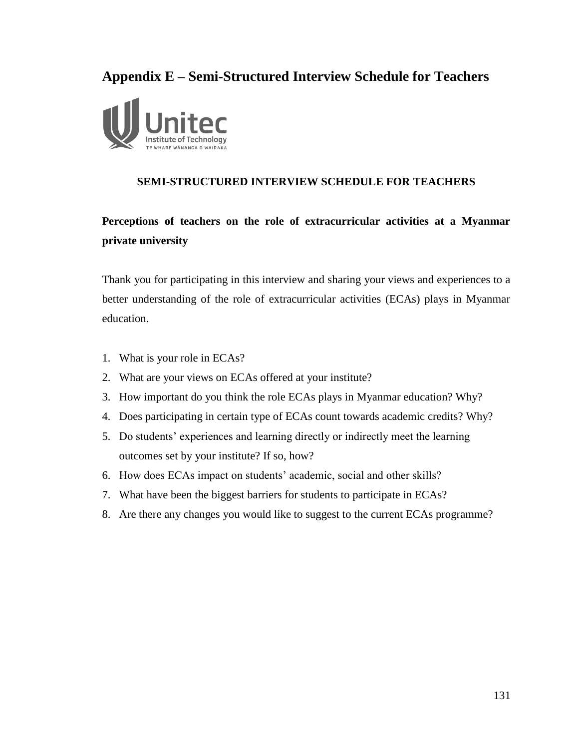# Appendix E – Semi-Structured Interview Schedule for Teachers

**SEMI-STRUCTURED INTERVIEW SCHEDULE FOR TEACHERS**

**Perceptions of teachers on the role of extracurricular activities at a Myanmar private university**

Thank you for participating in this interview and sharing your views and experiences to a better understanding of the role of extracurricular activities (ECAs) plays in Myanmar education.

1. What is your role in ECAs?
2. What are your views on ECAs offered at your institute?
3. How important do you think the role ECAs plays in Myanmar education? Why?
4. Does participating in certain type of ECAs count towards academic credits? Why?
5. Do students' experiences and learning directly or indirectly meet the learning outcomes set by your institute? If so, how?
6. How does ECAs impact on students' academic, social and other skills?
7. What have been the biggest barriers for students to participate in ECAs?
8. Are there any changes you would like to suggest to the current ECAs programme?